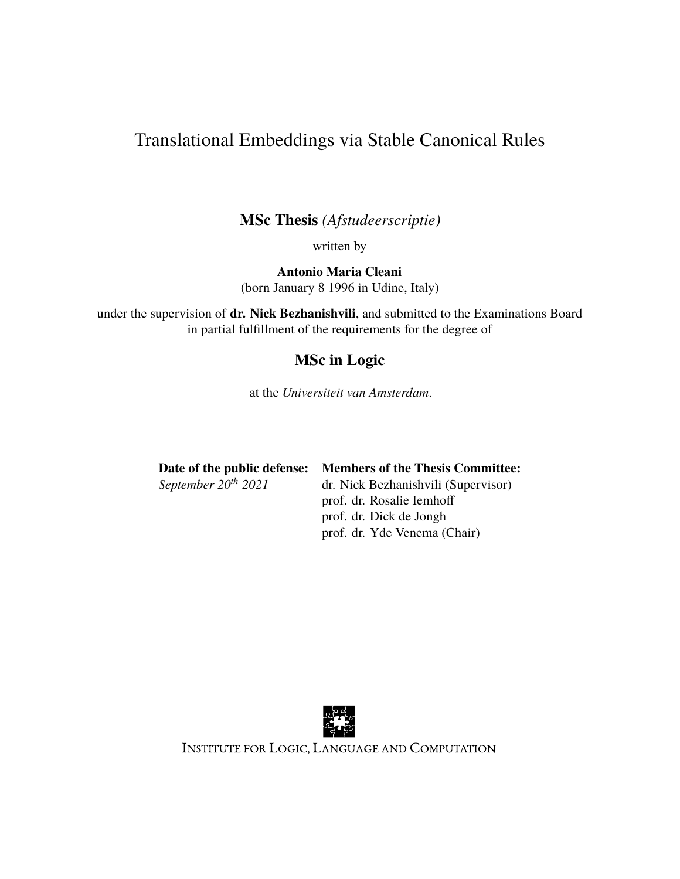# Translational Embeddings via Stable Canonical Rules

**MSc Thesis** *(Afstudeerscriptie)*

written by

**Antonio Maria Cleani**
(born January 8 1996 in Udine, Italy)

under the supervision of **dr. Nick Bezhanishvili**, and submitted to the Examinations Board in partial fulfillment of the requirements for the degree of

**MSc in Logic**

at the *Universiteit van Amsterdam*.

| **Date of the public defense:** | **Members of the Thesis Committee:** |
|---|---|
| *September 20th 2021* | dr. Nick Bezhanishvili (Supervisor) |
| | prof. dr. Rosalie Iemhoff |
| | prof. dr. Dick de Jongh |
| | prof. dr. Yde Venema (Chair) |

INSTITUTE FOR LOGIC, LANGUAGE AND COMPUTATION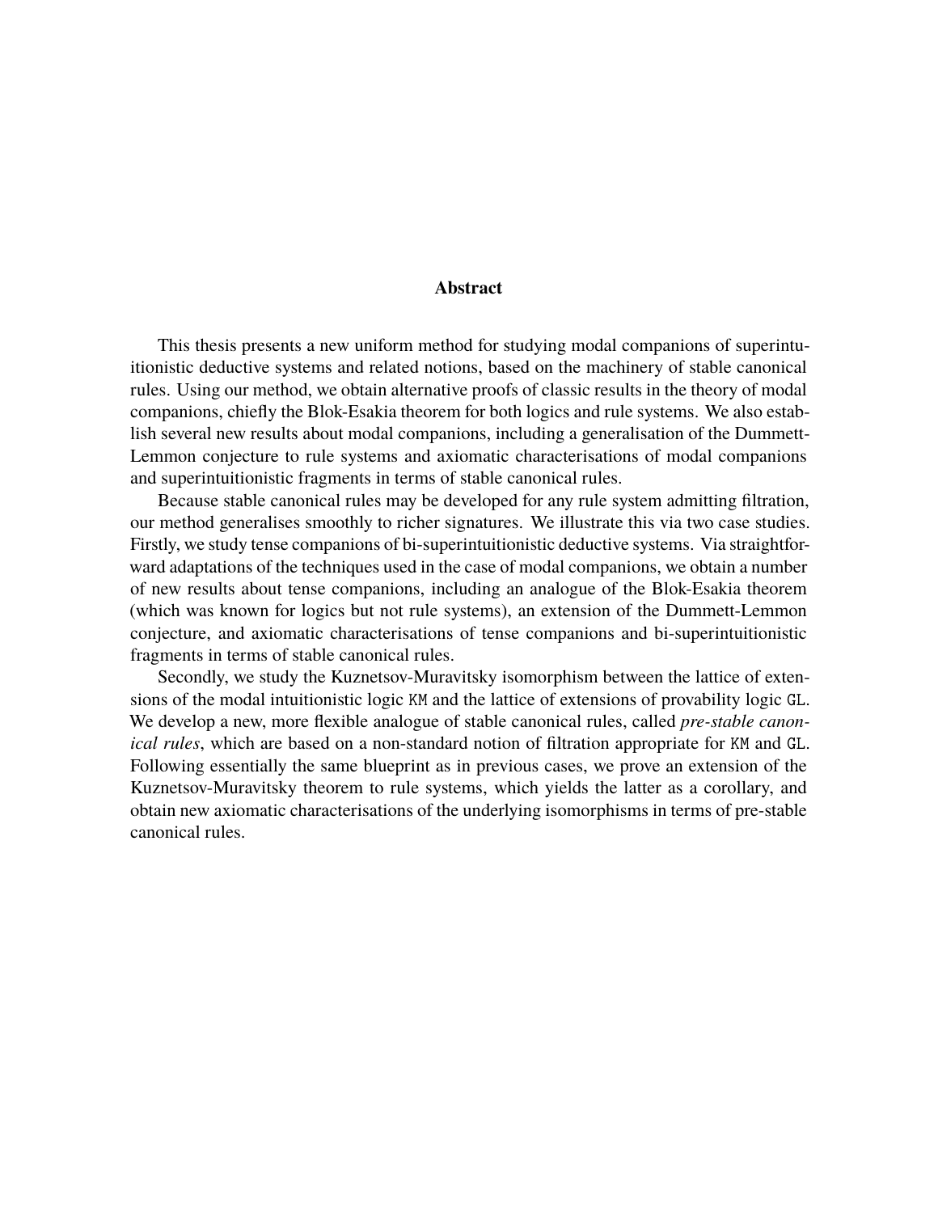# Abstract

This thesis presents a new uniform method for studying modal companions of superintuitionistic deductive systems and related notions, based on the machinery of stable canonical rules. Using our method, we obtain alternative proofs of classic results in the theory of modal companions, chiefly the Blok-Esakia theorem for both logics and rule systems. We also establish several new results about modal companions, including a generalisation of the Dummett-Lemmon conjecture to rule systems and axiomatic characterisations of modal companions and superintuitionistic fragments in terms of stable canonical rules.

Because stable canonical rules may be developed for any rule system admitting filtration, our method generalises smoothly to richer signatures. We illustrate this via two case studies. Firstly, we study tense companions of bi-superintuitionistic deductive systems. Via straightforward adaptations of the techniques used in the case of modal companions, we obtain a number of new results about tense companions, including an analogue of the Blok-Esakia theorem (which was known for logics but not rule systems), an extension of the Dummett-Lemmon conjecture, and axiomatic characterisations of tense companions and bi-superintuitionistic fragments in terms of stable canonical rules.

Secondly, we study the Kuznetsov-Muravitsky isomorphism between the lattice of extensions of the modal intuitionistic logic KM and the lattice of extensions of provability logic GL. We develop a new, more flexible analogue of stable canonical rules, called *pre-stable canonical rules*, which are based on a non-standard notion of filtration appropriate for KM and GL. Following essentially the same blueprint as in previous cases, we prove an extension of the Kuznetsov-Muravitsky theorem to rule systems, which yields the latter as a corollary, and obtain new axiomatic characterisations of the underlying isomorphisms in terms of pre-stable canonical rules.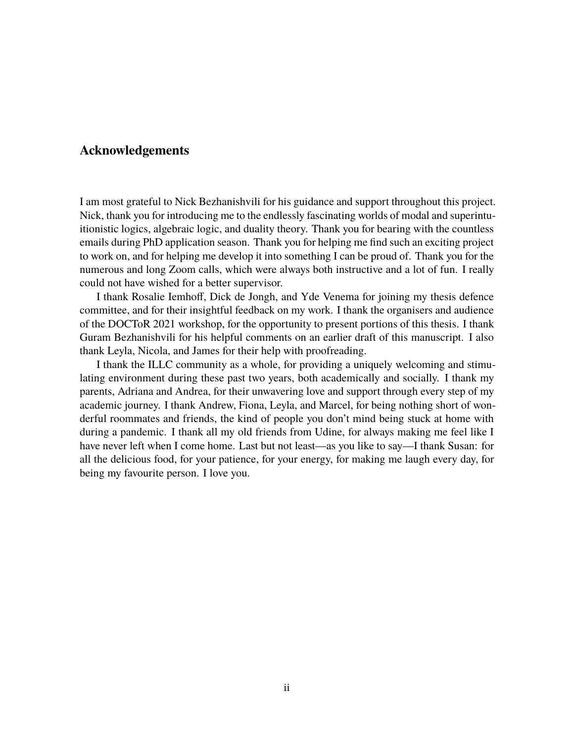## Acknowledgements

I am most grateful to Nick Bezhanishvili for his guidance and support throughout this project. Nick, thank you for introducing me to the endlessly fascinating worlds of modal and superintuitionistic logics, algebraic logic, and duality theory. Thank you for bearing with the countless emails during PhD application season. Thank you for helping me find such an exciting project to work on, and for helping me develop it into something I can be proud of. Thank you for the numerous and long Zoom calls, which were always both instructive and a lot of fun. I really could not have wished for a better supervisor.

I thank Rosalie Iemhoff, Dick de Jongh, and Yde Venema for joining my thesis defence committee, and for their insightful feedback on my work. I thank the organisers and audience of the DOCToR 2021 workshop, for the opportunity to present portions of this thesis. I thank Guram Bezhanishvili for his helpful comments on an earlier draft of this manuscript. I also thank Leyla, Nicola, and James for their help with proofreading.

I thank the ILLC community as a whole, for providing a uniquely welcoming and stimulating environment during these past two years, both academically and socially. I thank my parents, Adriana and Andrea, for their unwavering love and support through every step of my academic journey. I thank Andrew, Fiona, Leyla, and Marcel, for being nothing short of wonderful roommates and friends, the kind of people you don't mind being stuck at home with during a pandemic. I thank all my old friends from Udine, for always making me feel like I have never left when I come home. Last but not least—as you like to say—I thank Susan: for all the delicious food, for your patience, for your energy, for making me laugh every day, for being my favourite person. I love you.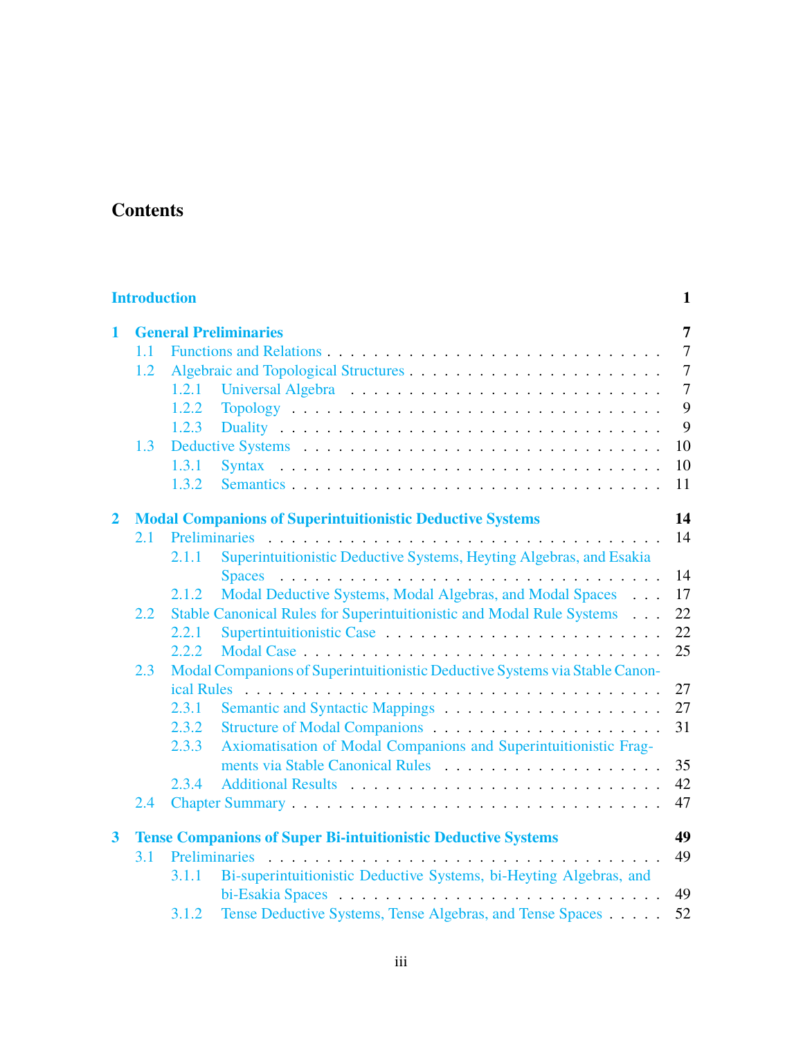# Contents

**Introduction** 1

**1 General Preliminaries** 7

- 1.1 Functions and Relations . . . 7
- 1.2 Algebraic and Topological Structures . . . 7
  - 1.2.1 Universal Algebra . . . 7
  - 1.2.2 Topology . . . 9
  - 1.2.3 Duality . . . 9
- 1.3 Deductive Systems . . . 10
  - 1.3.1 Syntax . . . 10
  - 1.3.2 Semantics . . . 11

**2 Modal Companions of Superintuitionistic Deductive Systems** 14

- 2.1 Preliminaries . . . 14
  - 2.1.1 Superintuitionistic Deductive Systems, Heyting Algebras, and Esakia Spaces . . . 14
  - 2.1.2 Modal Deductive Systems, Modal Algebras, and Modal Spaces . . . 17
- 2.2 Stable Canonical Rules for Superintuitionistic and Modal Rule Systems . . . 22
  - 2.2.1 Supertintuitionistic Case . . . 22
  - 2.2.2 Modal Case . . . 25
- 2.3 Modal Companions of Superintuitionistic Deductive Systems via Stable Canonical Rules . . . 27
  - 2.3.1 Semantic and Syntactic Mappings . . . 27
  - 2.3.2 Structure of Modal Companions . . . 31
  - 2.3.3 Axiomatisation of Modal Companions and Superintuitionistic Fragments via Stable Canonical Rules . . . 35
  - 2.3.4 Additional Results . . . 42
- 2.4 Chapter Summary . . . 47

**3 Tense Companions of Super Bi-intuitionistic Deductive Systems** 49

- 3.1 Preliminaries . . . 49
  - 3.1.1 Bi-superintuitionistic Deductive Systems, bi-Heyting Algebras, and bi-Esakia Spaces . . . 49
  - 3.1.2 Tense Deductive Systems, Tense Algebras, and Tense Spaces . . . 52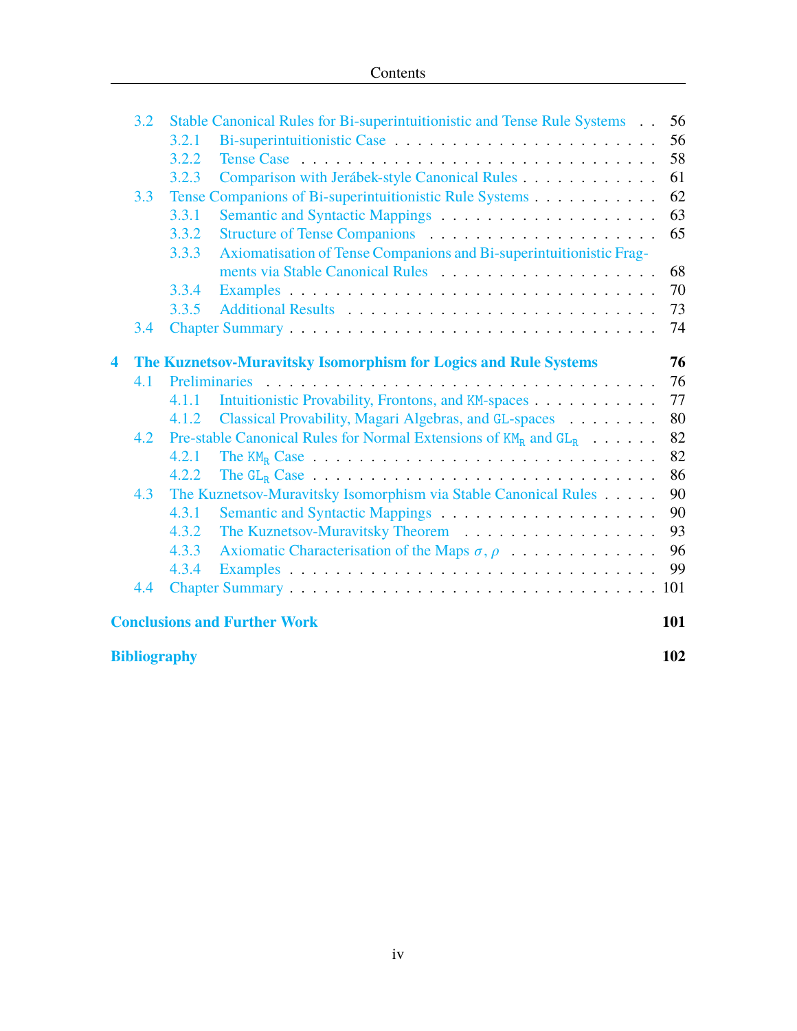- 3.2 Stable Canonical Rules for Bi-superintuitionistic and Tense Rule Systems . . 56
  - 3.2.1 Bi-superintuitionistic Case . . . 56
  - 3.2.2 Tense Case . . . 58
  - 3.2.3 Comparison with Jerábek-style Canonical Rules . . . 61
- 3.3 Tense Companions of Bi-superintuitionistic Rule Systems . . . 62
  - 3.3.1 Semantic and Syntactic Mappings . . . 63
  - 3.3.2 Structure of Tense Companions . . . 65
  - 3.3.3 Axiomatisation of Tense Companions and Bi-superintuitionistic Fragments via Stable Canonical Rules . . . 68
  - 3.3.4 Examples . . . 70
  - 3.3.5 Additional Results . . . 73
- 3.4 Chapter Summary . . . 74

**4 The Kuznetsov-Muravitsky Isomorphism for Logics and Rule Systems** **76**

- 4.1 Preliminaries . . . 76
  - 4.1.1 Intuitionistic Provability, Frontons, and KM-spaces . . . 77
  - 4.1.2 Classical Provability, Magari Algebras, and GL-spaces . . . 80
- 4.2 Pre-stable Canonical Rules for Normal Extensions of $\mathtt{KM}_\mathtt{R}$ and $\mathtt{GL}_\mathtt{R}$ . . . 82
  - 4.2.1 The $\mathtt{KM}_\mathtt{R}$ Case . . . 82
  - 4.2.2 The $\mathtt{GL}_\mathtt{R}$ Case . . . 86
- 4.3 The Kuznetsov-Muravitsky Isomorphism via Stable Canonical Rules . . . 90
  - 4.3.1 Semantic and Syntactic Mappings . . . 90
  - 4.3.2 The Kuznetsov-Muravitsky Theorem . . . 93
  - 4.3.3 Axiomatic Characterisation of the Maps $\sigma, \rho$ . . . 96
  - 4.3.4 Examples . . . 99
- 4.4 Chapter Summary . . . 101

**Conclusions and Further Work** **101**

**Bibliography** **102**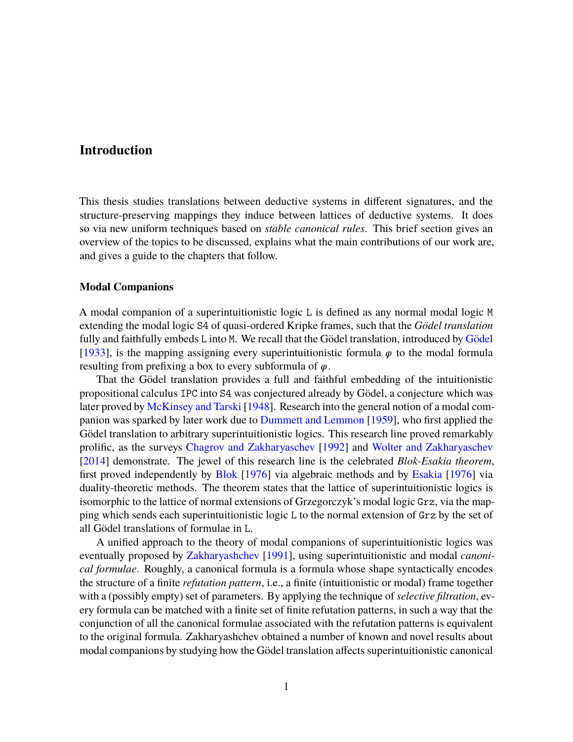# Introduction

This thesis studies translations between deductive systems in different signatures, and the structure-preserving mappings they induce between lattices of deductive systems. It does so via new uniform techniques based on *stable canonical rules*. This brief section gives an overview of the topics to be discussed, explains what the main contributions of our work are, and gives a guide to the chapters that follow.

### Modal Companions

A modal companion of a superintuitionistic logic L is defined as any normal modal logic M extending the modal logic S4 of quasi-ordered Kripke frames, such that the *Gödel translation* fully and faithfully embeds L into M. We recall that the Gödel translation, introduced by Gödel [1933], is the mapping assigning every superintuitionistic formula $\varphi$ to the modal formula resulting from prefixing a box to every subformula of $\varphi$.

That the Gödel translation provides a full and faithful embedding of the intuitionistic propositional calculus IPC into S4 was conjectured already by Gödel, a conjecture which was later proved by McKinsey and Tarski [1948]. Research into the general notion of a modal companion was sparked by later work due to Dummett and Lemmon [1959], who first applied the Gödel translation to arbitrary superintuitionistic logics. This research line proved remarkably prolific, as the surveys Chagrov and Zakharyaschev [1992] and Wolter and Zakharyaschev [2014] demonstrate. The jewel of this research line is the celebrated *Blok-Esakia theorem*, first proved independently by Blok [1976] via algebraic methods and by Esakia [1976] via duality-theoretic methods. The theorem states that the lattice of superintuitionistic logics is isomorphic to the lattice of normal extensions of Grzegorczyk's modal logic Grz, via the mapping which sends each superintuitionistic logic L to the normal extension of Grz by the set of all Gödel translations of formulae in L.

A unified approach to the theory of modal companions of superintuitionistic logics was eventually proposed by Zakharyashchev [1991], using superintuitionistic and modal *canonical formulae*. Roughly, a canonical formula is a formula whose shape syntactically encodes the structure of a finite *refutation pattern*, i.e., a finite (intuitionistic or modal) frame together with a (possibly empty) set of parameters. By applying the technique of *selective filtration*, every formula can be matched with a finite set of finite refutation patterns, in such a way that the conjunction of all the canonical formulae associated with the refutation patterns is equivalent to the original formula. Zakharyashchev obtained a number of known and novel results about modal companions by studying how the Gödel translation affects superintuitionistic canonical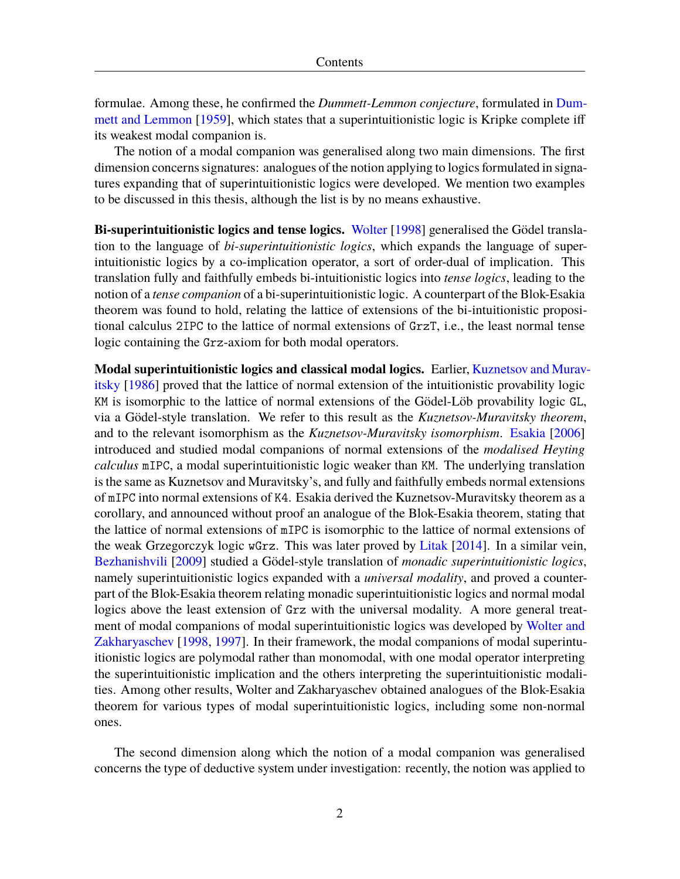formulae. Among these, he confirmed the *Dummett-Lemmon conjecture*, formulated in Dummett and Lemmon [1959], which states that a superintuitionistic logic is Kripke complete iff its weakest modal companion is.

The notion of a modal companion was generalised along two main dimensions. The first dimension concerns signatures: analogues of the notion applying to logics formulated in signatures expanding that of superintuitionistic logics were developed. We mention two examples to be discussed in this thesis, although the list is by no means exhaustive.

**Bi-superintuitionistic logics and tense logics.** Wolter [1998] generalised the Gödel translation to the language of *bi-superintuitionistic logics*, which expands the language of superintuitionistic logics by a co-implication operator, a sort of order-dual of implication. This translation fully and faithfully embeds bi-intuitionistic logics into *tense logics*, leading to the notion of a *tense companion* of a bi-superintuitionistic logic. A counterpart of the Blok-Esakia theorem was found to hold, relating the lattice of extensions of the bi-intuitionistic propositional calculus `2IPC` to the lattice of normal extensions of `GrzT`, i.e., the least normal tense logic containing the `Grz`-axiom for both modal operators.

**Modal superintuitionistic logics and classical modal logics.** Earlier, Kuznetsov and Muravitsky [1986] proved that the lattice of normal extension of the intuitionistic provability logic `KM` is isomorphic to the lattice of normal extensions of the Gödel-Löb provability logic `GL`, via a Gödel-style translation. We refer to this result as the *Kuznetsov-Muravitsky theorem*, and to the relevant isomorphism as the *Kuznetsov-Muravitsky isomorphism*. Esakia [2006] introduced and studied modal companions of normal extensions of the *modalised Heyting calculus* `mIPC`, a modal superintuitionistic logic weaker than `KM`. The underlying translation is the same as Kuznetsov and Muravitsky's, and fully and faithfully embeds normal extensions of `mIPC` into normal extensions of `K4`. Esakia derived the Kuznetsov-Muravitsky theorem as a corollary, and announced without proof an analogue of the Blok-Esakia theorem, stating that the lattice of normal extensions of `mIPC` is isomorphic to the lattice of normal extensions of the weak Grzegorczyk logic `wGrz`. This was later proved by Litak [2014]. In a similar vein, Bezhanishvili [2009] studied a Gödel-style translation of *monadic superintuitionistic logics*, namely superintuitionistic logics expanded with a *universal modality*, and proved a counterpart of the Blok-Esakia theorem relating monadic superintuitionistic logics and normal modal logics above the least extension of `Grz` with the universal modality. A more general treatment of modal companions of modal superintuitionistic logics was developed by Wolter and Zakharyaschev [1998, 1997]. In their framework, the modal companions of modal superintuitionistic logics are polymodal rather than monomodal, with one modal operator interpreting the superintuitionistic implication and the others interpreting the superintuitionistic modalities. Among other results, Wolter and Zakharyaschev obtained analogues of the Blok-Esakia theorem for various types of modal superintuitionistic logics, including some non-normal ones.

The second dimension along which the notion of a modal companion was generalised concerns the type of deductive system under investigation: recently, the notion was applied to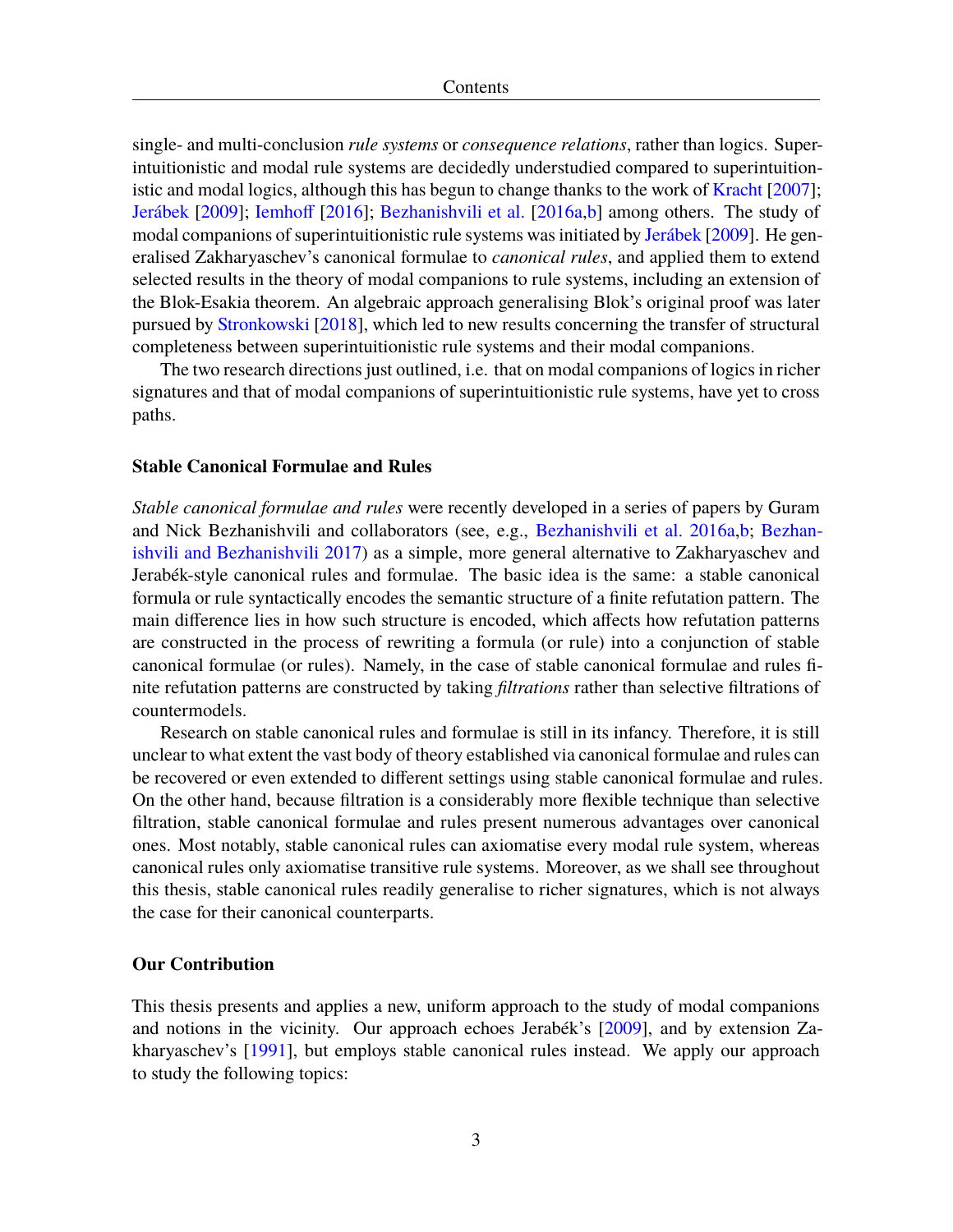single- and multi-conclusion *rule systems* or *consequence relations*, rather than logics. Superintuitionistic and modal rule systems are decidedly understudied compared to superintuitionistic and modal logics, although this has begun to change thanks to the work of Kracht [2007]; Jerábek [2009]; Iemhoff [2016]; Bezhanishvili et al. [2016a,b] among others. The study of modal companions of superintuitionistic rule systems was initiated by Jerábek [2009]. He generalised Zakharyaschev's canonical formulae to *canonical rules*, and applied them to extend selected results in the theory of modal companions to rule systems, including an extension of the Blok-Esakia theorem. An algebraic approach generalising Blok's original proof was later pursued by Stronkowski [2018], which led to new results concerning the transfer of structural completeness between superintuitionistic rule systems and their modal companions.

The two research directions just outlined, i.e. that on modal companions of logics in richer signatures and that of modal companions of superintuitionistic rule systems, have yet to cross paths.

### Stable Canonical Formulae and Rules

*Stable canonical formulae and rules* were recently developed in a series of papers by Guram and Nick Bezhanishvili and collaborators (see, e.g., Bezhanishvili et al. 2016a,b; Bezhanishvili and Bezhanishvili 2017) as a simple, more general alternative to Zakharyaschev and Jerabék-style canonical rules and formulae. The basic idea is the same: a stable canonical formula or rule syntactically encodes the semantic structure of a finite refutation pattern. The main difference lies in how such structure is encoded, which affects how refutation patterns are constructed in the process of rewriting a formula (or rule) into a conjunction of stable canonical formulae (or rules). Namely, in the case of stable canonical formulae and rules finite refutation patterns are constructed by taking *filtrations* rather than selective filtrations of countermodels.

Research on stable canonical rules and formulae is still in its infancy. Therefore, it is still unclear to what extent the vast body of theory established via canonical formulae and rules can be recovered or even extended to different settings using stable canonical formulae and rules. On the other hand, because filtration is a considerably more flexible technique than selective filtration, stable canonical formulae and rules present numerous advantages over canonical ones. Most notably, stable canonical rules can axiomatise every modal rule system, whereas canonical rules only axiomatise transitive rule systems. Moreover, as we shall see throughout this thesis, stable canonical rules readily generalise to richer signatures, which is not always the case for their canonical counterparts.

### Our Contribution

This thesis presents and applies a new, uniform approach to the study of modal companions and notions in the vicinity. Our approach echoes Jerabék's [2009], and by extension Zakharyaschev's [1991], but employs stable canonical rules instead. We apply our approach to study the following topics: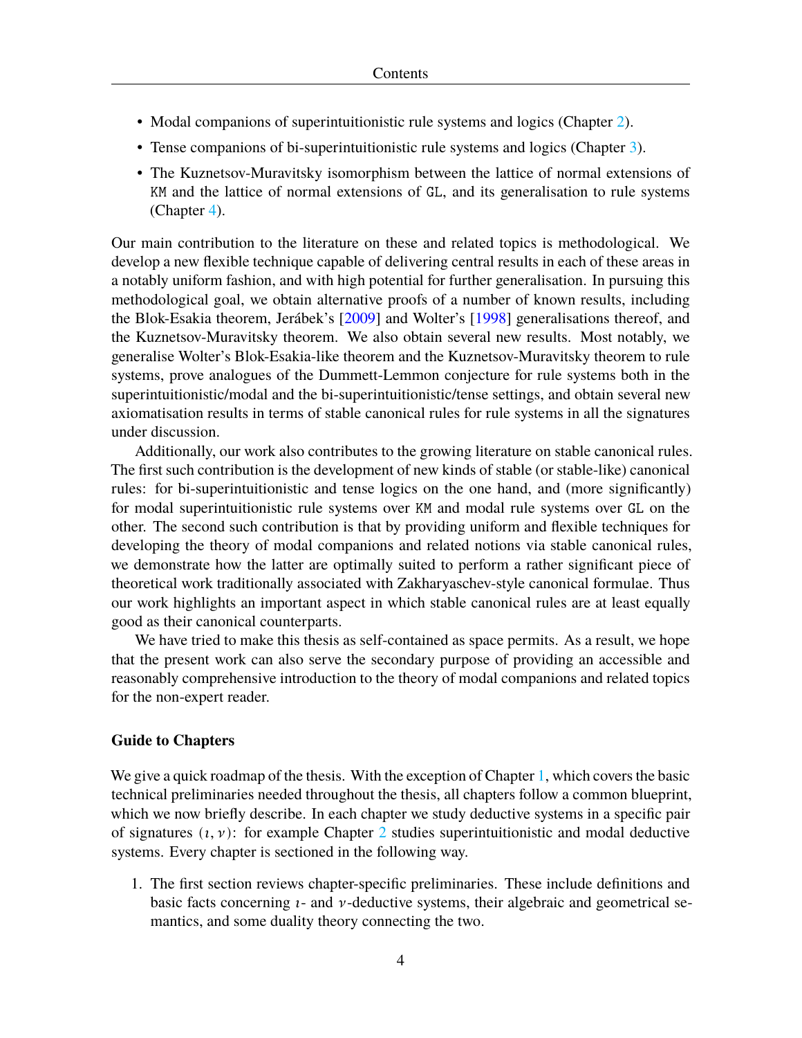- Modal companions of superintuitionistic rule systems and logics (Chapter 2).
- Tense companions of bi-superintuitionistic rule systems and logics (Chapter 3).
- The Kuznetsov-Muravitsky isomorphism between the lattice of normal extensions of `KM` and the lattice of normal extensions of `GL`, and its generalisation to rule systems (Chapter 4).

Our main contribution to the literature on these and related topics is methodological. We develop a new flexible technique capable of delivering central results in each of these areas in a notably uniform fashion, and with high potential for further generalisation. In pursuing this methodological goal, we obtain alternative proofs of a number of known results, including the Blok-Esakia theorem, Jerábek's [2009] and Wolter's [1998] generalisations thereof, and the Kuznetsov-Muravitsky theorem. We also obtain several new results. Most notably, we generalise Wolter's Blok-Esakia-like theorem and the Kuznetsov-Muravitsky theorem to rule systems, prove analogues of the Dummett-Lemmon conjecture for rule systems both in the superintuitionistic/modal and the bi-superintuitionistic/tense settings, and obtain several new axiomatisation results in terms of stable canonical rules for rule systems in all the signatures under discussion.

Additionally, our work also contributes to the growing literature on stable canonical rules. The first such contribution is the development of new kinds of stable (or stable-like) canonical rules: for bi-superintuitionistic and tense logics on the one hand, and (more significantly) for modal superintuitionistic rule systems over `KM` and modal rule systems over `GL` on the other. The second such contribution is that by providing uniform and flexible techniques for developing the theory of modal companions and related notions via stable canonical rules, we demonstrate how the latter are optimally suited to perform a rather significant piece of theoretical work traditionally associated with Zakharyaschev-style canonical formulae. Thus our work highlights an important aspect in which stable canonical rules are at least equally good as their canonical counterparts.

We have tried to make this thesis as self-contained as space permits. As a result, we hope that the present work can also serve the secondary purpose of providing an accessible and reasonably comprehensive introduction to the theory of modal companions and related topics for the non-expert reader.

### Guide to Chapters

We give a quick roadmap of the thesis. With the exception of Chapter 1, which covers the basic technical preliminaries needed throughout the thesis, all chapters follow a common blueprint, which we now briefly describe. In each chapter we study deductive systems in a specific pair of signatures $(\imath, \nu)$: for example Chapter 2 studies superintuitionistic and modal deductive systems. Every chapter is sectioned in the following way.

1. The first section reviews chapter-specific preliminaries. These include definitions and basic facts concerning $\imath$- and $\nu$-deductive systems, their algebraic and geometrical semantics, and some duality theory connecting the two.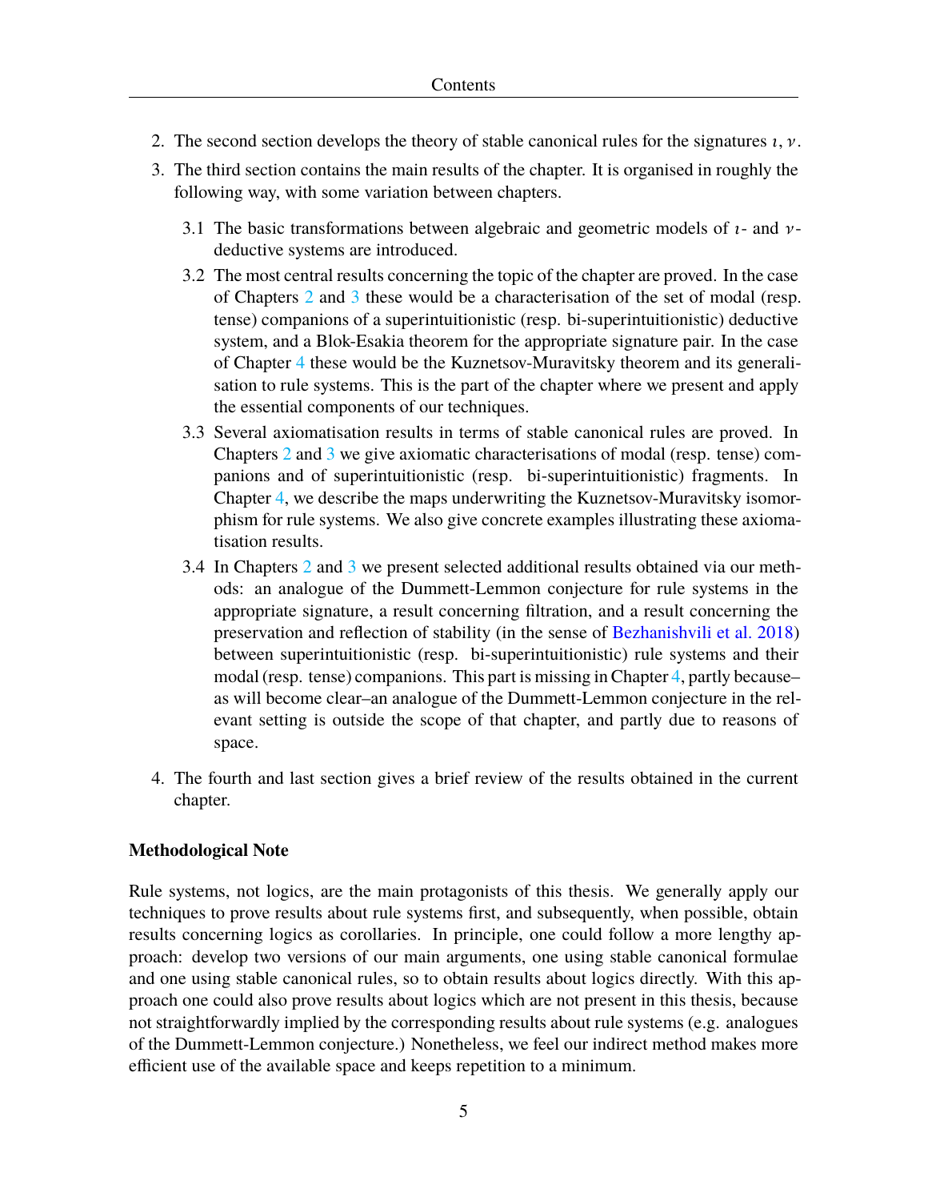2. The second section develops the theory of stable canonical rules for the signatures $\iota, \nu$.
3. The third section contains the main results of the chapter. It is organised in roughly the following way, with some variation between chapters.

   3.1 The basic transformations between algebraic and geometric models of $\iota$- and $\nu$-deductive systems are introduced.

   3.2 The most central results concerning the topic of the chapter are proved. In the case of Chapters 2 and 3 these would be a characterisation of the set of modal (resp. tense) companions of a superintuitionistic (resp. bi-superintuitionistic) deductive system, and a Blok-Esakia theorem for the appropriate signature pair. In the case of Chapter 4 these would be the Kuznetsov-Muravitsky theorem and its generalisation to rule systems. This is the part of the chapter where we present and apply the essential components of our techniques.

   3.3 Several axiomatisation results in terms of stable canonical rules are proved. In Chapters 2 and 3 we give axiomatic characterisations of modal (resp. tense) companions and of superintuitionistic (resp. bi-superintuitionistic) fragments. In Chapter 4, we describe the maps underwriting the Kuznetsov-Muravitsky isomorphism for rule systems. We also give concrete examples illustrating these axiomatisation results.

   3.4 In Chapters 2 and 3 we present selected additional results obtained via our methods: an analogue of the Dummett-Lemmon conjecture for rule systems in the appropriate signature, a result concerning filtration, and a result concerning the preservation and reflection of stability (in the sense of Bezhanishvili et al. 2018) between superintuitionistic (resp. bi-superintuitionistic) rule systems and their modal (resp. tense) companions. This part is missing in Chapter 4, partly because–as will become clear–an analogue of the Dummett-Lemmon conjecture in the relevant setting is outside the scope of that chapter, and partly due to reasons of space.

4. The fourth and last section gives a brief review of the results obtained in the current chapter.

**Methodological Note**

Rule systems, not logics, are the main protagonists of this thesis. We generally apply our techniques to prove results about rule systems first, and subsequently, when possible, obtain results concerning logics as corollaries. In principle, one could follow a more lengthy approach: develop two versions of our main arguments, one using stable canonical formulae and one using stable canonical rules, so to obtain results about logics directly. With this approach one could also prove results about logics which are not present in this thesis, because not straightforwardly implied by the corresponding results about rule systems (e.g. analogues of the Dummett-Lemmon conjecture.) Nonetheless, we feel our indirect method makes more efficient use of the available space and keeps repetition to a minimum.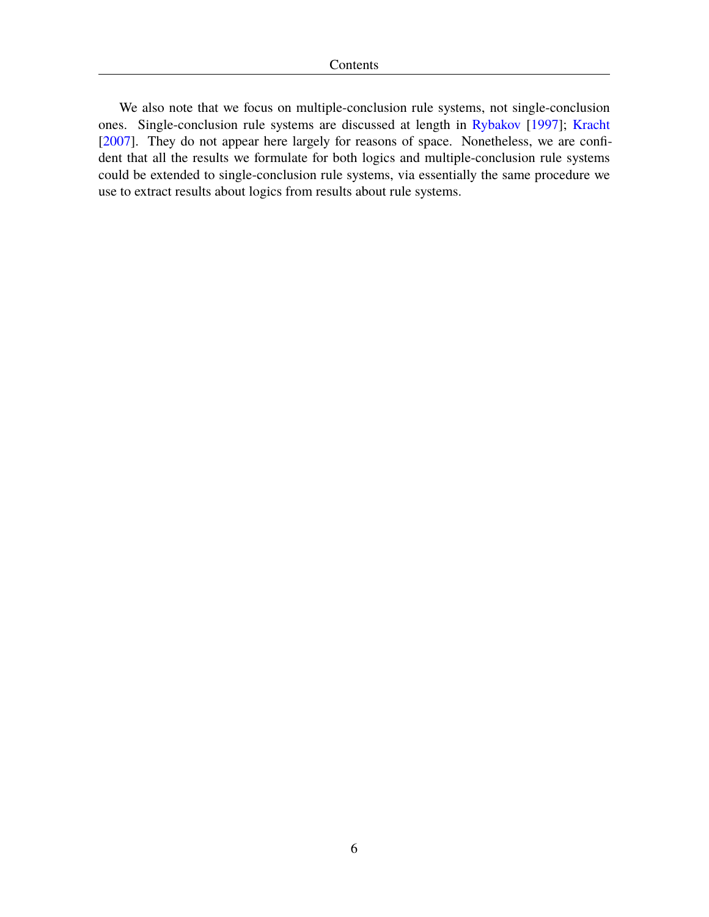We also note that we focus on multiple-conclusion rule systems, not single-conclusion ones. Single-conclusion rule systems are discussed at length in Rybakov [1997]; Kracht [2007]. They do not appear here largely for reasons of space. Nonetheless, we are confident that all the results we formulate for both logics and multiple-conclusion rule systems could be extended to single-conclusion rule systems, via essentially the same procedure we use to extract results about logics from results about rule systems.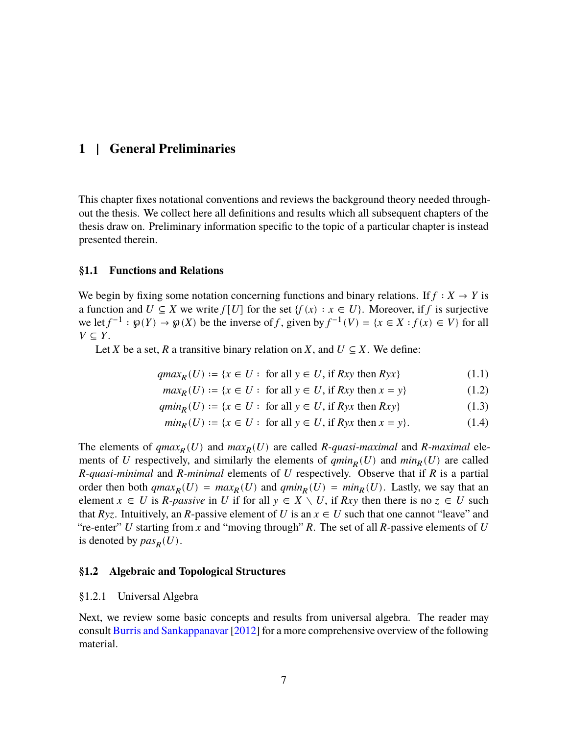# 1 | General Preliminaries

This chapter fixes notational conventions and reviews the background theory needed throughout the thesis. We collect here all definitions and results which all subsequent chapters of the thesis draw on. Preliminary information specific to the topic of a particular chapter is instead presented therein.

## §1.1 Functions and Relations

We begin by fixing some notation concerning functions and binary relations. If $f : X \to Y$ is a function and $U \subseteq X$ we write $f[U]$ for the set $\{f(x) : x \in U\}$. Moreover, if $f$ is surjective we let $f^{-1} : \wp(Y) \to \wp(X)$ be the inverse of $f$, given by $f^{-1}(V) = \{x \in X : f(x) \in V\}$ for all $V \subseteq Y$.

Let $X$ be a set, $R$ a transitive binary relation on $X$, and $U \subseteq X$. We define:

$$qmax_R(U) := \{x \in U : \text{ for all } y \in U, \text{ if } Rxy \text{ then } Ryx\} \tag{1.1}$$

$$max_R(U) := \{x \in U : \text{ for all } y \in U, \text{ if } Rxy \text{ then } x = y\} \tag{1.2}$$

$$qmin_R(U) := \{x \in U : \text{ for all } y \in U, \text{ if } Ryx \text{ then } Rxy\} \tag{1.3}$$

$$min_R(U) := \{x \in U : \text{ for all } y \in U, \text{ if } Ryx \text{ then } x = y\}. \tag{1.4}$$

The elements of $qmax_R(U)$ and $max_R(U)$ are called *$R$-quasi-maximal* and *$R$-maximal* elements of $U$ respectively, and similarly the elements of $qmin_R(U)$ and $min_R(U)$ are called *$R$-quasi-minimal* and *$R$-minimal* elements of $U$ respectively. Observe that if $R$ is a partial order then both $qmax_R(U) = max_R(U)$ and $qmin_R(U) = min_R(U)$. Lastly, we say that an element $x \in U$ is *$R$-passive* in $U$ if for all $y \in X \setminus U$, if $Rxy$ then there is no $z \in U$ such that $Ryz$. Intuitively, an $R$-passive element of $U$ is an $x \in U$ such that one cannot "leave" and "re-enter" $U$ starting from $x$ and "moving through" $R$. The set of all $R$-passive elements of $U$ is denoted by $pas_R(U)$.

## §1.2 Algebraic and Topological Structures

### §1.2.1 Universal Algebra

Next, we review some basic concepts and results from universal algebra. The reader may consult Burris and Sankappanavar [2012] for a more comprehensive overview of the following material.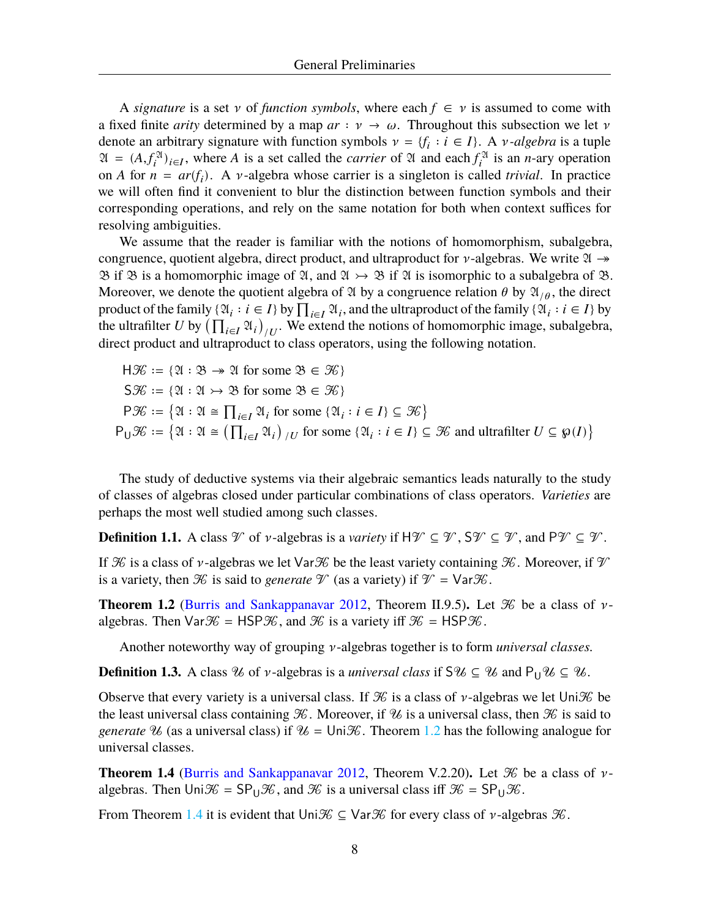A *signature* is a set $\nu$ of *function symbols*, where each $f \in \nu$ is assumed to come with a fixed finite *arity* determined by a map $ar : \nu \to \omega$. Throughout this subsection we let $\nu$ denote an arbitrary signature with function symbols $\nu = \{f_i : i \in I\}$. A $\nu$*-algebra* is a tuple $\mathfrak{A} = (A, f_i^{\mathfrak{A}})_{i \in I}$, where $A$ is a set called the *carrier* of $\mathfrak{A}$ and each $f_i^{\mathfrak{A}}$ is an $n$-ary operation on $A$ for $n = ar(f_i)$. A $\nu$-algebra whose carrier is a singleton is called *trivial*. In practice we will often find it convenient to blur the distinction between function symbols and their corresponding operations, and rely on the same notation for both when context suffices for resolving ambiguities.

We assume that the reader is familiar with the notions of homomorphism, subalgebra, congruence, quotient algebra, direct product, and ultraproduct for $\nu$-algebras. We write $\mathfrak{A} \twoheadrightarrow \mathfrak{B}$ if $\mathfrak{B}$ is a homomorphic image of $\mathfrak{A}$, and $\mathfrak{A} \rightarrowtail \mathfrak{B}$ if $\mathfrak{A}$ is isomorphic to a subalgebra of $\mathfrak{B}$. Moreover, we denote the quotient algebra of $\mathfrak{A}$ by a congruence relation $\theta$ by $\mathfrak{A}_{/\theta}$, the direct product of the family $\{\mathfrak{A}_i : i \in I\}$ by $\prod_{i \in I} \mathfrak{A}_i$, and the ultraproduct of the family $\{\mathfrak{A}_i : i \in I\}$ by the ultrafilter $U$ by $\left(\prod_{i \in I} \mathfrak{A}_i\right)_{/U}$. We extend the notions of homomorphic image, subalgebra, direct product and ultraproduct to class operators, using the following notation.

$$
\begin{aligned}
\mathsf{H}\mathcal{K} &:= \{\mathfrak{A} : \mathfrak{B} \twoheadrightarrow \mathfrak{A} \text{ for some } \mathfrak{B} \in \mathcal{K}\} \\
\mathsf{S}\mathcal{K} &:= \{\mathfrak{A} : \mathfrak{A} \rightarrowtail \mathfrak{B} \text{ for some } \mathfrak{B} \in \mathcal{K}\} \\
\mathsf{P}\mathcal{K} &:= \left\{\mathfrak{A} : \mathfrak{A} \cong \textstyle\prod_{i \in I} \mathfrak{A}_i \text{ for some } \{\mathfrak{A}_i : i \in I\} \subseteq \mathcal{K}\right\} \\
\mathsf{P}_{\mathsf{U}}\mathcal{K} &:= \left\{\mathfrak{A} : \mathfrak{A} \cong \left(\textstyle\prod_{i \in I} \mathfrak{A}_i\right)_{/U} \text{ for some } \{\mathfrak{A}_i : i \in I\} \subseteq \mathcal{K} \text{ and ultrafilter } U \subseteq \wp(I)\right\}
\end{aligned}
$$

The study of deductive systems via their algebraic semantics leads naturally to the study of classes of algebras closed under particular combinations of class operators. *Varieties* are perhaps the most well studied among such classes.

**Definition 1.1.** A class $\mathcal{V}$ of $\nu$-algebras is a *variety* if $\mathsf{H}\mathcal{V} \subseteq \mathcal{V}$, $\mathsf{S}\mathcal{V} \subseteq \mathcal{V}$, and $\mathsf{P}\mathcal{V} \subseteq \mathcal{V}$.

If $\mathcal{K}$ is a class of $\nu$-algebras we let $\mathsf{Var}\mathcal{K}$ be the least variety containing $\mathcal{K}$. Moreover, if $\mathcal{V}$ is a variety, then $\mathcal{K}$ is said to *generate* $\mathcal{V}$ (as a variety) if $\mathcal{V} = \mathsf{Var}\mathcal{K}$.

**Theorem 1.2** (Burris and Sankappanavar 2012, Theorem II.9.5)**.** Let $\mathcal{K}$ be a class of $\nu$-algebras. Then $\mathsf{Var}\mathcal{K} = \mathsf{HSP}\mathcal{K}$, and $\mathcal{K}$ is a variety iff $\mathcal{K} = \mathsf{HSP}\mathcal{K}$.

Another noteworthy way of grouping $\nu$-algebras together is to form *universal classes.*

**Definition 1.3.** A class $\mathcal{U}$ of $\nu$-algebras is a *universal class* if $\mathsf{S}\mathcal{U} \subseteq \mathcal{U}$ and $\mathsf{P}_{\mathsf{U}}\mathcal{U} \subseteq \mathcal{U}$.

Observe that every variety is a universal class. If $\mathcal{K}$ is a class of $\nu$-algebras we let $\mathsf{Uni}\mathcal{K}$ be the least universal class containing $\mathcal{K}$. Moreover, if $\mathcal{U}$ is a universal class, then $\mathcal{K}$ is said to *generate* $\mathcal{U}$ (as a universal class) if $\mathcal{U} = \mathsf{Uni}\mathcal{K}$. Theorem 1.2 has the following analogue for universal classes.

**Theorem 1.4** (Burris and Sankappanavar 2012, Theorem V.2.20)**.** Let $\mathcal{K}$ be a class of $\nu$-algebras. Then $\mathsf{Uni}\mathcal{K} = \mathsf{SP}_{\mathsf{U}}\mathcal{K}$, and $\mathcal{K}$ is a universal class iff $\mathcal{K} = \mathsf{SP}_{\mathsf{U}}\mathcal{K}$.

From Theorem 1.4 it is evident that $\mathsf{Uni}\mathcal{K} \subseteq \mathsf{Var}\mathcal{K}$ for every class of $\nu$-algebras $\mathcal{K}$.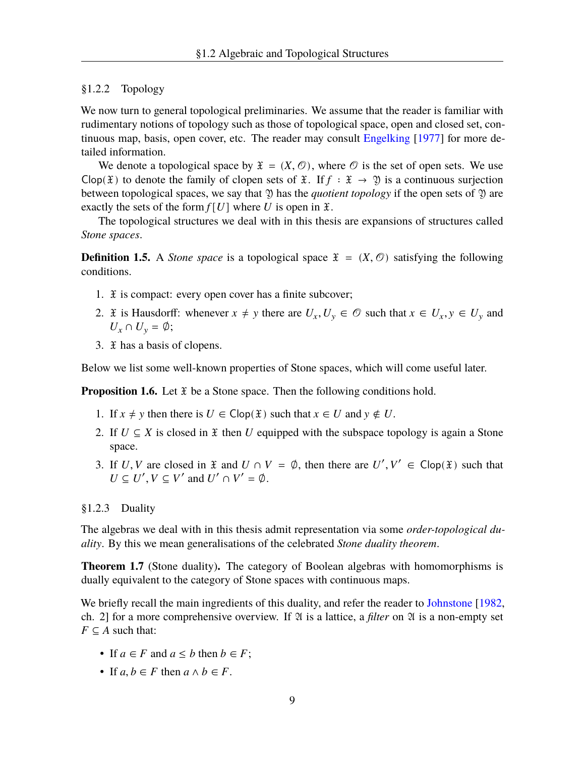### §1.2.2 Topology

We now turn to general topological preliminaries. We assume that the reader is familiar with rudimentary notions of topology such as those of topological space, open and closed set, continuous map, basis, open cover, etc. The reader may consult Engelking [1977] for more detailed information.

We denote a topological space by $\mathfrak{X} = (X, \mathcal{O})$, where $\mathcal{O}$ is the set of open sets. We use $\mathsf{Clop}(\mathfrak{X})$ to denote the family of clopen sets of $\mathfrak{X}$. If $f : \mathfrak{X} \to \mathfrak{Y}$ is a continuous surjection between topological spaces, we say that $\mathfrak{Y}$ has the *quotient topology* if the open sets of $\mathfrak{Y}$ are exactly the sets of the form $f[U]$ where $U$ is open in $\mathfrak{X}$.

The topological structures we deal with in this thesis are expansions of structures called *Stone spaces*.

**Definition 1.5.** A *Stone space* is a topological space $\mathfrak{X} = (X, \mathcal{O})$ satisfying the following conditions.

1. $\mathfrak{X}$ is compact: every open cover has a finite subcover;
2. $\mathfrak{X}$ is Hausdorff: whenever $x \neq y$ there are $U_x, U_y \in \mathcal{O}$ such that $x \in U_x, y \in U_y$ and $U_x \cap U_y = \emptyset$;
3. $\mathfrak{X}$ has a basis of clopens.

Below we list some well-known properties of Stone spaces, which will come useful later.

**Proposition 1.6.** Let $\mathfrak{X}$ be a Stone space. Then the following conditions hold.

1. If $x \neq y$ then there is $U \in \mathsf{Clop}(\mathfrak{X})$ such that $x \in U$ and $y \notin U$.
2. If $U \subseteq X$ is closed in $\mathfrak{X}$ then $U$ equipped with the subspace topology is again a Stone space.
3. If $U, V$ are closed in $\mathfrak{X}$ and $U \cap V = \emptyset$, then there are $U', V' \in \mathsf{Clop}(\mathfrak{X})$ such that $U \subseteq U', V \subseteq V'$ and $U' \cap V' = \emptyset$.

### §1.2.3 Duality

The algebras we deal with in this thesis admit representation via some *order-topological duality*. By this we mean generalisations of the celebrated *Stone duality theorem*.

**Theorem 1.7** (Stone duality)**.** The category of Boolean algebras with homomorphisms is dually equivalent to the category of Stone spaces with continuous maps.

We briefly recall the main ingredients of this duality, and refer the reader to Johnstone [1982, ch. 2] for a more comprehensive overview. If $\mathfrak{A}$ is a lattice, a *filter* on $\mathfrak{A}$ is a non-empty set $F \subseteq A$ such that:

- If $a \in F$ and $a \leq b$ then $b \in F$;
- If $a, b \in F$ then $a \wedge b \in F$.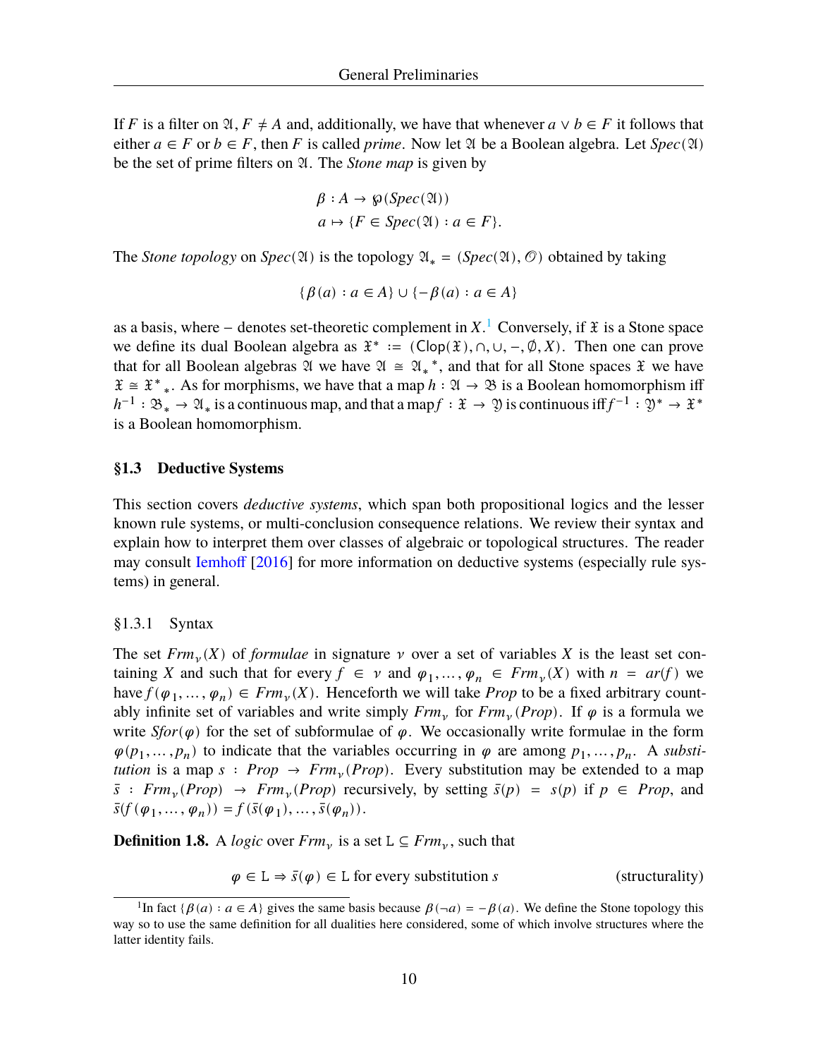If $F$ is a filter on $\mathfrak{A}$, $F \neq A$ and, additionally, we have that whenever $a \vee b \in F$ it follows that either $a \in F$ or $b \in F$, then $F$ is called *prime*. Now let $\mathfrak{A}$ be a Boolean algebra. Let $Spec(\mathfrak{A})$ be the set of prime filters on $\mathfrak{A}$. The *Stone map* is given by

$$\beta : A \to \wp(Spec(\mathfrak{A}))$$
$$a \mapsto \{F \in Spec(\mathfrak{A}) : a \in F\}.$$

The *Stone topology* on $Spec(\mathfrak{A})$ is the topology $\mathfrak{A}_* = (Spec(\mathfrak{A}), \mathcal{O})$ obtained by taking

$$\{\beta(a) : a \in A\} \cup \{-\beta(a) : a \in A\}$$

as a basis, where $-$ denotes set-theoretic complement in $X$.[1] Conversely, if $\mathfrak{X}$ is a Stone space we define its dual Boolean algebra as $\mathfrak{X}^* := (\mathsf{Clop}(\mathfrak{X}), \cap, \cup, -, \emptyset, X)$. Then one can prove that for all Boolean algebras $\mathfrak{A}$ we have $\mathfrak{A} \cong {\mathfrak{A}_*}^*$, and that for all Stone spaces $\mathfrak{X}$ we have $\mathfrak{X} \cong {\mathfrak{X}^*}_*$. As for morphisms, we have that a map $h : \mathfrak{A} \to \mathfrak{B}$ is a Boolean homomorphism iff $h^{-1} : \mathfrak{B}_* \to \mathfrak{A}_*$ is a continuous map, and that a map $f : \mathfrak{X} \to \mathfrak{Y}$ is continuous iff $f^{-1} : \mathfrak{Y}^* \to \mathfrak{X}^*$ is a Boolean homomorphism.

## §1.3 Deductive Systems

This section covers *deductive systems*, which span both propositional logics and the lesser known rule systems, or multi-conclusion consequence relations. We review their syntax and explain how to interpret them over classes of algebraic or topological structures. The reader may consult Iemhoff [2016] for more information on deductive systems (especially rule systems) in general.

### §1.3.1 Syntax

The set $Frm_\nu(X)$ of *formulae* in signature $\nu$ over a set of variables $X$ is the least set containing $X$ and such that for every $f \in \nu$ and $\varphi_1, \dots, \varphi_n \in Frm_\nu(X)$ with $n = ar(f)$ we have $f(\varphi_1, \dots, \varphi_n) \in Frm_\nu(X)$. Henceforth we will take $Prop$ to be a fixed arbitrary countably infinite set of variables and write simply $Frm_\nu$ for $Frm_\nu(Prop)$. If $\varphi$ is a formula we write $Sfor(\varphi)$ for the set of subformulae of $\varphi$. We occasionally write formulae in the form $\varphi(p_1, \dots, p_n)$ to indicate that the variables occurring in $\varphi$ are among $p_1, \dots, p_n$. A *substitution* is a map $s : Prop \to Frm_\nu(Prop)$. Every substitution may be extended to a map $\bar{s} : Frm_\nu(Prop) \to Frm_\nu(Prop)$ recursively, by setting $\bar{s}(p) = s(p)$ if $p \in Prop$, and $\bar{s}(f(\varphi_1, \dots, \varphi_n)) = f(\bar{s}(\varphi_1), \dots, \bar{s}(\varphi_n))$.

**Definition 1.8.** A *logic* over $Frm_\nu$ is a set $\mathtt{L} \subseteq Frm_\nu$, such that

$$\varphi \in \mathtt{L} \Rightarrow \bar{s}(\varphi) \in \mathtt{L} \text{ for every substitution } s \qquad \text{(structurality)}$$

[1] In fact $\{\beta(a) : a \in A\}$ gives the same basis because $\beta(\neg a) = -\beta(a)$. We define the Stone topology this way so to use the same definition for all dualities here considered, some of which involve structures where the latter identity fails.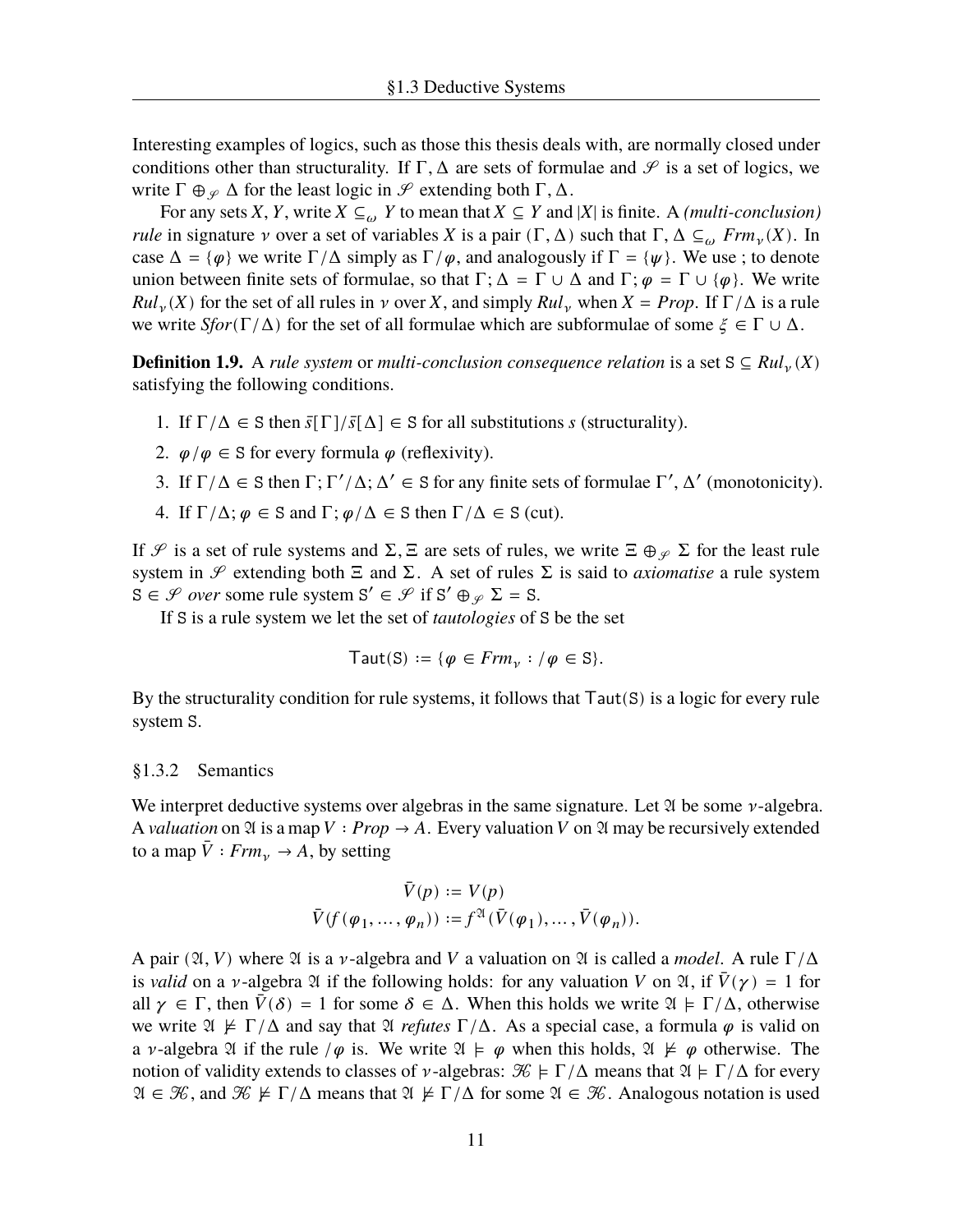Interesting examples of logics, such as those this thesis deals with, are normally closed under conditions other than structurality. If $\Gamma, \Delta$ are sets of formulae and $\mathscr{S}$ is a set of logics, we write $\Gamma \oplus_{\mathscr{S}} \Delta$ for the least logic in $\mathscr{S}$ extending both $\Gamma, \Delta$.

For any sets $X, Y$, write $X \subseteq_\omega Y$ to mean that $X \subseteq Y$ and $|X|$ is finite. A *(multi-conclusion) rule* in signature $\nu$ over a set of variables $X$ is a pair $(\Gamma, \Delta)$ such that $\Gamma, \Delta \subseteq_\omega Frm_\nu(X)$. In case $\Delta = \{\varphi\}$ we write $\Gamma/\Delta$ simply as $\Gamma/\varphi$, and analogously if $\Gamma = \{\psi\}$. We use ; to denote union between finite sets of formulae, so that $\Gamma; \Delta = \Gamma \cup \Delta$ and $\Gamma; \varphi = \Gamma \cup \{\varphi\}$. We write $Rul_\nu(X)$ for the set of all rules in $\nu$ over $X$, and simply $Rul_\nu$ when $X = Prop$. If $\Gamma/\Delta$ is a rule we write $Sfor(\Gamma/\Delta)$ for the set of all formulae which are subformulae of some $\xi \in \Gamma \cup \Delta$.

**Definition 1.9.** A *rule system* or *multi-conclusion consequence relation* is a set $\mathtt{S} \subseteq Rul_\nu(X)$ satisfying the following conditions.

1. If $\Gamma/\Delta \in \mathtt{S}$ then $\bar{s}[\Gamma]/\bar{s}[\Delta] \in \mathtt{S}$ for all substitutions $s$ (structurality).
2. $\varphi/\varphi \in \mathtt{S}$ for every formula $\varphi$ (reflexivity).
3. If $\Gamma/\Delta \in \mathtt{S}$ then $\Gamma; \Gamma'/\Delta; \Delta' \in \mathtt{S}$ for any finite sets of formulae $\Gamma', \Delta'$ (monotonicity).
4. If $\Gamma/\Delta; \varphi \in \mathtt{S}$ and $\Gamma; \varphi/\Delta \in \mathtt{S}$ then $\Gamma/\Delta \in \mathtt{S}$ (cut).

If $\mathscr{S}$ is a set of rule systems and $\Sigma, \Xi$ are sets of rules, we write $\Xi \oplus_{\mathscr{S}} \Sigma$ for the least rule system in $\mathscr{S}$ extending both $\Xi$ and $\Sigma$. A set of rules $\Sigma$ is said to *axiomatise* a rule system $\mathtt{S} \in \mathscr{S}$ *over* some rule system $\mathtt{S}' \in \mathscr{S}$ if $\mathtt{S}' \oplus_{\mathscr{S}} \Sigma = \mathtt{S}$.

If $\mathtt{S}$ is a rule system we let the set of *tautologies* of $\mathtt{S}$ be the set

$$\mathsf{Taut}(\mathtt{S}) := \{\varphi \in Frm_\nu : /\varphi \in \mathtt{S}\}.$$

By the structurality condition for rule systems, it follows that $\mathsf{Taut}(\mathtt{S})$ is a logic for every rule system $\mathtt{S}$.

### §1.3.2 Semantics

We interpret deductive systems over algebras in the same signature. Let $\mathfrak{A}$ be some $\nu$-algebra. A *valuation* on $\mathfrak{A}$ is a map $V : Prop \to A$. Every valuation $V$ on $\mathfrak{A}$ may be recursively extended to a map $\bar{V} : Frm_\nu \to A$, by setting

$$\bar{V}(p) := V(p)$$
$$\bar{V}(f(\varphi_1, \dots, \varphi_n)) := f^{\mathfrak{A}}(\bar{V}(\varphi_1), \dots, \bar{V}(\varphi_n)).$$

A pair $(\mathfrak{A}, V)$ where $\mathfrak{A}$ is a $\nu$-algebra and $V$ a valuation on $\mathfrak{A}$ is called a *model*. A rule $\Gamma/\Delta$ is *valid* on a $\nu$-algebra $\mathfrak{A}$ if the following holds: for any valuation $V$ on $\mathfrak{A}$, if $\bar{V}(\gamma) = 1$ for all $\gamma \in \Gamma$, then $\bar{V}(\delta) = 1$ for some $\delta \in \Delta$. When this holds we write $\mathfrak{A} \models \Gamma/\Delta$, otherwise we write $\mathfrak{A} \not\models \Gamma/\Delta$ and say that $\mathfrak{A}$ *refutes* $\Gamma/\Delta$. As a special case, a formula $\varphi$ is valid on a $\nu$-algebra $\mathfrak{A}$ if the rule $/\varphi$ is. We write $\mathfrak{A} \models \varphi$ when this holds, $\mathfrak{A} \not\models \varphi$ otherwise. The notion of validity extends to classes of $\nu$-algebras: $\mathcal{K} \models \Gamma/\Delta$ means that $\mathfrak{A} \models \Gamma/\Delta$ for every $\mathfrak{A} \in \mathcal{K}$, and $\mathcal{K} \not\models \Gamma/\Delta$ means that $\mathfrak{A} \not\models \Gamma/\Delta$ for some $\mathfrak{A} \in \mathcal{K}$. Analogous notation is used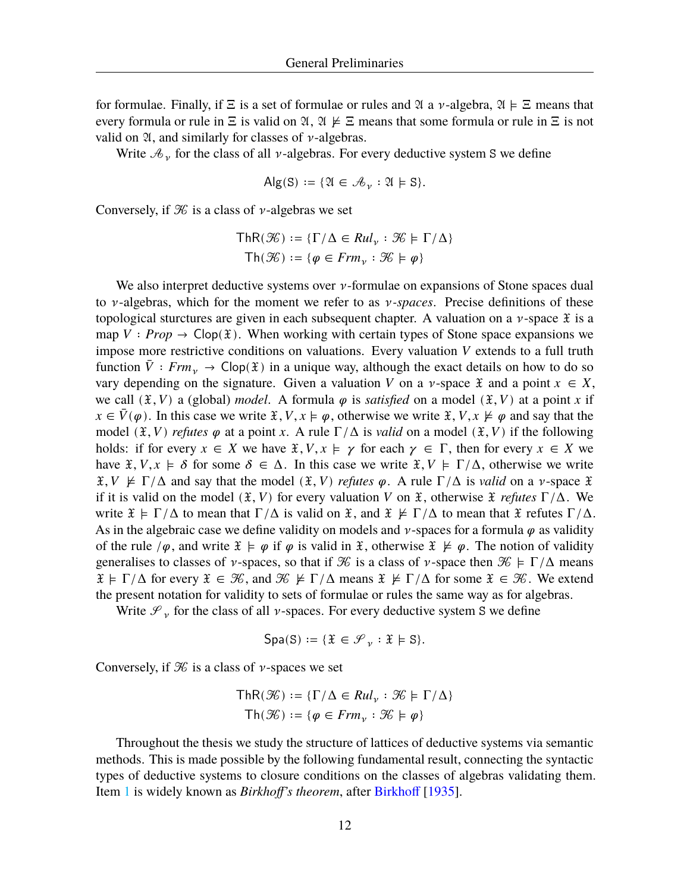for formulae. Finally, if $\Xi$ is a set of formulae or rules and $\mathfrak{A}$ a $\nu$-algebra, $\mathfrak{A} \models \Xi$ means that every formula or rule in $\Xi$ is valid on $\mathfrak{A}$, $\mathfrak{A} \not\models \Xi$ means that some formula or rule in $\Xi$ is not valid on $\mathfrak{A}$, and similarly for classes of $\nu$-algebras.

Write $\mathscr{A}_\nu$ for the class of all $\nu$-algebras. For every deductive system $\mathtt{S}$ we define

$$\mathsf{Alg}(\mathtt{S}) := \{\mathfrak{A} \in \mathscr{A}_\nu : \mathfrak{A} \models \mathtt{S}\}.$$

Conversely, if $\mathscr{K}$ is a class of $\nu$-algebras we set

$$\mathsf{ThR}(\mathscr{K}) := \{\Gamma/\Delta \in Rul_\nu : \mathscr{K} \models \Gamma/\Delta\}$$
$$\mathsf{Th}(\mathscr{K}) := \{\varphi \in Frm_\nu : \mathscr{K} \models \varphi\}$$

We also interpret deductive systems over $\nu$-formulae on expansions of Stone spaces dual to $\nu$-algebras, which for the moment we refer to as *$\nu$-spaces*. Precise definitions of these topological sturctures are given in each subsequent chapter. A valuation on a $\nu$-space $\mathfrak{X}$ is a map $V : Prop \to \mathsf{Clop}(\mathfrak{X})$. When working with certain types of Stone space expansions we impose more restrictive conditions on valuations. Every valuation $V$ extends to a full truth function $\bar{V} : Frm_\nu \to \mathsf{Clop}(\mathfrak{X})$ in a unique way, although the exact details on how to do so vary depending on the signature. Given a valuation $V$ on a $\nu$-space $\mathfrak{X}$ and a point $x \in X$, we call $(\mathfrak{X}, V)$ a (global) *model*. A formula $\varphi$ is *satisfied* on a model $(\mathfrak{X}, V)$ at a point $x$ if $x \in \bar{V}(\varphi)$. In this case we write $\mathfrak{X}, V, x \models \varphi$, otherwise we write $\mathfrak{X}, V, x \not\models \varphi$ and say that the model $(\mathfrak{X}, V)$ *refutes* $\varphi$ at a point $x$. A rule $\Gamma/\Delta$ is *valid* on a model $(\mathfrak{X}, V)$ if the following holds: if for every $x \in X$ we have $\mathfrak{X}, V, x \models \gamma$ for each $\gamma \in \Gamma$, then for every $x \in X$ we have $\mathfrak{X}, V, x \models \delta$ for some $\delta \in \Delta$. In this case we write $\mathfrak{X}, V \models \Gamma/\Delta$, otherwise we write $\mathfrak{X}, V \not\models \Gamma/\Delta$ and say that the model $(\mathfrak{X}, V)$ *refutes* $\varphi$. A rule $\Gamma/\Delta$ is *valid* on a $\nu$-space $\mathfrak{X}$ if it is valid on the model $(\mathfrak{X}, V)$ for every valuation $V$ on $\mathfrak{X}$, otherwise $\mathfrak{X}$ *refutes* $\Gamma/\Delta$. We write $\mathfrak{X} \models \Gamma/\Delta$ to mean that $\Gamma/\Delta$ is valid on $\mathfrak{X}$, and $\mathfrak{X} \not\models \Gamma/\Delta$ to mean that $\mathfrak{X}$ refutes $\Gamma/\Delta$. As in the algebraic case we define validity on models and $\nu$-spaces for a formula $\varphi$ as validity of the rule $/\varphi$, and write $\mathfrak{X} \models \varphi$ if $\varphi$ is valid in $\mathfrak{X}$, otherwise $\mathfrak{X} \not\models \varphi$. The notion of validity generalises to classes of $\nu$-spaces, so that if $\mathscr{K}$ is a class of $\nu$-space then $\mathscr{K} \models \Gamma/\Delta$ means $\mathfrak{X} \models \Gamma/\Delta$ for every $\mathfrak{X} \in \mathscr{K}$, and $\mathscr{K} \not\models \Gamma/\Delta$ means $\mathfrak{X} \not\models \Gamma/\Delta$ for some $\mathfrak{X} \in \mathscr{K}$. We extend the present notation for validity to sets of formulae or rules the same way as for algebras.

Write $\mathscr{S}_\nu$ for the class of all $\nu$-spaces. For every deductive system $\mathtt{S}$ we define

$$\mathsf{Spa}(\mathtt{S}) := \{\mathfrak{X} \in \mathscr{S}_\nu : \mathfrak{X} \models \mathtt{S}\}.$$

Conversely, if $\mathscr{K}$ is a class of $\nu$-spaces we set

$$\mathsf{ThR}(\mathscr{K}) := \{\Gamma/\Delta \in Rul_\nu : \mathscr{K} \models \Gamma/\Delta\}$$
$$\mathsf{Th}(\mathscr{K}) := \{\varphi \in Frm_\nu : \mathscr{K} \models \varphi\}$$

Throughout the thesis we study the structure of lattices of deductive systems via semantic methods. This is made possible by the following fundamental result, connecting the syntactic types of deductive systems to closure conditions on the classes of algebras validating them. Item 1 is widely known as *Birkhoff's theorem*, after Birkhoff [1935].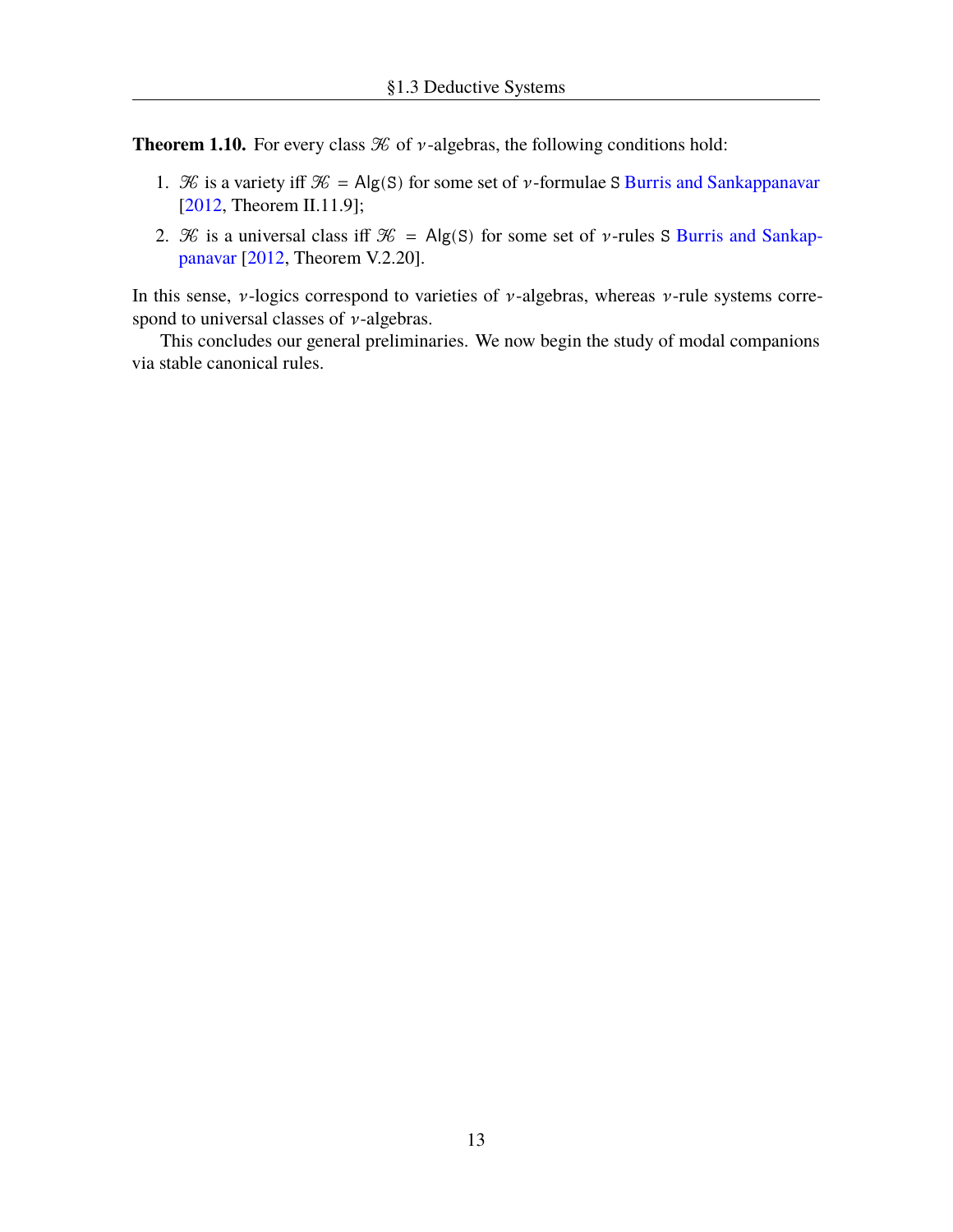**Theorem 1.10.** For every class $\mathcal{K}$ of $\nu$-algebras, the following conditions hold:

1. $\mathcal{K}$ is a variety iff $\mathcal{K} = \mathsf{Alg}(\mathtt{S})$ for some set of $\nu$-formulae $\mathtt{S}$ Burris and Sankappanavar [2012, Theorem II.11.9];
2. $\mathcal{K}$ is a universal class iff $\mathcal{K} = \mathsf{Alg}(\mathtt{S})$ for some set of $\nu$-rules $\mathtt{S}$ Burris and Sankappanavar [2012, Theorem V.2.20].

In this sense, $\nu$-logics correspond to varieties of $\nu$-algebras, whereas $\nu$-rule systems correspond to universal classes of $\nu$-algebras.

This concludes our general preliminaries. We now begin the study of modal companions via stable canonical rules.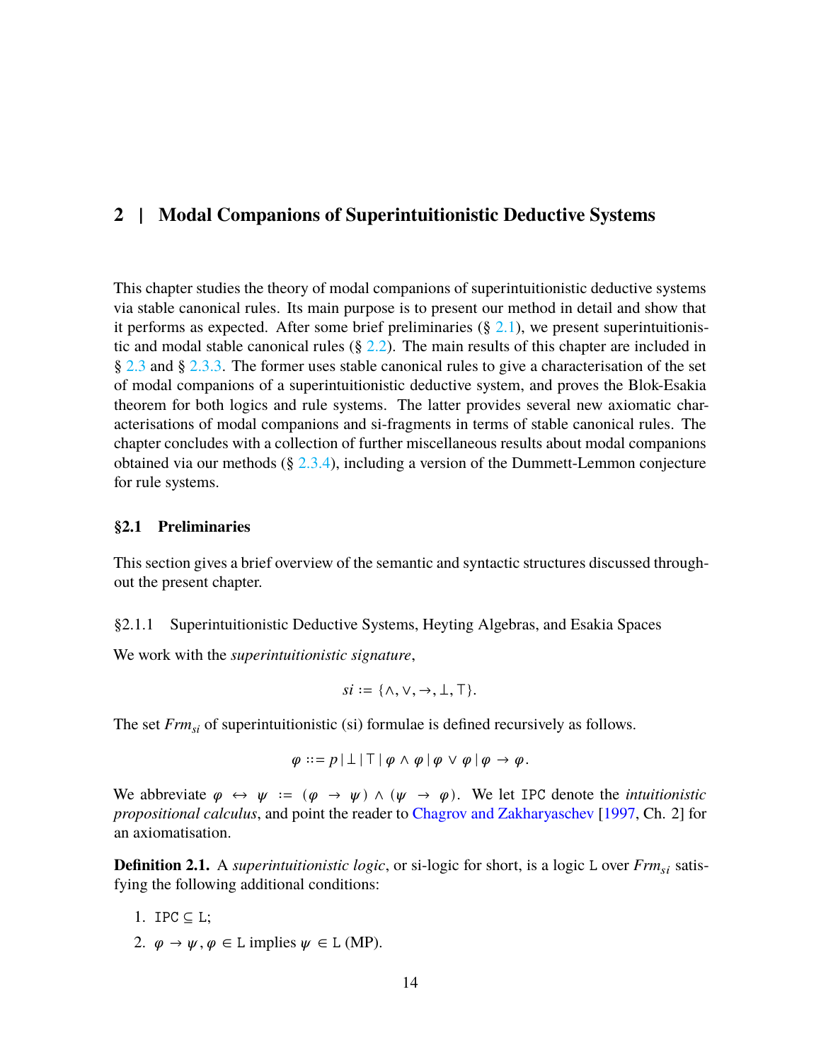# 2 | Modal Companions of Superintuitionistic Deductive Systems

This chapter studies the theory of modal companions of superintuitionistic deductive systems via stable canonical rules. Its main purpose is to present our method in detail and show that it performs as expected. After some brief preliminaries (§ 2.1), we present superintuitionistic and modal stable canonical rules (§ 2.2). The main results of this chapter are included in § 2.3 and § 2.3.3. The former uses stable canonical rules to give a characterisation of the set of modal companions of a superintuitionistic deductive system, and proves the Blok-Esakia theorem for both logics and rule systems. The latter provides several new axiomatic characterisations of modal companions and si-fragments in terms of stable canonical rules. The chapter concludes with a collection of further miscellaneous results about modal companions obtained via our methods (§ 2.3.4), including a version of the Dummett-Lemmon conjecture for rule systems.

## §2.1 Preliminaries

This section gives a brief overview of the semantic and syntactic structures discussed throughout the present chapter.

### §2.1.1 Superintuitionistic Deductive Systems, Heyting Algebras, and Esakia Spaces

We work with the *superintuitionistic signature*,

$$si := \{\wedge, \vee, \to, \bot, \top\}.$$

The set $Frm_{si}$ of superintuitionistic (si) formulae is defined recursively as follows.

$$\varphi ::= p \mid \bot \mid \top \mid \varphi \wedge \varphi \mid \varphi \vee \varphi \mid \varphi \to \varphi.$$

We abbreviate $\varphi \leftrightarrow \psi := (\varphi \to \psi) \wedge (\psi \to \varphi)$. We let $\mathtt{IPC}$ denote the *intuitionistic propositional calculus*, and point the reader to Chagrov and Zakharyaschev [1997, Ch. 2] for an axiomatisation.

**Definition 2.1.** A *superintuitionistic logic*, or si-logic for short, is a logic $\mathtt{L}$ over $Frm_{si}$ satisfying the following additional conditions:

1. $\mathtt{IPC} \subseteq \mathtt{L}$;
2. $\varphi \to \psi, \varphi \in \mathtt{L}$ implies $\psi \in \mathtt{L}$ (MP).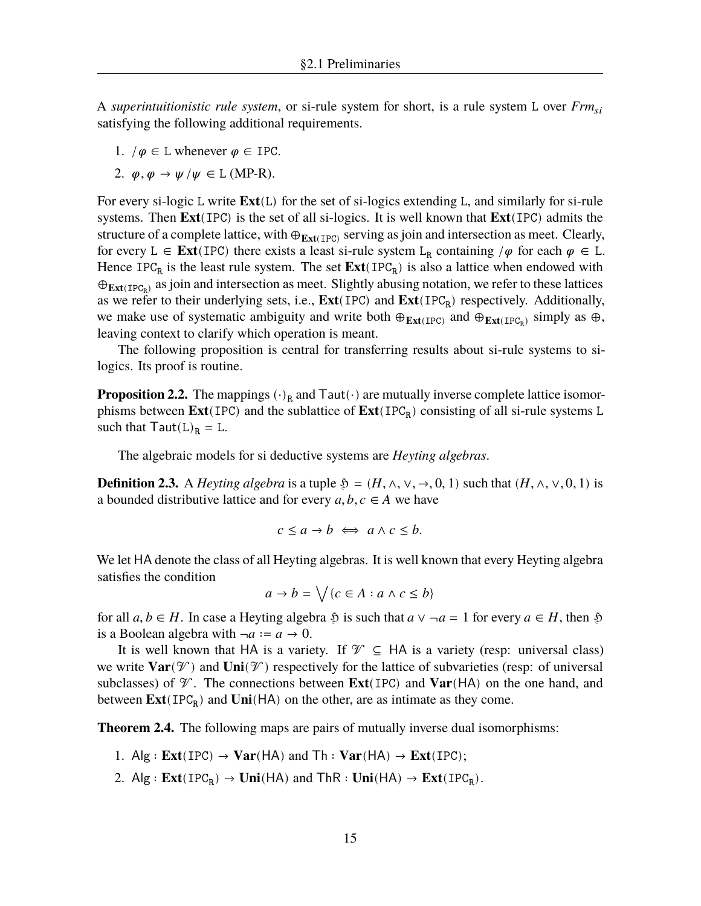A *superintuitionistic rule system*, or si-rule system for short, is a rule system $\mathtt{L}$ over $Frm_{si}$ satisfying the following additional requirements.

1. $/\varphi \in \mathtt{L}$ whenever $\varphi \in \mathtt{IPC}$.
2. $\varphi, \varphi \to \psi / \psi \in \mathtt{L}$ (MP-R).

For every si-logic $\mathtt{L}$ write $\mathbf{Ext}(\mathtt{L})$ for the set of si-logics extending $\mathtt{L}$, and similarly for si-rule systems. Then $\mathbf{Ext}(\mathtt{IPC})$ is the set of all si-logics. It is well known that $\mathbf{Ext}(\mathtt{IPC})$ admits the structure of a complete lattice, with $\oplus_{\mathbf{Ext}(\mathtt{IPC})}$ serving as join and intersection as meet. Clearly, for every $\mathtt{L} \in \mathbf{Ext}(\mathtt{IPC})$ there exists a least si-rule system $\mathtt{L}_\mathtt{R}$ containing $/\varphi$ for each $\varphi \in \mathtt{L}$. Hence $\mathtt{IPC}_\mathtt{R}$ is the least rule system. The set $\mathbf{Ext}(\mathtt{IPC}_\mathtt{R})$ is also a lattice when endowed with $\oplus_{\mathbf{Ext}(\mathtt{IPC}_\mathtt{R})}$ as join and intersection as meet. Slightly abusing notation, we refer to these lattices as we refer to their underlying sets, i.e., $\mathbf{Ext}(\mathtt{IPC})$ and $\mathbf{Ext}(\mathtt{IPC}_\mathtt{R})$ respectively. Additionally, we make use of systematic ambiguity and write both $\oplus_{\mathbf{Ext}(\mathtt{IPC})}$ and $\oplus_{\mathbf{Ext}(\mathtt{IPC}_\mathtt{R})}$ simply as $\oplus$, leaving context to clarify which operation is meant.

The following proposition is central for transferring results about si-rule systems to si-logics. Its proof is routine.

**Proposition 2.2.** The mappings $(\cdot)_\mathtt{R}$ and $\mathsf{Taut}(\cdot)$ are mutually inverse complete lattice isomorphisms between $\mathbf{Ext}(\mathtt{IPC})$ and the sublattice of $\mathbf{Ext}(\mathtt{IPC}_\mathtt{R})$ consisting of all si-rule systems $\mathtt{L}$ such that $\mathsf{Taut}(\mathtt{L})_\mathtt{R} = \mathtt{L}$.

The algebraic models for si deductive systems are *Heyting algebras*.

**Definition 2.3.** A *Heyting algebra* is a tuple $\mathfrak{H} = (H, \wedge, \vee, \to, 0, 1)$ such that $(H, \wedge, \vee, 0, 1)$ is a bounded distributive lattice and for every $a, b, c \in A$ we have

$$c \leq a \to b \iff a \wedge c \leq b.$$

We let $\mathsf{HA}$ denote the class of all Heyting algebras. It is well known that every Heyting algebra satisfies the condition

$$a \to b = \bigvee \{c \in A : a \wedge c \leq b\}$$

for all $a, b \in H$. In case a Heyting algebra $\mathfrak{H}$ is such that $a \vee \neg a = 1$ for every $a \in H$, then $\mathfrak{H}$ is a Boolean algebra with $\neg a := a \to 0$.

It is well known that $\mathsf{HA}$ is a variety. If $\mathcal{V} \subseteq \mathsf{HA}$ is a variety (resp: universal class) we write $\mathbf{Var}(\mathcal{V})$ and $\mathbf{Uni}(\mathcal{V})$ respectively for the lattice of subvarieties (resp: of universal subclasses) of $\mathcal{V}$. The connections between $\mathbf{Ext}(\mathtt{IPC})$ and $\mathbf{Var}(\mathsf{HA})$ on the one hand, and between $\mathbf{Ext}(\mathtt{IPC}_\mathtt{R})$ and $\mathbf{Uni}(\mathsf{HA})$ on the other, are as intimate as they come.

**Theorem 2.4.** The following maps are pairs of mutually inverse dual isomorphisms:

1. $\mathsf{Alg} : \mathbf{Ext}(\mathtt{IPC}) \to \mathbf{Var}(\mathsf{HA})$ and $\mathsf{Th} : \mathbf{Var}(\mathsf{HA}) \to \mathbf{Ext}(\mathtt{IPC})$;
2. $\mathsf{Alg} : \mathbf{Ext}(\mathtt{IPC}_\mathtt{R}) \to \mathbf{Uni}(\mathsf{HA})$ and $\mathsf{ThR} : \mathbf{Uni}(\mathsf{HA}) \to \mathbf{Ext}(\mathtt{IPC}_\mathtt{R})$.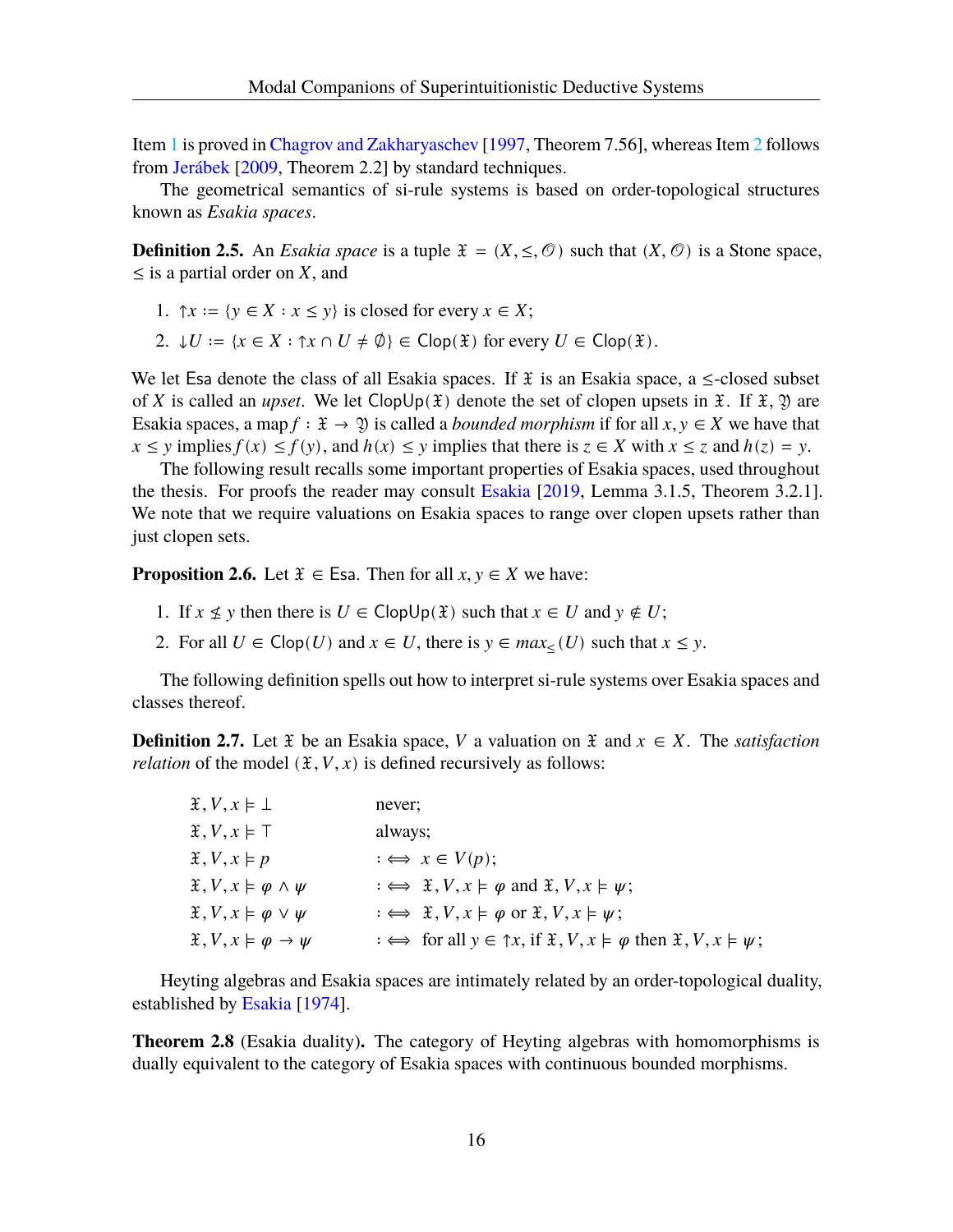Item 1 is proved in Chagrov and Zakharyaschev [1997, Theorem 7.56], whereas Item 2 follows from Jeřábek [2009, Theorem 2.2] by standard techniques.

The geometrical semantics of si-rule systems is based on order-topological structures known as *Esakia spaces*.

**Definition 2.5.** An *Esakia space* is a tuple $\mathfrak{X} = (X, \leq, \mathcal{O})$ such that $(X, \mathcal{O})$ is a Stone space, $\leq$ is a partial order on $X$, and

1. ${\uparrow}x := \{y \in X : x \leq y\}$ is closed for every $x \in X$;
2. ${\downarrow}U := \{x \in X : {\uparrow}x \cap U \neq \emptyset\} \in \mathsf{Clop}(\mathfrak{X})$ for every $U \in \mathsf{Clop}(\mathfrak{X})$.

We let $\mathsf{Esa}$ denote the class of all Esakia spaces. If $\mathfrak{X}$ is an Esakia space, a $\leq$-closed subset of $X$ is called an *upset*. We let $\mathsf{ClopUp}(\mathfrak{X})$ denote the set of clopen upsets in $\mathfrak{X}$. If $\mathfrak{X}, \mathfrak{Y}$ are Esakia spaces, a map $f : \mathfrak{X} \to \mathfrak{Y}$ is called a *bounded morphism* if for all $x, y \in X$ we have that $x \leq y$ implies $f(x) \leq f(y)$, and $h(x) \leq y$ implies that there is $z \in X$ with $x \leq z$ and $h(z) = y$.

The following result recalls some important properties of Esakia spaces, used throughout the thesis. For proofs the reader may consult Esakia [2019, Lemma 3.1.5, Theorem 3.2.1]. We note that we require valuations on Esakia spaces to range over clopen upsets rather than just clopen sets.

**Proposition 2.6.** Let $\mathfrak{X} \in \mathsf{Esa}$. Then for all $x, y \in X$ we have:

1. If $x \not\leq y$ then there is $U \in \mathsf{ClopUp}(\mathfrak{X})$ such that $x \in U$ and $y \notin U$;
2. For all $U \in \mathsf{Clop}(U)$ and $x \in U$, there is $y \in max_{\leq}(U)$ such that $x \leq y$.

The following definition spells out how to interpret si-rule systems over Esakia spaces and classes thereof.

**Definition 2.7.** Let $\mathfrak{X}$ be an Esakia space, $V$ a valuation on $\mathfrak{X}$ and $x \in X$. The *satisfaction relation* of the model $(\mathfrak{X}, V, x)$ is defined recursively as follows:

$$
\begin{array}{ll}
\mathfrak{X}, V, x \models \bot & \text{never;} \\
\mathfrak{X}, V, x \models \top & \text{always;} \\
\mathfrak{X}, V, x \models p & :\iff \ x \in V(p); \\
\mathfrak{X}, V, x \models \varphi \wedge \psi & :\iff \ \mathfrak{X}, V, x \models \varphi \text{ and } \mathfrak{X}, V, x \models \psi; \\
\mathfrak{X}, V, x \models \varphi \vee \psi & :\iff \ \mathfrak{X}, V, x \models \varphi \text{ or } \mathfrak{X}, V, x \models \psi; \\
\mathfrak{X}, V, x \models \varphi \to \psi & :\iff \ \text{for all } y \in {\uparrow}x, \text{ if } \mathfrak{X}, V, x \models \varphi \text{ then } \mathfrak{X}, V, x \models \psi;
\end{array}
$$

Heyting algebras and Esakia spaces are intimately related by an order-topological duality, established by Esakia [1974].

**Theorem 2.8** (Esakia duality)**.** The category of Heyting algebras with homomorphisms is dually equivalent to the category of Esakia spaces with continuous bounded morphisms.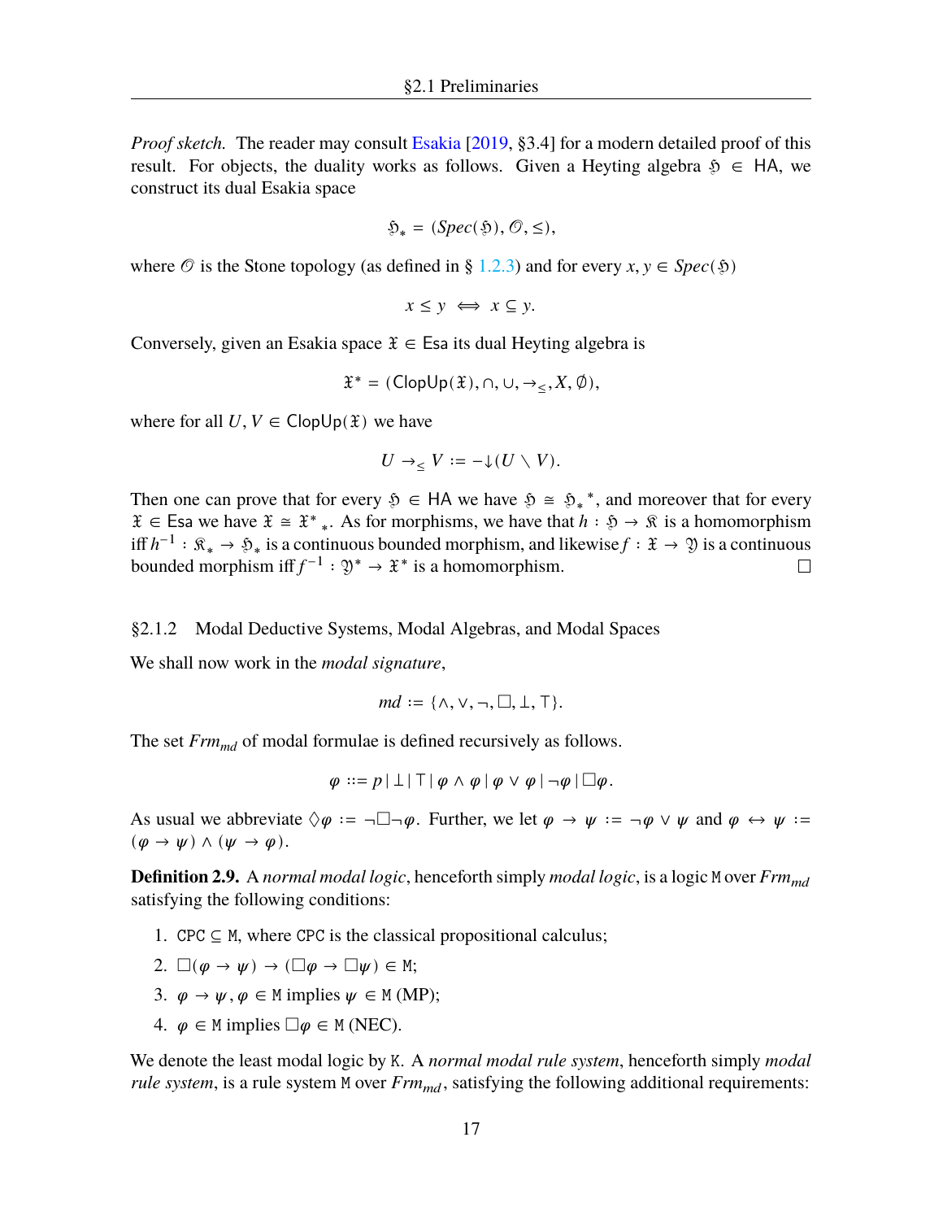*Proof sketch.* The reader may consult Esakia [2019, §3.4] for a modern detailed proof of this result. For objects, the duality works as follows. Given a Heyting algebra $\mathfrak{H} \in \mathsf{HA}$, we construct its dual Esakia space

$$\mathfrak{H}_* = (Spec(\mathfrak{H}), \mathcal{O}, \leq),$$

where $\mathcal{O}$ is the Stone topology (as defined in § 1.2.3) and for every $x, y \in Spec(\mathfrak{H})$

$$x \leq y \iff x \subseteq y.$$

Conversely, given an Esakia space $\mathfrak{X} \in \mathsf{Esa}$ its dual Heyting algebra is

$$\mathfrak{X}^* = (\mathsf{ClopUp}(\mathfrak{X}), \cap, \cup, \to_{\leq}, X, \emptyset),$$

where for all $U, V \in \mathsf{ClopUp}(\mathfrak{X})$ we have

$$U \to_{\leq} V := -{\downarrow}(U \setminus V).$$

Then one can prove that for every $\mathfrak{H} \in \mathsf{HA}$ we have $\mathfrak{H} \cong {\mathfrak{H}_*}^*$, and moreover that for every $\mathfrak{X} \in \mathsf{Esa}$ we have $\mathfrak{X} \cong {\mathfrak{X}^*}_*$. As for morphisms, we have that $h : \mathfrak{H} \to \mathfrak{K}$ is a homomorphism iff $h^{-1} : \mathfrak{K}_* \to \mathfrak{H}_*$ is a continuous bounded morphism, and likewise $f : \mathfrak{X} \to \mathfrak{Y}$ is a continuous bounded morphism iff $f^{-1} : \mathfrak{Y}^* \to \mathfrak{X}^*$ is a homomorphism. □

### §2.1.2 Modal Deductive Systems, Modal Algebras, and Modal Spaces

We shall now work in the *modal signature*,

$$md := \{\wedge, \vee, \neg, \Box, \bot, \top\}.$$

The set $Frm_{md}$ of modal formulae is defined recursively as follows.

$$\varphi ::= p \mid \bot \mid \top \mid \varphi \wedge \varphi \mid \varphi \vee \varphi \mid \neg\varphi \mid \Box\varphi.$$

As usual we abbreviate $\Diamond\varphi := \neg\Box\neg\varphi$. Further, we let $\varphi \to \psi := \neg\varphi \vee \psi$ and $\varphi \leftrightarrow \psi := (\varphi \to \psi) \wedge (\psi \to \varphi)$.

**Definition 2.9.** A *normal modal logic*, henceforth simply *modal logic*, is a logic $\mathtt{M}$ over $Frm_{md}$ satisfying the following conditions:

1. $\mathtt{CPC} \subseteq \mathtt{M}$, where $\mathtt{CPC}$ is the classical propositional calculus;
2. $\Box(\varphi \to \psi) \to (\Box\varphi \to \Box\psi) \in \mathtt{M}$;
3. $\varphi \to \psi, \varphi \in \mathtt{M}$ implies $\psi \in \mathtt{M}$ (MP);
4. $\varphi \in \mathtt{M}$ implies $\Box\varphi \in \mathtt{M}$ (NEC).

We denote the least modal logic by $\mathtt{K}$. A *normal modal rule system*, henceforth simply *modal rule system*, is a rule system $\mathtt{M}$ over $Frm_{md}$, satisfying the following additional requirements: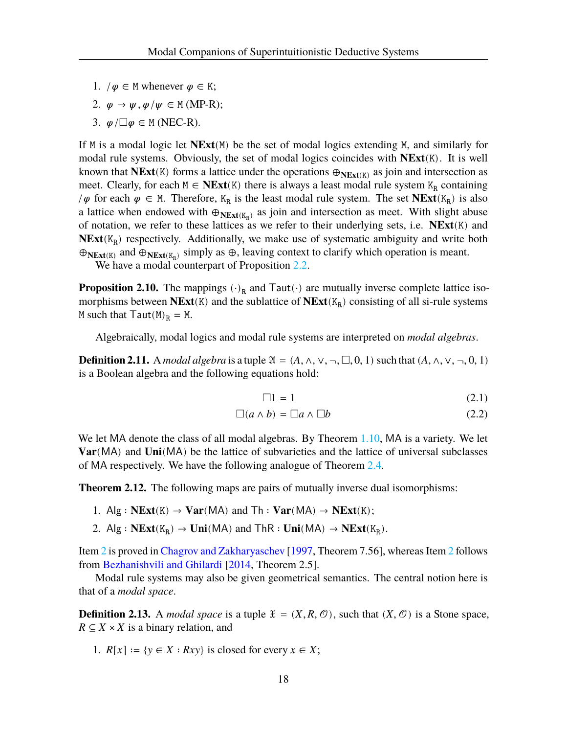1. $/\varphi \in \mathtt{M}$ whenever $\varphi \in \mathtt{K}$;
2. $\varphi \to \psi, \varphi/\psi \in \mathtt{M}$ (MP-R);
3. $\varphi/\Box\varphi \in \mathtt{M}$ (NEC-R).

If $\mathtt{M}$ is a modal logic let $\mathbf{NExt}(\mathtt{M})$ be the set of modal logics extending $\mathtt{M}$, and similarly for modal rule systems. Obviously, the set of modal logics coincides with $\mathbf{NExt}(\mathtt{K})$. It is well known that $\mathbf{NExt}(\mathtt{K})$ forms a lattice under the operations $\oplus_{\mathbf{NExt}(\mathtt{K})}$ as join and intersection as meet. Clearly, for each $\mathtt{M} \in \mathbf{NExt}(\mathtt{K})$ there is always a least modal rule system $\mathtt{K_R}$ containing $/\varphi$ for each $\varphi \in \mathtt{M}$. Therefore, $\mathtt{K_R}$ is the least modal rule system. The set $\mathbf{NExt}(\mathtt{K_R})$ is also a lattice when endowed with $\oplus_{\mathbf{NExt}(\mathtt{K_R})}$ as join and intersection as meet. With slight abuse of notation, we refer to these lattices as we refer to their underlying sets, i.e. $\mathbf{NExt}(\mathtt{K})$ and $\mathbf{NExt}(\mathtt{K_R})$ respectively. Additionally, we make use of systematic ambiguity and write both $\oplus_{\mathbf{NExt}(\mathtt{K})}$ and $\oplus_{\mathbf{NExt}(\mathtt{K_R})}$ simply as $\oplus$, leaving context to clarify which operation is meant.

We have a modal counterpart of Proposition 2.2.

**Proposition 2.10.** The mappings $(\cdot)_\mathtt{R}$ and $\mathsf{Taut}(\cdot)$ are mutually inverse complete lattice isomorphisms between $\mathbf{NExt}(\mathtt{K})$ and the sublattice of $\mathbf{NExt}(\mathtt{K_R})$ consisting of all si-rule systems $\mathtt{M}$ such that $\mathsf{Taut}(\mathtt{M})_\mathtt{R} = \mathtt{M}$.

Algebraically, modal logics and modal rule systems are interpreted on *modal algebras*.

**Definition 2.11.** A *modal algebra* is a tuple $\mathfrak{A} = (A, \wedge, \vee, \neg, \Box, 0, 1)$ such that $(A, \wedge, \vee, \neg, 0, 1)$ is a Boolean algebra and the following equations hold:

$$\Box 1 = 1 \tag{2.1}$$

$$\Box(a \wedge b) = \Box a \wedge \Box b \tag{2.2}$$

We let $\mathsf{MA}$ denote the class of all modal algebras. By Theorem 1.10, $\mathsf{MA}$ is a variety. We let $\mathbf{Var}(\mathsf{MA})$ and $\mathbf{Uni}(\mathsf{MA})$ be the lattice of subvarieties and the lattice of universal subclasses of $\mathsf{MA}$ respectively. We have the following analogue of Theorem 2.4.

**Theorem 2.12.** The following maps are pairs of mutually inverse dual isomorphisms:

1. $\mathsf{Alg} : \mathbf{NExt}(\mathtt{K}) \to \mathbf{Var}(\mathsf{MA})$ and $\mathsf{Th} : \mathbf{Var}(\mathsf{MA}) \to \mathbf{NExt}(\mathtt{K})$;
2. $\mathsf{Alg} : \mathbf{NExt}(\mathtt{K_R}) \to \mathbf{Uni}(\mathsf{MA})$ and $\mathsf{ThR} : \mathbf{Uni}(\mathsf{MA}) \to \mathbf{NExt}(\mathtt{K_R})$.

Item 2 is proved in Chagrov and Zakharyaschev [1997, Theorem 7.56], whereas Item 2 follows from Bezhanishvili and Ghilardi [2014, Theorem 2.5].

Modal rule systems may also be given geometrical semantics. The central notion here is that of a *modal space*.

**Definition 2.13.** A *modal space* is a tuple $\mathfrak{X} = (X, R, \mathcal{O})$, such that $(X, \mathcal{O})$ is a Stone space, $R \subseteq X \times X$ is a binary relation, and

1. $R[x] := \{y \in X : Rxy\}$ is closed for every $x \in X$;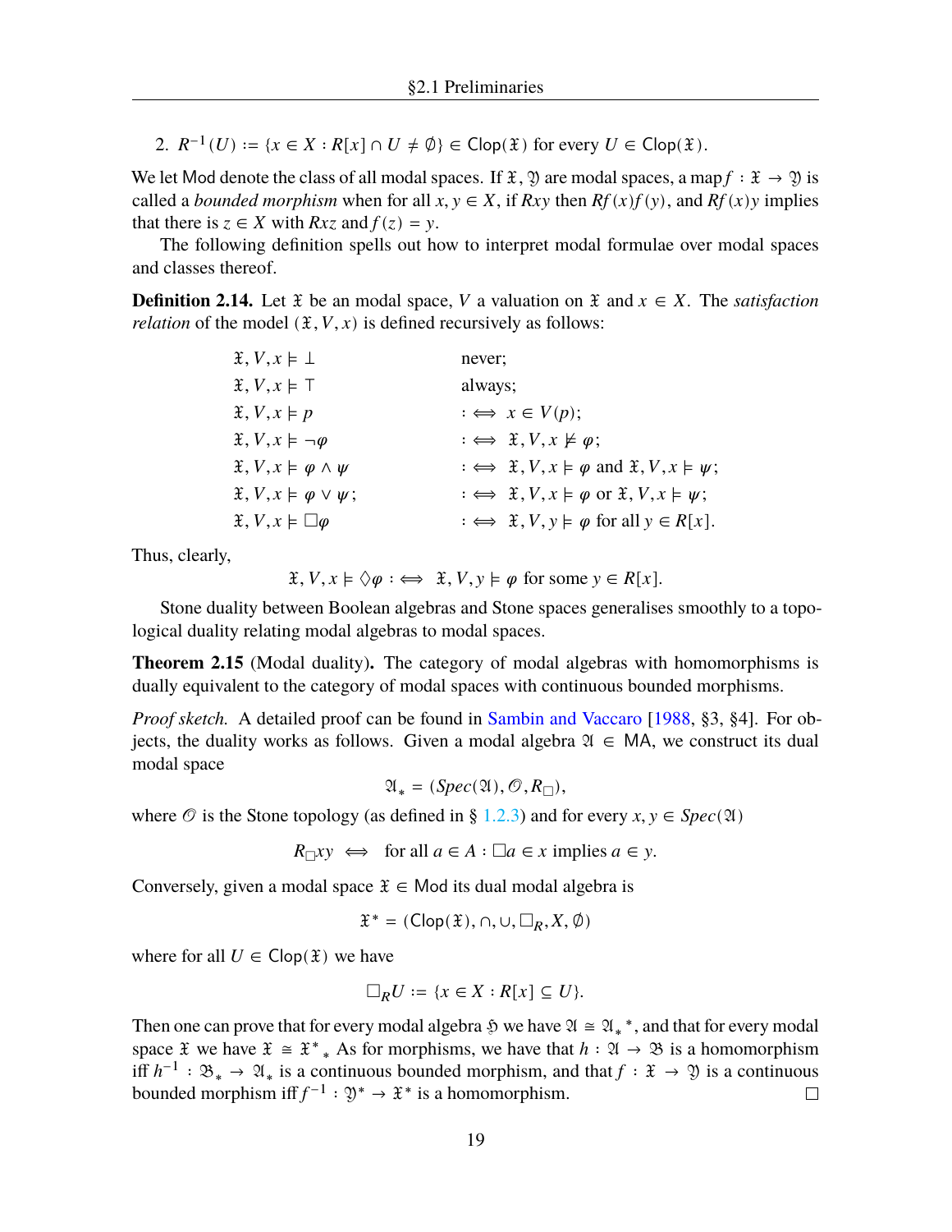2. $R^{-1}(U) := \{x \in X : R[x] \cap U \neq \emptyset\} \in \mathsf{Clop}(\mathfrak{X})$ for every $U \in \mathsf{Clop}(\mathfrak{X})$.

We let Mod denote the class of all modal spaces. If $\mathfrak{X}, \mathfrak{Y}$ are modal spaces, a map $f : \mathfrak{X} \to \mathfrak{Y}$ is called a *bounded morphism* when for all $x, y \in X$, if $Rxy$ then $Rf(x)f(y)$, and $Rf(x)y$ implies that there is $z \in X$ with $Rxz$ and $f(z) = y$.

The following definition spells out how to interpret modal formulae over modal spaces and classes thereof.

**Definition 2.14.** Let $\mathfrak{X}$ be an modal space, $V$ a valuation on $\mathfrak{X}$ and $x \in X$. The *satisfaction relation* of the model $(\mathfrak{X}, V, x)$ is defined recursively as follows:

$$
\begin{array}{ll}
\mathfrak{X}, V, x \models \bot & \text{never;} \\
\mathfrak{X}, V, x \models \top & \text{always;} \\
\mathfrak{X}, V, x \models p & :\iff x \in V(p); \\
\mathfrak{X}, V, x \models \neg\varphi & :\iff \mathfrak{X}, V, x \not\models \varphi; \\
\mathfrak{X}, V, x \models \varphi \wedge \psi & :\iff \mathfrak{X}, V, x \models \varphi \text{ and } \mathfrak{X}, V, x \models \psi; \\
\mathfrak{X}, V, x \models \varphi \vee \psi; & :\iff \mathfrak{X}, V, x \models \varphi \text{ or } \mathfrak{X}, V, x \models \psi; \\
\mathfrak{X}, V, x \models \Box\varphi & :\iff \mathfrak{X}, V, y \models \varphi \text{ for all } y \in R[x].
\end{array}
$$

Thus, clearly,

$$\mathfrak{X}, V, x \models \Diamond\varphi :\iff \mathfrak{X}, V, y \models \varphi \text{ for some } y \in R[x].$$

Stone duality between Boolean algebras and Stone spaces generalises smoothly to a topological duality relating modal algebras to modal spaces.

**Theorem 2.15** (Modal duality)**.** The category of modal algebras with homomorphisms is dually equivalent to the category of modal spaces with continuous bounded morphisms.

*Proof sketch.* A detailed proof can be found in Sambin and Vaccaro [1988, §3, §4]. For objects, the duality works as follows. Given a modal algebra $\mathfrak{A} \in \mathsf{MA}$, we construct its dual modal space

$$\mathfrak{A}_* = (Spec(\mathfrak{A}), \mathcal{O}, R_\Box),$$

where $\mathcal{O}$ is the Stone topology (as defined in § 1.2.3) and for every $x, y \in Spec(\mathfrak{A})$

$$R_\Box xy \iff \text{for all } a \in A : \Box a \in x \text{ implies } a \in y.$$

Conversely, given a modal space $\mathfrak{X} \in \mathsf{Mod}$ its dual modal algebra is

$$\mathfrak{X}^* = (\mathsf{Clop}(\mathfrak{X}), \cap, \cup, \Box_R, X, \emptyset)$$

where for all $U \in \mathsf{Clop}(\mathfrak{X})$ we have

$$\Box_R U := \{x \in X : R[x] \subseteq U\}.$$

Then one can prove that for every modal algebra $\mathfrak{H}$ we have $\mathfrak{A} \cong \mathfrak{A}_*{}^*$, and that for every modal space $\mathfrak{X}$ we have $\mathfrak{X} \cong \mathfrak{X}^*{}_*$ As for morphisms, we have that $h : \mathfrak{A} \to \mathfrak{B}$ is a homomorphism iff $h^{-1} : \mathfrak{B}_* \to \mathfrak{A}_*$ is a continuous bounded morphism, and that $f : \mathfrak{X} \to \mathfrak{Y}$ is a continuous bounded morphism iff $f^{-1} : \mathfrak{Y}^* \to \mathfrak{X}^*$ is a homomorphism. $\square$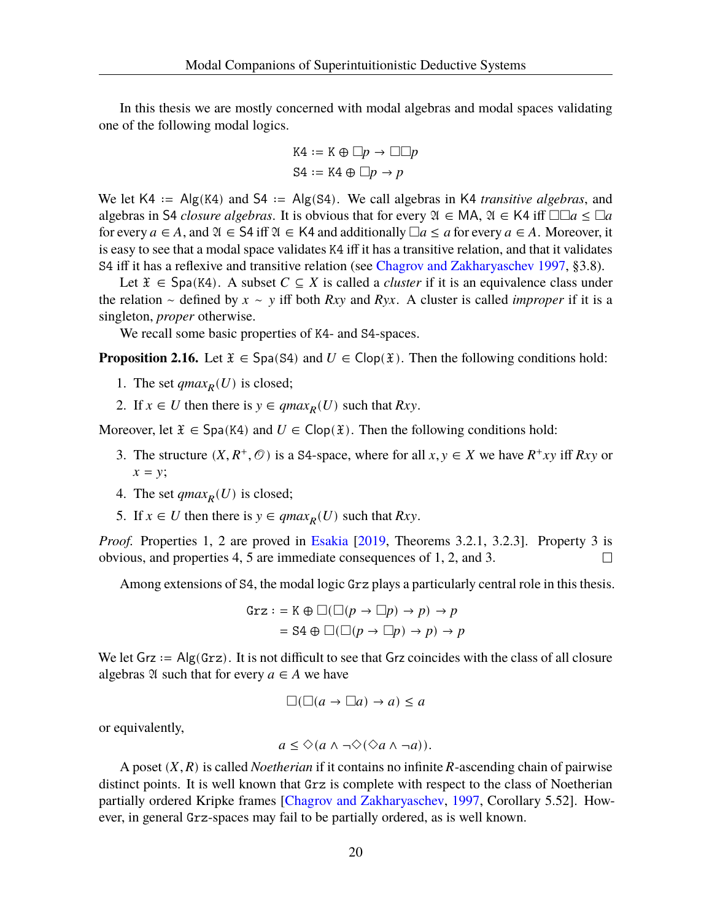In this thesis we are mostly concerned with modal algebras and modal spaces validating one of the following modal logics.

$$\mathtt{K4} := \mathtt{K} \oplus \Box p \to \Box\Box p$$
$$\mathtt{S4} := \mathtt{K4} \oplus \Box p \to p$$

We let $\mathsf{K4} := \mathsf{Alg}(\mathtt{K4})$ and $\mathsf{S4} := \mathsf{Alg}(\mathtt{S4})$. We call algebras in $\mathsf{K4}$ *transitive algebras*, and algebras in $\mathsf{S4}$ *closure algebras*. It is obvious that for every $\mathfrak{A} \in \mathsf{MA}$, $\mathfrak{A} \in \mathsf{K4}$ iff $\Box\Box a \leq \Box a$ for every $a \in A$, and $\mathfrak{A} \in \mathsf{S4}$ iff $\mathfrak{A} \in \mathsf{K4}$ and additionally $\Box a \leq a$ for every $a \in A$. Moreover, it is easy to see that a modal space validates $\mathtt{K4}$ iff it has a transitive relation, and that it validates $\mathtt{S4}$ iff it has a reflexive and transitive relation (see Chagrov and Zakharyaschev 1997, §3.8).

Let $\mathfrak{X} \in \mathsf{Spa}(\mathtt{K4})$. A subset $C \subseteq X$ is called a *cluster* if it is an equivalence class under the relation $\sim$ defined by $x \sim y$ iff both $Rxy$ and $Ryx$. A cluster is called *improper* if it is a singleton, *proper* otherwise.

We recall some basic properties of $\mathtt{K4}$- and $\mathtt{S4}$-spaces.

**Proposition 2.16.** Let $\mathfrak{X} \in \mathsf{Spa}(\mathtt{S4})$ and $U \in \mathsf{Clop}(\mathfrak{X})$. Then the following conditions hold:

1. The set $qmax_R(U)$ is closed;
2. If $x \in U$ then there is $y \in qmax_R(U)$ such that $Rxy$.

Moreover, let $\mathfrak{X} \in \mathsf{Spa}(\mathtt{K4})$ and $U \in \mathsf{Clop}(\mathfrak{X})$. Then the following conditions hold:

3. The structure $(X, R^+, \mathcal{O})$ is a $\mathtt{S4}$-space, where for all $x, y \in X$ we have $R^+xy$ iff $Rxy$ or $x = y$;
4. The set $qmax_R(U)$ is closed;
5. If $x \in U$ then there is $y \in qmax_R(U)$ such that $Rxy$.

*Proof.* Properties 1, 2 are proved in Esakia [2019, Theorems 3.2.1, 3.2.3]. Property 3 is obvious, and properties 4, 5 are immediate consequences of 1, 2, and 3. $\square$

Among extensions of $\mathtt{S4}$, the modal logic $\mathtt{Grz}$ plays a particularly central role in this thesis.

$$\begin{aligned}\mathtt{Grz} &:= \mathtt{K} \oplus \Box(\Box(p \to \Box p) \to p) \to p \\ &= \mathtt{S4} \oplus \Box(\Box(p \to \Box p) \to p) \to p\end{aligned}$$

We let $\mathsf{Grz} := \mathsf{Alg}(\mathtt{Grz})$. It is not difficult to see that $\mathsf{Grz}$ coincides with the class of all closure algebras $\mathfrak{A}$ such that for every $a \in A$ we have

$$\Box(\Box(a \to \Box a) \to a) \leq a$$

or equivalently,

$$a \leq \Diamond(a \wedge \neg\Diamond(\Diamond a \wedge \neg a)).$$

A poset $(X, R)$ is called *Noetherian* if it contains no infinite $R$-ascending chain of pairwise distinct points. It is well known that $\mathtt{Grz}$ is complete with respect to the class of Noetherian partially ordered Kripke frames [Chagrov and Zakharyaschev, 1997, Corollary 5.52]. However, in general $\mathtt{Grz}$-spaces may fail to be partially ordered, as is well known.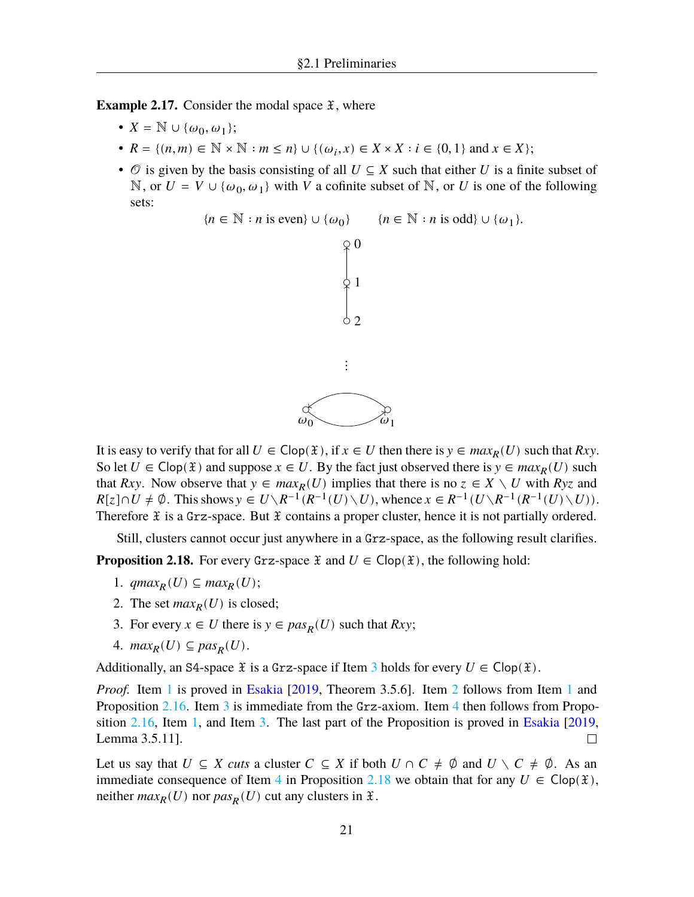**Example 2.17.** Consider the modal space $\mathfrak{X}$, where

- $X = \mathbb{N} \cup \{\omega_0, \omega_1\}$;
- $R = \{(n,m) \in \mathbb{N} \times \mathbb{N} : m \leq n\} \cup \{(\omega_i, x) \in X \times X : i \in \{0,1\} \text{ and } x \in X\}$;
- $\mathcal{O}$ is given by the basis consisting of all $U \subseteq X$ such that either $U$ is a finite subset of $\mathbb{N}$, or $U = V \cup \{\omega_0, \omega_1\}$ with $V$ a cofinite subset of $\mathbb{N}$, or $U$ is one of the following sets:

$$\{n \in \mathbb{N} : n \text{ is even}\} \cup \{\omega_0\} \qquad \{n \in \mathbb{N} : n \text{ is odd}\} \cup \{\omega_1\}.$$

It is easy to verify that for all $U \in \mathsf{Clop}(\mathfrak{X})$, if $x \in U$ then there is $y \in max_R(U)$ such that $Rxy$. So let $U \in \mathsf{Clop}(\mathfrak{X})$ and suppose $x \in U$. By the fact just observed there is $y \in max_R(U)$ such that $Rxy$. Now observe that $y \in max_R(U)$ implies that there is no $z \in X \setminus U$ with $Ryz$ and $R[z] \cap U \neq \emptyset$. This shows $y \in U \setminus R^{-1}(R^{-1}(U) \setminus U)$, whence $x \in R^{-1}(U \setminus R^{-1}(R^{-1}(U) \setminus U))$. Therefore $\mathfrak{X}$ is a $\mathtt{Grz}$-space. But $\mathfrak{X}$ contains a proper cluster, hence it is not partially ordered.

Still, clusters cannot occur just anywhere in a $\mathtt{Grz}$-space, as the following result clarifies.

**Proposition 2.18.** For every $\mathtt{Grz}$-space $\mathfrak{X}$ and $U \in \mathsf{Clop}(\mathfrak{X})$, the following hold:

1. $qmax_R(U) \subseteq max_R(U)$;
2. The set $max_R(U)$ is closed;
3. For every $x \in U$ there is $y \in pas_R(U)$ such that $Rxy$;
4. $max_R(U) \subseteq pas_R(U)$.

Additionally, an $\mathtt{S4}$-space $\mathfrak{X}$ is a $\mathtt{Grz}$-space if Item 3 holds for every $U \in \mathsf{Clop}(\mathfrak{X})$.

*Proof.* Item 1 is proved in Esakia [2019, Theorem 3.5.6]. Item 2 follows from Item 1 and Proposition 2.16. Item 3 is immediate from the $\mathtt{Grz}$-axiom. Item 4 then follows from Proposition 2.16, Item 1, and Item 3. The last part of the Proposition is proved in Esakia [2019, Lemma 3.5.11]. □

Let us say that $U \subseteq X$ *cuts* a cluster $C \subseteq X$ if both $U \cap C \neq \emptyset$ and $U \setminus C \neq \emptyset$. As an immediate consequence of Item 4 in Proposition 2.18 we obtain that for any $U \in \mathsf{Clop}(\mathfrak{X})$, neither $max_R(U)$ nor $pas_R(U)$ cut any clusters in $\mathfrak{X}$.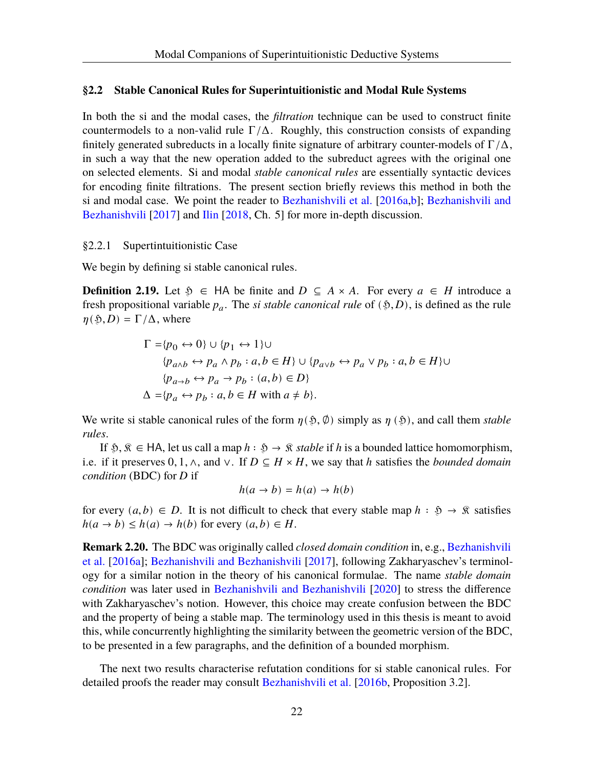## §2.2 Stable Canonical Rules for Superintuitionistic and Modal Rule Systems

In both the si and the modal cases, the *filtration* technique can be used to construct finite countermodels to a non-valid rule $\Gamma/\Delta$. Roughly, this construction consists of expanding finitely generated subreducts in a locally finite signature of arbitrary counter-models of $\Gamma/\Delta$, in such a way that the new operation added to the subreduct agrees with the original one on selected elements. Si and modal *stable canonical rules* are essentially syntactic devices for encoding finite filtrations. The present section briefly reviews this method in both the si and modal case. We point the reader to Bezhanishvili et al. [2016a,b]; Bezhanishvili and Bezhanishvili [2017] and Ilin [2018, Ch. 5] for more in-depth discussion.

### §2.2.1 Supertintuitionistic Case

We begin by defining si stable canonical rules.

**Definition 2.19.** Let $\mathfrak{H} \in \mathsf{HA}$ be finite and $D \subseteq A \times A$. For every $a \in H$ introduce a fresh propositional variable $p_a$. The *si stable canonical rule* of $(\mathfrak{H}, D)$, is defined as the rule $\eta(\mathfrak{H}, D) = \Gamma/\Delta$, where

$$
\begin{aligned}
\Gamma =& \{p_0 \leftrightarrow 0\} \cup \{p_1 \leftrightarrow 1\} \cup \\
& \{p_{a \wedge b} \leftrightarrow p_a \wedge p_b : a, b \in H\} \cup \{p_{a \vee b} \leftrightarrow p_a \vee p_b : a, b \in H\} \cup \\
& \{p_{a \to b} \leftrightarrow p_a \to p_b : (a, b) \in D\} \\
\Delta =& \{p_a \leftrightarrow p_b : a, b \in H \text{ with } a \neq b\}.
\end{aligned}
$$

We write si stable canonical rules of the form $\eta(\mathfrak{H}, \emptyset)$ simply as $\eta(\mathfrak{H})$, and call them *stable rules*.

If $\mathfrak{H}, \mathfrak{K} \in \mathsf{HA}$, let us call a map $h : \mathfrak{H} \to \mathfrak{K}$ *stable* if $h$ is a bounded lattice homomorphism, i.e. if it preserves $0, 1, \wedge$, and $\vee$. If $D \subseteq H \times H$, we say that $h$ satisfies the *bounded domain condition* (BDC) for $D$ if

$$h(a \to b) = h(a) \to h(b)$$

for every $(a, b) \in D$. It is not difficult to check that every stable map $h : \mathfrak{H} \to \mathfrak{K}$ satisfies $h(a \to b) \leq h(a) \to h(b)$ for every $(a, b) \in H$.

**Remark 2.20.** The BDC was originally called *closed domain condition* in, e.g., Bezhanishvili et al. [2016a]; Bezhanishvili and Bezhanishvili [2017], following Zakharyaschev's terminology for a similar notion in the theory of his canonical formulae. The name *stable domain condition* was later used in Bezhanishvili and Bezhanishvili [2020] to stress the difference with Zakharyaschev's notion. However, this choice may create confusion between the BDC and the property of being a stable map. The terminology used in this thesis is meant to avoid this, while concurrently highlighting the similarity between the geometric version of the BDC, to be presented in a few paragraphs, and the definition of a bounded morphism.

The next two results characterise refutation conditions for si stable canonical rules. For detailed proofs the reader may consult Bezhanishvili et al. [2016b, Proposition 3.2].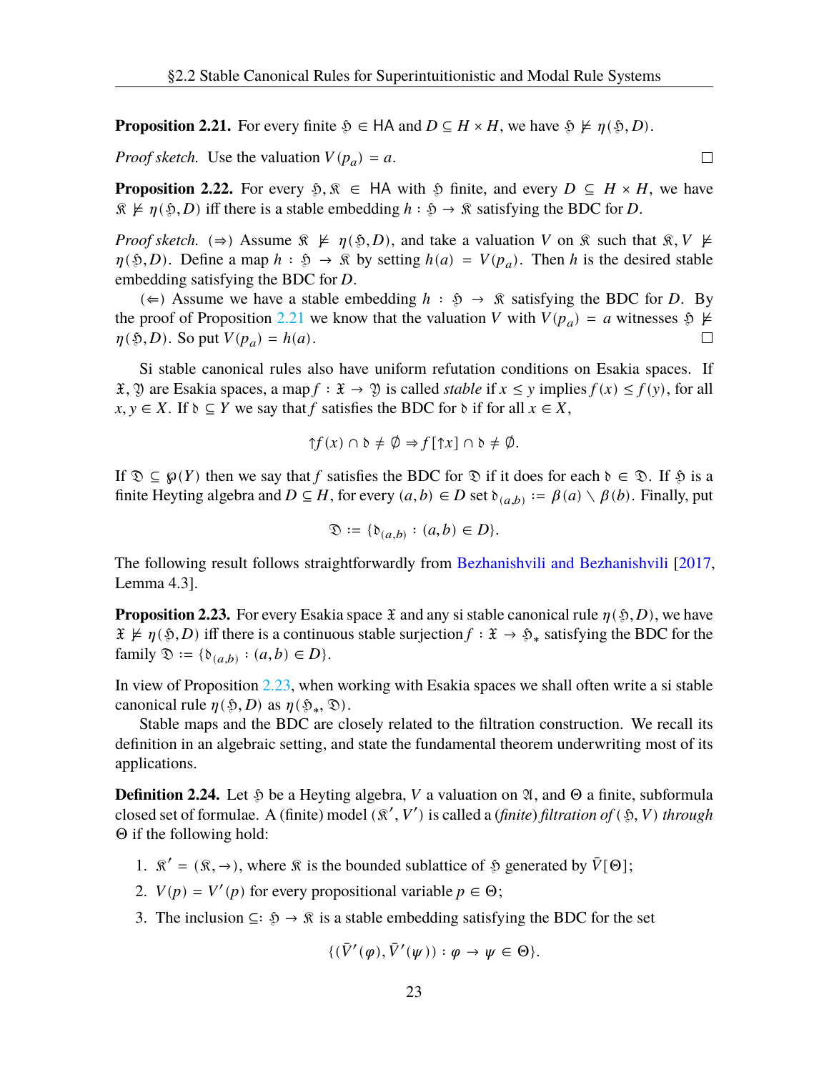**Proposition 2.21.** For every finite $\mathfrak{H} \in \mathsf{HA}$ and $D \subseteq H \times H$, we have $\mathfrak{H} \nvDash \eta(\mathfrak{H}, D)$.

*Proof sketch.* Use the valuation $V(p_a) = a$. $\square$

**Proposition 2.22.** For every $\mathfrak{H}, \mathfrak{K} \in \mathsf{HA}$ with $\mathfrak{H}$ finite, and every $D \subseteq H \times H$, we have $\mathfrak{K} \nvDash \eta(\mathfrak{H}, D)$ iff there is a stable embedding $h : \mathfrak{H} \to \mathfrak{K}$ satisfying the BDC for $D$.

*Proof sketch.* $(\Rightarrow)$ Assume $\mathfrak{K} \nvDash \eta(\mathfrak{H}, D)$, and take a valuation $V$ on $\mathfrak{K}$ such that $\mathfrak{K}, V \nvDash \eta(\mathfrak{H}, D)$. Define a map $h : \mathfrak{H} \to \mathfrak{K}$ by setting $h(a) = V(p_a)$. Then $h$ is the desired stable embedding satisfying the BDC for $D$.

$(\Leftarrow)$ Assume we have a stable embedding $h : \mathfrak{H} \to \mathfrak{K}$ satisfying the BDC for $D$. By the proof of Proposition 2.21 we know that the valuation $V$ with $V(p_a) = a$ witnesses $\mathfrak{H} \nvDash \eta(\mathfrak{H}, D)$. So put $V(p_a) = h(a)$. $\square$

Si stable canonical rules also have uniform refutation conditions on Esakia spaces. If $\mathfrak{X}, \mathfrak{Y}$ are Esakia spaces, a map $f : \mathfrak{X} \to \mathfrak{Y}$ is called *stable* if $x \leq y$ implies $f(x) \leq f(y)$, for all $x, y \in X$. If $\mathfrak{d} \subseteq Y$ we say that $f$ satisfies the BDC for $\mathfrak{d}$ if for all $x \in X$,

$$\uparrow f(x) \cap \mathfrak{d} \neq \emptyset \Rightarrow f[\uparrow x] \cap \mathfrak{d} \neq \emptyset.$$

If $\mathfrak{D} \subseteq \wp(Y)$ then we say that $f$ satisfies the BDC for $\mathfrak{D}$ if it does for each $\mathfrak{d} \in \mathfrak{D}$. If $\mathfrak{H}$ is a finite Heyting algebra and $D \subseteq H$, for every $(a, b) \in D$ set $\mathfrak{d}_{(a,b)} := \beta(a) \setminus \beta(b)$. Finally, put

$$\mathfrak{D} := \{\mathfrak{d}_{(a,b)} : (a, b) \in D\}.$$

The following result follows straightforwardly from Bezhanishvili and Bezhanishvili [2017, Lemma 4.3].

**Proposition 2.23.** For every Esakia space $\mathfrak{X}$ and any si stable canonical rule $\eta(\mathfrak{H}, D)$, we have $\mathfrak{X} \nvDash \eta(\mathfrak{H}, D)$ iff there is a continuous stable surjection $f : \mathfrak{X} \to \mathfrak{H}_*$ satisfying the BDC for the family $\mathfrak{D} := \{\mathfrak{d}_{(a,b)} : (a, b) \in D\}$.

In view of Proposition 2.23, when working with Esakia spaces we shall often write a si stable canonical rule $\eta(\mathfrak{H}, D)$ as $\eta(\mathfrak{H}_*, \mathfrak{D})$.

Stable maps and the BDC are closely related to the filtration construction. We recall its definition in an algebraic setting, and state the fundamental theorem underwriting most of its applications.

**Definition 2.24.** Let $\mathfrak{H}$ be a Heyting algebra, $V$ a valuation on $\mathfrak{A}$, and $\Theta$ a finite, subformula closed set of formulae. A (finite) model $(\mathfrak{K}', V')$ is called a *(finite) filtration of* $(\mathfrak{H}, V)$ *through* $\Theta$ if the following hold:

1. $\mathfrak{K}' = (\mathfrak{K}, \to)$, where $\mathfrak{K}$ is the bounded sublattice of $\mathfrak{H}$ generated by $\bar{V}[\Theta]$;
2. $V(p) = V'(p)$ for every propositional variable $p \in \Theta$;
3. The inclusion $\subseteq : \mathfrak{H} \to \mathfrak{K}$ is a stable embedding satisfying the BDC for the set

$$\{(\bar{V}'(\varphi), \bar{V}'(\psi)) : \varphi \to \psi \in \Theta\}.$$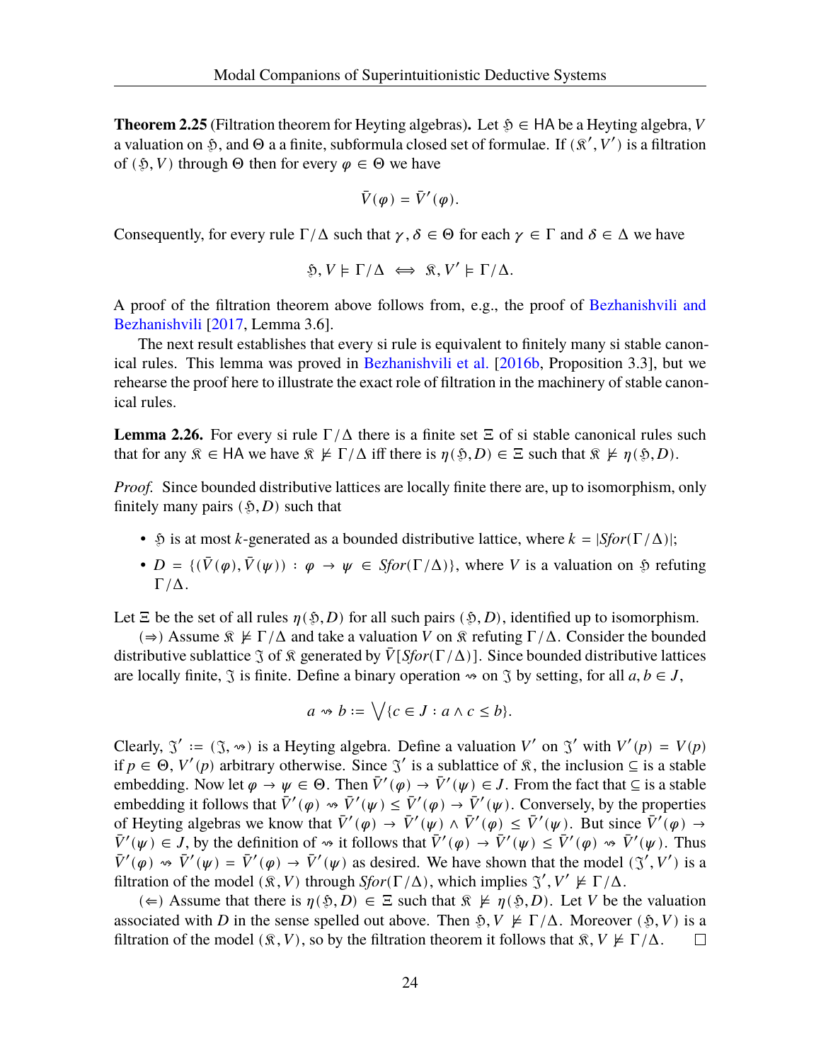**Theorem 2.25** (Filtration theorem for Heyting algebras)**.** Let $\mathfrak{H} \in \mathsf{HA}$ be a Heyting algebra, $V$ a valuation on $\mathfrak{H}$, and $\Theta$ a a finite, subformula closed set of formulae. If $(\mathfrak{K}', V')$ is a filtration of $(\mathfrak{H}, V)$ through $\Theta$ then for every $\varphi \in \Theta$ we have

$$\bar{V}(\varphi) = \bar{V}'(\varphi).$$

Consequently, for every rule $\Gamma/\Delta$ such that $\gamma, \delta \in \Theta$ for each $\gamma \in \Gamma$ and $\delta \in \Delta$ we have

$$\mathfrak{H}, V \models \Gamma/\Delta \iff \mathfrak{K}, V' \models \Gamma/\Delta.$$

A proof of the filtration theorem above follows from, e.g., the proof of Bezhanishvili and Bezhanishvili [2017, Lemma 3.6].

The next result establishes that every si rule is equivalent to finitely many si stable canonical rules. This lemma was proved in Bezhanishvili et al. [2016b, Proposition 3.3], but we rehearse the proof here to illustrate the exact role of filtration in the machinery of stable canonical rules.

**Lemma 2.26.** For every si rule $\Gamma/\Delta$ there is a finite set $\Xi$ of si stable canonical rules such that for any $\mathfrak{K} \in \mathsf{HA}$ we have $\mathfrak{K} \not\models \Gamma/\Delta$ iff there is $\eta(\mathfrak{H}, D) \in \Xi$ such that $\mathfrak{K} \not\models \eta(\mathfrak{H}, D)$.

*Proof.* Since bounded distributive lattices are locally finite there are, up to isomorphism, only finitely many pairs $(\mathfrak{H}, D)$ such that

- $\mathfrak{H}$ is at most $k$-generated as a bounded distributive lattice, where $k = |Sfor(\Gamma/\Delta)|$;
- $D = \{(\bar{V}(\varphi), \bar{V}(\psi)) : \varphi \to \psi \in Sfor(\Gamma/\Delta)\}$, where $V$ is a valuation on $\mathfrak{H}$ refuting $\Gamma/\Delta$.

Let $\Xi$ be the set of all rules $\eta(\mathfrak{H}, D)$ for all such pairs $(\mathfrak{H}, D)$, identified up to isomorphism.

($\Rightarrow$) Assume $\mathfrak{K} \not\models \Gamma/\Delta$ and take a valuation $V$ on $\mathfrak{K}$ refuting $\Gamma/\Delta$. Consider the bounded distributive sublattice $\mathfrak{J}$ of $\mathfrak{K}$ generated by $\bar{V}[Sfor(\Gamma/\Delta)]$. Since bounded distributive lattices are locally finite, $\mathfrak{J}$ is finite. Define a binary operation $\rightsquigarrow$ on $\mathfrak{J}$ by setting, for all $a, b \in J$,

$$a \rightsquigarrow b := \bigvee\{c \in J : a \wedge c \leq b\}.$$

Clearly, $\mathfrak{J}' := (\mathfrak{J}, \rightsquigarrow)$ is a Heyting algebra. Define a valuation $V'$ on $\mathfrak{J}'$ with $V'(p) = V(p)$ if $p \in \Theta$, $V'(p)$ arbitrary otherwise. Since $\mathfrak{J}'$ is a sublattice of $\mathfrak{K}$, the inclusion $\subseteq$ is a stable embedding. Now let $\varphi \to \psi \in \Theta$. Then $\bar{V}'(\varphi) \to \bar{V}'(\psi) \in J$. From the fact that $\subseteq$ is a stable embedding it follows that $\bar{V}'(\varphi) \rightsquigarrow \bar{V}'(\psi) \leq \bar{V}'(\varphi) \to \bar{V}'(\psi)$. Conversely, by the properties of Heyting algebras we know that $\bar{V}'(\varphi) \to \bar{V}'(\psi) \wedge \bar{V}'(\varphi) \leq \bar{V}'(\psi)$. But since $\bar{V}'(\varphi) \to \bar{V}'(\psi) \in J$, by the definition of $\rightsquigarrow$ it follows that $\bar{V}'(\varphi) \to \bar{V}'(\psi) \leq \bar{V}'(\varphi) \rightsquigarrow \bar{V}'(\psi)$. Thus $\bar{V}'(\varphi) \rightsquigarrow \bar{V}'(\psi) = \bar{V}'(\varphi) \to \bar{V}'(\psi)$ as desired. We have shown that the model $(\mathfrak{J}', V')$ is a filtration of the model $(\mathfrak{K}, V)$ through $Sfor(\Gamma/\Delta)$, which implies $\mathfrak{J}', V' \not\models \Gamma/\Delta$.

($\Leftarrow$) Assume that there is $\eta(\mathfrak{H}, D) \in \Xi$ such that $\mathfrak{K} \not\models \eta(\mathfrak{H}, D)$. Let $V$ be the valuation associated with $D$ in the sense spelled out above. Then $\mathfrak{H}, V \not\models \Gamma/\Delta$. Moreover $(\mathfrak{H}, V)$ is a filtration of the model $(\mathfrak{K}, V)$, so by the filtration theorem it follows that $\mathfrak{K}, V \not\models \Gamma/\Delta$. $\square$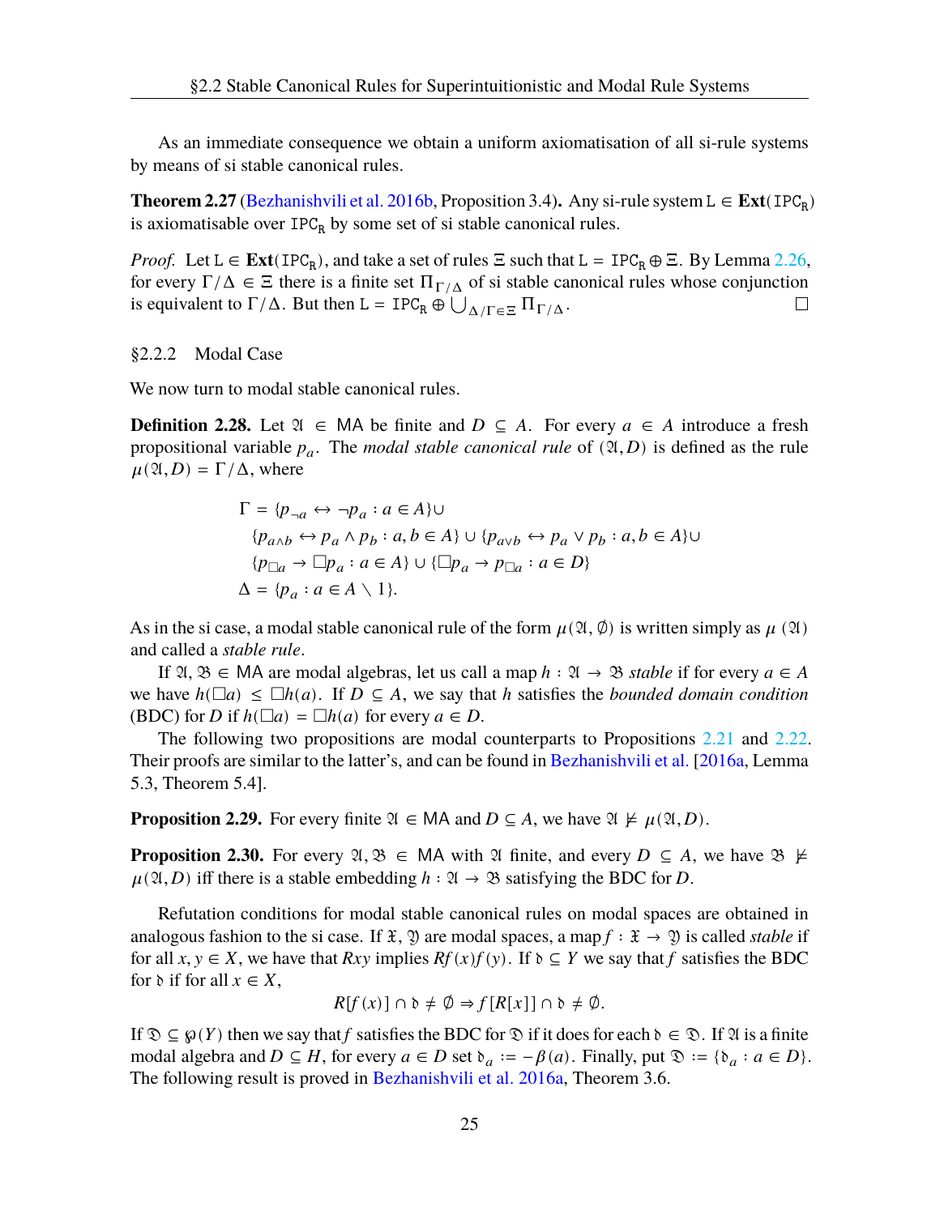As an immediate consequence we obtain a uniform axiomatisation of all si-rule systems by means of si stable canonical rules.

**Theorem 2.27** (Bezhanishvili et al. 2016b, Proposition 3.4)**.** Any si-rule system $\mathtt{L} \in \mathbf{Ext}(\mathtt{IPC_R})$ is axiomatisable over $\mathtt{IPC_R}$ by some set of si stable canonical rules.

*Proof.* Let $\mathtt{L} \in \mathbf{Ext}(\mathtt{IPC_R})$, and take a set of rules $\Xi$ such that $\mathtt{L} = \mathtt{IPC_R} \oplus \Xi$. By Lemma 2.26, for every $\Gamma/\Delta \in \Xi$ there is a finite set $\Pi_{\Gamma/\Delta}$ of si stable canonical rules whose conjunction is equivalent to $\Gamma/\Delta$. But then $\mathtt{L} = \mathtt{IPC_R} \oplus \bigcup_{\Delta/\Gamma \in \Xi} \Pi_{\Gamma/\Delta}$. ☐

### §2.2.2 Modal Case

We now turn to modal stable canonical rules.

**Definition 2.28.** Let $\mathfrak{A} \in \mathsf{MA}$ be finite and $D \subseteq A$. For every $a \in A$ introduce a fresh propositional variable $p_a$. The *modal stable canonical rule* of $(\mathfrak{A}, D)$ is defined as the rule $\mu(\mathfrak{A}, D) = \Gamma/\Delta$, where

$$
\begin{aligned}
\Gamma = \ & \{p_{\neg a} \leftrightarrow \neg p_a : a \in A\} \cup \\
& \{p_{a \wedge b} \leftrightarrow p_a \wedge p_b : a, b \in A\} \cup \{p_{a \vee b} \leftrightarrow p_a \vee p_b : a, b \in A\} \cup \\
& \{p_{\Box a} \rightarrow \Box p_a : a \in A\} \cup \{\Box p_a \rightarrow p_{\Box a} : a \in D\} \\
\Delta = \ & \{p_a : a \in A \setminus 1\}.
\end{aligned}
$$

As in the si case, a modal stable canonical rule of the form $\mu(\mathfrak{A}, \emptyset)$ is written simply as $\mu(\mathfrak{A})$ and called a *stable rule*.

If $\mathfrak{A}, \mathfrak{B} \in \mathsf{MA}$ are modal algebras, let us call a map $h : \mathfrak{A} \to \mathfrak{B}$ *stable* if for every $a \in A$ we have $h(\Box a) \leq \Box h(a)$. If $D \subseteq A$, we say that $h$ satisfies the *bounded domain condition* (BDC) for $D$ if $h(\Box a) = \Box h(a)$ for every $a \in D$.

The following two propositions are modal counterparts to Propositions 2.21 and 2.22. Their proofs are similar to the latter's, and can be found in Bezhanishvili et al. [2016a, Lemma 5.3, Theorem 5.4].

**Proposition 2.29.** For every finite $\mathfrak{A} \in \mathsf{MA}$ and $D \subseteq A$, we have $\mathfrak{A} \nvDash \mu(\mathfrak{A}, D)$.

**Proposition 2.30.** For every $\mathfrak{A}, \mathfrak{B} \in \mathsf{MA}$ with $\mathfrak{A}$ finite, and every $D \subseteq A$, we have $\mathfrak{B} \nvDash \mu(\mathfrak{A}, D)$ iff there is a stable embedding $h : \mathfrak{A} \to \mathfrak{B}$ satisfying the BDC for $D$.

Refutation conditions for modal stable canonical rules on modal spaces are obtained in analogous fashion to the si case. If $\mathfrak{X}, \mathfrak{Y}$ are modal spaces, a map $f : \mathfrak{X} \to \mathfrak{Y}$ is called *stable* if for all $x, y \in X$, we have that $Rxy$ implies $Rf(x)f(y)$. If $\mathfrak{d} \subseteq Y$ we say that $f$ satisfies the BDC for $\mathfrak{d}$ if for all $x \in X$,

$$R[f(x)] \cap \mathfrak{d} \neq \emptyset \Rightarrow f[R[x]] \cap \mathfrak{d} \neq \emptyset.$$

If $\mathfrak{D} \subseteq \wp(Y)$ then we say that $f$ satisfies the BDC for $\mathfrak{D}$ if it does for each $\mathfrak{d} \in \mathfrak{D}$. If $\mathfrak{A}$ is a finite modal algebra and $D \subseteq H$, for every $a \in D$ set $\mathfrak{d}_a := -\beta(a)$. Finally, put $\mathfrak{D} := \{\mathfrak{d}_a : a \in D\}$. The following result is proved in Bezhanishvili et al. 2016a, Theorem 3.6.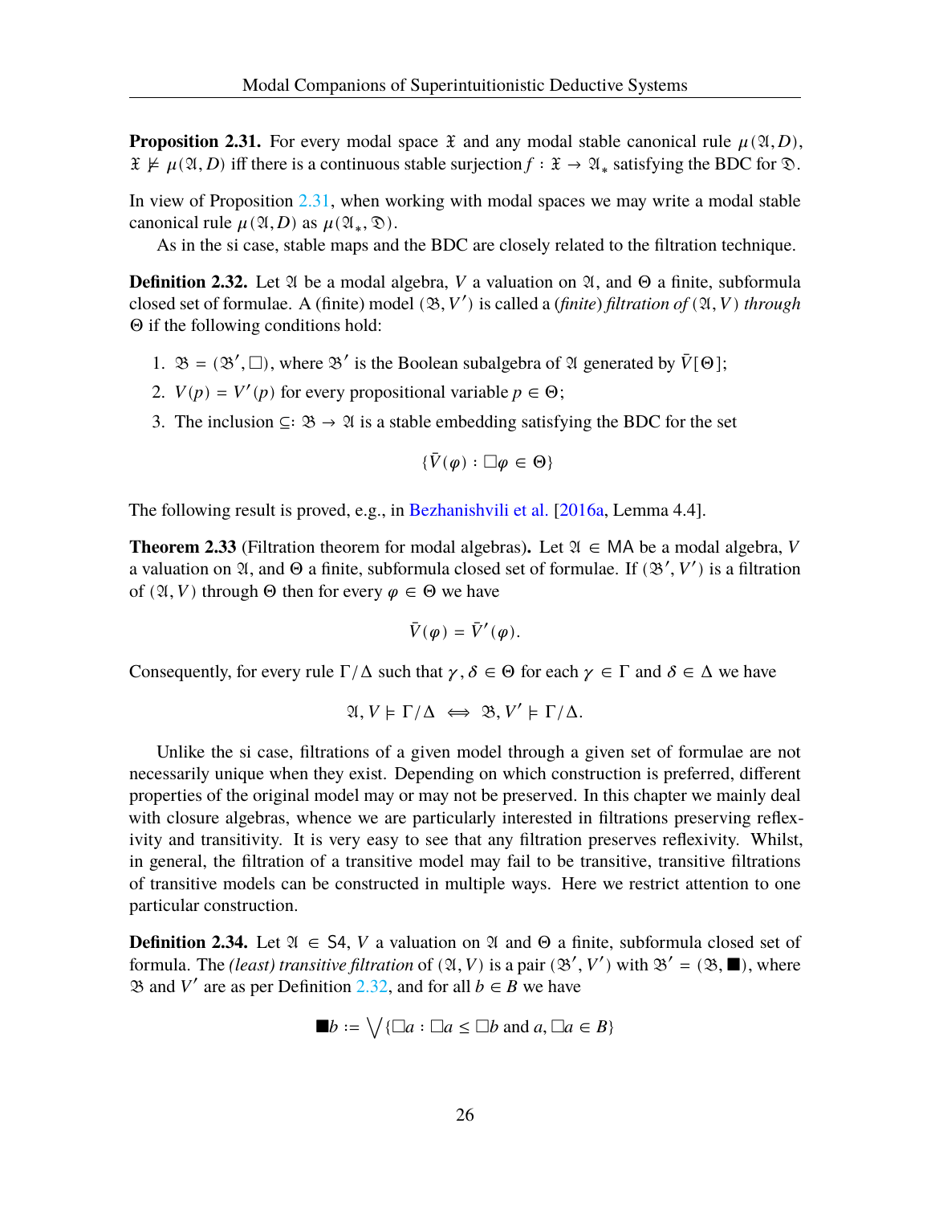**Proposition 2.31.** For every modal space $\mathfrak{X}$ and any modal stable canonical rule $\mu(\mathfrak{A}, D)$, $\mathfrak{X} \nvDash \mu(\mathfrak{A}, D)$ iff there is a continuous stable surjection $f : \mathfrak{X} \to \mathfrak{A}_*$ satisfying the BDC for $\mathfrak{D}$.

In view of Proposition 2.31, when working with modal spaces we may write a modal stable canonical rule $\mu(\mathfrak{A}, D)$ as $\mu(\mathfrak{A}_*, \mathfrak{D})$.

As in the si case, stable maps and the BDC are closely related to the filtration technique.

**Definition 2.32.** Let $\mathfrak{A}$ be a modal algebra, $V$ a valuation on $\mathfrak{A}$, and $\Theta$ a finite, subformula closed set of formulae. A (finite) model $(\mathfrak{B}, V')$ is called a *(finite) filtration of* $(\mathfrak{A}, V)$ *through* $\Theta$ if the following conditions hold:

1. $\mathfrak{B} = (\mathfrak{B}', \Box)$, where $\mathfrak{B}'$ is the Boolean subalgebra of $\mathfrak{A}$ generated by $\bar{V}[\Theta]$;
2. $V(p) = V'(p)$ for every propositional variable $p \in \Theta$;
3. The inclusion $\subseteq : \mathfrak{B} \to \mathfrak{A}$ is a stable embedding satisfying the BDC for the set

$$\{\bar{V}(\varphi) : \Box\varphi \in \Theta\}$$

The following result is proved, e.g., in Bezhanishvili et al. [2016a, Lemma 4.4].

**Theorem 2.33** (Filtration theorem for modal algebras)**.** Let $\mathfrak{A} \in \mathsf{MA}$ be a modal algebra, $V$ a valuation on $\mathfrak{A}$, and $\Theta$ a finite, subformula closed set of formulae. If $(\mathfrak{B}', V')$ is a filtration of $(\mathfrak{A}, V)$ through $\Theta$ then for every $\varphi \in \Theta$ we have

$$\bar{V}(\varphi) = \bar{V}'(\varphi).$$

Consequently, for every rule $\Gamma/\Delta$ such that $\gamma, \delta \in \Theta$ for each $\gamma \in \Gamma$ and $\delta \in \Delta$ we have

$$\mathfrak{A}, V \models \Gamma/\Delta \iff \mathfrak{B}, V' \models \Gamma/\Delta.$$

Unlike the si case, filtrations of a given model through a given set of formulae are not necessarily unique when they exist. Depending on which construction is preferred, different properties of the original model may or may not be preserved. In this chapter we mainly deal with closure algebras, whence we are particularly interested in filtrations preserving reflexivity and transitivity. It is very easy to see that any filtration preserves reflexivity. Whilst, in general, the filtration of a transitive model may fail to be transitive, transitive filtrations of transitive models can be constructed in multiple ways. Here we restrict attention to one particular construction.

**Definition 2.34.** Let $\mathfrak{A} \in \mathsf{S4}$, $V$ a valuation on $\mathfrak{A}$ and $\Theta$ a finite, subformula closed set of formula. The *(least) transitive filtration* of $(\mathfrak{A}, V)$ is a pair $(\mathfrak{B}', V')$ with $\mathfrak{B}' = (\mathfrak{B}, \blacksquare)$, where $\mathfrak{B}$ and $V'$ are as per Definition 2.32, and for all $b \in B$ we have

$$\blacksquare b := \bigvee\{\Box a : \Box a \leq \Box b \text{ and } a, \Box a \in B\}$$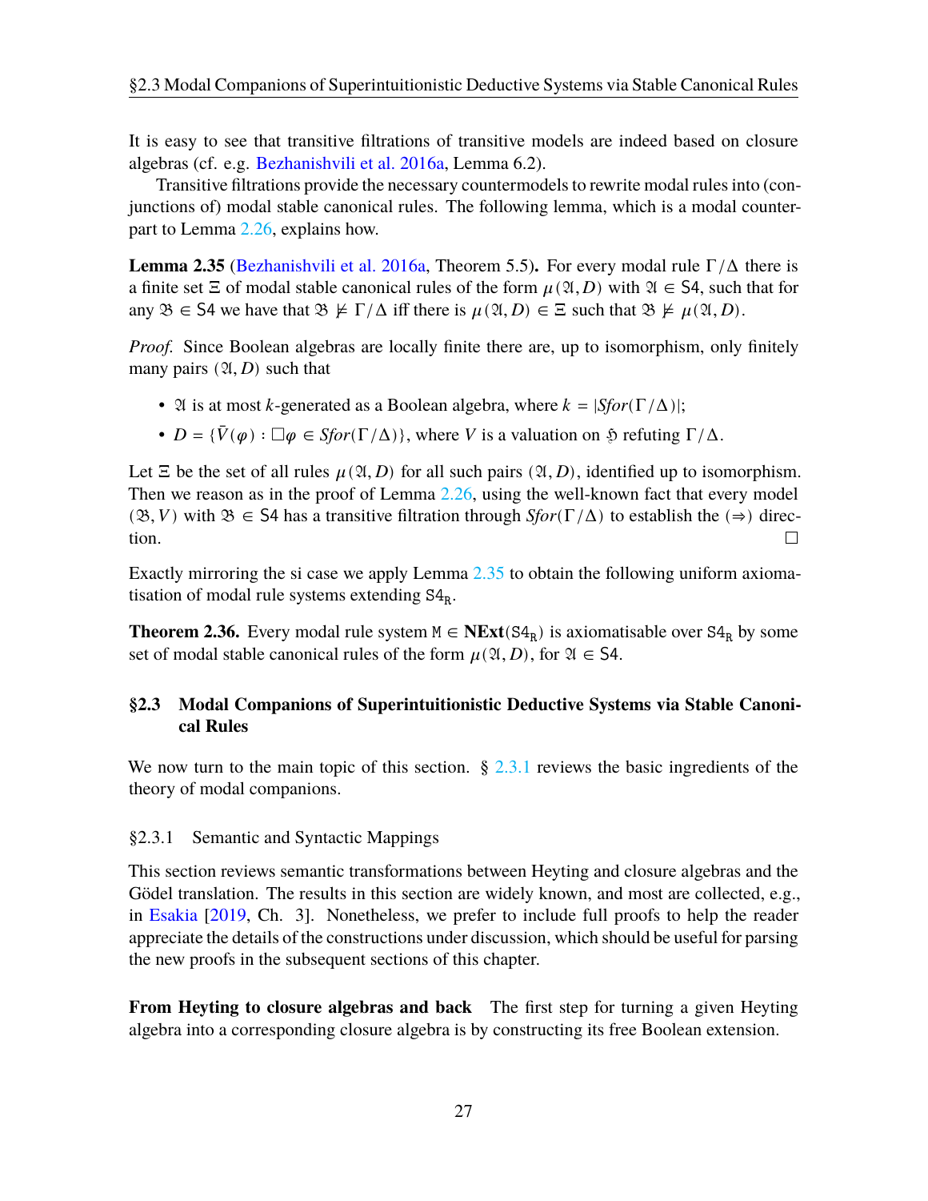It is easy to see that transitive filtrations of transitive models are indeed based on closure algebras (cf. e.g. Bezhanishvili et al. 2016a, Lemma 6.2).

Transitive filtrations provide the necessary countermodels to rewrite modal rules into (conjunctions of) modal stable canonical rules. The following lemma, which is a modal counterpart to Lemma 2.26, explains how.

**Lemma 2.35** (Bezhanishvili et al. 2016a, Theorem 5.5)**.** For every modal rule $\Gamma/\Delta$ there is a finite set $\Xi$ of modal stable canonical rules of the form $\mu(\mathfrak{A}, D)$ with $\mathfrak{A} \in \mathsf{S4}$, such that for any $\mathfrak{B} \in \mathsf{S4}$ we have that $\mathfrak{B} \not\models \Gamma/\Delta$ iff there is $\mu(\mathfrak{A}, D) \in \Xi$ such that $\mathfrak{B} \not\models \mu(\mathfrak{A}, D)$.

*Proof.* Since Boolean algebras are locally finite there are, up to isomorphism, only finitely many pairs $(\mathfrak{A}, D)$ such that

- $\mathfrak{A}$ is at most $k$-generated as a Boolean algebra, where $k = |Sfor(\Gamma/\Delta)|$;
- $D = \{\bar{V}(\varphi) : \Box\varphi \in Sfor(\Gamma/\Delta)\}$, where $V$ is a valuation on $\mathfrak{H}$ refuting $\Gamma/\Delta$.

Let $\Xi$ be the set of all rules $\mu(\mathfrak{A}, D)$ for all such pairs $(\mathfrak{A}, D)$, identified up to isomorphism. Then we reason as in the proof of Lemma 2.26, using the well-known fact that every model $(\mathfrak{B}, V)$ with $\mathfrak{B} \in \mathsf{S4}$ has a transitive filtration through $Sfor(\Gamma/\Delta)$ to establish the $(\Rightarrow)$ direction. $\square$

Exactly mirroring the si case we apply Lemma 2.35 to obtain the following uniform axiomatisation of modal rule systems extending $\mathtt{S4}_\mathtt{R}$.

**Theorem 2.36.** Every modal rule system $\mathtt{M} \in \mathbf{NExt}(\mathtt{S4}_\mathtt{R})$ is axiomatisable over $\mathtt{S4}_\mathtt{R}$ by some set of modal stable canonical rules of the form $\mu(\mathfrak{A}, D)$, for $\mathfrak{A} \in \mathsf{S4}$.

## §2.3 Modal Companions of Superintuitionistic Deductive Systems via Stable Canonical Rules

We now turn to the main topic of this section. § 2.3.1 reviews the basic ingredients of the theory of modal companions.

### §2.3.1 Semantic and Syntactic Mappings

This section reviews semantic transformations between Heyting and closure algebras and the Gödel translation. The results in this section are widely known, and most are collected, e.g., in Esakia [2019, Ch. 3]. Nonetheless, we prefer to include full proofs to help the reader appreciate the details of the constructions under discussion, which should be useful for parsing the new proofs in the subsequent sections of this chapter.

**From Heyting to closure algebras and back** The first step for turning a given Heyting algebra into a corresponding closure algebra is by constructing its free Boolean extension.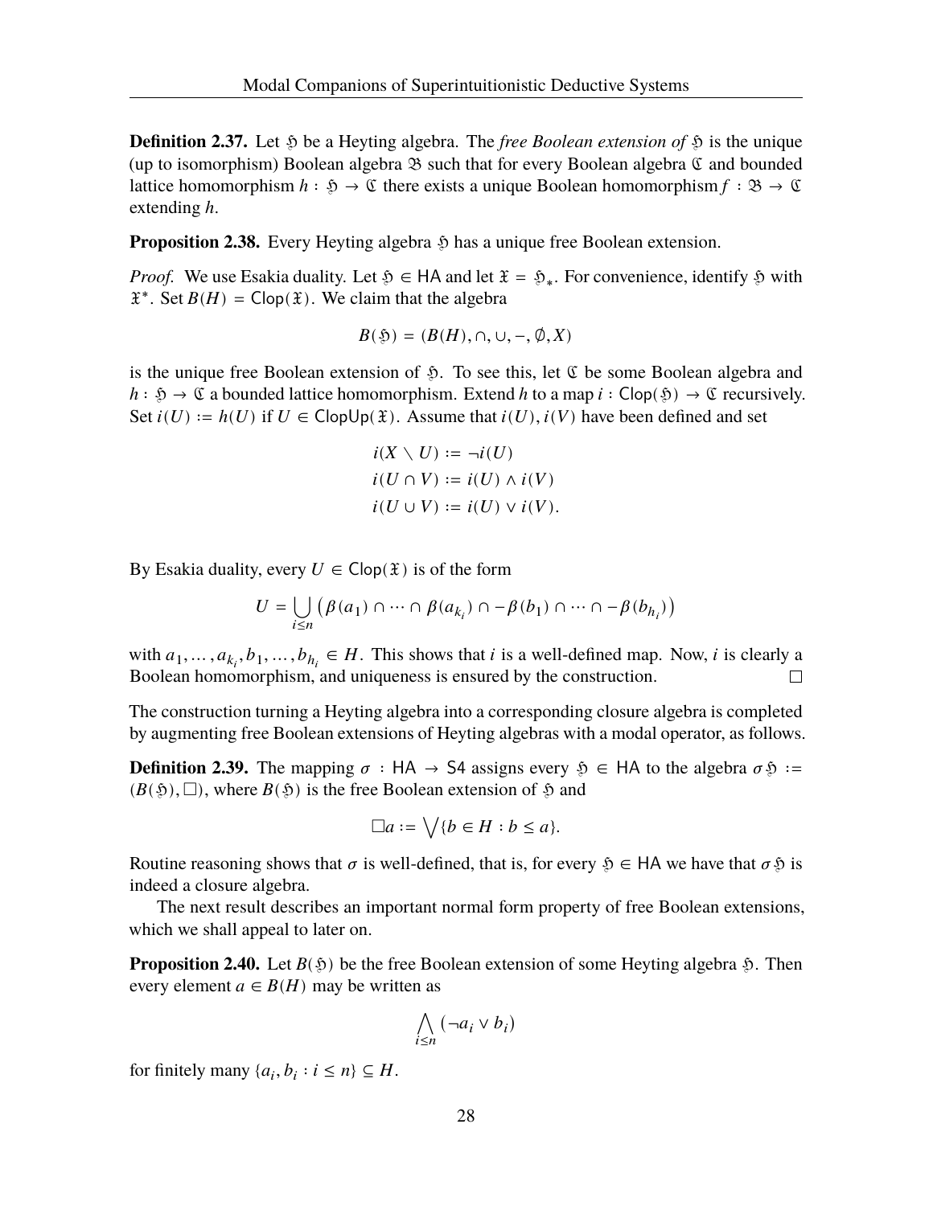**Definition 2.37.** Let $\mathfrak{H}$ be a Heyting algebra. The *free Boolean extension of* $\mathfrak{H}$ is the unique (up to isomorphism) Boolean algebra $\mathfrak{B}$ such that for every Boolean algebra $\mathfrak{C}$ and bounded lattice homomorphism $h : \mathfrak{H} \to \mathfrak{C}$ there exists a unique Boolean homomorphism $f : \mathfrak{B} \to \mathfrak{C}$ extending $h$.

**Proposition 2.38.** Every Heyting algebra $\mathfrak{H}$ has a unique free Boolean extension.

*Proof.* We use Esakia duality. Let $\mathfrak{H} \in \mathsf{HA}$ and let $\mathfrak{X} = \mathfrak{H}_*$. For convenience, identify $\mathfrak{H}$ with $\mathfrak{X}^*$. Set $B(H) = \mathsf{Clop}(\mathfrak{X})$. We claim that the algebra

$$B(\mathfrak{H}) = (B(H), \cap, \cup, -, \emptyset, X)$$

is the unique free Boolean extension of $\mathfrak{H}$. To see this, let $\mathfrak{C}$ be some Boolean algebra and $h : \mathfrak{H} \to \mathfrak{C}$ a bounded lattice homomorphism. Extend $h$ to a map $i : \mathsf{Clop}(\mathfrak{H}) \to \mathfrak{C}$ recursively. Set $i(U) := h(U)$ if $U \in \mathsf{ClopUp}(\mathfrak{X})$. Assume that $i(U), i(V)$ have been defined and set

$$\begin{aligned}
i(X \smallsetminus U) &:= \neg i(U) \\
i(U \cap V) &:= i(U) \wedge i(V) \\
i(U \cup V) &:= i(U) \vee i(V).
\end{aligned}$$

By Esakia duality, every $U \in \mathsf{Clop}(\mathfrak{X})$ is of the form

$$U = \bigcup_{i \leq n} \left( \beta(a_1) \cap \cdots \cap \beta(a_{k_i}) \cap -\beta(b_1) \cap \cdots \cap -\beta(b_{h_i}) \right)$$

with $a_1, \ldots, a_{k_i}, b_1, \ldots, b_{h_i} \in H$. This shows that $i$ is a well-defined map. Now, $i$ is clearly a Boolean homomorphism, and uniqueness is ensured by the construction. $\square$

The construction turning a Heyting algebra into a corresponding closure algebra is completed by augmenting free Boolean extensions of Heyting algebras with a modal operator, as follows.

**Definition 2.39.** The mapping $\sigma : \mathsf{HA} \to \mathsf{S4}$ assigns every $\mathfrak{H} \in \mathsf{HA}$ to the algebra $\sigma\mathfrak{H} := (B(\mathfrak{H}), \Box)$, where $B(\mathfrak{H})$ is the free Boolean extension of $\mathfrak{H}$ and

$$\Box a := \bigvee \{b \in H : b \leq a\}.$$

Routine reasoning shows that $\sigma$ is well-defined, that is, for every $\mathfrak{H} \in \mathsf{HA}$ we have that $\sigma\mathfrak{H}$ is indeed a closure algebra.

The next result describes an important normal form property of free Boolean extensions, which we shall appeal to later on.

**Proposition 2.40.** Let $B(\mathfrak{H})$ be the free Boolean extension of some Heyting algebra $\mathfrak{H}$. Then every element $a \in B(H)$ may be written as

$$\bigwedge_{i \leq n} (\neg a_i \vee b_i)$$

for finitely many $\{a_i, b_i : i \leq n\} \subseteq H$.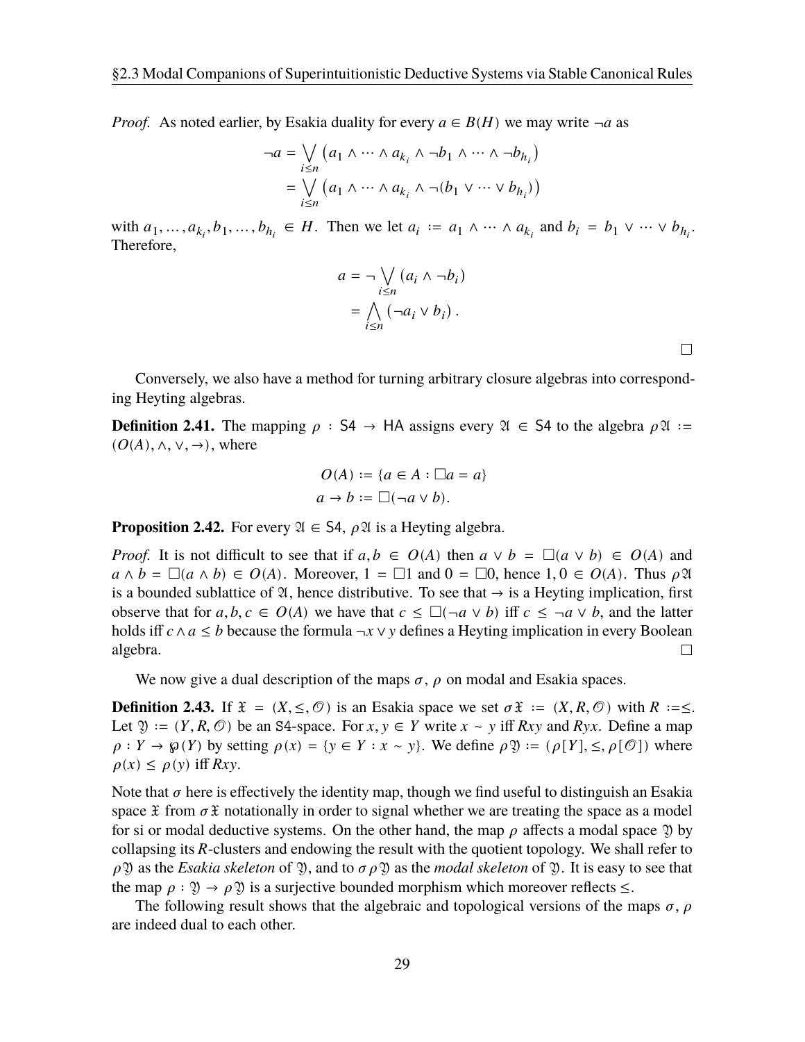*Proof.* As noted earlier, by Esakia duality for every $a \in B(H)$ we may write $\neg a$ as

$$\begin{aligned}
\neg a &= \bigvee_{i \leq n} \left( a_1 \wedge \cdots \wedge a_{k_i} \wedge \neg b_1 \wedge \cdots \wedge \neg b_{h_i} \right) \\
&= \bigvee_{i \leq n} \left( a_1 \wedge \cdots \wedge a_{k_i} \wedge \neg (b_1 \vee \cdots \vee b_{h_i}) \right)
\end{aligned}$$

with $a_1, \ldots, a_{k_i}, b_1, \ldots, b_{h_i} \in H$. Then we let $a_i := a_1 \wedge \cdots \wedge a_{k_i}$ and $b_i = b_1 \vee \cdots \vee b_{h_i}$. Therefore,

$$\begin{aligned}
a &= \neg \bigvee_{i \leq n} (a_i \wedge \neg b_i) \\
&= \bigwedge_{i \leq n} (\neg a_i \vee b_i) .
\end{aligned}$$

□

Conversely, we also have a method for turning arbitrary closure algebras into corresponding Heyting algebras.

**Definition 2.41.** The mapping $\rho : \mathsf{S4} \to \mathsf{HA}$ assigns every $\mathfrak{A} \in \mathsf{S4}$ to the algebra $\rho\mathfrak{A} := (O(A), \wedge, \vee, \to)$, where

$$\begin{aligned}
O(A) &:= \{a \in A : \Box a = a\} \\
a \to b &:= \Box(\neg a \vee b).
\end{aligned}$$

**Proposition 2.42.** For every $\mathfrak{A} \in \mathsf{S4}$, $\rho\mathfrak{A}$ is a Heyting algebra.

*Proof.* It is not difficult to see that if $a, b \in O(A)$ then $a \vee b = \Box(a \vee b) \in O(A)$ and $a \wedge b = \Box(a \wedge b) \in O(A)$. Moreover, $1 = \Box 1$ and $0 = \Box 0$, hence $1, 0 \in O(A)$. Thus $\rho\mathfrak{A}$ is a bounded sublattice of $\mathfrak{A}$, hence distributive. To see that $\to$ is a Heyting implication, first observe that for $a, b, c \in O(A)$ we have that $c \leq \Box(\neg a \vee b)$ iff $c \leq \neg a \vee b$, and the latter holds iff $c \wedge a \leq b$ because the formula $\neg x \vee y$ defines a Heyting implication in every Boolean algebra. □

We now give a dual description of the maps $\sigma$, $\rho$ on modal and Esakia spaces.

**Definition 2.43.** If $\mathfrak{X} = (X, \leq, \mathcal{O})$ is an Esakia space we set $\sigma\mathfrak{X} := (X, R, \mathcal{O})$ with $R :=\leq$. Let $\mathfrak{Y} := (Y, R, \mathcal{O})$ be an $\mathsf{S4}$-space. For $x, y \in Y$ write $x \sim y$ iff $Rxy$ and $Ryx$. Define a map $\rho : Y \to \wp(Y)$ by setting $\rho(x) = \{y \in Y : x \sim y\}$. We define $\rho\mathfrak{Y} := (\rho[Y], \leq, \rho[\mathcal{O}])$ where $\rho(x) \leq \rho(y)$ iff $Rxy$.

Note that $\sigma$ here is effectively the identity map, though we find useful to distinguish an Esakia space $\mathfrak{X}$ from $\sigma\mathfrak{X}$ notationally in order to signal whether we are treating the space as a model for si or modal deductive systems. On the other hand, the map $\rho$ affects a modal space $\mathfrak{Y}$ by collapsing its $R$-clusters and endowing the result with the quotient topology. We shall refer to $\rho\mathfrak{Y}$ as the *Esakia skeleton* of $\mathfrak{Y}$, and to $\sigma\rho\mathfrak{Y}$ as the *modal skeleton* of $\mathfrak{Y}$. It is easy to see that the map $\rho : \mathfrak{Y} \to \rho\mathfrak{Y}$ is a surjective bounded morphism which moreover reflects $\leq$.

The following result shows that the algebraic and topological versions of the maps $\sigma$, $\rho$ are indeed dual to each other.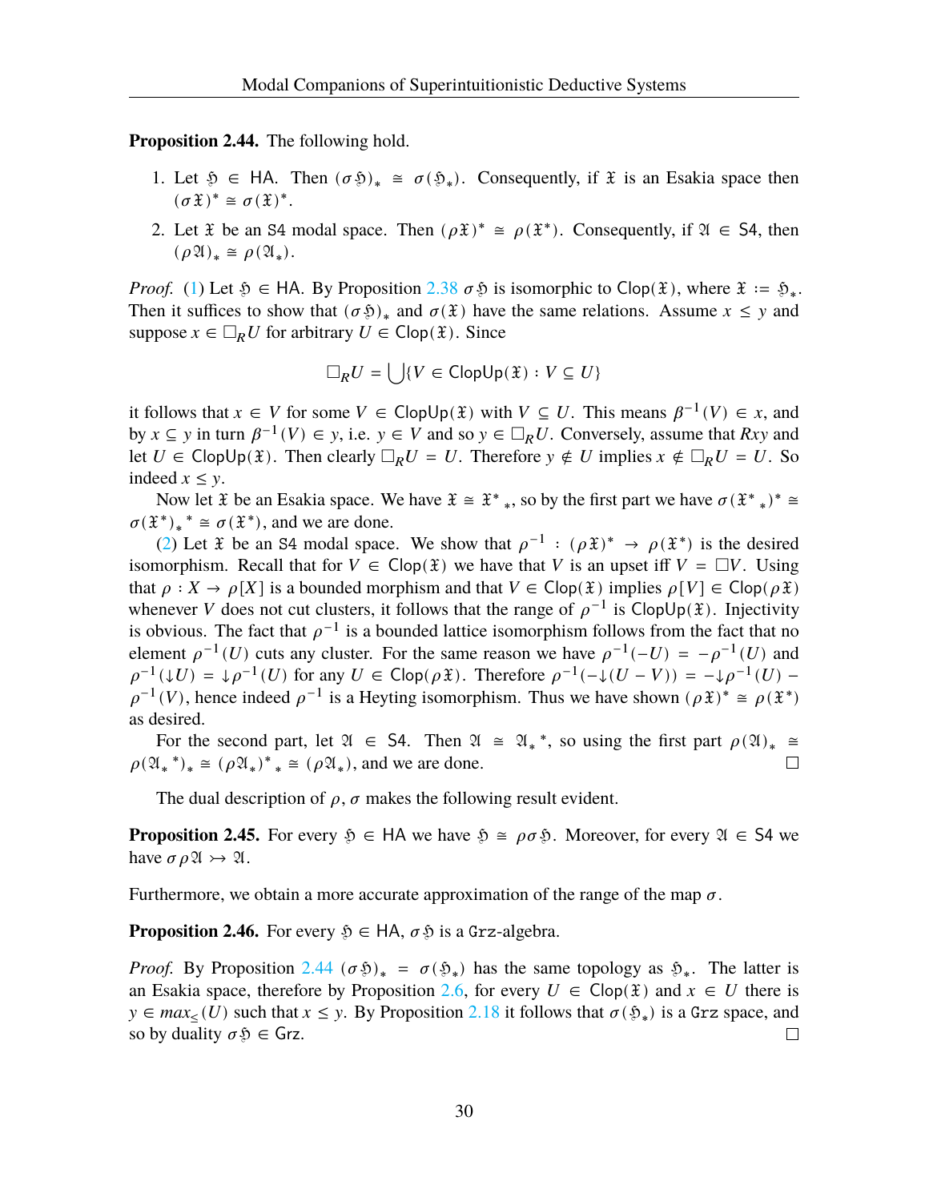**Proposition 2.44.** The following hold.

1. Let $\mathfrak{H} \in \mathsf{HA}$. Then $(\sigma\mathfrak{H})_* \cong \sigma(\mathfrak{H}_*)$. Consequently, if $\mathfrak{X}$ is an Esakia space then $(\sigma\mathfrak{X})^* \cong \sigma(\mathfrak{X})^*$.
2. Let $\mathfrak{X}$ be an $\mathtt{S4}$ modal space. Then $(\rho\mathfrak{X})^* \cong \rho(\mathfrak{X}^*)$. Consequently, if $\mathfrak{A} \in \mathsf{S4}$, then $(\rho\mathfrak{A})_* \cong \rho(\mathfrak{A}_*)$.

*Proof.* (1) Let $\mathfrak{H} \in \mathsf{HA}$. By Proposition 2.38 $\sigma\mathfrak{H}$ is isomorphic to $\mathsf{Clop}(\mathfrak{X})$, where $\mathfrak{X} := \mathfrak{H}_*$. Then it suffices to show that $(\sigma\mathfrak{H})_*$ and $\sigma(\mathfrak{X})$ have the same relations. Assume $x \leq y$ and suppose $x \in \Box_R U$ for arbitrary $U \in \mathsf{Clop}(\mathfrak{X})$. Since

$$\Box_R U = \bigcup\{V \in \mathsf{ClopUp}(\mathfrak{X}) : V \subseteq U\}$$

it follows that $x \in V$ for some $V \in \mathsf{ClopUp}(\mathfrak{X})$ with $V \subseteq U$. This means $\beta^{-1}(V) \in x$, and by $x \subseteq y$ in turn $\beta^{-1}(V) \in y$, i.e. $y \in V$ and so $y \in \Box_R U$. Conversely, assume that $Rxy$ and let $U \in \mathsf{ClopUp}(\mathfrak{X})$. Then clearly $\Box_R U = U$. Therefore $y \notin U$ implies $x \notin \Box_R U = U$. So indeed $x \leq y$.

Now let $\mathfrak{X}$ be an Esakia space. We have $\mathfrak{X} \cong \mathfrak{X}^*{}_*$, so by the first part we have $\sigma(\mathfrak{X}^*{}_*)^* \cong \sigma(\mathfrak{X}^*)_*{}^* \cong \sigma(\mathfrak{X}^*)$, and we are done.

(2) Let $\mathfrak{X}$ be an $\mathtt{S4}$ modal space. We show that $\rho^{-1} : (\rho\mathfrak{X})^* \to \rho(\mathfrak{X}^*)$ is the desired isomorphism. Recall that for $V \in \mathsf{Clop}(\mathfrak{X})$ we have that $V$ is an upset iff $V = \Box V$. Using that $\rho : X \to \rho[X]$ is a bounded morphism and that $V \in \mathsf{Clop}(\mathfrak{X})$ implies $\rho[V] \in \mathsf{Clop}(\rho\mathfrak{X})$ whenever $V$ does not cut clusters, it follows that the range of $\rho^{-1}$ is $\mathsf{ClopUp}(\mathfrak{X})$. Injectivity is obvious. The fact that $\rho^{-1}$ is a bounded lattice isomorphism follows from the fact that no element $\rho^{-1}(U)$ cuts any cluster. For the same reason we have $\rho^{-1}(-U) = -\rho^{-1}(U)$ and $\rho^{-1}({\downarrow}U) = {\downarrow}\rho^{-1}(U)$ for any $U \in \mathsf{Clop}(\rho\mathfrak{X})$. Therefore $\rho^{-1}(-{\downarrow}(U - V)) = -{\downarrow}\rho^{-1}(U) - \rho^{-1}(V)$, hence indeed $\rho^{-1}$ is a Heyting isomorphism. Thus we have shown $(\rho\mathfrak{X})^* \cong \rho(\mathfrak{X}^*)$ as desired.

For the second part, let $\mathfrak{A} \in \mathsf{S4}$. Then $\mathfrak{A} \cong \mathfrak{A}_*{}^*$, so using the first part $\rho(\mathfrak{A})_* \cong \rho(\mathfrak{A}_*{}^*)_* \cong (\rho\mathfrak{A}_*)^*{}_* \cong (\rho\mathfrak{A}_*)$, and we are done. $\square$

The dual description of $\rho, \sigma$ makes the following result evident.

**Proposition 2.45.** For every $\mathfrak{H} \in \mathsf{HA}$ we have $\mathfrak{H} \cong \rho\sigma\mathfrak{H}$. Moreover, for every $\mathfrak{A} \in \mathsf{S4}$ we have $\sigma\rho\mathfrak{A} \rightarrowtail \mathfrak{A}$.

Furthermore, we obtain a more accurate approximation of the range of the map $\sigma$.

**Proposition 2.46.** For every $\mathfrak{H} \in \mathsf{HA}$, $\sigma\mathfrak{H}$ is a $\mathtt{Grz}$-algebra.

*Proof.* By Proposition 2.44 $(\sigma\mathfrak{H})_* = \sigma(\mathfrak{H}_*)$ has the same topology as $\mathfrak{H}_*$. The latter is an Esakia space, therefore by Proposition 2.6, for every $U \in \mathsf{Clop}(\mathfrak{X})$ and $x \in U$ there is $y \in max_{\leq}(U)$ such that $x \leq y$. By Proposition 2.18 it follows that $\sigma(\mathfrak{H}_*)$ is a $\mathtt{Grz}$ space, and so by duality $\sigma\mathfrak{H} \in \mathsf{Grz}$. $\square$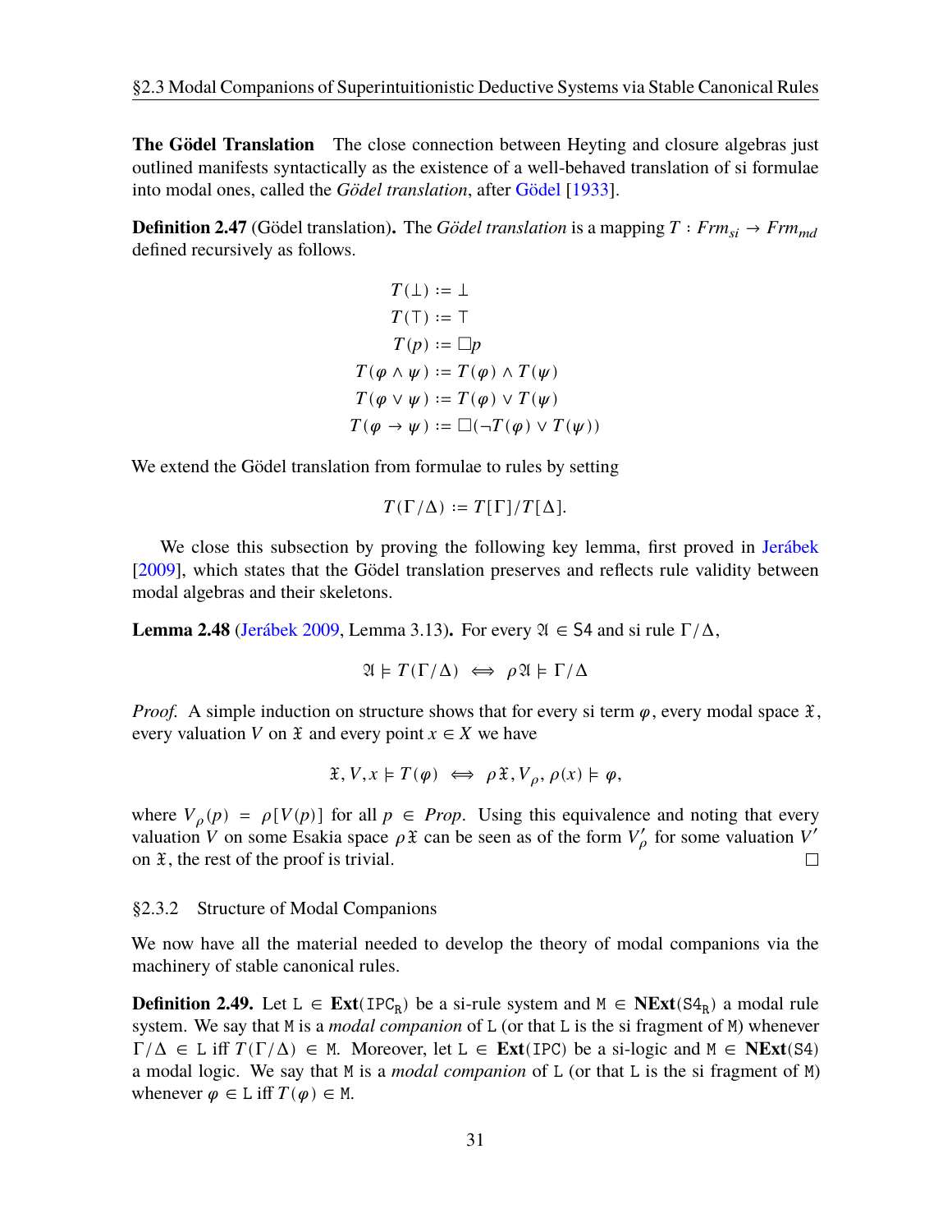**The Gödel Translation** The close connection between Heyting and closure algebras just outlined manifests syntactically as the existence of a well-behaved translation of si formulae into modal ones, called the *Gödel translation*, after Gödel [1933].

**Definition 2.47** (Gödel translation)**.** The *Gödel translation* is a mapping $T : Frm_{si} \to Frm_{md}$ defined recursively as follows.

$$
\begin{aligned}
T(\bot) &:= \bot \\
T(\top) &:= \top \\
T(p) &:= \Box p \\
T(\varphi \wedge \psi) &:= T(\varphi) \wedge T(\psi) \\
T(\varphi \vee \psi) &:= T(\varphi) \vee T(\psi) \\
T(\varphi \to \psi) &:= \Box(\neg T(\varphi) \vee T(\psi))
\end{aligned}
$$

We extend the Gödel translation from formulae to rules by setting

$$T(\Gamma/\Delta) := T[\Gamma]/T[\Delta].$$

We close this subsection by proving the following key lemma, first proved in Jerábek [2009], which states that the Gödel translation preserves and reflects rule validity between modal algebras and their skeletons.

**Lemma 2.48** (Jerábek 2009, Lemma 3.13)**.** For every $\mathfrak{A} \in \mathtt{S4}$ and si rule $\Gamma/\Delta$,

$$\mathfrak{A} \models T(\Gamma/\Delta) \iff \rho\mathfrak{A} \models \Gamma/\Delta$$

*Proof.* A simple induction on structure shows that for every si term $\varphi$, every modal space $\mathfrak{X}$, every valuation $V$ on $\mathfrak{X}$ and every point $x \in X$ we have

$$\mathfrak{X}, V, x \models T(\varphi) \iff \rho\mathfrak{X}, V_\rho, \rho(x) \models \varphi,$$

where $V_\rho(p) = \rho[V(p)]$ for all $p \in Prop$. Using this equivalence and noting that every valuation $V$ on some Esakia space $\rho\mathfrak{X}$ can be seen as of the form $V'_\rho$ for some valuation $V'$ on $\mathfrak{X}$, the rest of the proof is trivial. □

§2.3.2 Structure of Modal Companions

We now have all the material needed to develop the theory of modal companions via the machinery of stable canonical rules.

**Definition 2.49.** Let $\mathtt{L} \in \mathbf{Ext}(\mathtt{IPC_R})$ be a si-rule system and $\mathtt{M} \in \mathbf{NExt}(\mathtt{S4_R})$ a modal rule system. We say that $\mathtt{M}$ is a *modal companion* of $\mathtt{L}$ (or that $\mathtt{L}$ is the si fragment of $\mathtt{M}$) whenever $\Gamma/\Delta \in \mathtt{L}$ iff $T(\Gamma/\Delta) \in \mathtt{M}$. Moreover, let $\mathtt{L} \in \mathbf{Ext}(\mathtt{IPC})$ be a si-logic and $\mathtt{M} \in \mathbf{NExt}(\mathtt{S4})$ a modal logic. We say that $\mathtt{M}$ is a *modal companion* of $\mathtt{L}$ (or that $\mathtt{L}$ is the si fragment of $\mathtt{M}$) whenever $\varphi \in \mathtt{L}$ iff $T(\varphi) \in \mathtt{M}$.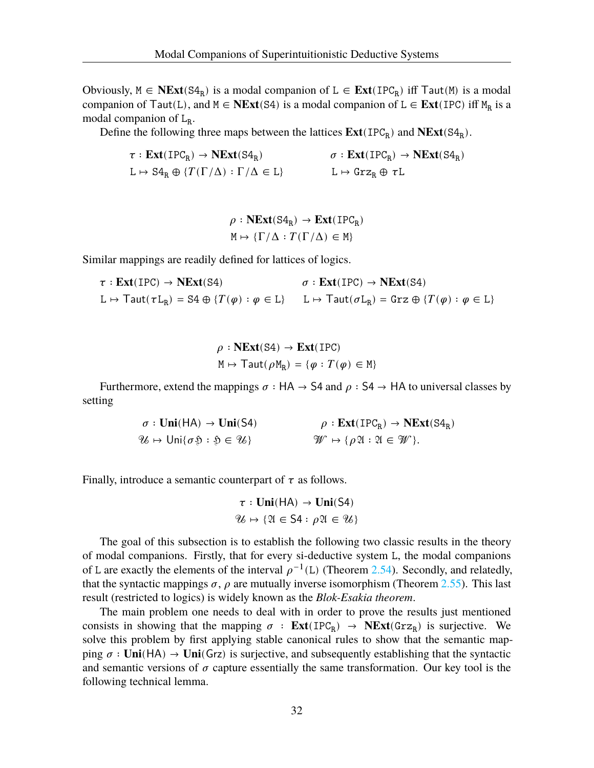Obviously, $\mathtt{M} \in \mathbf{NExt}(\mathtt{S4_R})$ is a modal companion of $\mathtt{L} \in \mathbf{Ext}(\mathtt{IPC_R})$ iff $\mathsf{Taut}(\mathtt{M})$ is a modal companion of $\mathsf{Taut}(\mathtt{L})$, and $\mathtt{M} \in \mathbf{NExt}(\mathtt{S4})$ is a modal companion of $\mathtt{L} \in \mathbf{Ext}(\mathtt{IPC})$ iff $\mathtt{M_R}$ is a modal companion of $\mathtt{L_R}$.

Define the following three maps between the lattices $\mathbf{Ext}(\mathtt{IPC_R})$ and $\mathbf{NExt}(\mathtt{S4_R})$.

$$
\begin{aligned}
&\tau : \mathbf{Ext}(\mathtt{IPC_R}) \to \mathbf{NExt}(\mathtt{S4_R}) && \sigma : \mathbf{Ext}(\mathtt{IPC_R}) \to \mathbf{NExt}(\mathtt{S4_R})\\
&\mathtt{L} \mapsto \mathtt{S4_R} \oplus \{T(\Gamma/\Delta) : \Gamma/\Delta \in \mathtt{L}\} && \mathtt{L} \mapsto \mathtt{Grz_R} \oplus \tau\mathtt{L}
\end{aligned}
$$

$$
\begin{aligned}
&\rho : \mathbf{NExt}(\mathtt{S4_R}) \to \mathbf{Ext}(\mathtt{IPC_R})\\
&\mathtt{M} \mapsto \{\Gamma/\Delta : T(\Gamma/\Delta) \in \mathtt{M}\}
\end{aligned}
$$

Similar mappings are readily defined for lattices of logics.

$$
\begin{aligned}
&\tau : \mathbf{Ext}(\mathtt{IPC}) \to \mathbf{NExt}(\mathtt{S4}) && \sigma : \mathbf{Ext}(\mathtt{IPC}) \to \mathbf{NExt}(\mathtt{S4})\\
&\mathtt{L} \mapsto \mathsf{Taut}(\tau\mathtt{L_R}) = \mathtt{S4} \oplus \{T(\varphi) : \varphi \in \mathtt{L}\} && \mathtt{L} \mapsto \mathsf{Taut}(\sigma\mathtt{L_R}) = \mathtt{Grz} \oplus \{T(\varphi) : \varphi \in \mathtt{L}\}
\end{aligned}
$$

$$
\begin{aligned}
&\rho : \mathbf{NExt}(\mathtt{S4}) \to \mathbf{Ext}(\mathtt{IPC})\\
&\mathtt{M} \mapsto \mathsf{Taut}(\rho\mathtt{M_R}) = \{\varphi : T(\varphi) \in \mathtt{M}\}
\end{aligned}
$$

Furthermore, extend the mappings $\sigma : \mathsf{HA} \to \mathsf{S4}$ and $\rho : \mathsf{S4} \to \mathsf{HA}$ to universal classes by setting

$$
\begin{aligned}
&\sigma : \mathbf{Uni}(\mathsf{HA}) \to \mathbf{Uni}(\mathsf{S4}) && \rho : \mathbf{Ext}(\mathtt{IPC_R}) \to \mathbf{NExt}(\mathtt{S4_R})\\
&\mathcal{U} \mapsto \mathsf{Uni}\{\sigma\mathfrak{H} : \mathfrak{H} \in \mathcal{U}\} && \mathcal{W} \mapsto \{\rho\mathfrak{A} : \mathfrak{A} \in \mathcal{W}\}.
\end{aligned}
$$

Finally, introduce a semantic counterpart of $\tau$ as follows.

$$
\begin{aligned}
&\tau : \mathbf{Uni}(\mathsf{HA}) \to \mathbf{Uni}(\mathsf{S4})\\
&\mathcal{U} \mapsto \{\mathfrak{A} \in \mathsf{S4} : \rho\mathfrak{A} \in \mathcal{U}\}
\end{aligned}
$$

The goal of this subsection is to establish the following two classic results in the theory of modal companions. Firstly, that for every si-deductive system $\mathtt{L}$, the modal companions of $\mathtt{L}$ are exactly the elements of the interval $\rho^{-1}(\mathtt{L})$ (Theorem 2.54). Secondly, and relatedly, that the syntactic mappings $\sigma, \rho$ are mutually inverse isomorphism (Theorem 2.55). This last result (restricted to logics) is widely known as the *Blok-Esakia theorem*.

The main problem one needs to deal with in order to prove the results just mentioned consists in showing that the mapping $\sigma : \mathbf{Ext}(\mathtt{IPC_R}) \to \mathbf{NExt}(\mathtt{Grz_R})$ is surjective. We solve this problem by first applying stable canonical rules to show that the semantic mapping $\sigma : \mathbf{Uni}(\mathsf{HA}) \to \mathbf{Uni}(\mathsf{Grz})$ is surjective, and subsequently establishing that the syntactic and semantic versions of $\sigma$ capture essentially the same transformation. Our key tool is the following technical lemma.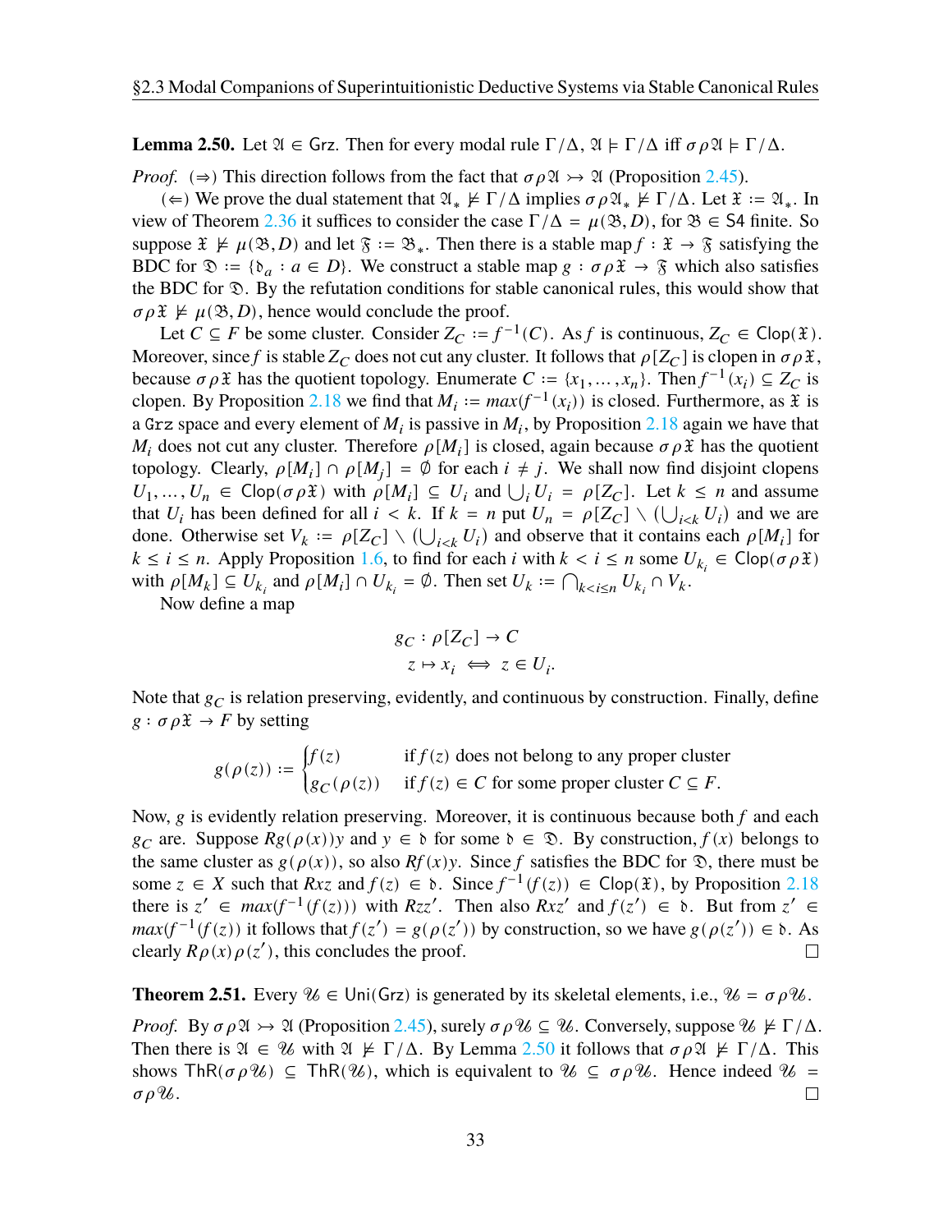**Lemma 2.50.** Let $\mathfrak{A} \in \mathsf{Grz}$. Then for every modal rule $\Gamma/\Delta$, $\mathfrak{A} \models \Gamma/\Delta$ iff $\sigma\rho\mathfrak{A} \models \Gamma/\Delta$.

*Proof.* ($\Rightarrow$) This direction follows from the fact that $\sigma\rho\mathfrak{A} \rightarrowtail \mathfrak{A}$ (Proposition 2.45).

($\Leftarrow$) We prove the dual statement that $\mathfrak{A}_* \not\models \Gamma/\Delta$ implies $\sigma\rho\mathfrak{A}_* \not\models \Gamma/\Delta$. Let $\mathfrak{X} := \mathfrak{A}_*$. In view of Theorem 2.36 it suffices to consider the case $\Gamma/\Delta = \mu(\mathfrak{B}, D)$, for $\mathfrak{B} \in \mathsf{S4}$ finite. So suppose $\mathfrak{X} \not\models \mu(\mathfrak{B}, D)$ and let $\mathfrak{F} := \mathfrak{B}_*$. Then there is a stable map $f : \mathfrak{X} \to \mathfrak{F}$ satisfying the BDC for $\mathfrak{D} := \{\mathfrak{d}_a : a \in D\}$. We construct a stable map $g : \sigma\rho\mathfrak{X} \to \mathfrak{F}$ which also satisfies the BDC for $\mathfrak{D}$. By the refutation conditions for stable canonical rules, this would show that $\sigma\rho\mathfrak{X} \not\models \mu(\mathfrak{B}, D)$, hence would conclude the proof.

Let $C \subseteq F$ be some cluster. Consider $Z_C := f^{-1}(C)$. As $f$ is continuous, $Z_C \in \mathsf{Clop}(\mathfrak{X})$. Moreover, since $f$ is stable $Z_C$ does not cut any cluster. It follows that $\rho[Z_C]$ is clopen in $\sigma\rho\mathfrak{X}$, because $\sigma\rho\mathfrak{X}$ has the quotient topology. Enumerate $C := \{x_1, \dots, x_n\}$. Then $f^{-1}(x_i) \subseteq Z_C$ is clopen. By Proposition 2.18 we find that $M_i := max(f^{-1}(x_i))$ is closed. Furthermore, as $\mathfrak{X}$ is a $\mathtt{Grz}$ space and every element of $M_i$ is passive in $M_i$, by Proposition 2.18 again we have that $M_i$ does not cut any cluster. Therefore $\rho[M_i]$ is closed, again because $\sigma\rho\mathfrak{X}$ has the quotient topology. Clearly, $\rho[M_i] \cap \rho[M_j] = \emptyset$ for each $i \neq j$. We shall now find disjoint clopens $U_1, \dots, U_n \in \mathsf{Clop}(\sigma\rho\mathfrak{X})$ with $\rho[M_i] \subseteq U_i$ and $\bigcup_i U_i = \rho[Z_C]$. Let $k \leq n$ and assume that $U_i$ has been defined for all $i < k$. If $k = n$ put $U_n = \rho[Z_C] \smallsetminus (\bigcup_{i<k} U_i)$ and we are done. Otherwise set $V_k := \rho[Z_C] \smallsetminus (\bigcup_{i<k} U_i)$ and observe that it contains each $\rho[M_i]$ for $k \leq i \leq n$. Apply Proposition 1.6, to find for each $i$ with $k < i \leq n$ some $U_{k_i} \in \mathsf{Clop}(\sigma\rho\mathfrak{X})$ with $\rho[M_k] \subseteq U_{k_i}$ and $\rho[M_i] \cap U_{k_i} = \emptyset$. Then set $U_k := \bigcap_{k<i\leq n} U_{k_i} \cap V_k$.

Now define a map

$$
\begin{aligned}
g_C &: \rho[Z_C] \to C \\
z &\mapsto x_i \iff z \in U_i.
\end{aligned}
$$

Note that $g_C$ is relation preserving, evidently, and continuous by construction. Finally, define $g : \sigma\rho\mathfrak{X} \to F$ by setting

$$
g(\rho(z)) := \begin{cases} f(z) & \text{if } f(z) \text{ does not belong to any proper cluster} \\ g_C(\rho(z)) & \text{if } f(z) \in C \text{ for some proper cluster } C \subseteq F. \end{cases}
$$

Now, $g$ is evidently relation preserving. Moreover, it is continuous because both $f$ and each $g_C$ are. Suppose $Rg(\rho(x))y$ and $y \in \mathfrak{d}$ for some $\mathfrak{d} \in \mathfrak{D}$. By construction, $f(x)$ belongs to the same cluster as $g(\rho(x))$, so also $Rf(x)y$. Since $f$ satisfies the BDC for $\mathfrak{D}$, there must be some $z \in X$ such that $Rxz$ and $f(z) \in \mathfrak{d}$. Since $f^{-1}(f(z)) \in \mathsf{Clop}(\mathfrak{X})$, by Proposition 2.18 there is $z' \in max(f^{-1}(f(z)))$ with $Rzz'$. Then also $Rxz'$ and $f(z') \in \mathfrak{d}$. But from $z' \in max(f^{-1}(f(z))$ it follows that $f(z') = g(\rho(z'))$ by construction, so we have $g(\rho(z')) \in \mathfrak{d}$. As clearly $R\rho(x)\rho(z')$, this concludes the proof. $\square$

**Theorem 2.51.** Every $\mathcal{U} \in \mathsf{Uni}(\mathsf{Grz})$ is generated by its skeletal elements, i.e., $\mathcal{U} = \sigma\rho\mathcal{U}$.

*Proof.* By $\sigma\rho\mathfrak{A} \rightarrowtail \mathfrak{A}$ (Proposition 2.45), surely $\sigma\rho\mathcal{U} \subseteq \mathcal{U}$. Conversely, suppose $\mathcal{U} \not\models \Gamma/\Delta$. Then there is $\mathfrak{A} \in \mathcal{U}$ with $\mathfrak{A} \not\models \Gamma/\Delta$. By Lemma 2.50 it follows that $\sigma\rho\mathfrak{A} \not\models \Gamma/\Delta$. This shows $\mathsf{ThR}(\sigma\rho\mathcal{U}) \subseteq \mathsf{ThR}(\mathcal{U})$, which is equivalent to $\mathcal{U} \subseteq \sigma\rho\mathcal{U}$. Hence indeed $\mathcal{U} = \sigma\rho\mathcal{U}$. $\square$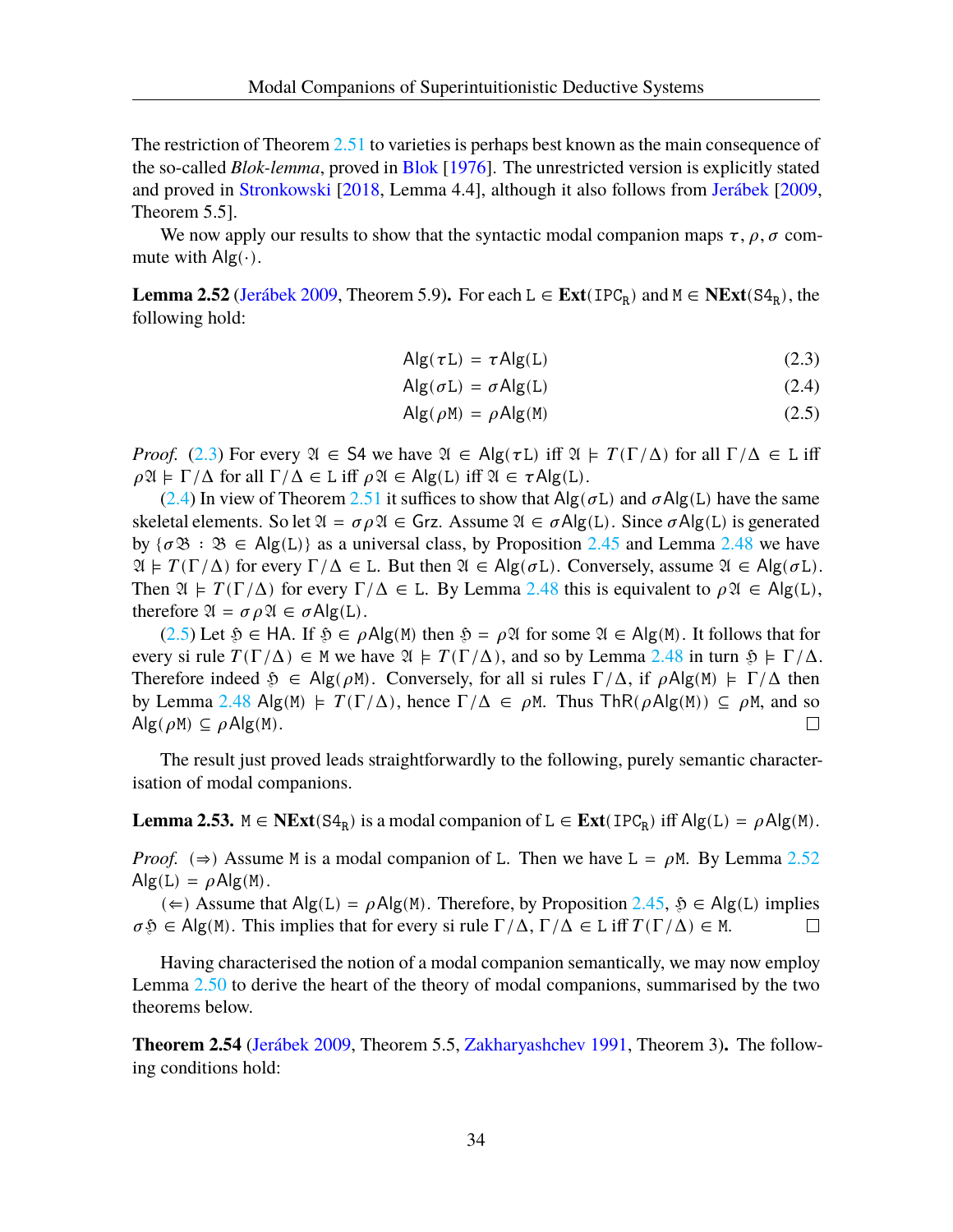The restriction of Theorem 2.51 to varieties is perhaps best known as the main consequence of the so-called *Blok-lemma*, proved in Blok [1976]. The unrestricted version is explicitly stated and proved in Stronkowski [2018, Lemma 4.4], although it also follows from Jeřábek [2009, Theorem 5.5].

We now apply our results to show that the syntactic modal companion maps $\tau, \rho, \sigma$ commute with $\mathsf{Alg}(\cdot)$.

**Lemma 2.52** (Jeřábek 2009, Theorem 5.9)**.** For each $\mathtt{L} \in \mathbf{Ext}(\mathtt{IPC_R})$ and $\mathtt{M} \in \mathbf{NExt}(\mathtt{S4_R})$, the following hold:

$$\mathsf{Alg}(\tau\mathtt{L}) = \tau\mathsf{Alg}(\mathtt{L}) \tag{2.3}$$

$$\mathsf{Alg}(\sigma\mathtt{L}) = \sigma\mathsf{Alg}(\mathtt{L}) \tag{2.4}$$

$$\mathsf{Alg}(\rho\mathtt{M}) = \rho\mathsf{Alg}(\mathtt{M}) \tag{2.5}$$

*Proof.* (2.3) For every $\mathfrak{A} \in \mathsf{S4}$ we have $\mathfrak{A} \in \mathsf{Alg}(\tau\mathtt{L})$ iff $\mathfrak{A} \models T(\Gamma/\Delta)$ for all $\Gamma/\Delta \in \mathtt{L}$ iff $\rho\mathfrak{A} \models \Gamma/\Delta$ for all $\Gamma/\Delta \in \mathtt{L}$ iff $\rho\mathfrak{A} \in \mathsf{Alg}(\mathtt{L})$ iff $\mathfrak{A} \in \tau\mathsf{Alg}(\mathtt{L})$.

(2.4) In view of Theorem 2.51 it suffices to show that $\mathsf{Alg}(\sigma\mathtt{L})$ and $\sigma\mathsf{Alg}(\mathtt{L})$ have the same skeletal elements. So let $\mathfrak{A} = \sigma\rho\mathfrak{A} \in \mathsf{Grz}$. Assume $\mathfrak{A} \in \sigma\mathsf{Alg}(\mathtt{L})$. Since $\sigma\mathsf{Alg}(\mathtt{L})$ is generated by $\{\sigma\mathfrak{B} : \mathfrak{B} \in \mathsf{Alg}(\mathtt{L})\}$ as a universal class, by Proposition 2.45 and Lemma 2.48 we have $\mathfrak{A} \models T(\Gamma/\Delta)$ for every $\Gamma/\Delta \in \mathtt{L}$. But then $\mathfrak{A} \in \mathsf{Alg}(\sigma\mathtt{L})$. Conversely, assume $\mathfrak{A} \in \mathsf{Alg}(\sigma\mathtt{L})$. Then $\mathfrak{A} \models T(\Gamma/\Delta)$ for every $\Gamma/\Delta \in \mathtt{L}$. By Lemma 2.48 this is equivalent to $\rho\mathfrak{A} \in \mathsf{Alg}(\mathtt{L})$, therefore $\mathfrak{A} = \sigma\rho\mathfrak{A} \in \sigma\mathsf{Alg}(\mathtt{L})$.

(2.5) Let $\mathfrak{H} \in \mathsf{HA}$. If $\mathfrak{H} \in \rho\mathsf{Alg}(\mathtt{M})$ then $\mathfrak{H} = \rho\mathfrak{A}$ for some $\mathfrak{A} \in \mathsf{Alg}(\mathtt{M})$. It follows that for every si rule $T(\Gamma/\Delta) \in \mathtt{M}$ we have $\mathfrak{A} \models T(\Gamma/\Delta)$, and so by Lemma 2.48 in turn $\mathfrak{H} \models \Gamma/\Delta$. Therefore indeed $\mathfrak{H} \in \mathsf{Alg}(\rho\mathtt{M})$. Conversely, for all si rules $\Gamma/\Delta$, if $\rho\mathsf{Alg}(\mathtt{M}) \models \Gamma/\Delta$ then by Lemma 2.48 $\mathsf{Alg}(\mathtt{M}) \models T(\Gamma/\Delta)$, hence $\Gamma/\Delta \in \rho\mathtt{M}$. Thus $\mathsf{ThR}(\rho\mathsf{Alg}(\mathtt{M})) \subseteq \rho\mathtt{M}$, and so $\mathsf{Alg}(\rho\mathtt{M}) \subseteq \rho\mathsf{Alg}(\mathtt{M})$. □

The result just proved leads straightforwardly to the following, purely semantic characterisation of modal companions.

**Lemma 2.53.** $\mathtt{M} \in \mathbf{NExt}(\mathtt{S4_R})$ is a modal companion of $\mathtt{L} \in \mathbf{Ext}(\mathtt{IPC_R})$ iff $\mathsf{Alg}(\mathtt{L}) = \rho\mathsf{Alg}(\mathtt{M})$.

*Proof.* ($\Rightarrow$) Assume $\mathtt{M}$ is a modal companion of $\mathtt{L}$. Then we have $\mathtt{L} = \rho\mathtt{M}$. By Lemma 2.52 $\mathsf{Alg}(\mathtt{L}) = \rho\mathsf{Alg}(\mathtt{M})$.

($\Leftarrow$) Assume that $\mathsf{Alg}(\mathtt{L}) = \rho\mathsf{Alg}(\mathtt{M})$. Therefore, by Proposition 2.45, $\mathfrak{H} \in \mathsf{Alg}(\mathtt{L})$ implies $\sigma\mathfrak{H} \in \mathsf{Alg}(\mathtt{M})$. This implies that for every si rule $\Gamma/\Delta$, $\Gamma/\Delta \in \mathtt{L}$ iff $T(\Gamma/\Delta) \in \mathtt{M}$. □

Having characterised the notion of a modal companion semantically, we may now employ Lemma 2.50 to derive the heart of the theory of modal companions, summarised by the two theorems below.

**Theorem 2.54** (Jeřábek 2009, Theorem 5.5, Zakharyashchev 1991, Theorem 3)**.** The following conditions hold: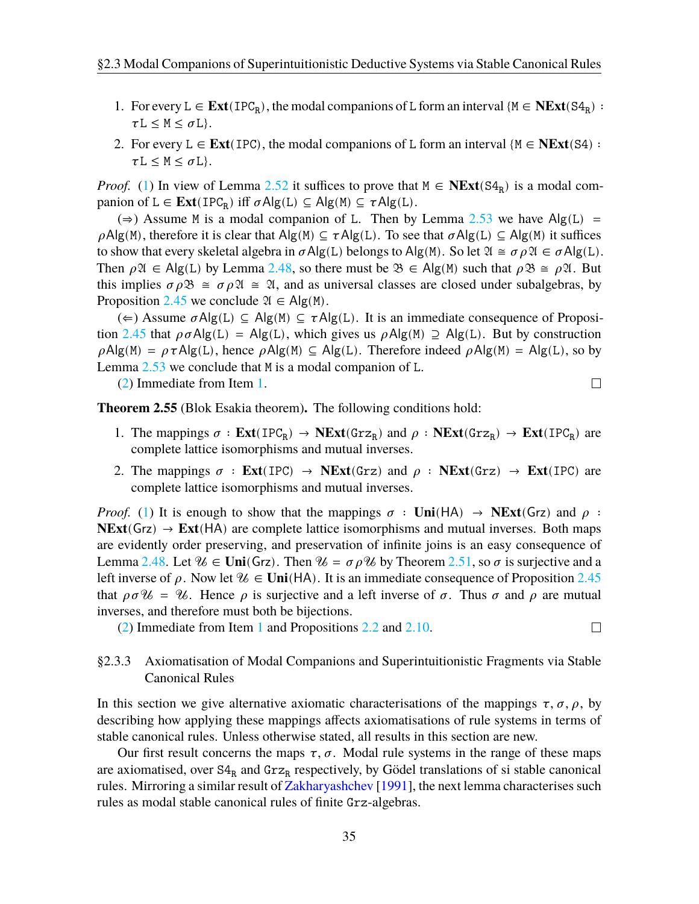1. For every $\mathtt{L} \in \mathbf{Ext}(\mathtt{IPC_R})$, the modal companions of $\mathtt{L}$ form an interval $\{\mathtt{M} \in \mathbf{NExt}(\mathtt{S4_R}) : \tau\mathtt{L} \leq \mathtt{M} \leq \sigma\mathtt{L}\}$.
2. For every $\mathtt{L} \in \mathbf{Ext}(\mathtt{IPC})$, the modal companions of $\mathtt{L}$ form an interval $\{\mathtt{M} \in \mathbf{NExt}(\mathtt{S4}) : \tau\mathtt{L} \leq \mathtt{M} \leq \sigma\mathtt{L}\}$.

*Proof.* (1) In view of Lemma 2.52 it suffices to prove that $\mathtt{M} \in \mathbf{NExt}(\mathtt{S4_R})$ is a modal companion of $\mathtt{L} \in \mathbf{Ext}(\mathtt{IPC_R})$ iff $\sigma\mathsf{Alg}(\mathtt{L}) \subseteq \mathsf{Alg}(\mathtt{M}) \subseteq \tau\mathsf{Alg}(\mathtt{L})$.

($\Rightarrow$) Assume $\mathtt{M}$ is a modal companion of $\mathtt{L}$. Then by Lemma 2.53 we have $\mathsf{Alg}(\mathtt{L}) = \rho\mathsf{Alg}(\mathtt{M})$, therefore it is clear that $\mathsf{Alg}(\mathtt{M}) \subseteq \tau\mathsf{Alg}(\mathtt{L})$. To see that $\sigma\mathsf{Alg}(\mathtt{L}) \subseteq \mathsf{Alg}(\mathtt{M})$ it suffices to show that every skeletal algebra in $\sigma\mathsf{Alg}(\mathtt{L})$ belongs to $\mathsf{Alg}(\mathtt{M})$. So let $\mathfrak{A} \cong \sigma\rho\mathfrak{A} \in \sigma\mathsf{Alg}(\mathtt{L})$. Then $\rho\mathfrak{A} \in \mathsf{Alg}(\mathtt{L})$ by Lemma 2.48, so there must be $\mathfrak{B} \in \mathsf{Alg}(\mathtt{M})$ such that $\rho\mathfrak{B} \cong \rho\mathfrak{A}$. But this implies $\sigma\rho\mathfrak{B} \cong \sigma\rho\mathfrak{A} \cong \mathfrak{A}$, and as universal classes are closed under subalgebras, by Proposition 2.45 we conclude $\mathfrak{A} \in \mathsf{Alg}(\mathtt{M})$.

($\Leftarrow$) Assume $\sigma\mathsf{Alg}(\mathtt{L}) \subseteq \mathsf{Alg}(\mathtt{M}) \subseteq \tau\mathsf{Alg}(\mathtt{L})$. It is an immediate consequence of Proposition 2.45 that $\rho\sigma\mathsf{Alg}(\mathtt{L}) = \mathsf{Alg}(\mathtt{L})$, which gives us $\rho\mathsf{Alg}(\mathtt{M}) \supseteq \mathsf{Alg}(\mathtt{L})$. But by construction $\rho\mathsf{Alg}(\mathtt{M}) = \rho\tau\mathsf{Alg}(\mathtt{L})$, hence $\rho\mathsf{Alg}(\mathtt{M}) \subseteq \mathsf{Alg}(\mathtt{L})$. Therefore indeed $\rho\mathsf{Alg}(\mathtt{M}) = \mathsf{Alg}(\mathtt{L})$, so by Lemma 2.53 we conclude that $\mathtt{M}$ is a modal companion of $\mathtt{L}$.

(2) Immediate from Item 1. ☐

**Theorem 2.55** (Blok Esakia theorem)**.** The following conditions hold:

1. The mappings $\sigma : \mathbf{Ext}(\mathtt{IPC_R}) \to \mathbf{NExt}(\mathtt{Grz_R})$ and $\rho : \mathbf{NExt}(\mathtt{Grz_R}) \to \mathbf{Ext}(\mathtt{IPC_R})$ are complete lattice isomorphisms and mutual inverses.
2. The mappings $\sigma : \mathbf{Ext}(\mathtt{IPC}) \to \mathbf{NExt}(\mathtt{Grz})$ and $\rho : \mathbf{NExt}(\mathtt{Grz}) \to \mathbf{Ext}(\mathtt{IPC})$ are complete lattice isomorphisms and mutual inverses.

*Proof.* (1) It is enough to show that the mappings $\sigma : \mathbf{Uni}(\mathsf{HA}) \to \mathbf{NExt}(\mathsf{Grz})$ and $\rho : \mathbf{NExt}(\mathsf{Grz}) \to \mathbf{Ext}(\mathsf{HA})$ are complete lattice isomorphisms and mutual inverses. Both maps are evidently order preserving, and preservation of infinite joins is an easy consequence of Lemma 2.48. Let $\mathcal{U} \in \mathbf{Uni}(\mathsf{Grz})$. Then $\mathcal{U} = \sigma\rho\mathcal{U}$ by Theorem 2.51, so $\sigma$ is surjective and a left inverse of $\rho$. Now let $\mathcal{U} \in \mathbf{Uni}(\mathsf{HA})$. It is an immediate consequence of Proposition 2.45 that $\rho\sigma\mathcal{U} = \mathcal{U}$. Hence $\rho$ is surjective and a left inverse of $\sigma$. Thus $\sigma$ and $\rho$ are mutual inverses, and therefore must both be bijections.

(2) Immediate from Item 1 and Propositions 2.2 and 2.10. ☐

### §2.3.3 Axiomatisation of Modal Companions and Superintuitionistic Fragments via Stable Canonical Rules

In this section we give alternative axiomatic characterisations of the mappings $\tau, \sigma, \rho$, by describing how applying these mappings affects axiomatisations of rule systems in terms of stable canonical rules. Unless otherwise stated, all results in this section are new.

Our first result concerns the maps $\tau, \sigma$. Modal rule systems in the range of these maps are axiomatised, over $\mathtt{S4_R}$ and $\mathtt{Grz_R}$ respectively, by Gödel translations of si stable canonical rules. Mirroring a similar result of Zakharyaschev [1991], the next lemma characterises such rules as modal stable canonical rules of finite $\mathtt{Grz}$-algebras.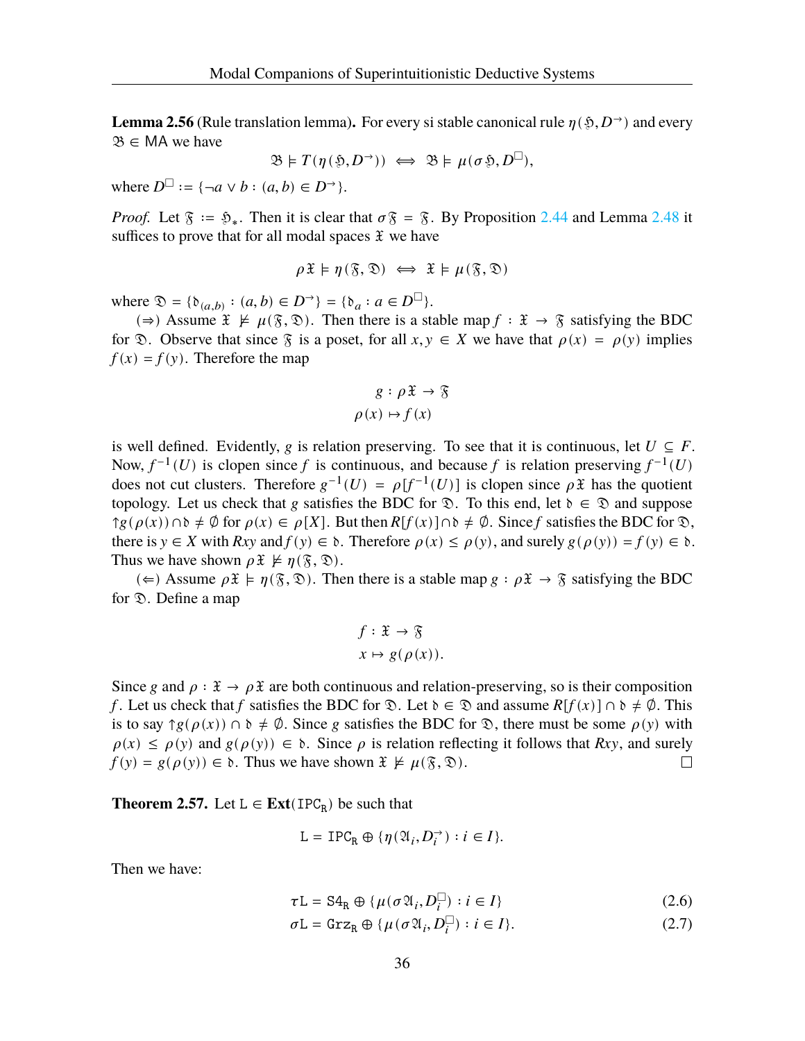**Lemma 2.56** (Rule translation lemma)**.** For every si stable canonical rule $\eta(\mathfrak{H}, D^{\to})$ and every $\mathfrak{B} \in \mathsf{MA}$ we have

$$\mathfrak{B} \models T(\eta(\mathfrak{H}, D^{\to})) \iff \mathfrak{B} \models \mu(\sigma\mathfrak{H}, D^{\square}),$$

where $D^{\square} := \{\neg a \vee b : (a, b) \in D^{\to}\}$.

*Proof.* Let $\mathfrak{F} := \mathfrak{H}_*$. Then it is clear that $\sigma\mathfrak{F} = \mathfrak{F}$. By Proposition 2.44 and Lemma 2.48 it suffices to prove that for all modal spaces $\mathfrak{X}$ we have

$$\rho\mathfrak{X} \models \eta(\mathfrak{F}, \mathfrak{D}) \iff \mathfrak{X} \models \mu(\mathfrak{F}, \mathfrak{D})$$

where $\mathfrak{D} = \{\mathfrak{d}_{(a,b)} : (a, b) \in D^{\to}\} = \{\mathfrak{d}_a : a \in D^{\square}\}$.

($\Rightarrow$) Assume $\mathfrak{X} \not\models \mu(\mathfrak{F}, \mathfrak{D})$. Then there is a stable map $f : \mathfrak{X} \to \mathfrak{F}$ satisfying the BDC for $\mathfrak{D}$. Observe that since $\mathfrak{F}$ is a poset, for all $x, y \in X$ we have that $\rho(x) = \rho(y)$ implies $f(x) = f(y)$. Therefore the map

$$\begin{aligned} g : \rho\mathfrak{X} &\to \mathfrak{F} \\ \rho(x) &\mapsto f(x) \end{aligned}$$

is well defined. Evidently, $g$ is relation preserving. To see that it is continuous, let $U \subseteq F$. Now, $f^{-1}(U)$ is clopen since $f$ is continuous, and because $f$ is relation preserving $f^{-1}(U)$ does not cut clusters. Therefore $g^{-1}(U) = \rho[f^{-1}(U)]$ is clopen since $\rho\mathfrak{X}$ has the quotient topology. Let us check that $g$ satisfies the BDC for $\mathfrak{D}$. To this end, let $\mathfrak{d} \in \mathfrak{D}$ and suppose ${\uparrow}g(\rho(x)) \cap \mathfrak{d} \neq \emptyset$ for $\rho(x) \in \rho[X]$. But then $R[f(x)] \cap \mathfrak{d} \neq \emptyset$. Since $f$ satisfies the BDC for $\mathfrak{D}$, there is $y \in X$ with $Rxy$ and $f(y) \in \mathfrak{d}$. Therefore $\rho(x) \leq \rho(y)$, and surely $g(\rho(y)) = f(y) \in \mathfrak{d}$. Thus we have shown $\rho\mathfrak{X} \not\models \eta(\mathfrak{F}, \mathfrak{D})$.

($\Leftarrow$) Assume $\rho\mathfrak{X} \not\models \eta(\mathfrak{F}, \mathfrak{D})$. Then there is a stable map $g : \rho\mathfrak{X} \to \mathfrak{F}$ satisfying the BDC for $\mathfrak{D}$. Define a map

$$\begin{aligned} f : \mathfrak{X} &\to \mathfrak{F} \\ x &\mapsto g(\rho(x)). \end{aligned}$$

Since $g$ and $\rho : \mathfrak{X} \to \rho\mathfrak{X}$ are both continuous and relation-preserving, so is their composition $f$. Let us check that $f$ satisfies the BDC for $\mathfrak{D}$. Let $\mathfrak{d} \in \mathfrak{D}$ and assume $R[f(x)] \cap \mathfrak{d} \neq \emptyset$. This is to say ${\uparrow}g(\rho(x)) \cap \mathfrak{d} \neq \emptyset$. Since $g$ satisfies the BDC for $\mathfrak{D}$, there must be some $\rho(y)$ with $\rho(x) \leq \rho(y)$ and $g(\rho(y)) \in \mathfrak{d}$. Since $\rho$ is relation reflecting it follows that $Rxy$, and surely $f(y) = g(\rho(y)) \in \mathfrak{d}$. Thus we have shown $\mathfrak{X} \not\models \mu(\mathfrak{F}, \mathfrak{D})$. $\square$

**Theorem 2.57.** Let $\mathtt{L} \in \mathbf{Ext}(\mathtt{IPC_R})$ be such that

$$\mathtt{L} = \mathtt{IPC_R} \oplus \{\eta(\mathfrak{A}_i, D_i^{\to}) : i \in I\}.$$

Then we have:

$$\tau\mathtt{L} = \mathtt{S4_R} \oplus \{\mu(\sigma\mathfrak{A}_i, D_i^{\square}) : i \in I\} \tag{2.6}$$

$$\sigma\mathtt{L} = \mathtt{Grz_R} \oplus \{\mu(\sigma\mathfrak{A}_i, D_i^{\square}) : i \in I\}. \tag{2.7}$$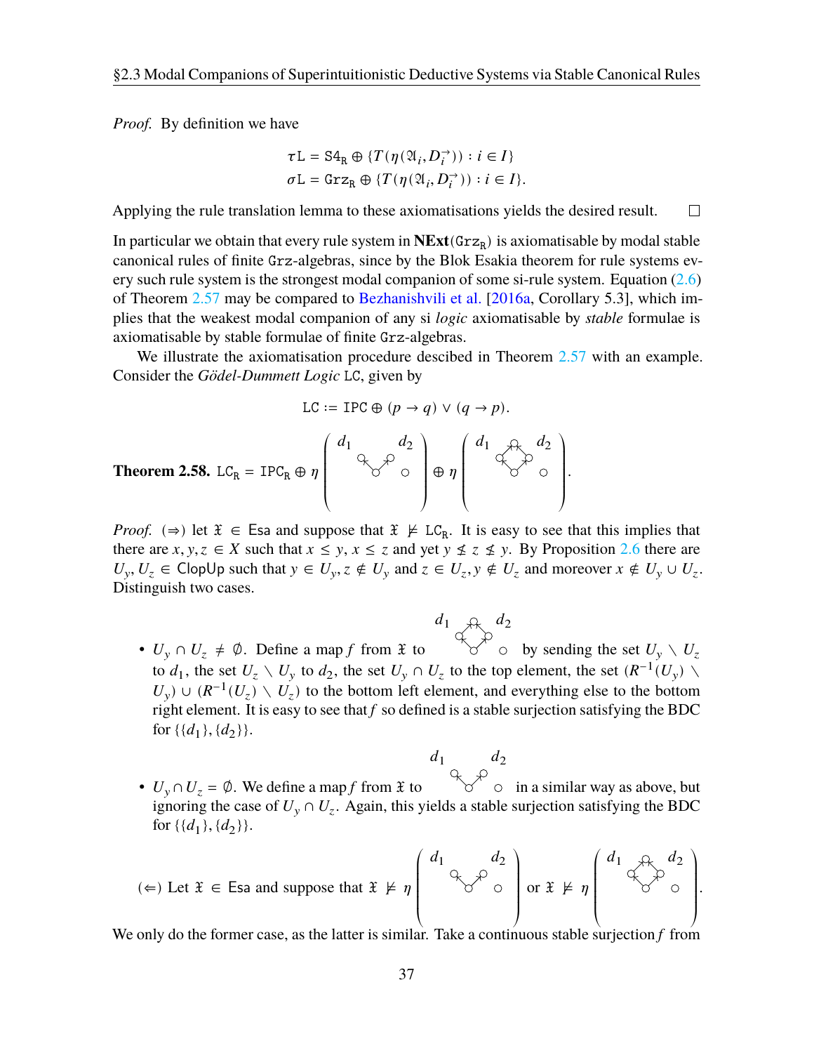*Proof.* By definition we have

$$\tau \mathtt{L} = \mathtt{S4_R} \oplus \{T(\eta(\mathfrak{A}_i, D_i^{\to})) : i \in I\}$$
$$\sigma \mathtt{L} = \mathtt{Grz_R} \oplus \{T(\eta(\mathfrak{A}_i, D_i^{\to})) : i \in I\}.$$

Applying the rule translation lemma to these axiomatisations yields the desired result. □

In particular we obtain that every rule system in $\mathbf{NExt}(\mathtt{Grz_R})$ is axiomatisable by modal stable canonical rules of finite $\mathtt{Grz}$-algebras, since by the Blok Esakia theorem for rule systems every such rule system is the strongest modal companion of some si-rule system. Equation (2.6) of Theorem 2.57 may be compared to Bezhanishvili et al. [2016a, Corollary 5.3], which implies that the weakest modal companion of any si *logic* axiomatisable by *stable* formulae is axiomatisable by stable formulae of finite $\mathtt{Grz}$-algebras.

We illustrate the axiomatisation procedure descibed in Theorem 2.57 with an example. Consider the *Gödel-Dummett Logic* $\mathtt{LC}$, given by

$$\mathtt{LC} := \mathtt{IPC} \oplus (p \to q) \vee (q \to p).$$

**Theorem 2.58.** $\mathtt{LC_R} = \mathtt{IPC_R} \oplus \eta\left(\begin{matrix} d_1 \quad d_2 \end{matrix}\right) \oplus \eta\left(\begin{matrix} d_1 \quad d_2 \end{matrix}\right)$.

*Proof.* (⇒) let $\mathfrak{X} \in \mathsf{Esa}$ and suppose that $\mathfrak{X} \nvDash \mathtt{LC_R}$. It is easy to see that this implies that there are $x, y, z \in X$ such that $x \leq y$, $x \leq z$ and yet $y \nleq z \nleq y$. By Proposition 2.6 there are $U_y, U_z \in \mathsf{ClopUp}$ such that $y \in U_y, z \notin U_y$ and $z \in U_z, y \notin U_z$ and moreover $x \notin U_y \cup U_z$. Distinguish two cases.

- $U_y \cap U_z \neq \emptyset$. Define a map $f$ from $\mathfrak{X}$ to (the second diagram, with $d_1$, $d_2$) by sending the set $U_y \setminus U_z$ to $d_1$, the set $U_z \setminus U_y$ to $d_2$, the set $U_y \cap U_z$ to the top element, the set $(R^{-1}(U_y) \setminus U_y) \cup (R^{-1}(U_z) \setminus U_z)$ to the bottom left element, and everything else to the bottom right element. It is easy to see that $f$ so defined is a stable surjection satisfying the BDC for $\{\{d_1\}, \{d_2\}\}$.
- $U_y \cap U_z = \emptyset$. We define a map $f$ from $\mathfrak{X}$ to (the first diagram, with $d_1$, $d_2$) in a similar way as above, but ignoring the case of $U_y \cap U_z$. Again, this yields a stable surjection satisfying the BDC for $\{\{d_1\}, \{d_2\}\}$.

(⇐) Let $\mathfrak{X} \in \mathsf{Esa}$ and suppose that $\mathfrak{X} \nvDash \eta\left(\begin{matrix} d_1 \quad d_2 \end{matrix}\right)$ or $\mathfrak{X} \nvDash \eta\left(\begin{matrix} d_1 \quad d_2 \end{matrix}\right)$.

We only do the former case, as the latter is similar. Take a continuous stable surjection $f$ from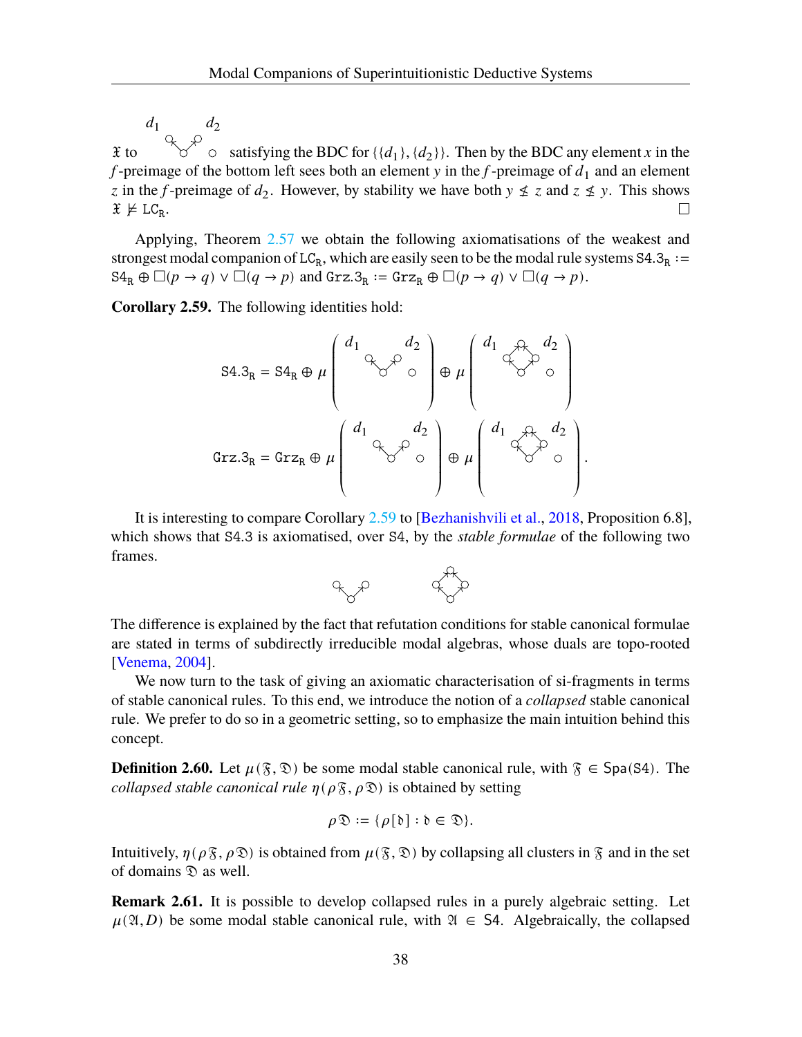$\mathfrak{X}$ to [diagram with $d_1$, $d_2$] satisfying the BDC for $\{\{d_1\}, \{d_2\}\}$. Then by the BDC any element $x$ in the $f$-preimage of the bottom left sees both an element $y$ in the $f$-preimage of $d_1$ and an element $z$ in the $f$-preimage of $d_2$. However, by stability we have both $y \not\leq z$ and $z \not\leq y$. This shows $\mathfrak{X} \not\models \mathtt{LC_R}$. □

Applying, Theorem 2.57 we obtain the following axiomatisations of the weakest and strongest modal companion of $\mathtt{LC_R}$, which are easily seen to be the modal rule systems $\mathtt{S4.3_R} := \mathtt{S4_R} \oplus \Box(p \to q) \lor \Box(q \to p)$ and $\mathtt{Grz.3_R} := \mathtt{Grz_R} \oplus \Box(p \to q) \lor \Box(q \to p)$.

**Corollary 2.59.** The following identities hold:

$$\mathtt{S4.3_R} = \mathtt{S4_R} \oplus \mu\left(\text{[diagram with } d_1, d_2]\right) \oplus \mu\left(\text{[diagram with } d_1, d_2]\right)$$

$$\mathtt{Grz.3_R} = \mathtt{Grz_R} \oplus \mu\left(\text{[diagram with } d_1, d_2]\right) \oplus \mu\left(\text{[diagram with } d_1, d_2]\right).$$

It is interesting to compare Corollary 2.59 to [Bezhanishvili et al., 2018, Proposition 6.8], which shows that S4.3 is axiomatised, over S4, by the *stable formulae* of the following two frames.

[two frame diagrams]

The difference is explained by the fact that refutation conditions for stable canonical formulae are stated in terms of subdirectly irreducible modal algebras, whose duals are topo-rooted [Venema, 2004].

We now turn to the task of giving an axiomatic characterisation of si-fragments in terms of stable canonical rules. To this end, we introduce the notion of a *collapsed* stable canonical rule. We prefer to do so in a geometric setting, so to emphasize the main intuition behind this concept.

**Definition 2.60.** Let $\mu(\mathfrak{F}, \mathfrak{D})$ be some modal stable canonical rule, with $\mathfrak{F} \in \mathsf{Spa}(\mathtt{S4})$. The *collapsed stable canonical rule* $\eta(\rho\mathfrak{F}, \rho\mathfrak{D})$ is obtained by setting

$$\rho\mathfrak{D} := \{\rho[\mathfrak{d}] : \mathfrak{d} \in \mathfrak{D}\}.$$

Intuitively, $\eta(\rho\mathfrak{F}, \rho\mathfrak{D})$ is obtained from $\mu(\mathfrak{F}, \mathfrak{D})$ by collapsing all clusters in $\mathfrak{F}$ and in the set of domains $\mathfrak{D}$ as well.

**Remark 2.61.** It is possible to develop collapsed rules in a purely algebraic setting. Let $\mu(\mathfrak{A}, D)$ be some modal stable canonical rule, with $\mathfrak{A} \in \mathtt{S4}$. Algebraically, the collapsed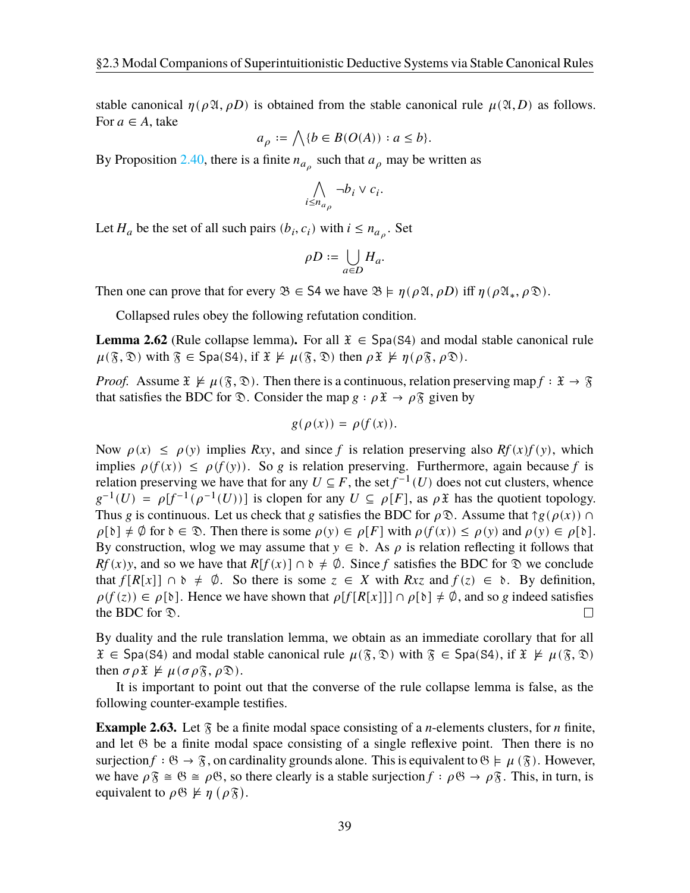stable canonical $\eta(\rho\mathfrak{A}, \rho D)$ is obtained from the stable canonical rule $\mu(\mathfrak{A}, D)$ as follows. For $a \in A$, take

$$a_\rho := \bigwedge\{b \in B(O(A)) : a \leq b\}.$$

By Proposition 2.40, there is a finite $n_{a_\rho}$ such that $a_\rho$ may be written as

$$\bigwedge_{i \leq n_{a_\rho}} \neg b_i \vee c_i.$$

Let $H_a$ be the set of all such pairs $(b_i, c_i)$ with $i \leq n_{a_\rho}$. Set

$$\rho D := \bigcup_{a \in D} H_a.$$

Then one can prove that for every $\mathfrak{B} \in \mathsf{S4}$ we have $\mathfrak{B} \models \eta(\rho\mathfrak{A}, \rho D)$ iff $\eta(\rho\mathfrak{A}_*, \rho\mathfrak{D})$.

Collapsed rules obey the following refutation condition.

**Lemma 2.62** (Rule collapse lemma)**.** For all $\mathfrak{X} \in \mathsf{Spa}(\mathtt{S4})$ and modal stable canonical rule $\mu(\mathfrak{F}, \mathfrak{D})$ with $\mathfrak{F} \in \mathsf{Spa}(\mathtt{S4})$, if $\mathfrak{X} \not\models \mu(\mathfrak{F}, \mathfrak{D})$ then $\rho\mathfrak{X} \not\models \eta(\rho\mathfrak{F}, \rho\mathfrak{D})$.

*Proof.* Assume $\mathfrak{X} \not\models \mu(\mathfrak{F}, \mathfrak{D})$. Then there is a continuous, relation preserving map $f : \mathfrak{X} \to \mathfrak{F}$ that satisfies the BDC for $\mathfrak{D}$. Consider the map $g : \rho\mathfrak{X} \to \rho\mathfrak{F}$ given by

$$g(\rho(x)) = \rho(f(x)).$$

Now $\rho(x) \leq \rho(y)$ implies $Rxy$, and since $f$ is relation preserving also $Rf(x)f(y)$, which implies $\rho(f(x)) \leq \rho(f(y))$. So $g$ is relation preserving. Furthermore, again because $f$ is relation preserving we have that for any $U \subseteq F$, the set $f^{-1}(U)$ does not cut clusters, whence $g^{-1}(U) = \rho[f^{-1}(\rho^{-1}(U))]$ is clopen for any $U \subseteq \rho[F]$, as $\rho\mathfrak{X}$ has the quotient topology. Thus $g$ is continuous. Let us check that $g$ satisfies the BDC for $\rho\mathfrak{D}$. Assume that $\uparrow g(\rho(x)) \cap \rho[\mathfrak{d}] \neq \emptyset$ for $\mathfrak{d} \in \mathfrak{D}$. Then there is some $\rho(y) \in \rho[F]$ with $\rho(f(x)) \leq \rho(y)$ and $\rho(y) \in \rho[\mathfrak{d}]$. By construction, wlog we may assume that $y \in \mathfrak{d}$. As $\rho$ is relation reflecting it follows that $Rf(x)y$, and so we have that $R[f(x)] \cap \mathfrak{d} \neq \emptyset$. Since $f$ satisfies the BDC for $\mathfrak{D}$ we conclude that $f[R[x]] \cap \mathfrak{d} \neq \emptyset$. So there is some $z \in X$ with $Rxz$ and $f(z) \in \mathfrak{d}$. By definition, $\rho(f(z)) \in \rho[\mathfrak{d}]$. Hence we have shown that $\rho[f[R[x]]] \cap \rho[\mathfrak{d}] \neq \emptyset$, and so $g$ indeed satisfies the BDC for $\mathfrak{D}$. $\square$

By duality and the rule translation lemma, we obtain as an immediate corollary that for all $\mathfrak{X} \in \mathsf{Spa}(\mathtt{S4})$ and modal stable canonical rule $\mu(\mathfrak{F}, \mathfrak{D})$ with $\mathfrak{F} \in \mathsf{Spa}(\mathtt{S4})$, if $\mathfrak{X} \not\models \mu(\mathfrak{F}, \mathfrak{D})$ then $\sigma\rho\mathfrak{X} \not\models \mu(\sigma\rho\mathfrak{F}, \rho\mathfrak{D})$.

It is important to point out that the converse of the rule collapse lemma is false, as the following counter-example testifies.

**Example 2.63.** Let $\mathfrak{F}$ be a finite modal space consisting of a $n$-elements clusters, for $n$ finite, and let $\mathfrak{G}$ be a finite modal space consisting of a single reflexive point. Then there is no surjection $f : \mathfrak{G} \to \mathfrak{F}$, on cardinality grounds alone. This is equivalent to $\mathfrak{G} \models \mu(\mathfrak{F})$. However, we have $\rho\mathfrak{F} \cong \mathfrak{G} \cong \rho\mathfrak{G}$, so there clearly is a stable surjection $f : \rho\mathfrak{G} \to \rho\mathfrak{F}$. This, in turn, is equivalent to $\rho\mathfrak{G} \not\models \eta(\rho\mathfrak{F})$.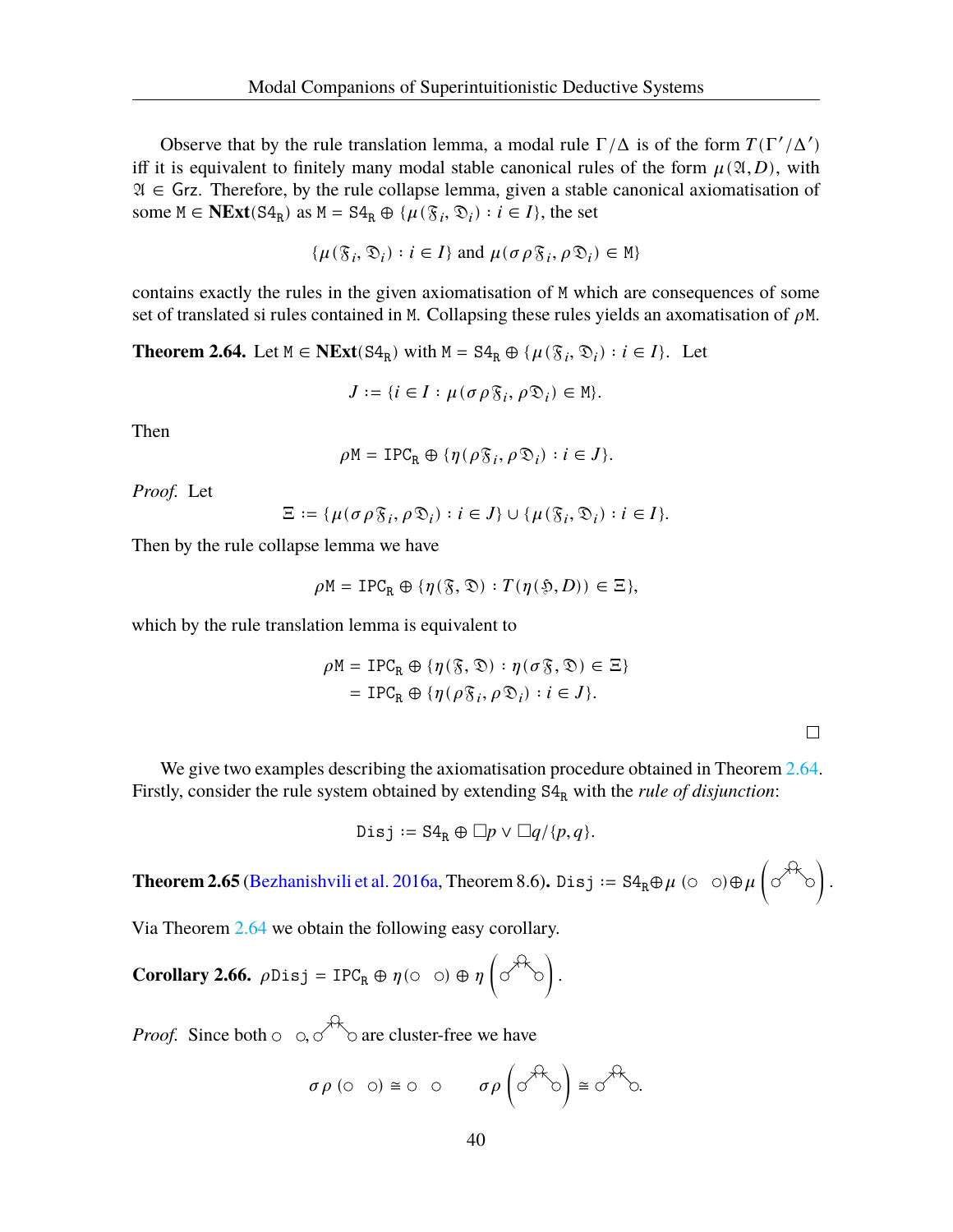Observe that by the rule translation lemma, a modal rule $\Gamma/\Delta$ is of the form $T(\Gamma'/\Delta')$ iff it is equivalent to finitely many modal stable canonical rules of the form $\mu(\mathfrak{A}, D)$, with $\mathfrak{A} \in \mathsf{Grz}$. Therefore, by the rule collapse lemma, given a stable canonical axiomatisation of some $\mathtt{M} \in \mathbf{NExt}(\mathtt{S4_R})$ as $\mathtt{M} = \mathtt{S4_R} \oplus \{\mu(\mathfrak{F}_i, \mathfrak{D}_i) : i \in I\}$, the set

$$\{\mu(\mathfrak{F}_i, \mathfrak{D}_i) : i \in I\} \text{ and } \mu(\sigma\rho\mathfrak{F}_i, \rho\mathfrak{D}_i) \in \mathtt{M}\}$$

contains exactly the rules in the given axiomatisation of $\mathtt{M}$ which are consequences of some set of translated si rules contained in $\mathtt{M}$. Collapsing these rules yields an axomatisation of $\rho\mathtt{M}$.

**Theorem 2.64.** Let $\mathtt{M} \in \mathbf{NExt}(\mathtt{S4_R})$ with $\mathtt{M} = \mathtt{S4_R} \oplus \{\mu(\mathfrak{F}_i, \mathfrak{D}_i) : i \in I\}$. Let

$$J := \{i \in I : \mu(\sigma\rho\mathfrak{F}_i, \rho\mathfrak{D}_i) \in \mathtt{M}\}.$$

Then

$$\rho\mathtt{M} = \mathtt{IPC_R} \oplus \{\eta(\rho\mathfrak{F}_i, \rho\mathfrak{D}_i) : i \in J\}.$$

*Proof.* Let

$$\Xi := \{\mu(\sigma\rho\mathfrak{F}_i, \rho\mathfrak{D}_i) : i \in J\} \cup \{\mu(\mathfrak{F}_i, \mathfrak{D}_i) : i \in I\}.$$

Then by the rule collapse lemma we have

$$\rho\mathtt{M} = \mathtt{IPC_R} \oplus \{\eta(\mathfrak{F}, \mathfrak{D}) : T(\eta(\mathfrak{H}, D)) \in \Xi\},$$

which by the rule translation lemma is equivalent to

$$\begin{aligned}
\rho\mathtt{M} &= \mathtt{IPC_R} \oplus \{\eta(\mathfrak{F}, \mathfrak{D}) : \eta(\sigma\mathfrak{F}, \mathfrak{D}) \in \Xi\} \\
&= \mathtt{IPC_R} \oplus \{\eta(\rho\mathfrak{F}_i, \rho\mathfrak{D}_i) : i \in J\}.
\end{aligned}$$

□

We give two examples describing the axiomatisation procedure obtained in Theorem 2.64. Firstly, consider the rule system obtained by extending $\mathtt{S4_R}$ with the *rule of disjunction*:

$$\mathtt{Disj} := \mathtt{S4_R} \oplus \Box p \vee \Box q / \{p, q\}.$$

**Theorem 2.65** (Bezhanishvili et al. 2016a, Theorem 8.6)**.** $\mathtt{Disj} := \mathtt{S4_R} \oplus \mu(\circ \;\; \circ) \oplus \mu\left(\circ\!\!\nearrow\!\!\overset{\circ}{\;}\!\!\nwarrow\!\!\circ\right)$.

Via Theorem 2.64 we obtain the following easy corollary.

**Corollary 2.66.** $\rho\mathtt{Disj} = \mathtt{IPC_R} \oplus \eta(\circ \;\; \circ) \oplus \eta\left(\circ\!\!\nearrow\!\!\overset{\circ}{\;}\!\!\nwarrow\!\!\circ\right)$.

*Proof.* Since both $\circ \;\; \circ$, $\circ\!\!\nearrow\!\!\overset{\circ}{\;}\!\!\nwarrow\!\!\circ$ are cluster-free we have

$$\sigma\rho(\circ \;\; \circ) \cong \circ \;\; \circ \qquad \sigma\rho\left(\circ\!\!\nearrow\!\!\overset{\circ}{\;}\!\!\nwarrow\!\!\circ\right) \cong \circ\!\!\nearrow\!\!\overset{\circ}{\;}\!\!\nwarrow\!\!\circ.$$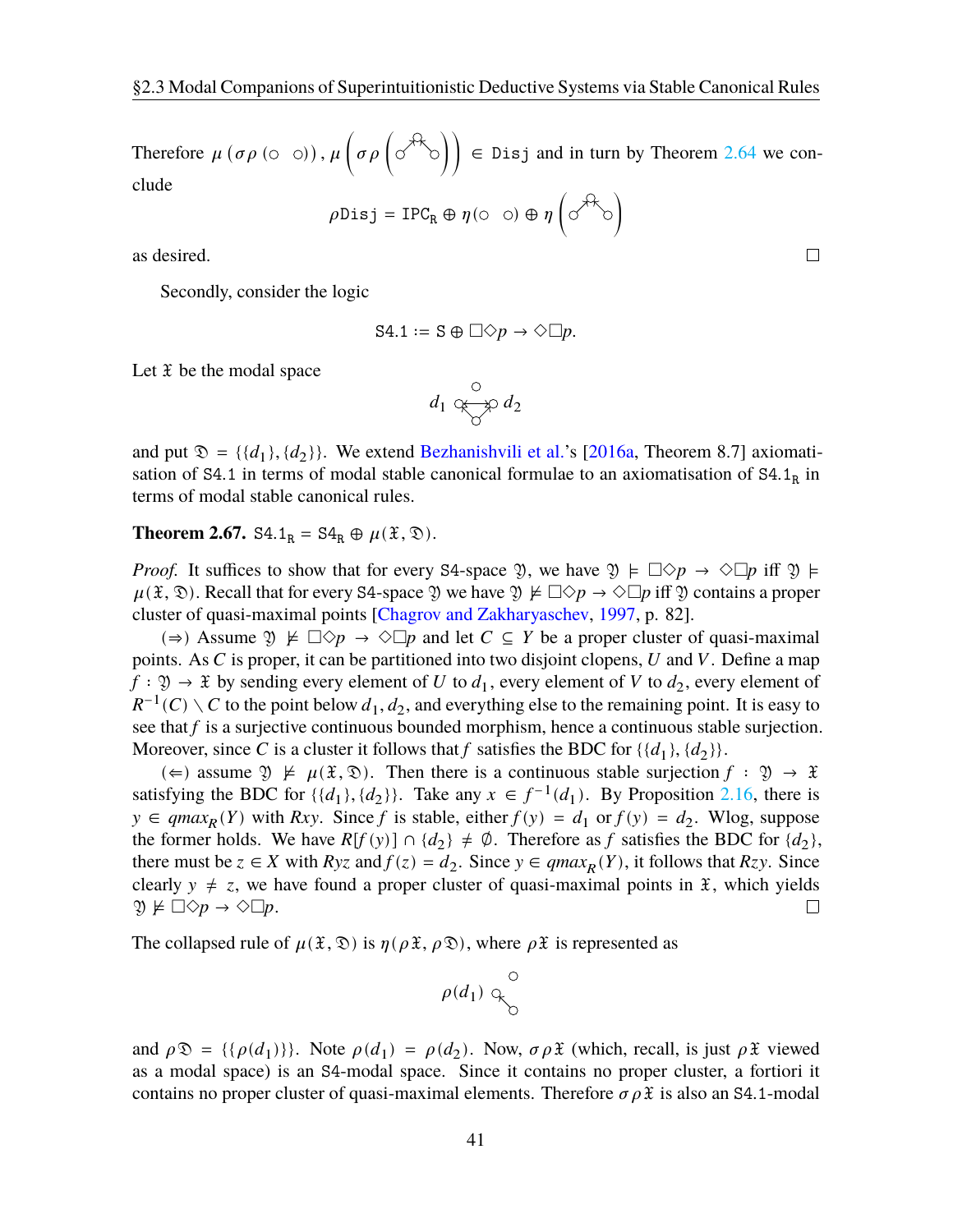Therefore $\mu(\sigma\rho(\circ\ \ \circ)), \mu\left(\sigma\rho\left(\text{[diagram]}\right)\right) \in \mathtt{Disj}$ and in turn by Theorem 2.64 we conclude

$$\rho\mathtt{Disj} = \mathtt{IPC_R} \oplus \eta(\circ\ \ \circ) \oplus \eta\left(\text{[diagram]}\right)$$

as desired. □

Secondly, consider the logic

$$\mathtt{S4.1} := \mathtt{S} \oplus \Box\Diamond p \to \Diamond\Box p.$$

Let $\mathfrak{X}$ be the modal space

[diagram with points $d_1$, $d_2$]

and put $\mathfrak{D} = \{\{d_1\}, \{d_2\}\}$. We extend Bezhanishvili et al.'s [2016a, Theorem 8.7] axiomatisation of $\mathtt{S4.1}$ in terms of modal stable canonical formulae to an axiomatisation of $\mathtt{S4.1_R}$ in terms of modal stable canonical rules.

**Theorem 2.67.** $\mathtt{S4.1_R} = \mathtt{S4_R} \oplus \mu(\mathfrak{X}, \mathfrak{D})$.

*Proof.* It suffices to show that for every $\mathtt{S4}$-space $\mathfrak{Y}$, we have $\mathfrak{Y} \models \Box\Diamond p \to \Diamond\Box p$ iff $\mathfrak{Y} \models \mu(\mathfrak{X}, \mathfrak{D})$. Recall that for every $\mathtt{S4}$-space $\mathfrak{Y}$ we have $\mathfrak{Y} \not\models \Box\Diamond p \to \Diamond\Box p$ iff $\mathfrak{Y}$ contains a proper cluster of quasi-maximal points [Chagrov and Zakharyaschev, 1997, p. 82].

($\Rightarrow$) Assume $\mathfrak{Y} \not\models \Box\Diamond p \to \Diamond\Box p$ and let $C \subseteq Y$ be a proper cluster of quasi-maximal points. As $C$ is proper, it can be partitioned into two disjoint clopens, $U$ and $V$. Define a map $f : \mathfrak{Y} \to \mathfrak{X}$ by sending every element of $U$ to $d_1$, every element of $V$ to $d_2$, every element of $R^{-1}(C) \setminus C$ to the point below $d_1, d_2$, and everything else to the remaining point. It is easy to see that $f$ is a surjective continuous bounded morphism, hence a continuous stable surjection. Moreover, since $C$ is a cluster it follows that $f$ satisfies the BDC for $\{\{d_1\}, \{d_2\}\}$.

($\Leftarrow$) assume $\mathfrak{Y} \not\models \mu(\mathfrak{X}, \mathfrak{D})$. Then there is a continuous stable surjection $f : \mathfrak{Y} \to \mathfrak{X}$ satisfying the BDC for $\{\{d_1\}, \{d_2\}\}$. Take any $x \in f^{-1}(d_1)$. By Proposition 2.16, there is $y \in qmax_R(Y)$ with $Rxy$. Since $f$ is stable, either $f(y) = d_1$ or $f(y) = d_2$. Wlog, suppose the former holds. We have $R[f(y)] \cap \{d_2\} \neq \emptyset$. Therefore as $f$ satisfies the BDC for $\{d_2\}$, there must be $z \in X$ with $Ryz$ and $f(z) = d_2$. Since $y \in qmax_R(Y)$, it follows that $Rzy$. Since clearly $y \neq z$, we have found a proper cluster of quasi-maximal points in $\mathfrak{X}$, which yields $\mathfrak{Y} \not\models \Box\Diamond p \to \Diamond\Box p$. □

The collapsed rule of $\mu(\mathfrak{X}, \mathfrak{D})$ is $\eta(\rho\mathfrak{X}, \rho\mathfrak{D})$, where $\rho\mathfrak{X}$ is represented as

[diagram with point $\rho(d_1)$]

and $\rho\mathfrak{D} = \{\{\rho(d_1)\}\}$. Note $\rho(d_1) = \rho(d_2)$. Now, $\sigma\rho\mathfrak{X}$ (which, recall, is just $\rho\mathfrak{X}$ viewed as a modal space) is an $\mathtt{S4}$-modal space. Since it contains no proper cluster, a fortiori it contains no proper cluster of quasi-maximal elements. Therefore $\sigma\rho\mathfrak{X}$ is also an $\mathtt{S4.1}$-modal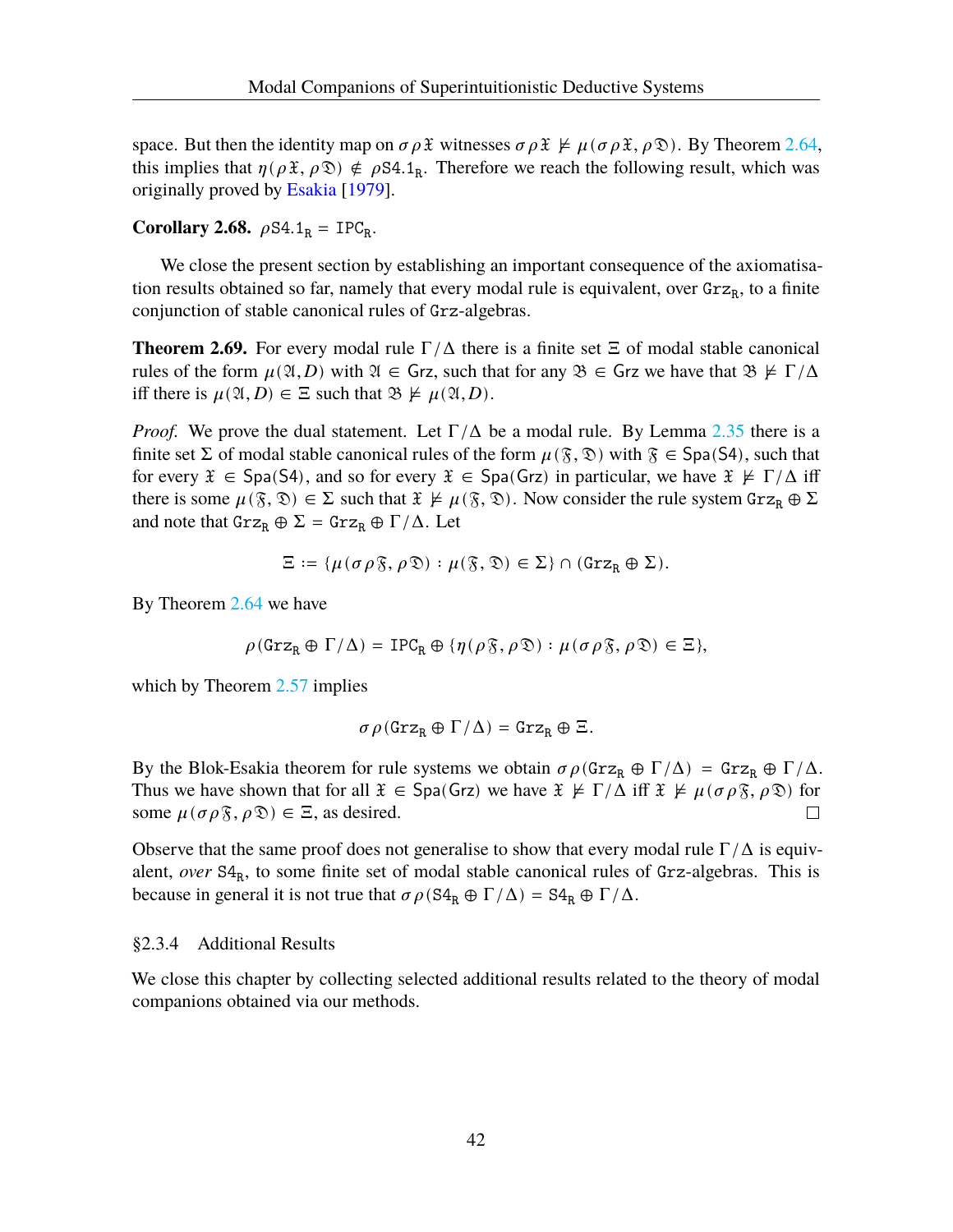space. But then the identity map on $\sigma\rho\mathfrak{X}$ witnesses $\sigma\rho\mathfrak{X} \nvDash \mu(\sigma\rho\mathfrak{X}, \rho\mathfrak{D})$. By Theorem 2.64, this implies that $\eta(\rho\mathfrak{X}, \rho\mathfrak{D}) \notin \rho\mathtt{S4.1_R}$. Therefore we reach the following result, which was originally proved by Esakia [1979].

**Corollary 2.68.** $\rho\mathtt{S4.1_R} = \mathtt{IPC_R}$.

We close the present section by establishing an important consequence of the axiomatisation results obtained so far, namely that every modal rule is equivalent, over $\mathtt{Grz_R}$, to a finite conjunction of stable canonical rules of $\mathtt{Grz}$-algebras.

**Theorem 2.69.** For every modal rule $\Gamma/\Delta$ there is a finite set $\Xi$ of modal stable canonical rules of the form $\mu(\mathfrak{A}, D)$ with $\mathfrak{A} \in \mathsf{Grz}$, such that for any $\mathfrak{B} \in \mathsf{Grz}$ we have that $\mathfrak{B} \nvDash \Gamma/\Delta$ iff there is $\mu(\mathfrak{A}, D) \in \Xi$ such that $\mathfrak{B} \nvDash \mu(\mathfrak{A}, D)$.

*Proof.* We prove the dual statement. Let $\Gamma/\Delta$ be a modal rule. By Lemma 2.35 there is a finite set $\Sigma$ of modal stable canonical rules of the form $\mu(\mathfrak{F}, \mathfrak{D})$ with $\mathfrak{F} \in \mathsf{Spa(S4)}$, such that for every $\mathfrak{X} \in \mathsf{Spa(S4)}$, and so for every $\mathfrak{X} \in \mathsf{Spa(Grz)}$ in particular, we have $\mathfrak{X} \nvDash \Gamma/\Delta$ iff there is some $\mu(\mathfrak{F}, \mathfrak{D}) \in \Sigma$ such that $\mathfrak{X} \nvDash \mu(\mathfrak{F}, \mathfrak{D})$. Now consider the rule system $\mathtt{Grz_R} \oplus \Sigma$ and note that $\mathtt{Grz_R} \oplus \Sigma = \mathtt{Grz_R} \oplus \Gamma/\Delta$. Let

$$\Xi := \{\mu(\sigma\rho\mathfrak{F}, \rho\mathfrak{D}) : \mu(\mathfrak{F}, \mathfrak{D}) \in \Sigma\} \cap (\mathtt{Grz_R} \oplus \Sigma).$$

By Theorem 2.64 we have

$$\rho(\mathtt{Grz_R} \oplus \Gamma/\Delta) = \mathtt{IPC_R} \oplus \{\eta(\rho\mathfrak{F}, \rho\mathfrak{D}) : \mu(\sigma\rho\mathfrak{F}, \rho\mathfrak{D}) \in \Xi\},$$

which by Theorem 2.57 implies

$$\sigma\rho(\mathtt{Grz_R} \oplus \Gamma/\Delta) = \mathtt{Grz_R} \oplus \Xi.$$

By the Blok-Esakia theorem for rule systems we obtain $\sigma\rho(\mathtt{Grz_R} \oplus \Gamma/\Delta) = \mathtt{Grz_R} \oplus \Gamma/\Delta$. Thus we have shown that for all $\mathfrak{X} \in \mathsf{Spa(Grz)}$ we have $\mathfrak{X} \nvDash \Gamma/\Delta$ iff $\mathfrak{X} \nvDash \mu(\sigma\rho\mathfrak{F}, \rho\mathfrak{D})$ for some $\mu(\sigma\rho\mathfrak{F}, \rho\mathfrak{D}) \in \Xi$, as desired. $\square$

Observe that the same proof does not generalise to show that every modal rule $\Gamma/\Delta$ is equivalent, *over* $\mathtt{S4_R}$, to some finite set of modal stable canonical rules of $\mathtt{Grz}$-algebras. This is because in general it is not true that $\sigma\rho(\mathtt{S4_R} \oplus \Gamma/\Delta) = \mathtt{S4_R} \oplus \Gamma/\Delta$.

### §2.3.4 Additional Results

We close this chapter by collecting selected additional results related to the theory of modal companions obtained via our methods.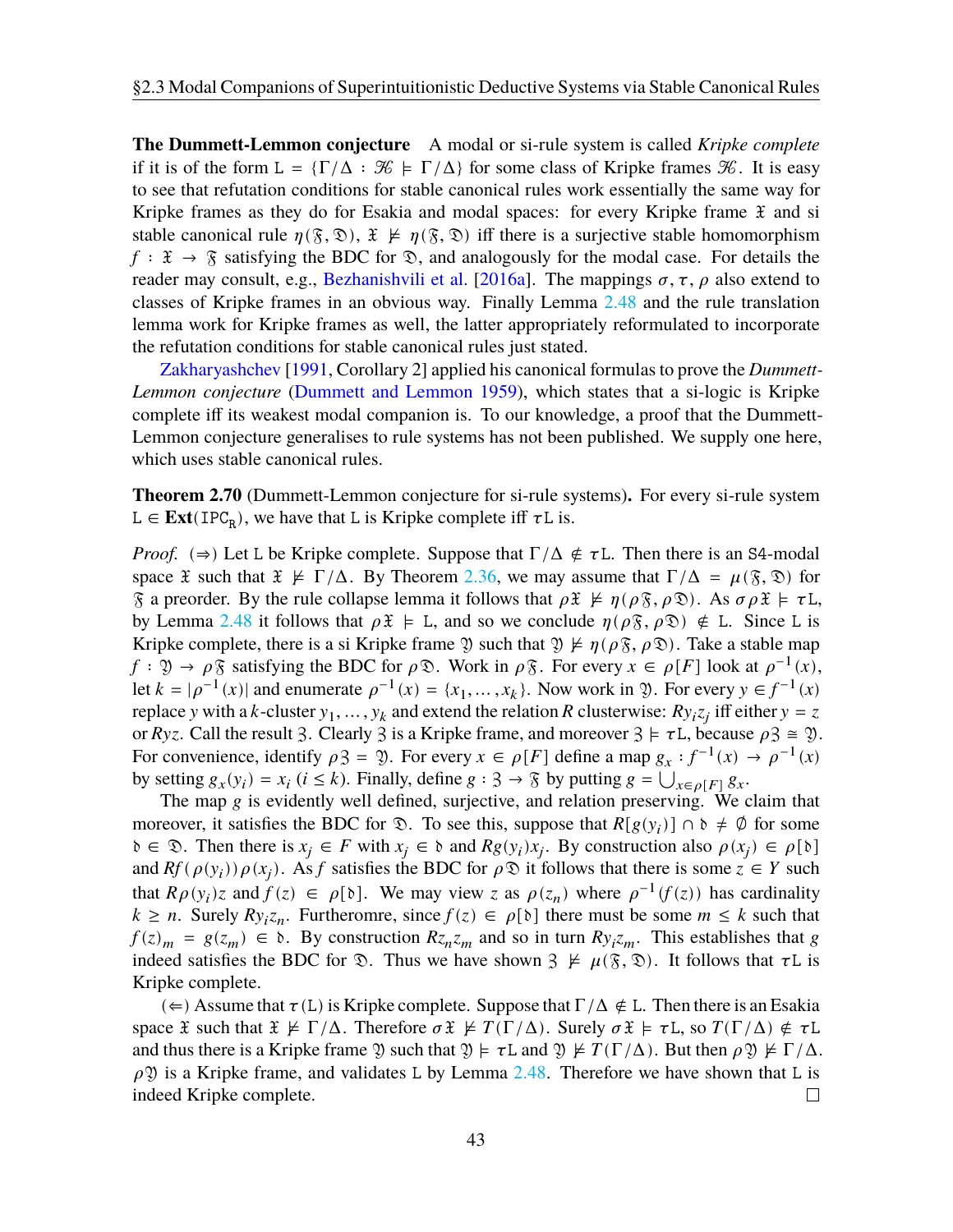**The Dummett-Lemmon conjecture** A modal or si-rule system is called *Kripke complete* if it is of the form $\mathtt{L} = \{\Gamma/\Delta : \mathcal{K} \models \Gamma/\Delta\}$ for some class of Kripke frames $\mathcal{K}$. It is easy to see that refutation conditions for stable canonical rules work essentially the same way for Kripke frames as they do for Esakia and modal spaces: for every Kripke frame $\mathfrak{X}$ and si stable canonical rule $\eta(\mathfrak{F}, \mathfrak{D})$, $\mathfrak{X} \not\models \eta(\mathfrak{F}, \mathfrak{D})$ iff there is a surjective stable homomorphism $f : \mathfrak{X} \to \mathfrak{F}$ satisfying the BDC for $\mathfrak{D}$, and analogously for the modal case. For details the reader may consult, e.g., Bezhanishvili et al. [2016a]. The mappings $\sigma, \tau, \rho$ also extend to classes of Kripke frames in an obvious way. Finally Lemma 2.48 and the rule translation lemma work for Kripke frames as well, the latter appropriately reformulated to incorporate the refutation conditions for stable canonical rules just stated.

Zakharyashchev [1991, Corollary 2] applied his canonical formulas to prove the *Dummett-Lemmon conjecture* (Dummett and Lemmon 1959), which states that a si-logic is Kripke complete iff its weakest modal companion is. To our knowledge, a proof that the Dummett-Lemmon conjecture generalises to rule systems has not been published. We supply one here, which uses stable canonical rules.

**Theorem 2.70** (Dummett-Lemmon conjecture for si-rule systems)**.** For every si-rule system $\mathtt{L} \in \mathbf{Ext}(\mathtt{IPC_R})$, we have that $\mathtt{L}$ is Kripke complete iff $\tau\mathtt{L}$ is.

*Proof.* ($\Rightarrow$) Let $\mathtt{L}$ be Kripke complete. Suppose that $\Gamma/\Delta \notin \tau\mathtt{L}$. Then there is an $\mathtt{S4}$-modal space $\mathfrak{X}$ such that $\mathfrak{X} \not\models \Gamma/\Delta$. By Theorem 2.36, we may assume that $\Gamma/\Delta = \mu(\mathfrak{F}, \mathfrak{D})$ for $\mathfrak{F}$ a preorder. By the rule collapse lemma it follows that $\rho\mathfrak{X} \not\models \eta(\rho\mathfrak{F}, \rho\mathfrak{D})$. As $\sigma\rho\mathfrak{X} \models \tau\mathtt{L}$, by Lemma 2.48 it follows that $\rho\mathfrak{X} \models \mathtt{L}$, and so we conclude $\eta(\rho\mathfrak{F}, \rho\mathfrak{D}) \notin \mathtt{L}$. Since $\mathtt{L}$ is Kripke complete, there is a si Kripke frame $\mathfrak{Y}$ such that $\mathfrak{Y} \not\models \eta(\rho\mathfrak{F}, \rho\mathfrak{D})$. Take a stable map $f : \mathfrak{Y} \to \rho\mathfrak{F}$ satisfying the BDC for $\rho\mathfrak{D}$. Work in $\rho\mathfrak{F}$. For every $x \in \rho[F]$ look at $\rho^{-1}(x)$, let $k = |\rho^{-1}(x)|$ and enumerate $\rho^{-1}(x) = \{x_1, \ldots, x_k\}$. Now work in $\mathfrak{Y}$. For every $y \in f^{-1}(x)$ replace $y$ with a $k$-cluster $y_1, \ldots, y_k$ and extend the relation $R$ clusterwise: $Ry_iz_j$ iff either $y = z$ or $Ryz$. Call the result $\mathfrak{Z}$. Clearly $\mathfrak{Z}$ is a Kripke frame, and moreover $\mathfrak{Z} \models \tau\mathtt{L}$, because $\rho\mathfrak{Z} \cong \mathfrak{Y}$. For convenience, identify $\rho\mathfrak{Z} = \mathfrak{Y}$. For every $x \in \rho[F]$ define a map $g_x : f^{-1}(x) \to \rho^{-1}(x)$ by setting $g_x(y_i) = x_i$ ($i \leq k$). Finally, define $g : \mathfrak{Z} \to \mathfrak{F}$ by putting $g = \bigcup_{x \in \rho[F]} g_x$.

The map $g$ is evidently well defined, surjective, and relation preserving. We claim that moreover, it satisfies the BDC for $\mathfrak{D}$. To see this, suppose that $R[g(y_i)] \cap \mathfrak{d} \neq \emptyset$ for some $\mathfrak{d} \in \mathfrak{D}$. Then there is $x_j \in F$ with $x_j \in \mathfrak{d}$ and $Rg(y_i)x_j$. By construction also $\rho(x_j) \in \rho[\mathfrak{d}]$ and $Rf(\rho(y_i))\rho(x_j)$. As $f$ satisfies the BDC for $\rho\mathfrak{D}$ it follows that there is some $z \in Y$ such that $R\rho(y_i)z$ and $f(z) \in \rho[\mathfrak{d}]$. We may view $z$ as $\rho(z_n)$ where $\rho^{-1}(f(z))$ has cardinality $k \geq n$. Surely $Ry_iz_n$. Furthermore, since $f(z) \in \rho[\mathfrak{d}]$ there must be some $m \leq k$ such that $f(z)_m = g(z_m) \in \mathfrak{d}$. By construction $Rz_nz_m$ and so in turn $Ry_iz_m$. This establishes that $g$ indeed satisfies the BDC for $\mathfrak{D}$. Thus we have shown $\mathfrak{Z} \not\models \mu(\mathfrak{F}, \mathfrak{D})$. It follows that $\tau\mathtt{L}$ is Kripke complete.

($\Leftarrow$) Assume that $\tau(\mathtt{L})$ is Kripke complete. Suppose that $\Gamma/\Delta \notin \mathtt{L}$. Then there is an Esakia space $\mathfrak{X}$ such that $\mathfrak{X} \not\models \Gamma/\Delta$. Therefore $\sigma\mathfrak{X} \not\models T(\Gamma/\Delta)$. Surely $\sigma\mathfrak{X} \models \tau\mathtt{L}$, so $T(\Gamma/\Delta) \notin \tau\mathtt{L}$ and thus there is a Kripke frame $\mathfrak{Y}$ such that $\mathfrak{Y} \models \tau\mathtt{L}$ and $\mathfrak{Y} \not\models T(\Gamma/\Delta)$. But then $\rho\mathfrak{Y} \not\models \Gamma/\Delta$. $\rho\mathfrak{Y}$ is a Kripke frame, and validates $\mathtt{L}$ by Lemma 2.48. Therefore we have shown that $\mathtt{L}$ is indeed Kripke complete. ☐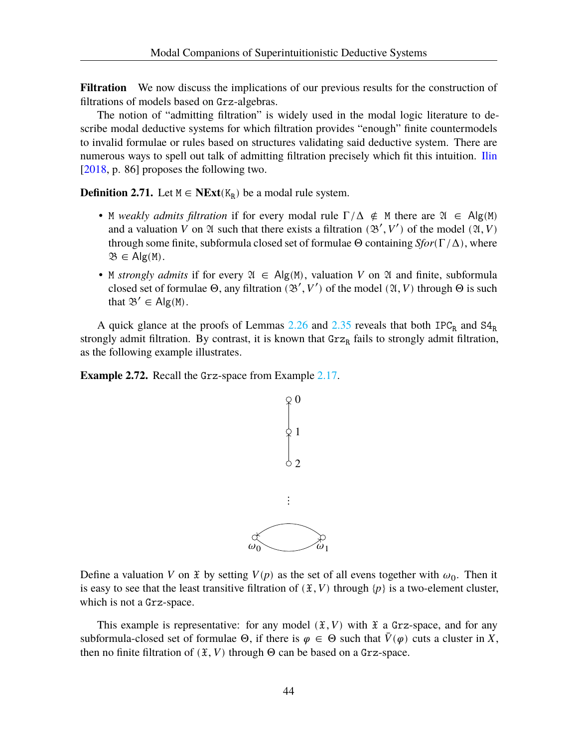**Filtration** We now discuss the implications of our previous results for the construction of filtrations of models based on Grz-algebras.

The notion of "admitting filtration" is widely used in the modal logic literature to describe modal deductive systems for which filtration provides "enough" finite countermodels to invalid formulae or rules based on structures validating said deductive system. There are numerous ways to spell out talk of admitting filtration precisely which fit this intuition. Ilin [2018, p. 86] proposes the following two.

**Definition 2.71.** Let $\mathtt{M} \in \mathbf{NExt}(\mathtt{K_R})$ be a modal rule system.

- $\mathtt{M}$ *weakly admits filtration* if for every modal rule $\Gamma/\Delta \notin \mathtt{M}$ there are $\mathfrak{A} \in \mathsf{Alg}(\mathtt{M})$ and a valuation $V$ on $\mathfrak{A}$ such that there exists a filtration $(\mathfrak{B}', V')$ of the model $(\mathfrak{A}, V)$ through some finite, subformula closed set of formulae $\Theta$ containing $Sfor(\Gamma/\Delta)$, where $\mathfrak{B} \in \mathsf{Alg}(\mathtt{M})$.
- $\mathtt{M}$ *strongly admits* if for every $\mathfrak{A} \in \mathsf{Alg}(\mathtt{M})$, valuation $V$ on $\mathfrak{A}$ and finite, subformula closed set of formulae $\Theta$, any filtration $(\mathfrak{B}', V')$ of the model $(\mathfrak{A}, V)$ through $\Theta$ is such that $\mathfrak{B}' \in \mathsf{Alg}(\mathtt{M})$.

A quick glance at the proofs of Lemmas 2.26 and 2.35 reveals that both $\mathtt{IPC_R}$ and $\mathtt{S4_R}$ strongly admit filtration. By contrast, it is known that $\mathtt{Grz_R}$ fails to strongly admit filtration, as the following example illustrates.

**Example 2.72.** Recall the Grz-space from Example 2.17.

Define a valuation $V$ on $\mathfrak{X}$ by setting $V(p)$ as the set of all evens together with $\omega_0$. Then it is easy to see that the least transitive filtration of $(\mathfrak{X}, V)$ through $\{p\}$ is a two-element cluster, which is not a Grz-space.

This example is representative: for any model $(\mathfrak{X}, V)$ with $\mathfrak{X}$ a Grz-space, and for any subformula-closed set of formulae $\Theta$, if there is $\varphi \in \Theta$ such that $\bar{V}(\varphi)$ cuts a cluster in $X$, then no finite filtration of $(\mathfrak{X}, V)$ through $\Theta$ can be based on a Grz-space.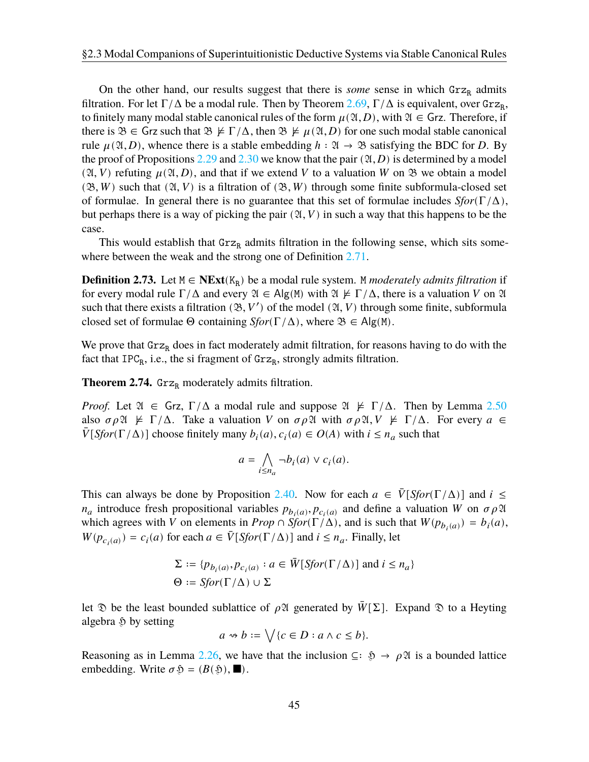On the other hand, our results suggest that there is *some* sense in which $\mathtt{Grz_R}$ admits filtration. For let $\Gamma/\Delta$ be a modal rule. Then by Theorem 2.69, $\Gamma/\Delta$ is equivalent, over $\mathtt{Grz_R}$, to finitely many modal stable canonical rules of the form $\mu(\mathfrak{A}, D)$, with $\mathfrak{A} \in \mathsf{Grz}$. Therefore, if there is $\mathfrak{B} \in \mathsf{Grz}$ such that $\mathfrak{B} \not\models \Gamma/\Delta$, then $\mathfrak{B} \not\models \mu(\mathfrak{A}, D)$ for one such modal stable canonical rule $\mu(\mathfrak{A}, D)$, whence there is a stable embedding $h : \mathfrak{A} \to \mathfrak{B}$ satisfying the BDC for $D$. By the proof of Propositions 2.29 and 2.30 we know that the pair $(\mathfrak{A}, D)$ is determined by a model $(\mathfrak{A}, V)$ refuting $\mu(\mathfrak{A}, D)$, and that if we extend $V$ to a valuation $W$ on $\mathfrak{B}$ we obtain a model $(\mathfrak{B}, W)$ such that $(\mathfrak{A}, V)$ is a filtration of $(\mathfrak{B}, W)$ through some finite subformula-closed set of formulae. In general there is no guarantee that this set of formulae includes $\mathit{Sfor}(\Gamma/\Delta)$, but perhaps there is a way of picking the pair $(\mathfrak{A}, V)$ in such a way that this happens to be the case.

This would establish that $\mathtt{Grz_R}$ admits filtration in the following sense, which sits somewhere between the weak and the strong one of Definition 2.71.

**Definition 2.73.** Let $\mathtt{M} \in \mathbf{NExt}(\mathtt{K_R})$ be a modal rule system. $\mathtt{M}$ *moderately admits filtration* if for every modal rule $\Gamma/\Delta$ and every $\mathfrak{A} \in \mathsf{Alg}(\mathtt{M})$ with $\mathfrak{A} \not\models \Gamma/\Delta$, there is a valuation $V$ on $\mathfrak{A}$ such that there exists a filtration $(\mathfrak{B}, V')$ of the model $(\mathfrak{A}, V)$ through some finite, subformula closed set of formulae $\Theta$ containing $\mathit{Sfor}(\Gamma/\Delta)$, where $\mathfrak{B} \in \mathsf{Alg}(\mathtt{M})$.

We prove that $\mathtt{Grz_R}$ does in fact moderately admit filtration, for reasons having to do with the fact that $\mathtt{IPC_R}$, i.e., the si fragment of $\mathtt{Grz_R}$, strongly admits filtration.

**Theorem 2.74.** $\mathtt{Grz_R}$ moderately admits filtration.

*Proof.* Let $\mathfrak{A} \in \mathsf{Grz}$, $\Gamma/\Delta$ a modal rule and suppose $\mathfrak{A} \not\models \Gamma/\Delta$. Then by Lemma 2.50 also $\sigma\rho\mathfrak{A} \not\models \Gamma/\Delta$. Take a valuation $V$ on $\sigma\rho\mathfrak{A}$ with $\sigma\rho\mathfrak{A}, V \not\models \Gamma/\Delta$. For every $a \in \bar{V}[\mathit{Sfor}(\Gamma/\Delta)]$ choose finitely many $b_i(a), c_i(a) \in O(A)$ with $i \leq n_a$ such that

$$a = \bigwedge_{i \leq n_a} \neg b_i(a) \vee c_i(a).$$

This can always be done by Proposition 2.40. Now for each $a \in \bar{V}[\mathit{Sfor}(\Gamma/\Delta)]$ and $i \leq n_a$ introduce fresh propositional variables $p_{b_i(a)}, p_{c_i(a)}$ and define a valuation $W$ on $\sigma\rho\mathfrak{A}$ which agrees with $V$ on elements in $\mathit{Prop} \cap \mathit{Sfor}(\Gamma/\Delta)$, and is such that $W(p_{b_i(a)}) = b_i(a)$, $W(p_{c_i(a)}) = c_i(a)$ for each $a \in \bar{V}[\mathit{Sfor}(\Gamma/\Delta)]$ and $i \leq n_a$. Finally, let

$$\begin{aligned}
\Sigma &:= \{p_{b_i(a)}, p_{c_i(a)} : a \in \bar{W}[\mathit{Sfor}(\Gamma/\Delta)] \text{ and } i \leq n_a\} \\
\Theta &:= \mathit{Sfor}(\Gamma/\Delta) \cup \Sigma
\end{aligned}$$

let $\mathfrak{D}$ be the least bounded sublattice of $\rho\mathfrak{A}$ generated by $\bar{W}[\Sigma]$. Expand $\mathfrak{D}$ to a Heyting algebra $\mathfrak{H}$ by setting

$$a \rightsquigarrow b := \bigvee\{c \in D : a \wedge c \leq b\}.$$

Reasoning as in Lemma 2.26, we have that the inclusion $\subseteq : \mathfrak{H} \to \rho\mathfrak{A}$ is a bounded lattice embedding. Write $\sigma\mathfrak{H} = (B(\mathfrak{H}), \blacksquare)$.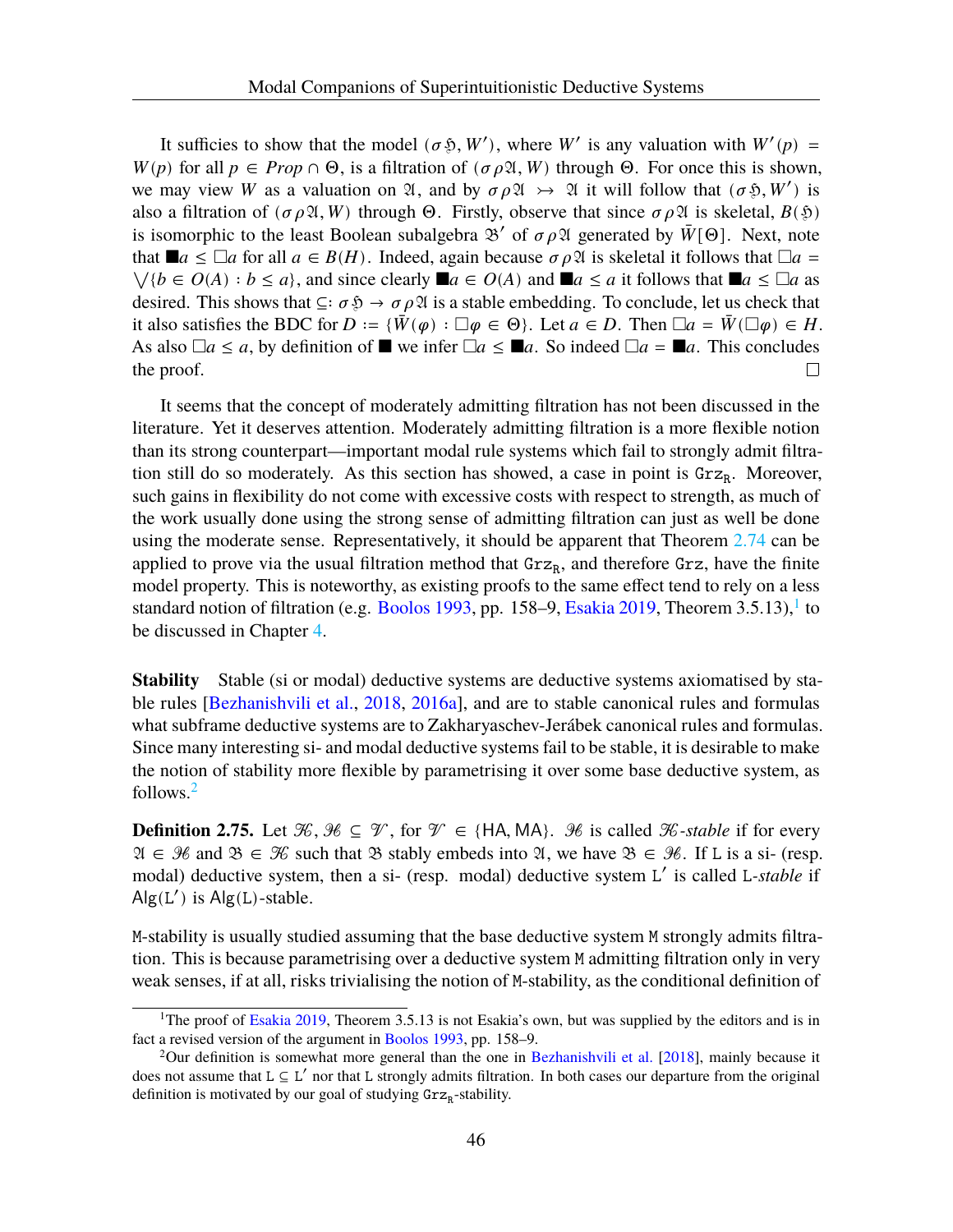It suffices to show that the model $(\sigma\mathfrak{H}, W')$, where $W'$ is any valuation with $W'(p) = W(p)$ for all $p \in Prop \cap \Theta$, is a filtration of $(\sigma\rho\mathfrak{A}, W)$ through $\Theta$. For once this is shown, we may view $W$ as a valuation on $\mathfrak{A}$, and by $\sigma\rho\mathfrak{A} \rightarrowtail \mathfrak{A}$ it will follow that $(\sigma\mathfrak{H}, W')$ is also a filtration of $(\sigma\rho\mathfrak{A}, W)$ through $\Theta$. Firstly, observe that since $\sigma\rho\mathfrak{A}$ is skeletal, $B(\mathfrak{H})$ is isomorphic to the least Boolean subalgebra $\mathfrak{B}'$ of $\sigma\rho\mathfrak{A}$ generated by $\bar{W}[\Theta]$. Next, note that $\blacksquare a \leq \Box a$ for all $a \in B(H)$. Indeed, again because $\sigma\rho\mathfrak{A}$ is skeletal it follows that $\Box a = \bigvee\{b \in O(A) : b \leq a\}$, and since clearly $\blacksquare a \in O(A)$ and $\blacksquare a \leq a$ it follows that $\blacksquare a \leq \Box a$ as desired. This shows that $\subseteq : \sigma\mathfrak{H} \to \sigma\rho\mathfrak{A}$ is a stable embedding. To conclude, let us check that it also satisfies the BDC for $D := \{\bar{W}(\varphi) : \Box\varphi \in \Theta\}$. Let $a \in D$. Then $\Box a = \bar{W}(\Box\varphi) \in H$. As also $\Box a \leq a$, by definition of $\blacksquare$ we infer $\Box a \leq \blacksquare a$. So indeed $\Box a = \blacksquare a$. This concludes the proof. □

It seems that the concept of moderately admitting filtration has not been discussed in the literature. Yet it deserves attention. Moderately admitting filtration is a more flexible notion than its strong counterpart—important modal rule systems which fail to strongly admit filtration still do so moderately. As this section has showed, a case in point is $\mathtt{Grz}_{\mathtt{R}}$. Moreover, such gains in flexibility do not come with excessive costs with respect to strength, as much of the work usually done using the strong sense of admitting filtration can just as well be done using the moderate sense. Representatively, it should be apparent that Theorem 2.74 can be applied to prove via the usual filtration method that $\mathtt{Grz}_{\mathtt{R}}$, and therefore $\mathtt{Grz}$, have the finite model property. This is noteworthy, as existing proofs to the same effect tend to rely on a less standard notion of filtration (e.g. Boolos 1993, pp. 158–9, Esakia 2019, Theorem 3.5.13),[1] to be discussed in Chapter 4.

**Stability** Stable (si or modal) deductive systems are deductive systems axiomatised by stable rules [Bezhanishvili et al., 2018, 2016a], and are to stable canonical rules and formulas what subframe deductive systems are to Zakharyaschev-Jerábek canonical rules and formulas. Since many interesting si- and modal deductive systems fail to be stable, it is desirable to make the notion of stability more flexible by parametrising it over some base deductive system, as follows.[2]

**Definition 2.75.** Let $\mathcal{K}, \mathcal{H} \subseteq \mathcal{V}$, for $\mathcal{V} \in \{\mathsf{HA}, \mathsf{MA}\}$. $\mathcal{H}$ is called *$\mathcal{K}$-stable* if for every $\mathfrak{A} \in \mathcal{H}$ and $\mathfrak{B} \in \mathcal{K}$ such that $\mathfrak{B}$ stably embeds into $\mathfrak{A}$, we have $\mathfrak{B} \in \mathcal{H}$. If $\mathtt{L}$ is a si- (resp. modal) deductive system, then a si- (resp. modal) deductive system $\mathtt{L}'$ is called *$\mathtt{L}$-stable* if $\mathsf{Alg}(\mathtt{L}')$ is $\mathsf{Alg}(\mathtt{L})$-stable.

$\mathtt{M}$-stability is usually studied assuming that the base deductive system $\mathtt{M}$ strongly admits filtration. This is because parametrising over a deductive system $\mathtt{M}$ admitting filtration only in very weak senses, if at all, risks trivialising the notion of $\mathtt{M}$-stability, as the conditional definition of

[1] The proof of Esakia 2019, Theorem 3.5.13 is not Esakia's own, but was supplied by the editors and is in fact a revised version of the argument in Boolos 1993, pp. 158–9.

[2] Our definition is somewhat more general than the one in Bezhanishvili et al. [2018], mainly because it does not assume that $\mathtt{L} \subseteq \mathtt{L}'$ nor that $\mathtt{L}$ strongly admits filtration. In both cases our departure from the original definition is motivated by our goal of studying $\mathtt{Grz}_{\mathtt{R}}$-stability.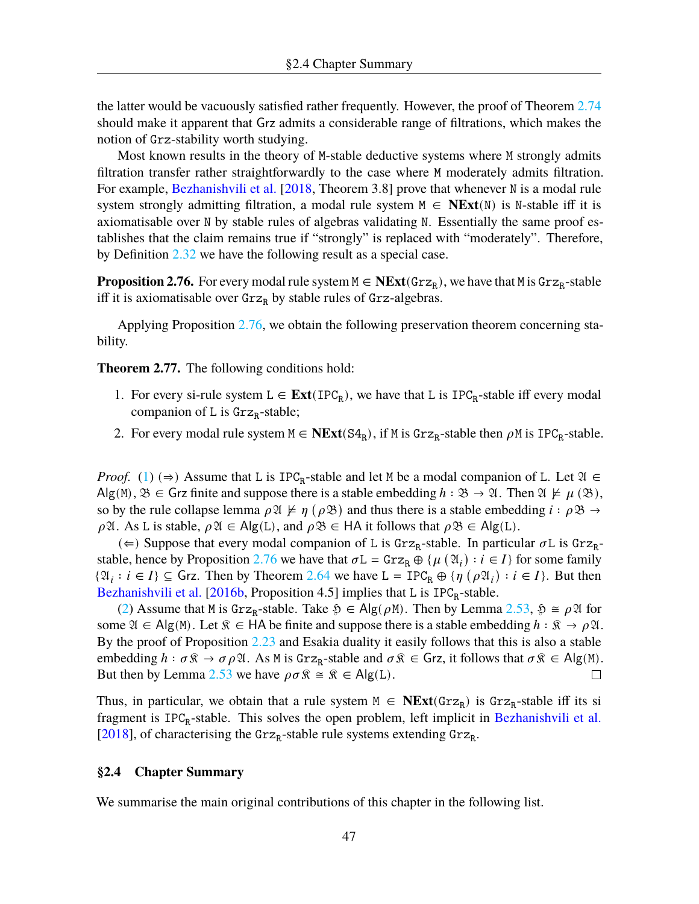the latter would be vacuously satisfied rather frequently. However, the proof of Theorem 2.74 should make it apparent that Grz admits a considerable range of filtrations, which makes the notion of $\mathtt{Grz}$-stability worth studying.

Most known results in the theory of $\mathtt{M}$-stable deductive systems where $\mathtt{M}$ strongly admits filtration transfer rather straightforwardly to the case where $\mathtt{M}$ moderately admits filtration. For example, Bezhanishvili et al. [2018, Theorem 3.8] prove that whenever $\mathtt{N}$ is a modal rule system strongly admitting filtration, a modal rule system $\mathtt{M} \in \mathbf{NExt}(\mathtt{N})$ is $\mathtt{N}$-stable iff it is axiomatisable over $\mathtt{N}$ by stable rules of algebras validating $\mathtt{N}$. Essentially the same proof establishes that the claim remains true if "strongly" is replaced with "moderately". Therefore, by Definition 2.32 we have the following result as a special case.

**Proposition 2.76.** For every modal rule system $\mathtt{M} \in \mathbf{NExt}(\mathtt{Grz_R})$, we have that $\mathtt{M}$ is $\mathtt{Grz_R}$-stable iff it is axiomatisable over $\mathtt{Grz_R}$ by stable rules of $\mathtt{Grz}$-algebras.

Applying Proposition 2.76, we obtain the following preservation theorem concerning stability.

**Theorem 2.77.** The following conditions hold:

1. For every si-rule system $\mathtt{L} \in \mathbf{Ext}(\mathtt{IPC_R})$, we have that $\mathtt{L}$ is $\mathtt{IPC_R}$-stable iff every modal companion of $\mathtt{L}$ is $\mathtt{Grz_R}$-stable;
2. For every modal rule system $\mathtt{M} \in \mathbf{NExt}(\mathtt{S4_R})$, if $\mathtt{M}$ is $\mathtt{Grz_R}$-stable then $\rho\mathtt{M}$ is $\mathtt{IPC_R}$-stable.

*Proof.* (1) ($\Rightarrow$) Assume that $\mathtt{L}$ is $\mathtt{IPC_R}$-stable and let $\mathtt{M}$ be a modal companion of $\mathtt{L}$. Let $\mathfrak{A} \in \mathsf{Alg}(\mathtt{M})$, $\mathfrak{B} \in \mathsf{Grz}$ finite and suppose there is a stable embedding $h : \mathfrak{B} \to \mathfrak{A}$. Then $\mathfrak{A} \nvDash \mu(\mathfrak{B})$, so by the rule collapse lemma $\rho\mathfrak{A} \nvDash \eta(\rho\mathfrak{B})$ and thus there is a stable embedding $i : \rho\mathfrak{B} \to \rho\mathfrak{A}$. As $\mathtt{L}$ is stable, $\rho\mathfrak{A} \in \mathsf{Alg}(\mathtt{L})$, and $\rho\mathfrak{B} \in \mathsf{HA}$ it follows that $\rho\mathfrak{B} \in \mathsf{Alg}(\mathtt{L})$.

($\Leftarrow$) Suppose that every modal companion of $\mathtt{L}$ is $\mathtt{Grz_R}$-stable. In particular $\sigma\mathtt{L}$ is $\mathtt{Grz_R}$-stable, hence by Proposition 2.76 we have that $\sigma\mathtt{L} = \mathtt{Grz_R} \oplus \{\mu(\mathfrak{A}_i) : i \in I\}$ for some family $\{\mathfrak{A}_i : i \in I\} \subseteq \mathsf{Grz}$. Then by Theorem 2.64 we have $\mathtt{L} = \mathtt{IPC_R} \oplus \{\eta(\rho\mathfrak{A}_i) : i \in I\}$. But then Bezhanishvili et al. [2016b, Proposition 4.5] implies that $\mathtt{L}$ is $\mathtt{IPC_R}$-stable.

(2) Assume that $\mathtt{M}$ is $\mathtt{Grz_R}$-stable. Take $\mathfrak{H} \in \mathsf{Alg}(\rho\mathtt{M})$. Then by Lemma 2.53, $\mathfrak{H} \cong \rho\mathfrak{A}$ for some $\mathfrak{A} \in \mathsf{Alg}(\mathtt{M})$. Let $\mathfrak{K} \in \mathsf{HA}$ be finite and suppose there is a stable embedding $h : \mathfrak{K} \to \rho\mathfrak{A}$. By the proof of Proposition 2.23 and Esakia duality it easily follows that this is also a stable embedding $h : \sigma\mathfrak{K} \to \sigma\rho\mathfrak{A}$. As $\mathtt{M}$ is $\mathtt{Grz_R}$-stable and $\sigma\mathfrak{K} \in \mathsf{Grz}$, it follows that $\sigma\mathfrak{K} \in \mathsf{Alg}(\mathtt{M})$. But then by Lemma 2.53 we have $\rho\sigma\mathfrak{K} \cong \mathfrak{K} \in \mathsf{Alg}(\mathtt{L})$. □

Thus, in particular, we obtain that a rule system $\mathtt{M} \in \mathbf{NExt}(\mathtt{Grz_R})$ is $\mathtt{Grz_R}$-stable iff its si fragment is $\mathtt{IPC_R}$-stable. This solves the open problem, left implicit in Bezhanishvili et al. [2018], of characterising the $\mathtt{Grz_R}$-stable rule systems extending $\mathtt{Grz_R}$.

## §2.4 Chapter Summary

We summarise the main original contributions of this chapter in the following list.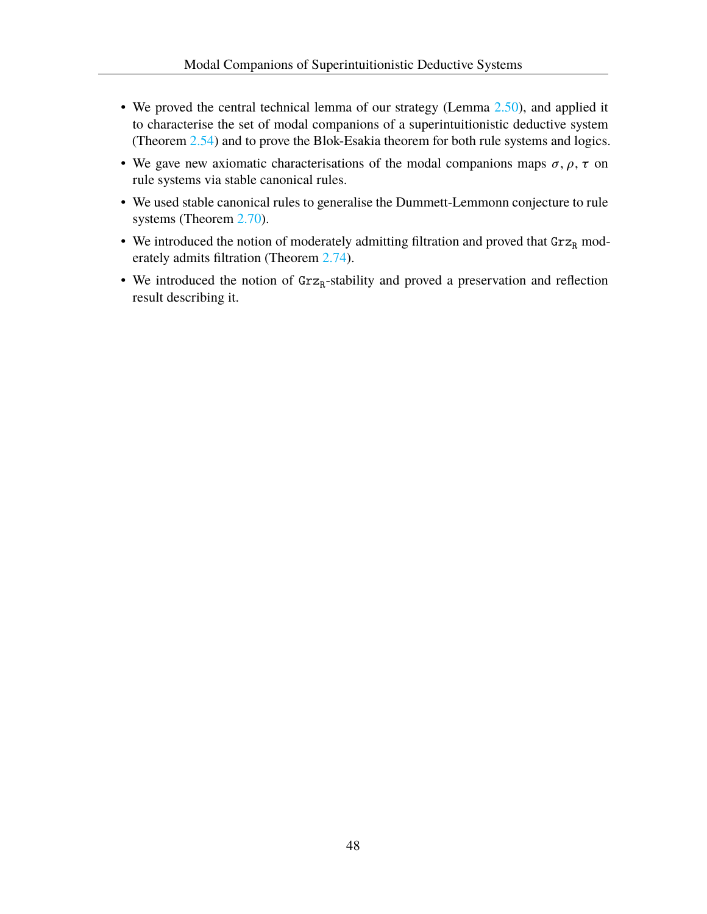- We proved the central technical lemma of our strategy (Lemma 2.50), and applied it to characterise the set of modal companions of a superintuitionistic deductive system (Theorem 2.54) and to prove the Blok-Esakia theorem for both rule systems and logics.
- We gave new axiomatic characterisations of the modal companions maps $\sigma, \rho, \tau$ on rule systems via stable canonical rules.
- We used stable canonical rules to generalise the Dummett-Lemmonn conjecture to rule systems (Theorem 2.70).
- We introduced the notion of moderately admitting filtration and proved that $\mathtt{Grz}_\mathtt{R}$ moderately admits filtration (Theorem 2.74).
- We introduced the notion of $\mathtt{Grz}_\mathtt{R}$-stability and proved a preservation and reflection result describing it.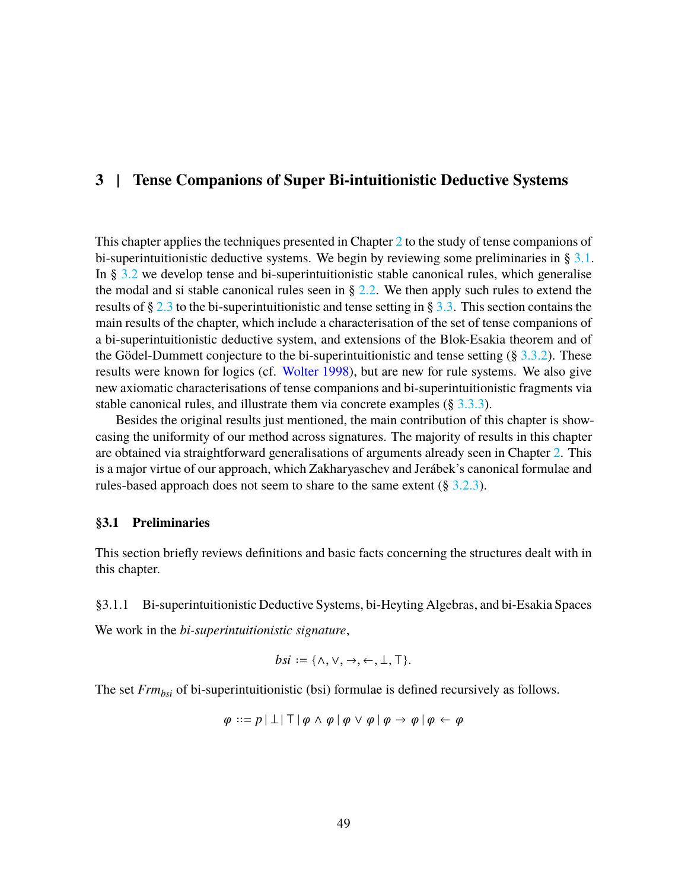# 3 | Tense Companions of Super Bi-intuitionistic Deductive Systems

This chapter applies the techniques presented in Chapter 2 to the study of tense companions of bi-superintuitionistic deductive systems. We begin by reviewing some preliminaries in § 3.1. In § 3.2 we develop tense and bi-superintuitionistic stable canonical rules, which generalise the modal and si stable canonical rules seen in § 2.2. We then apply such rules to extend the results of § 2.3 to the bi-superintuitionistic and tense setting in § 3.3. This section contains the main results of the chapter, which include a characterisation of the set of tense companions of a bi-superintuitionistic deductive system, and extensions of the Blok-Esakia theorem and of the Gödel-Dummett conjecture to the bi-superintuitionistic and tense setting (§ 3.3.2). These results were known for logics (cf. Wolter 1998), but are new for rule systems. We also give new axiomatic characterisations of tense companions and bi-superintuitionistic fragments via stable canonical rules, and illustrate them via concrete examples (§ 3.3.3).

Besides the original results just mentioned, the main contribution of this chapter is showcasing the uniformity of our method across signatures. The majority of results in this chapter are obtained via straightforward generalisations of arguments already seen in Chapter 2. This is a major virtue of our approach, which Zakharyaschev and Jerábek's canonical formulae and rules-based approach does not seem to share to the same extent (§ 3.2.3).

## §3.1 Preliminaries

This section briefly reviews definitions and basic facts concerning the structures dealt with in this chapter.

### §3.1.1 Bi-superintuitionistic Deductive Systems, bi-Heyting Algebras, and bi-Esakia Spaces

We work in the *bi-superintuitionistic signature*,

$$bsi := \{\wedge, \vee, \to, \leftarrow, \bot, \top\}.$$

The set $Frm_{bsi}$ of bi-superintuitionistic (bsi) formulae is defined recursively as follows.

$$\varphi ::= p \mid \bot \mid \top \mid \varphi \wedge \varphi \mid \varphi \vee \varphi \mid \varphi \to \varphi \mid \varphi \leftarrow \varphi$$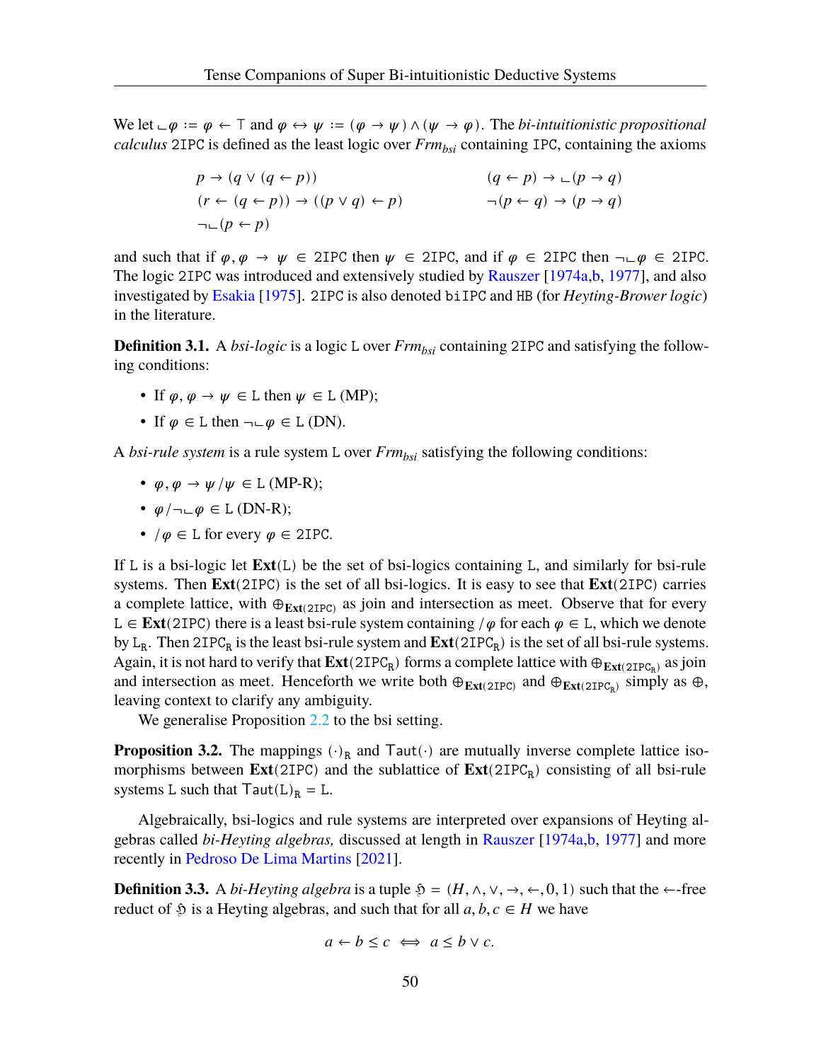We let $\llcorner\varphi := \varphi \leftarrow \top$ and $\varphi \leftrightarrow \psi := (\varphi \to \psi) \wedge (\psi \to \varphi)$. The *bi-intuitionistic propositional calculus* $\mathtt{2IPC}$ is defined as the least logic over $\mathit{Frm}_{bsi}$ containing $\mathtt{IPC}$, containing the axioms

$$
\begin{array}{ll}
p \to (q \vee (q \leftarrow p)) & (q \leftarrow p) \to \llcorner(p \to q) \\
(r \leftarrow (q \leftarrow p)) \to ((p \vee q) \leftarrow p) & \neg(p \leftarrow q) \to (p \to q) \\
\neg\llcorner(p \leftarrow p) &
\end{array}
$$

and such that if $\varphi, \varphi \to \psi \in \mathtt{2IPC}$ then $\psi \in \mathtt{2IPC}$, and if $\varphi \in \mathtt{2IPC}$ then $\neg\llcorner\varphi \in \mathtt{2IPC}$. The logic $\mathtt{2IPC}$ was introduced and extensively studied by Rauszer [1974a,b, 1977], and also investigated by Esakia [1975]. $\mathtt{2IPC}$ is also denoted $\mathtt{biIPC}$ and $\mathtt{HB}$ (for *Heyting-Brower logic*) in the literature.

**Definition 3.1.** A *bsi-logic* is a logic $\mathtt{L}$ over $\mathit{Frm}_{bsi}$ containing $\mathtt{2IPC}$ and satisfying the following conditions:

- If $\varphi, \varphi \to \psi \in \mathtt{L}$ then $\psi \in \mathtt{L}$ (MP);
- If $\varphi \in \mathtt{L}$ then $\neg\llcorner\varphi \in \mathtt{L}$ (DN).

A *bsi-rule system* is a rule system $\mathtt{L}$ over $\mathit{Frm}_{bsi}$ satisfying the following conditions:

- $\varphi, \varphi \to \psi / \psi \in \mathtt{L}$ (MP-R);
- $\varphi / \neg\llcorner\varphi \in \mathtt{L}$ (DN-R);
- $/\varphi \in \mathtt{L}$ for every $\varphi \in \mathtt{2IPC}$.

If $\mathtt{L}$ is a bsi-logic let $\mathbf{Ext}(\mathtt{L})$ be the set of bsi-logics containing $\mathtt{L}$, and similarly for bsi-rule systems. Then $\mathbf{Ext}(\mathtt{2IPC})$ is the set of all bsi-logics. It is easy to see that $\mathbf{Ext}(\mathtt{2IPC})$ carries a complete lattice, with $\oplus_{\mathbf{Ext}(\mathtt{2IPC})}$ as join and intersection as meet. Observe that for every $\mathtt{L} \in \mathbf{Ext}(\mathtt{2IPC})$ there is a least bsi-rule system containing $/\varphi$ for each $\varphi \in \mathtt{L}$, which we denote by $\mathtt{L}_\mathtt{R}$. Then $\mathtt{2IPC}_\mathtt{R}$ is the least bsi-rule system and $\mathbf{Ext}(\mathtt{2IPC}_\mathtt{R})$ is the set of all bsi-rule systems. Again, it is not hard to verify that $\mathbf{Ext}(\mathtt{2IPC}_\mathtt{R})$ forms a complete lattice with $\oplus_{\mathbf{Ext}(\mathtt{2IPC}_\mathtt{R})}$ as join and intersection as meet. Henceforth we write both $\oplus_{\mathbf{Ext}(\mathtt{2IPC})}$ and $\oplus_{\mathbf{Ext}(\mathtt{2IPC}_\mathtt{R})}$ simply as $\oplus$, leaving context to clarify any ambiguity.

We generalise Proposition 2.2 to the bsi setting.

**Proposition 3.2.** The mappings $(\cdot)_\mathtt{R}$ and $\mathtt{Taut}(\cdot)$ are mutually inverse complete lattice isomorphisms between $\mathbf{Ext}(\mathtt{2IPC})$ and the sublattice of $\mathbf{Ext}(\mathtt{2IPC}_\mathtt{R})$ consisting of all bsi-rule systems $\mathtt{L}$ such that $\mathtt{Taut}(\mathtt{L})_\mathtt{R} = \mathtt{L}$.

Algebraically, bsi-logics and rule systems are interpreted over expansions of Heyting algebras called *bi-Heyting algebras,* discussed at length in Rauszer [1974a,b, 1977] and more recently in Pedroso De Lima Martins [2021].

**Definition 3.3.** A *bi-Heyting algebra* is a tuple $\mathfrak{H} = (H, \wedge, \vee, \to, \leftarrow, 0, 1)$ such that the $\leftarrow$-free reduct of $\mathfrak{H}$ is a Heyting algebras, and such that for all $a, b, c \in H$ we have

$$a \leftarrow b \leq c \iff a \leq b \vee c.$$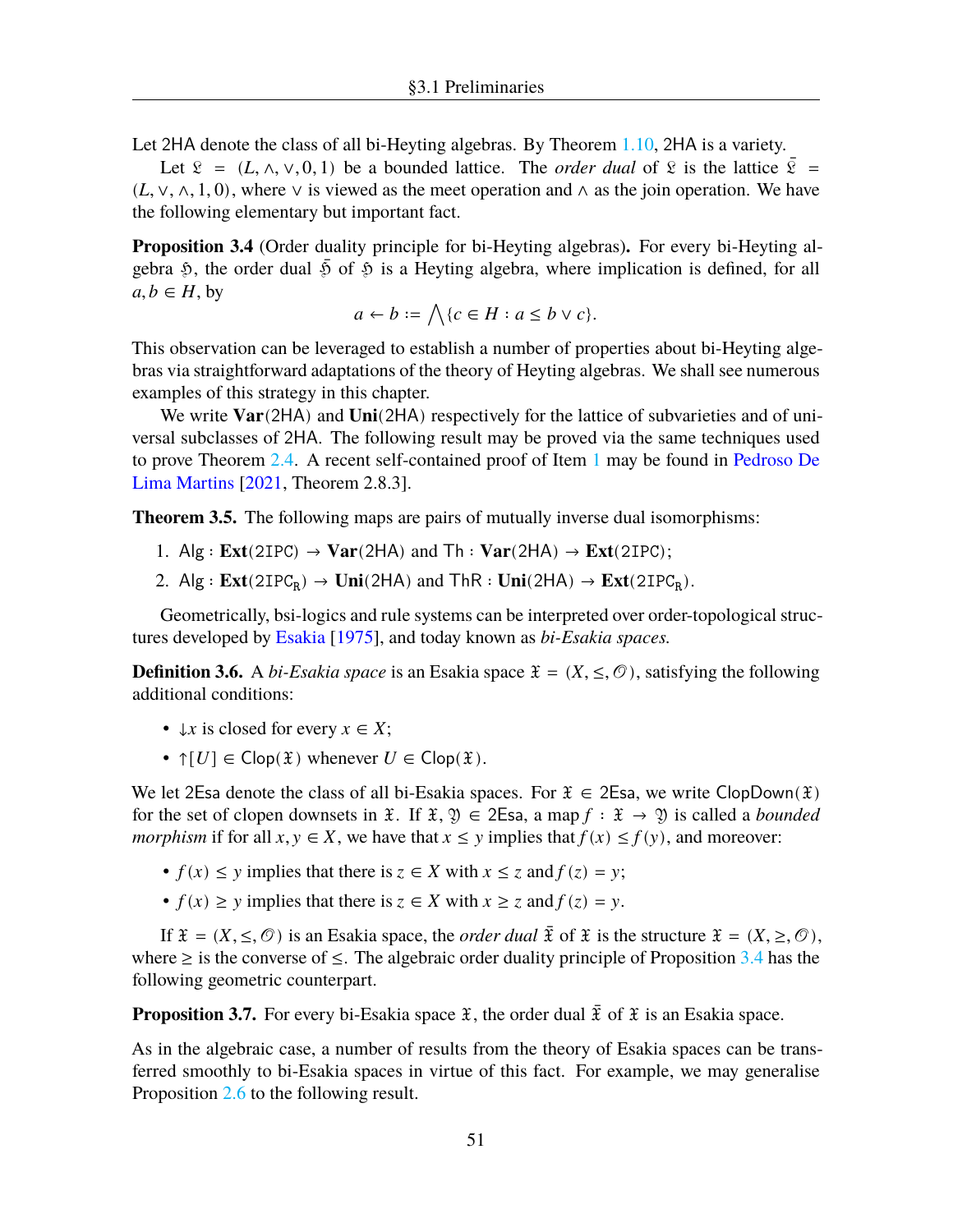Let 2HA denote the class of all bi-Heyting algebras. By Theorem 1.10, 2HA is a variety.

Let $\mathfrak{L} = (L, \wedge, \vee, 0, 1)$ be a bounded lattice. The *order dual* of $\mathfrak{L}$ is the lattice $\bar{\mathfrak{L}} = (L, \vee, \wedge, 1, 0)$, where $\vee$ is viewed as the meet operation and $\wedge$ as the join operation. We have the following elementary but important fact.

**Proposition 3.4** (Order duality principle for bi-Heyting algebras)**.** For every bi-Heyting algebra $\mathfrak{H}$, the order dual $\bar{\mathfrak{H}}$ of $\mathfrak{H}$ is a Heyting algebra, where implication is defined, for all $a, b \in H$, by

$$a \leftarrow b := \bigwedge\{c \in H : a \leq b \vee c\}.$$

This observation can be leveraged to establish a number of properties about bi-Heyting algebras via straightforward adaptations of the theory of Heyting algebras. We shall see numerous examples of this strategy in this chapter.

We write **Var**(2HA) and **Uni**(2HA) respectively for the lattice of subvarieties and of universal subclasses of 2HA. The following result may be proved via the same techniques used to prove Theorem 2.4. A recent self-contained proof of Item 1 may be found in Pedroso De Lima Martins [2021, Theorem 2.8.3].

**Theorem 3.5.** The following maps are pairs of mutually inverse dual isomorphisms:

1. $\mathsf{Alg} : \mathbf{Ext}(\mathtt{2IPC}) \to \mathbf{Var}(\mathsf{2HA})$ and $\mathsf{Th} : \mathbf{Var}(\mathsf{2HA}) \to \mathbf{Ext}(\mathtt{2IPC})$;
2. $\mathsf{Alg} : \mathbf{Ext}(\mathtt{2IPC_R}) \to \mathbf{Uni}(\mathsf{2HA})$ and $\mathsf{ThR} : \mathbf{Uni}(\mathsf{2HA}) \to \mathbf{Ext}(\mathtt{2IPC_R})$.

Geometrically, bsi-logics and rule systems can be interpreted over order-topological structures developed by Esakia [1975], and today known as *bi-Esakia spaces.*

**Definition 3.6.** A *bi-Esakia space* is an Esakia space $\mathfrak{X} = (X, \leq, \mathcal{O})$, satisfying the following additional conditions:

- ${\downarrow}x$ is closed for every $x \in X$;
- ${\uparrow}[U] \in \mathsf{Clop}(\mathfrak{X})$ whenever $U \in \mathsf{Clop}(\mathfrak{X})$.

We let 2Esa denote the class of all bi-Esakia spaces. For $\mathfrak{X} \in \mathsf{2Esa}$, we write $\mathsf{ClopDown}(\mathfrak{X})$ for the set of clopen downsets in $\mathfrak{X}$. If $\mathfrak{X}, \mathfrak{Y} \in \mathsf{2Esa}$, a map $f : \mathfrak{X} \to \mathfrak{Y}$ is called a *bounded morphism* if for all $x, y \in X$, we have that $x \leq y$ implies that $f(x) \leq f(y)$, and moreover:

- $f(x) \leq y$ implies that there is $z \in X$ with $x \leq z$ and $f(z) = y$;
- $f(x) \geq y$ implies that there is $z \in X$ with $x \geq z$ and $f(z) = y$.

If $\mathfrak{X} = (X, \leq, \mathcal{O})$ is an Esakia space, the *order dual* $\bar{\mathfrak{X}}$ of $\mathfrak{X}$ is the structure $\bar{\mathfrak{X}} = (X, \geq, \mathcal{O})$, where $\geq$ is the converse of $\leq$. The algebraic order duality principle of Proposition 3.4 has the following geometric counterpart.

**Proposition 3.7.** For every bi-Esakia space $\mathfrak{X}$, the order dual $\bar{\mathfrak{X}}$ of $\mathfrak{X}$ is an Esakia space.

As in the algebraic case, a number of results from the theory of Esakia spaces can be transferred smoothly to bi-Esakia spaces in virtue of this fact. For example, we may generalise Proposition 2.6 to the following result.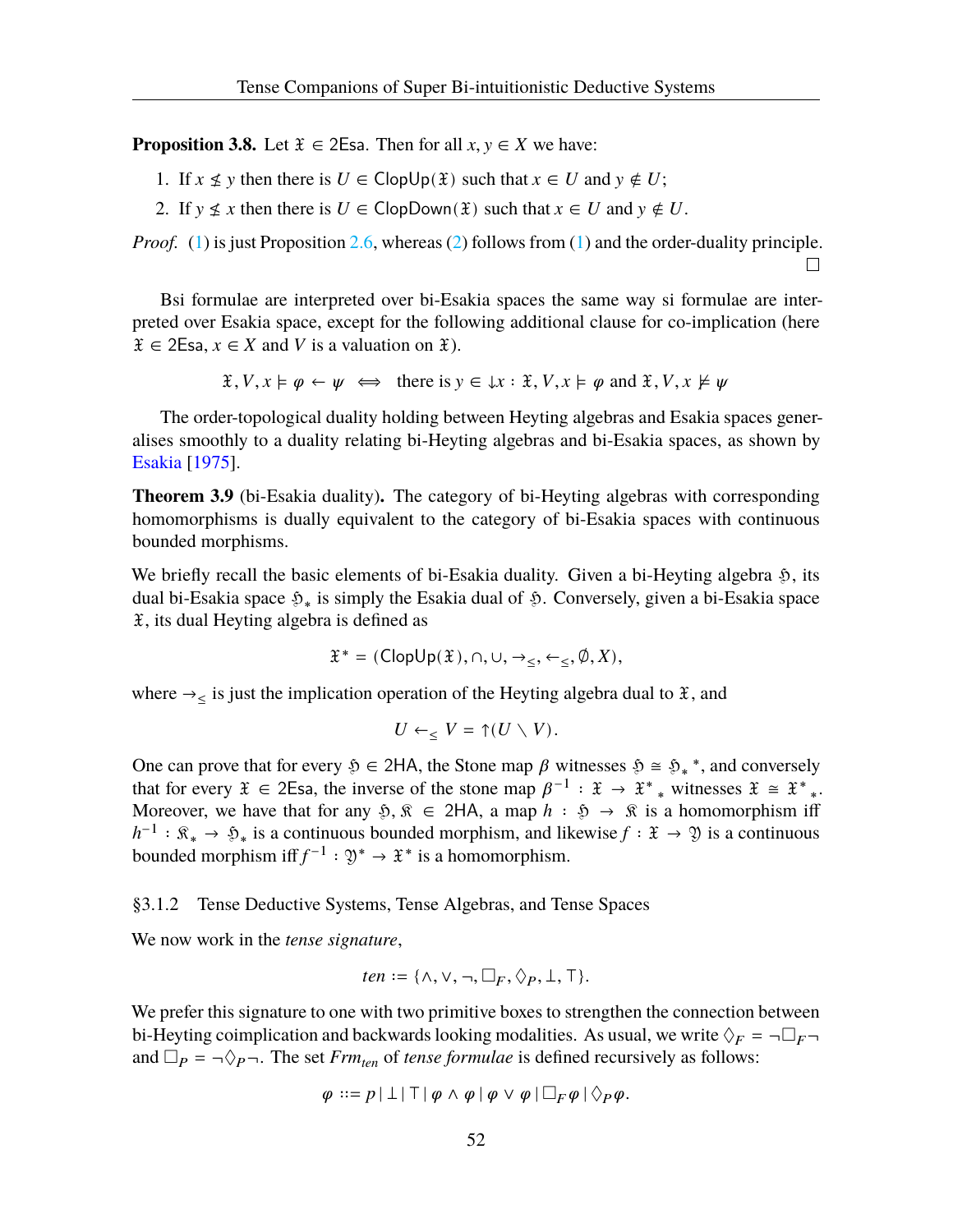**Proposition 3.8.** Let $\mathfrak{X} \in \mathsf{2Esa}$. Then for all $x, y \in X$ we have:

1. If $x \not\leq y$ then there is $U \in \mathsf{ClopUp}(\mathfrak{X})$ such that $x \in U$ and $y \notin U$;
2. If $y \not\leq x$ then there is $U \in \mathsf{ClopDown}(\mathfrak{X})$ such that $x \in U$ and $y \notin U$.

*Proof.* (1) is just Proposition 2.6, whereas (2) follows from (1) and the order-duality principle. $\square$

Bsi formulae are interpreted over bi-Esakia spaces the same way si formulae are interpreted over Esakia space, except for the following additional clause for co-implication (here $\mathfrak{X} \in \mathsf{2Esa}$, $x \in X$ and $V$ is a valuation on $\mathfrak{X}$).

$$\mathfrak{X}, V, x \models \varphi \leftarrow \psi \iff \text{there is } y \in {\downarrow} x : \mathfrak{X}, V, x \models \varphi \text{ and } \mathfrak{X}, V, x \not\models \psi$$

The order-topological duality holding between Heyting algebras and Esakia spaces generalises smoothly to a duality relating bi-Heyting algebras and bi-Esakia spaces, as shown by Esakia [1975].

**Theorem 3.9** (bi-Esakia duality)**.** The category of bi-Heyting algebras with corresponding homomorphisms is dually equivalent to the category of bi-Esakia spaces with continuous bounded morphisms.

We briefly recall the basic elements of bi-Esakia duality. Given a bi-Heyting algebra $\mathfrak{H}$, its dual bi-Esakia space $\mathfrak{H}_*$ is simply the Esakia dual of $\mathfrak{H}$. Conversely, given a bi-Esakia space $\mathfrak{X}$, its dual Heyting algebra is defined as

$$\mathfrak{X}^* = (\mathsf{ClopUp}(\mathfrak{X}), \cap, \cup, \to_{\leq}, \leftarrow_{\leq}, \emptyset, X),$$

where $\to_{\leq}$ is just the implication operation of the Heyting algebra dual to $\mathfrak{X}$, and

$$U \leftarrow_{\leq} V = {\uparrow}(U \setminus V).$$

One can prove that for every $\mathfrak{H} \in \mathsf{2HA}$, the Stone map $\beta$ witnesses $\mathfrak{H} \cong \mathfrak{H}_*{}^*$, and conversely that for every $\mathfrak{X} \in \mathsf{2Esa}$, the inverse of the stone map $\beta^{-1} : \mathfrak{X} \to \mathfrak{X}^*{}_*$ witnesses $\mathfrak{X} \cong \mathfrak{X}^*{}_*$. Moreover, we have that for any $\mathfrak{H}, \mathfrak{K} \in \mathsf{2HA}$, a map $h : \mathfrak{H} \to \mathfrak{K}$ is a homomorphism iff $h^{-1} : \mathfrak{K}_* \to \mathfrak{H}_*$ is a continuous bounded morphism, and likewise $f : \mathfrak{X} \to \mathfrak{Y}$ is a continuous bounded morphism iff $f^{-1} : \mathfrak{Y}^* \to \mathfrak{X}^*$ is a homomorphism.

### §3.1.2 Tense Deductive Systems, Tense Algebras, and Tense Spaces

We now work in the *tense signature*,

$$ten := \{\wedge, \vee, \neg, \Box_F, \Diamond_P, \bot, \top\}.$$

We prefer this signature to one with two primitive boxes to strengthen the connection between bi-Heyting coimplication and backwards looking modalities. As usual, we write $\Diamond_F = \neg\Box_F\neg$ and $\Box_P = \neg\Diamond_P\neg$. The set $Frm_{ten}$ of *tense formulae* is defined recursively as follows:

$$\varphi ::= p \mid \bot \mid \top \mid \varphi \wedge \varphi \mid \varphi \vee \varphi \mid \Box_F\varphi \mid \Diamond_P\varphi.$$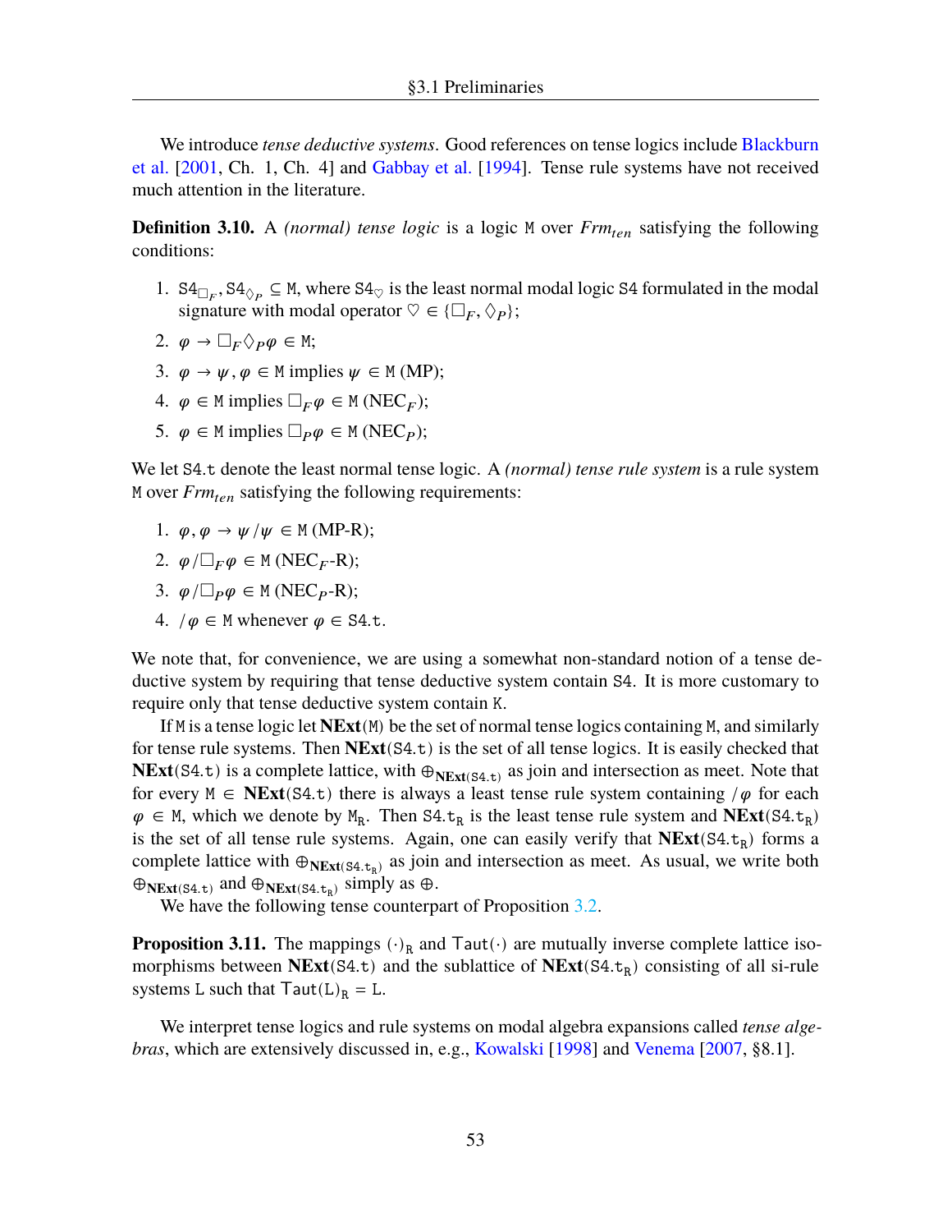We introduce *tense deductive systems*. Good references on tense logics include Blackburn et al. [2001, Ch. 1, Ch. 4] and Gabbay et al. [1994]. Tense rule systems have not received much attention in the literature.

**Definition 3.10.** A *(normal) tense logic* is a logic $\mathtt{M}$ over $Frm_{ten}$ satisfying the following conditions:

1. $\mathtt{S4}_{\Box_F}, \mathtt{S4}_{\Diamond_P} \subseteq \mathtt{M}$, where $\mathtt{S4}_{\heartsuit}$ is the least normal modal logic $\mathtt{S4}$ formulated in the modal signature with modal operator $\heartsuit \in \{\Box_F, \Diamond_P\}$;
2. $\varphi \to \Box_F \Diamond_P \varphi \in \mathtt{M}$;
3. $\varphi \to \psi, \varphi \in \mathtt{M}$ implies $\psi \in \mathtt{M}$ (MP);
4. $\varphi \in \mathtt{M}$ implies $\Box_F \varphi \in \mathtt{M}$ (NEC$_F$);
5. $\varphi \in \mathtt{M}$ implies $\Box_P \varphi \in \mathtt{M}$ (NEC$_P$);

We let $\mathtt{S4.t}$ denote the least normal tense logic. A *(normal) tense rule system* is a rule system $\mathtt{M}$ over $Frm_{ten}$ satisfying the following requirements:

1. $\varphi, \varphi \to \psi / \psi \in \mathtt{M}$ (MP-R);
2. $\varphi / \Box_F \varphi \in \mathtt{M}$ (NEC$_F$-R);
3. $\varphi / \Box_P \varphi \in \mathtt{M}$ (NEC$_P$-R);
4. $/ \varphi \in \mathtt{M}$ whenever $\varphi \in \mathtt{S4.t}$.

We note that, for convenience, we are using a somewhat non-standard notion of a tense deductive system by requiring that tense deductive system contain $\mathtt{S4}$. It is more customary to require only that tense deductive system contain $\mathtt{K}$.

If $\mathtt{M}$ is a tense logic let $\mathbf{NExt}(\mathtt{M})$ be the set of normal tense logics containing $\mathtt{M}$, and similarly for tense rule systems. Then $\mathbf{NExt}(\mathtt{S4.t})$ is the set of all tense logics. It is easily checked that $\mathbf{NExt}(\mathtt{S4.t})$ is a complete lattice, with $\oplus_{\mathbf{NExt}(\mathtt{S4.t})}$ as join and intersection as meet. Note that for every $\mathtt{M} \in \mathbf{NExt}(\mathtt{S4.t})$ there is always a least tense rule system containing $/\varphi$ for each $\varphi \in \mathtt{M}$, which we denote by $\mathtt{M}_\mathtt{R}$. Then $\mathtt{S4.t}_\mathtt{R}$ is the least tense rule system and $\mathbf{NExt}(\mathtt{S4.t}_\mathtt{R})$ is the set of all tense rule systems. Again, one can easily verify that $\mathbf{NExt}(\mathtt{S4.t}_\mathtt{R})$ forms a complete lattice with $\oplus_{\mathbf{NExt}(\mathtt{S4.t}_\mathtt{R})}$ as join and intersection as meet. As usual, we write both $\oplus_{\mathbf{NExt}(\mathtt{S4.t})}$ and $\oplus_{\mathbf{NExt}(\mathtt{S4.t}_\mathtt{R})}$ simply as $\oplus$.

We have the following tense counterpart of Proposition 3.2.

**Proposition 3.11.** The mappings $(\cdot)_\mathtt{R}$ and $\mathtt{Taut}(\cdot)$ are mutually inverse complete lattice isomorphisms between $\mathbf{NExt}(\mathtt{S4.t})$ and the sublattice of $\mathbf{NExt}(\mathtt{S4.t}_\mathtt{R})$ consisting of all si-rule systems $\mathtt{L}$ such that $\mathtt{Taut}(\mathtt{L})_\mathtt{R} = \mathtt{L}$.

We interpret tense logics and rule systems on modal algebra expansions called *tense algebras*, which are extensively discussed in, e.g., Kowalski [1998] and Venema [2007, §8.1].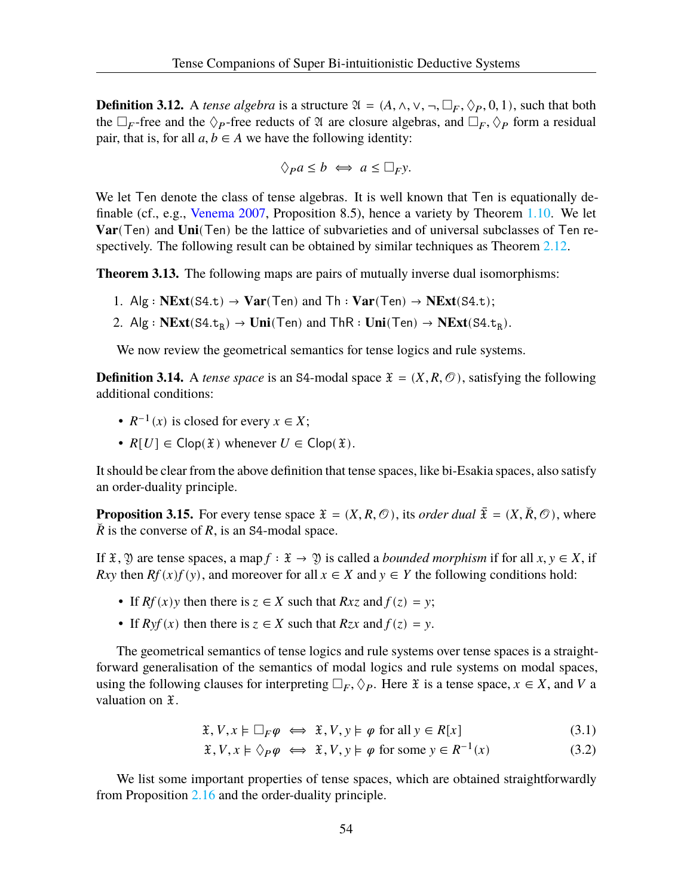**Definition 3.12.** A *tense algebra* is a structure $\mathfrak{A} = (A, \wedge, \vee, \neg, \Box_F, \Diamond_P, 0, 1)$, such that both the $\Box_F$-free and the $\Diamond_P$-free reducts of $\mathfrak{A}$ are closure algebras, and $\Box_F, \Diamond_P$ form a residual pair, that is, for all $a, b \in A$ we have the following identity:

$$\Diamond_P a \leq b \iff a \leq \Box_F y.$$

We let $\mathsf{Ten}$ denote the class of tense algebras. It is well known that $\mathsf{Ten}$ is equationally definable (cf., e.g., Venema 2007, Proposition 8.5), hence a variety by Theorem 1.10. We let $\mathbf{Var}(\mathsf{Ten})$ and $\mathbf{Uni}(\mathsf{Ten})$ be the lattice of subvarieties and of universal subclasses of $\mathsf{Ten}$ respectively. The following result can be obtained by similar techniques as Theorem 2.12.

**Theorem 3.13.** The following maps are pairs of mutually inverse dual isomorphisms:

1. $\mathsf{Alg} : \mathbf{NExt}(\mathtt{S4.t}) \to \mathbf{Var}(\mathsf{Ten})$ and $\mathsf{Th} : \mathbf{Var}(\mathsf{Ten}) \to \mathbf{NExt}(\mathtt{S4.t})$;
2. $\mathsf{Alg} : \mathbf{NExt}(\mathtt{S4.t_R}) \to \mathbf{Uni}(\mathsf{Ten})$ and $\mathsf{ThR} : \mathbf{Uni}(\mathsf{Ten}) \to \mathbf{NExt}(\mathtt{S4.t_R})$.

We now review the geometrical semantics for tense logics and rule systems.

**Definition 3.14.** A *tense space* is an $\mathtt{S4}$-modal space $\mathfrak{X} = (X, R, \mathcal{O})$, satisfying the following additional conditions:

- $R^{-1}(x)$ is closed for every $x \in X$;
- $R[U] \in \mathsf{Clop}(\mathfrak{X})$ whenever $U \in \mathsf{Clop}(\mathfrak{X})$.

It should be clear from the above definition that tense spaces, like bi-Esakia spaces, also satisfy an order-duality principle.

**Proposition 3.15.** For every tense space $\mathfrak{X} = (X, R, \mathcal{O})$, its *order dual* $\bar{\mathfrak{X}} = (X, \breve{R}, \mathcal{O})$, where $\breve{R}$ is the converse of $R$, is an $\mathtt{S4}$-modal space.

If $\mathfrak{X}, \mathfrak{Y}$ are tense spaces, a map $f : \mathfrak{X} \to \mathfrak{Y}$ is called a *bounded morphism* if for all $x, y \in X$, if $Rxy$ then $Rf(x)f(y)$, and moreover for all $x \in X$ and $y \in Y$ the following conditions hold:

- If $Rf(x)y$ then there is $z \in X$ such that $Rxz$ and $f(z) = y$;
- If $Ryf(x)$ then there is $z \in X$ such that $Rzx$ and $f(z) = y$.

The geometrical semantics of tense logics and rule systems over tense spaces is a straightforward generalisation of the semantics of modal logics and rule systems on modal spaces, using the following clauses for interpreting $\Box_F, \Diamond_P$. Here $\mathfrak{X}$ is a tense space, $x \in X$, and $V$ a valuation on $\mathfrak{X}$.

$$\mathfrak{X}, V, x \models \Box_F \varphi \iff \mathfrak{X}, V, y \models \varphi \text{ for all } y \in R[x] \tag{3.1}$$

$$\mathfrak{X}, V, x \models \Diamond_P \varphi \iff \mathfrak{X}, V, y \models \varphi \text{ for some } y \in R^{-1}(x) \tag{3.2}$$

We list some important properties of tense spaces, which are obtained straightforwardly from Proposition 2.16 and the order-duality principle.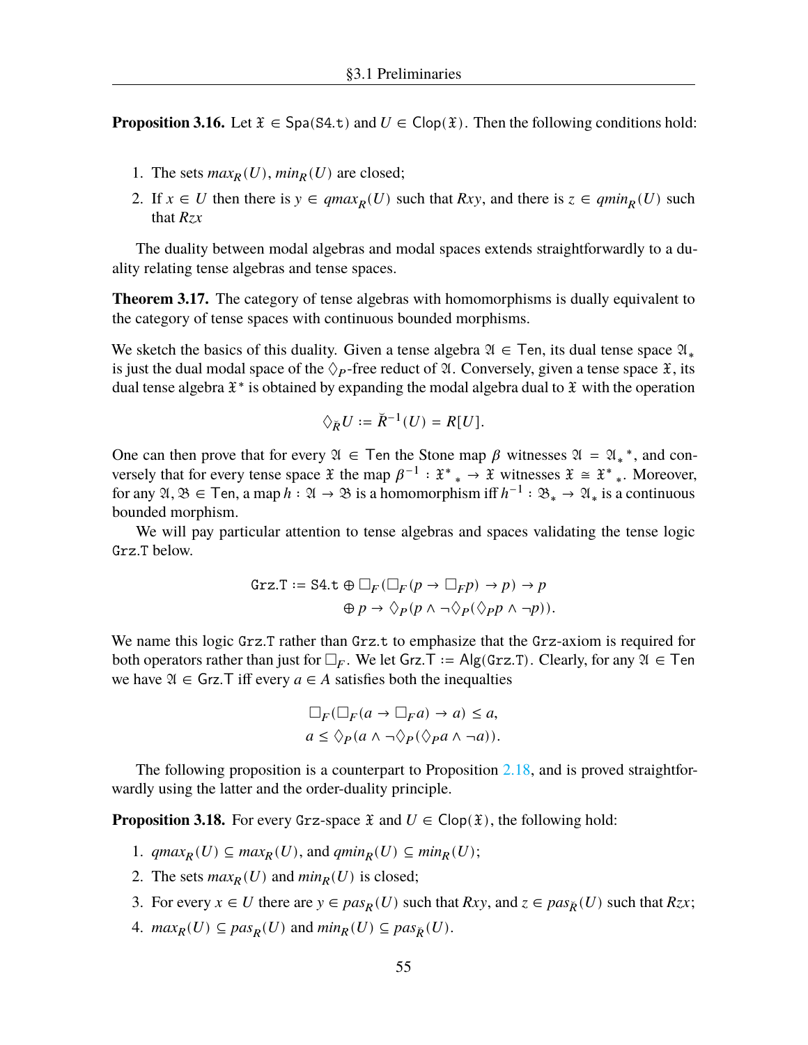**Proposition 3.16.** Let $\mathfrak{X} \in \mathsf{Spa}(\mathtt{S4.t})$ and $U \in \mathsf{Clop}(\mathfrak{X})$. Then the following conditions hold:

1. The sets $max_R(U)$, $min_R(U)$ are closed;
2. If $x \in U$ then there is $y \in qmax_R(U)$ such that $Rxy$, and there is $z \in qmin_R(U)$ such that $Rzx$

The duality between modal algebras and modal spaces extends straightforwardly to a duality relating tense algebras and tense spaces.

**Theorem 3.17.** The category of tense algebras with homomorphisms is dually equivalent to the category of tense spaces with continuous bounded morphisms.

We sketch the basics of this duality. Given a tense algebra $\mathfrak{A} \in \mathsf{Ten}$, its dual tense space $\mathfrak{A}_*$ is just the dual modal space of the $\Diamond_P$-free reduct of $\mathfrak{A}$. Conversely, given a tense space $\mathfrak{X}$, its dual tense algebra $\mathfrak{X}^*$ is obtained by expanding the modal algebra dual to $\mathfrak{X}$ with the operation

$$\Diamond_{\breve{R}} U := \breve{R}^{-1}(U) = R[U].$$

One can then prove that for every $\mathfrak{A} \in \mathsf{Ten}$ the Stone map $\beta$ witnesses $\mathfrak{A} = {\mathfrak{A}_*}^*$, and conversely that for every tense space $\mathfrak{X}$ the map $\beta^{-1} : {\mathfrak{X}^*}_* \to \mathfrak{X}$ witnesses $\mathfrak{X} \cong {\mathfrak{X}^*}_*$. Moreover, for any $\mathfrak{A}, \mathfrak{B} \in \mathsf{Ten}$, a map $h : \mathfrak{A} \to \mathfrak{B}$ is a homomorphism iff $h^{-1} : \mathfrak{B}_* \to \mathfrak{A}_*$ is a continuous bounded morphism.

We will pay particular attention to tense algebras and spaces validating the tense logic $\mathtt{Grz.T}$ below.

$$\begin{aligned}\mathtt{Grz.T} := \mathtt{S4.t} &\oplus \Box_F(\Box_F(p \to \Box_F p) \to p) \to p \\ &\oplus p \to \Diamond_P(p \wedge \neg\Diamond_P(\Diamond_P p \wedge \neg p)).\end{aligned}$$

We name this logic $\mathtt{Grz.T}$ rather than $\mathtt{Grz.t}$ to emphasize that the $\mathtt{Grz}$-axiom is required for both operators rather than just for $\Box_F$. We let $\mathsf{Grz.T} := \mathsf{Alg}(\mathtt{Grz.T})$. Clearly, for any $\mathfrak{A} \in \mathsf{Ten}$ we have $\mathfrak{A} \in \mathsf{Grz.T}$ iff every $a \in A$ satisfies both the inequalties

$$\begin{aligned}\Box_F(\Box_F(a \to \Box_F a) \to a) &\leq a, \\ a &\leq \Diamond_P(a \wedge \neg\Diamond_P(\Diamond_P a \wedge \neg a)).\end{aligned}$$

The following proposition is a counterpart to Proposition 2.18, and is proved straightforwardly using the latter and the order-duality principle.

**Proposition 3.18.** For every $\mathtt{Grz}$-space $\mathfrak{X}$ and $U \in \mathsf{Clop}(\mathfrak{X})$, the following hold:

1. $qmax_R(U) \subseteq max_R(U)$, and $qmin_R(U) \subseteq min_R(U)$;
2. The sets $max_R(U)$ and $min_R(U)$ is closed;
3. For every $x \in U$ there are $y \in pas_R(U)$ such that $Rxy$, and $z \in pas_{\breve{R}}(U)$ such that $Rzx$;
4. $max_R(U) \subseteq pas_R(U)$ and $min_R(U) \subseteq pas_{\breve{R}}(U)$.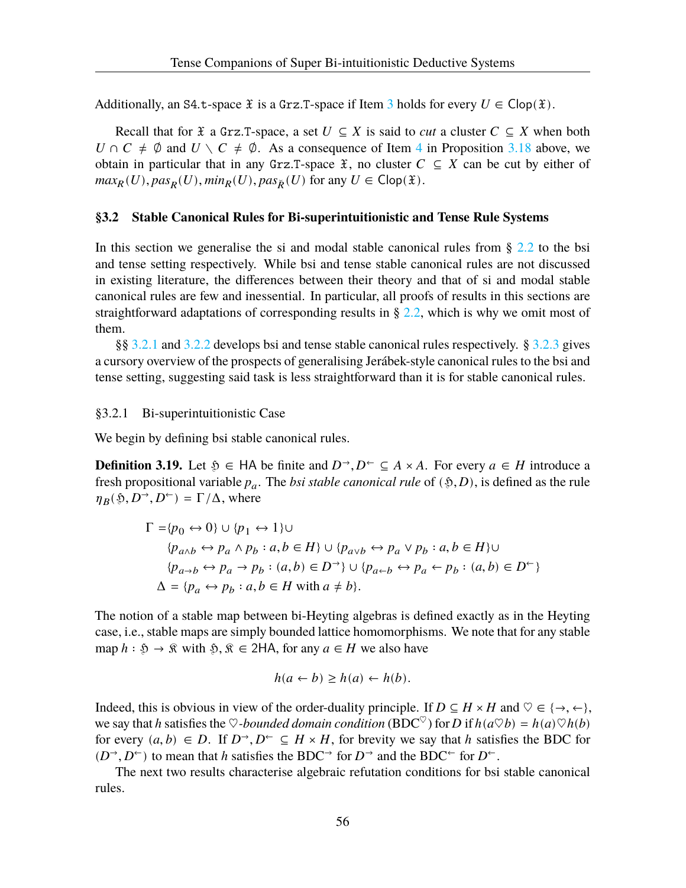Additionally, an $\mathtt{S4.t}$-space $\mathfrak{X}$ is a $\mathtt{Grz.T}$-space if Item 3 holds for every $U \in \mathsf{Clop}(\mathfrak{X})$.

Recall that for $\mathfrak{X}$ a $\mathtt{Grz.T}$-space, a set $U \subseteq X$ is said to *cut* a cluster $C \subseteq X$ when both $U \cap C \neq \emptyset$ and $U \setminus C \neq \emptyset$. As a consequence of Item 4 in Proposition 3.18 above, we obtain in particular that in any $\mathtt{Grz.T}$-space $\mathfrak{X}$, no cluster $C \subseteq X$ can be cut by either of $max_R(U), pas_R(U), min_R(U), pas_{\breve{R}}(U)$ for any $U \in \mathsf{Clop}(\mathfrak{X})$.

## §3.2 Stable Canonical Rules for Bi-superintuitionistic and Tense Rule Systems

In this section we generalise the si and modal stable canonical rules from § 2.2 to the bsi and tense setting respectively. While bsi and tense stable canonical rules are not discussed in existing literature, the differences between their theory and that of si and modal stable canonical rules are few and inessential. In particular, all proofs of results in this sections are straightforward adaptations of corresponding results in § 2.2, which is why we omit most of them.

§§ 3.2.1 and 3.2.2 develops bsi and tense stable canonical rules respectively. § 3.2.3 gives a cursory overview of the prospects of generalising Jerábek-style canonical rules to the bsi and tense setting, suggesting said task is less straightforward than it is for stable canonical rules.

### §3.2.1 Bi-superintuitionistic Case

We begin by defining bsi stable canonical rules.

**Definition 3.19.** Let $\mathfrak{H} \in \mathsf{HA}$ be finite and $D^{\to}, D^{\leftarrow} \subseteq A \times A$. For every $a \in H$ introduce a fresh propositional variable $p_a$. The *bsi stable canonical rule* of $(\mathfrak{H}, D)$, is defined as the rule $\eta_B(\mathfrak{H}, D^{\to}, D^{\leftarrow}) = \Gamma/\Delta$, where

$$
\begin{aligned}
\Gamma =& \{p_0 \leftrightarrow 0\} \cup \{p_1 \leftrightarrow 1\} \cup \\
& \{p_{a\wedge b} \leftrightarrow p_a \wedge p_b : a, b \in H\} \cup \{p_{a\vee b} \leftrightarrow p_a \vee p_b : a, b \in H\} \cup \\
& \{p_{a\to b} \leftrightarrow p_a \to p_b : (a, b) \in D^{\to}\} \cup \{p_{a\leftarrow b} \leftrightarrow p_a \leftarrow p_b : (a, b) \in D^{\leftarrow}\} \\
\Delta =& \{p_a \leftrightarrow p_b : a, b \in H \text{ with } a \neq b\}.
\end{aligned}
$$

The notion of a stable map between bi-Heyting algebras is defined exactly as in the Heyting case, i.e., stable maps are simply bounded lattice homomorphisms. We note that for any stable map $h : \mathfrak{H} \to \mathfrak{K}$ with $\mathfrak{H}, \mathfrak{K} \in \mathsf{2HA}$, for any $a \in H$ we also have

$$h(a \leftarrow b) \geq h(a) \leftarrow h(b).$$

Indeed, this is obvious in view of the order-duality principle. If $D \subseteq H \times H$ and $\heartsuit \in \{\to, \leftarrow\}$, we say that $h$ satisfies the $\heartsuit$*-bounded domain condition* ($\mathrm{BDC}^{\heartsuit}$) for $D$ if $h(a \heartsuit b) = h(a) \heartsuit h(b)$ for every $(a, b) \in D$. If $D^{\to}, D^{\leftarrow} \subseteq H \times H$, for brevity we say that $h$ satisfies the BDC for $(D^{\to}, D^{\leftarrow})$ to mean that $h$ satisfies the $\mathrm{BDC}^{\to}$ for $D^{\to}$ and the $\mathrm{BDC}^{\leftarrow}$ for $D^{\leftarrow}$.

The next two results characterise algebraic refutation conditions for bsi stable canonical rules.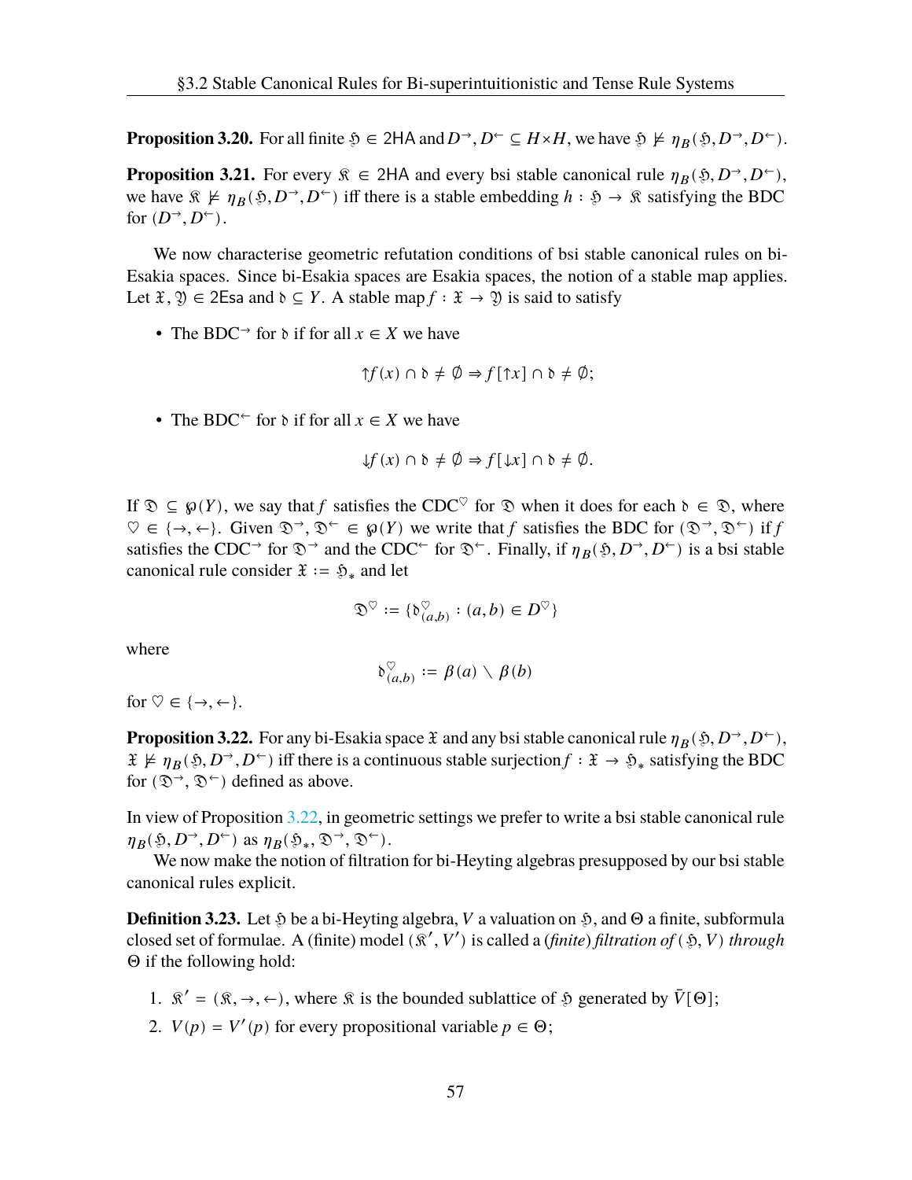**Proposition 3.20.** For all finite $\mathfrak{H} \in \mathsf{2HA}$ and $D^{\to}, D^{\leftarrow} \subseteq H \times H$, we have $\mathfrak{H} \not\models \eta_B(\mathfrak{H}, D^{\to}, D^{\leftarrow})$.

**Proposition 3.21.** For every $\mathfrak{K} \in \mathsf{2HA}$ and every bsi stable canonical rule $\eta_B(\mathfrak{H}, D^{\to}, D^{\leftarrow})$, we have $\mathfrak{K} \not\models \eta_B(\mathfrak{H}, D^{\to}, D^{\leftarrow})$ iff there is a stable embedding $h : \mathfrak{H} \to \mathfrak{K}$ satisfying the BDC for $(D^{\to}, D^{\leftarrow})$.

We now characterise geometric refutation conditions of bsi stable canonical rules on bi-Esakia spaces. Since bi-Esakia spaces are Esakia spaces, the notion of a stable map applies. Let $\mathfrak{X}, \mathfrak{Y} \in \mathsf{2Esa}$ and $\mathfrak{d} \subseteq Y$. A stable map $f : \mathfrak{X} \to \mathfrak{Y}$ is said to satisfy

- The BDC$^{\to}$ for $\mathfrak{d}$ if for all $x \in X$ we have
$$\uparrow f(x) \cap \mathfrak{d} \neq \emptyset \Rightarrow f[\uparrow x] \cap \mathfrak{d} \neq \emptyset;$$
- The BDC$^{\leftarrow}$ for $\mathfrak{d}$ if for all $x \in X$ we have
$$\downarrow f(x) \cap \mathfrak{d} \neq \emptyset \Rightarrow f[\downarrow x] \cap \mathfrak{d} \neq \emptyset.$$

If $\mathfrak{D} \subseteq \wp(Y)$, we say that $f$ satisfies the CDC$^{\heartsuit}$ for $\mathfrak{D}$ when it does for each $\mathfrak{d} \in \mathfrak{D}$, where $\heartsuit \in \{\to, \leftarrow\}$. Given $\mathfrak{D}^{\to}, \mathfrak{D}^{\leftarrow} \in \wp(Y)$ we write that $f$ satisfies the BDC for $(\mathfrak{D}^{\to}, \mathfrak{D}^{\leftarrow})$ if $f$ satisfies the CDC$^{\to}$ for $\mathfrak{D}^{\to}$ and the CDC$^{\leftarrow}$ for $\mathfrak{D}^{\leftarrow}$. Finally, if $\eta_B(\mathfrak{H}, D^{\to}, D^{\leftarrow})$ is a bsi stable canonical rule consider $\mathfrak{X} := \mathfrak{H}_*$ and let

$$\mathfrak{D}^{\heartsuit} := \{\mathfrak{d}^{\heartsuit}_{(a,b)} : (a, b) \in D^{\heartsuit}\}$$

where

$$\mathfrak{d}^{\heartsuit}_{(a,b)} := \beta(a) \smallsetminus \beta(b)$$

for $\heartsuit \in \{\to, \leftarrow\}$.

**Proposition 3.22.** For any bi-Esakia space $\mathfrak{X}$ and any bsi stable canonical rule $\eta_B(\mathfrak{H}, D^{\to}, D^{\leftarrow})$, $\mathfrak{X} \not\models \eta_B(\mathfrak{H}, D^{\to}, D^{\leftarrow})$ iff there is a continuous stable surjection $f : \mathfrak{X} \to \mathfrak{H}_*$ satisfying the BDC for $(\mathfrak{D}^{\to}, \mathfrak{D}^{\leftarrow})$ defined as above.

In view of Proposition 3.22, in geometric settings we prefer to write a bsi stable canonical rule $\eta_B(\mathfrak{H}, D^{\to}, D^{\leftarrow})$ as $\eta_B(\mathfrak{H}_*, \mathfrak{D}^{\to}, \mathfrak{D}^{\leftarrow})$.

We now make the notion of filtration for bi-Heyting algebras presupposed by our bsi stable canonical rules explicit.

**Definition 3.23.** Let $\mathfrak{H}$ be a bi-Heyting algebra, $V$ a valuation on $\mathfrak{H}$, and $\Theta$ a finite, subformula closed set of formulae. A (finite) model $(\mathfrak{K}', V')$ is called a *(finite) filtration of* $(\mathfrak{H}, V)$ *through* $\Theta$ if the following hold:

1. $\mathfrak{K}' = (\mathfrak{K}, \to, \leftarrow)$, where $\mathfrak{K}$ is the bounded sublattice of $\mathfrak{H}$ generated by $\bar{V}[\Theta]$;
2. $V(p) = V'(p)$ for every propositional variable $p \in \Theta$;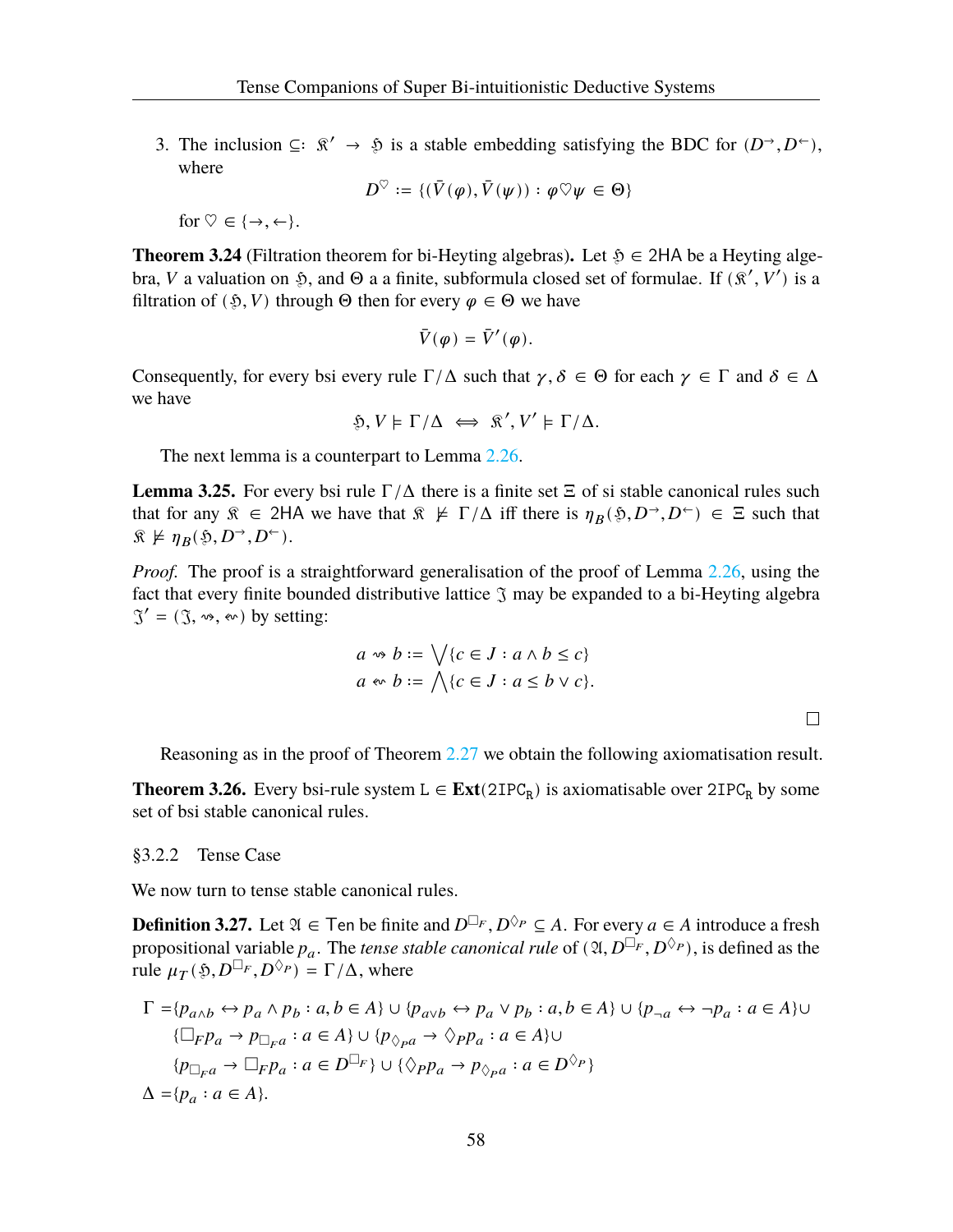3. The inclusion $\subseteq : \mathfrak{K}' \to \mathfrak{H}$ is a stable embedding satisfying the BDC for $(D^{\to}, D^{\leftarrow})$, where

$$D^{\heartsuit} := \{(\bar{V}(\varphi), \bar{V}(\psi)) : \varphi \heartsuit \psi \in \Theta\}$$

for $\heartsuit \in \{\to, \leftarrow\}$.

**Theorem 3.24** (Filtration theorem for bi-Heyting algebras)**.** Let $\mathfrak{H} \in \mathsf{2HA}$ be a Heyting algebra, $V$ a valuation on $\mathfrak{H}$, and $\Theta$ a a finite, subformula closed set of formulae. If $(\mathfrak{K}', V')$ is a filtration of $(\mathfrak{H}, V)$ through $\Theta$ then for every $\varphi \in \Theta$ we have

$$\bar{V}(\varphi) = \bar{V}'(\varphi).$$

Consequently, for every bsi every rule $\Gamma/\Delta$ such that $\gamma, \delta \in \Theta$ for each $\gamma \in \Gamma$ and $\delta \in \Delta$ we have

$$\mathfrak{H}, V \models \Gamma/\Delta \iff \mathfrak{K}', V' \models \Gamma/\Delta.$$

The next lemma is a counterpart to Lemma 2.26.

**Lemma 3.25.** For every bsi rule $\Gamma/\Delta$ there is a finite set $\Xi$ of si stable canonical rules such that for any $\mathfrak{K} \in \mathsf{2HA}$ we have that $\mathfrak{K} \not\models \Gamma/\Delta$ iff there is $\eta_B(\mathfrak{H}, D^{\to}, D^{\leftarrow}) \in \Xi$ such that $\mathfrak{K} \not\models \eta_B(\mathfrak{H}, D^{\to}, D^{\leftarrow})$.

*Proof.* The proof is a straightforward generalisation of the proof of Lemma 2.26, using the fact that every finite bounded distributive lattice $\mathfrak{J}$ may be expanded to a bi-Heyting algebra $\mathfrak{J}' = (\mathfrak{J}, \rightsquigarrow, \leftsquigarrow)$ by setting:

$$a \rightsquigarrow b := \bigvee\{c \in J : a \wedge b \leq c\}$$
$$a \leftsquigarrow b := \bigwedge\{c \in J : a \leq b \vee c\}.$$

□

Reasoning as in the proof of Theorem 2.27 we obtain the following axiomatisation result.

**Theorem 3.26.** Every bsi-rule system $\mathtt{L} \in \mathbf{Ext}(\mathtt{2IPC_R})$ is axiomatisable over $\mathtt{2IPC_R}$ by some set of bsi stable canonical rules.

### §3.2.2 Tense Case

We now turn to tense stable canonical rules.

**Definition 3.27.** Let $\mathfrak{A} \in \mathsf{Ten}$ be finite and $D^{\Box_F}, D^{\Diamond_P} \subseteq A$. For every $a \in A$ introduce a fresh propositional variable $p_a$. The *tense stable canonical rule* of $(\mathfrak{A}, D^{\Box_F}, D^{\Diamond_P})$, is defined as the rule $\mu_T(\mathfrak{H}, D^{\Box_F}, D^{\Diamond_P}) = \Gamma/\Delta$, where

$$\begin{aligned}
\Gamma =&\{p_{a\wedge b} \leftrightarrow p_a \wedge p_b : a, b \in A\} \cup \{p_{a\vee b} \leftrightarrow p_a \vee p_b : a, b \in A\} \cup \{p_{\neg a} \leftrightarrow \neg p_a : a \in A\} \cup \\
&\{\Box_F p_a \to p_{\Box_F a} : a \in A\} \cup \{p_{\Diamond_P a} \to \Diamond_P p_a : a \in A\} \cup \\
&\{p_{\Box_F a} \to \Box_F p_a : a \in D^{\Box_F}\} \cup \{\Diamond_P p_a \to p_{\Diamond_P a} : a \in D^{\Diamond_P}\} \\
\Delta =&\{p_a : a \in A\}.
\end{aligned}$$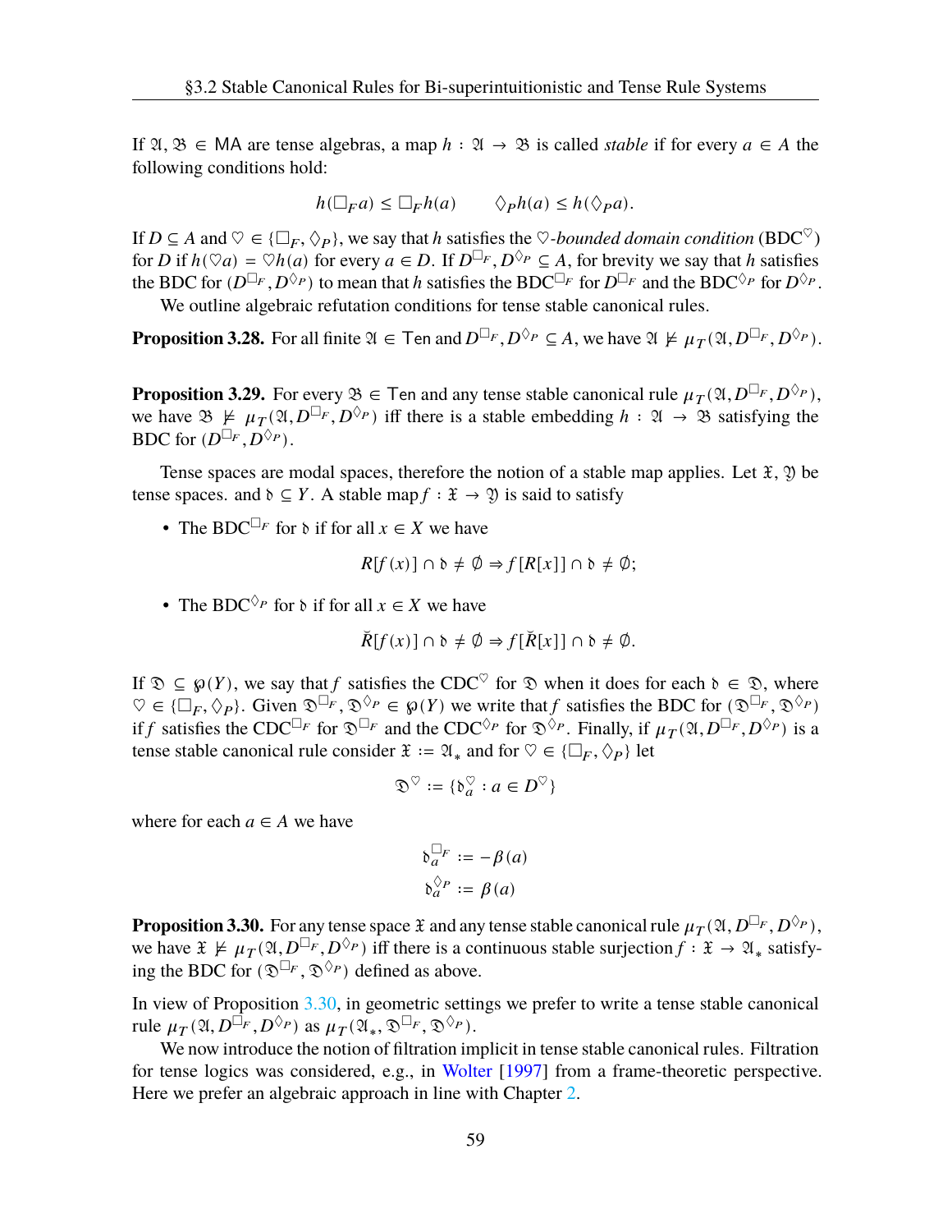If $\mathfrak{A}, \mathfrak{B} \in \mathsf{MA}$ are tense algebras, a map $h : \mathfrak{A} \to \mathfrak{B}$ is called *stable* if for every $a \in A$ the following conditions hold:

$$h(\Box_F a) \leq \Box_F h(a) \qquad \Diamond_P h(a) \leq h(\Diamond_P a).$$

If $D \subseteq A$ and $\heartsuit \in \{\Box_F, \Diamond_P\}$, we say that $h$ satisfies the $\heartsuit$*-bounded domain condition* (BDC$^\heartsuit$) for $D$ if $h(\heartsuit a) = \heartsuit h(a)$ for every $a \in D$. If $D^{\Box_F}, D^{\Diamond_P} \subseteq A$, for brevity we say that $h$ satisfies the BDC for $(D^{\Box_F}, D^{\Diamond_P})$ to mean that $h$ satisfies the BDC$^{\Box_F}$ for $D^{\Box_F}$ and the BDC$^{\Diamond_P}$ for $D^{\Diamond_P}$.

We outline algebraic refutation conditions for tense stable canonical rules.

**Proposition 3.28.** For all finite $\mathfrak{A} \in \mathsf{Ten}$ and $D^{\Box_F}, D^{\Diamond_P} \subseteq A$, we have $\mathfrak{A} \nvDash \mu_T(\mathfrak{A}, D^{\Box_F}, D^{\Diamond_P})$.

**Proposition 3.29.** For every $\mathfrak{B} \in \mathsf{Ten}$ and any tense stable canonical rule $\mu_T(\mathfrak{A}, D^{\Box_F}, D^{\Diamond_P})$, we have $\mathfrak{B} \nvDash \mu_T(\mathfrak{A}, D^{\Box_F}, D^{\Diamond_P})$ iff there is a stable embedding $h : \mathfrak{A} \to \mathfrak{B}$ satisfying the BDC for $(D^{\Box_F}, D^{\Diamond_P})$.

Tense spaces are modal spaces, therefore the notion of a stable map applies. Let $\mathfrak{X}, \mathfrak{Y}$ be tense spaces. and $\mathfrak{d} \subseteq Y$. A stable map $f : \mathfrak{X} \to \mathfrak{Y}$ is said to satisfy

- The BDC$^{\Box_F}$ for $\mathfrak{d}$ if for all $x \in X$ we have

$$R[f(x)] \cap \mathfrak{d} \neq \emptyset \Rightarrow f[R[x]] \cap \mathfrak{d} \neq \emptyset;$$

- The BDC$^{\Diamond_P}$ for $\mathfrak{d}$ if for all $x \in X$ we have

$$\breve{R}[f(x)] \cap \mathfrak{d} \neq \emptyset \Rightarrow f[\breve{R}[x]] \cap \mathfrak{d} \neq \emptyset.$$

If $\mathfrak{D} \subseteq \wp(Y)$, we say that $f$ satisfies the CDC$^\heartsuit$ for $\mathfrak{D}$ when it does for each $\mathfrak{d} \in \mathfrak{D}$, where $\heartsuit \in \{\Box_F, \Diamond_P\}$. Given $\mathfrak{D}^{\Box_F}, \mathfrak{D}^{\Diamond_P} \in \wp(Y)$ we write that $f$ satisfies the BDC for $(\mathfrak{D}^{\Box_F}, \mathfrak{D}^{\Diamond_P})$ if $f$ satisfies the CDC$^{\Box_F}$ for $\mathfrak{D}^{\Box_F}$ and the CDC$^{\Diamond_P}$ for $\mathfrak{D}^{\Diamond_P}$. Finally, if $\mu_T(\mathfrak{A}, D^{\Box_F}, D^{\Diamond_P})$ is a tense stable canonical rule consider $\mathfrak{X} := \mathfrak{A}_*$ and for $\heartsuit \in \{\Box_F, \Diamond_P\}$ let

$$\mathfrak{D}^\heartsuit := \{\mathfrak{d}^\heartsuit_a : a \in D^\heartsuit\}$$

where for each $a \in A$ we have

$$\mathfrak{d}^{\Box_F}_a := -\beta(a)$$
$$\mathfrak{d}^{\Diamond_P}_a := \beta(a)$$

**Proposition 3.30.** For any tense space $\mathfrak{X}$ and any tense stable canonical rule $\mu_T(\mathfrak{A}, D^{\Box_F}, D^{\Diamond_P})$, we have $\mathfrak{X} \nvDash \mu_T(\mathfrak{A}, D^{\Box_F}, D^{\Diamond_P})$ iff there is a continuous stable surjection $f : \mathfrak{X} \to \mathfrak{A}_*$ satisfying the BDC for $(\mathfrak{D}^{\Box_F}, \mathfrak{D}^{\Diamond_P})$ defined as above.

In view of Proposition 3.30, in geometric settings we prefer to write a tense stable canonical rule $\mu_T(\mathfrak{A}, D^{\Box_F}, D^{\Diamond_P})$ as $\mu_T(\mathfrak{A}_*, \mathfrak{D}^{\Box_F}, \mathfrak{D}^{\Diamond_P})$.

We now introduce the notion of filtration implicit in tense stable canonical rules. Filtration for tense logics was considered, e.g., in Wolter [1997] from a frame-theoretic perspective. Here we prefer an algebraic approach in line with Chapter 2.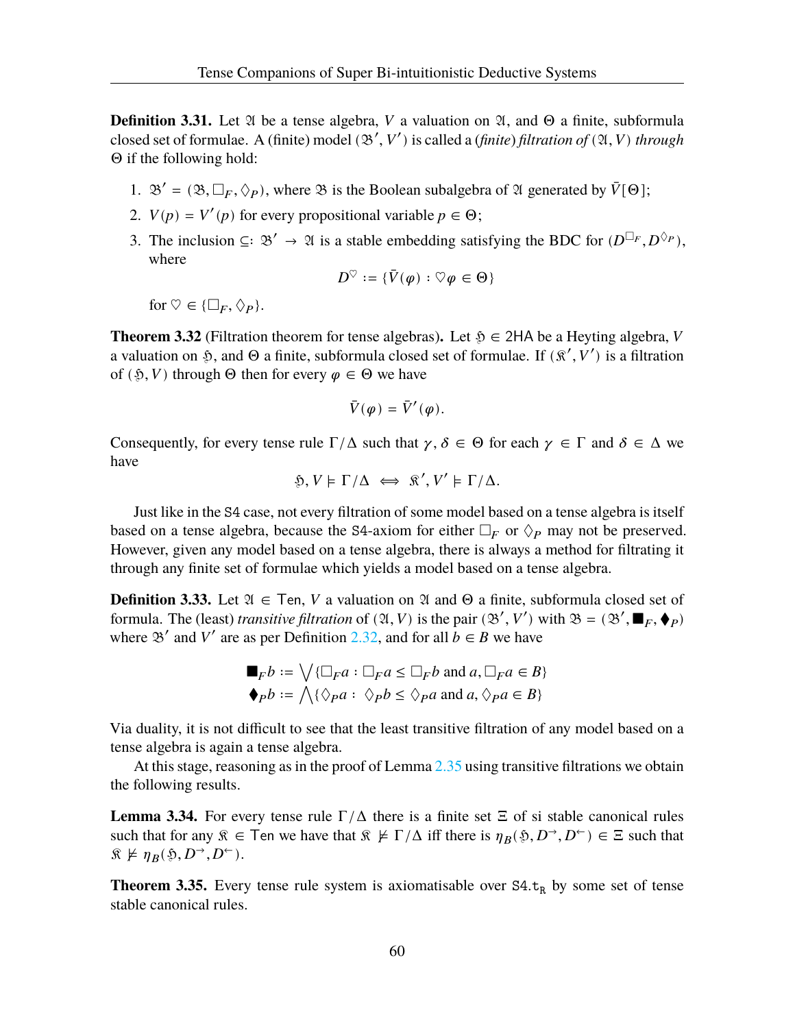**Definition 3.31.** Let $\mathfrak{A}$ be a tense algebra, $V$ a valuation on $\mathfrak{A}$, and $\Theta$ a finite, subformula closed set of formulae. A (finite) model $(\mathfrak{B}', V')$ is called a *(finite) filtration of* $(\mathfrak{A}, V)$ *through* $\Theta$ if the following hold:

1. $\mathfrak{B}' = (\mathfrak{B}, \Box_F, \Diamond_P)$, where $\mathfrak{B}$ is the Boolean subalgebra of $\mathfrak{A}$ generated by $\bar{V}[\Theta]$;
2. $V(p) = V'(p)$ for every propositional variable $p \in \Theta$;
3. The inclusion $\subseteq : \mathfrak{B}' \to \mathfrak{A}$ is a stable embedding satisfying the BDC for $(D^{\Box_F}, D^{\Diamond_P})$, where
$$D^{\heartsuit} := \{\bar{V}(\varphi) : \heartsuit\varphi \in \Theta\}$$
for $\heartsuit \in \{\Box_F, \Diamond_P\}$.

**Theorem 3.32** (Filtration theorem for tense algebras)**.** Let $\mathfrak{H} \in \mathsf{2HA}$ be a Heyting algebra, $V$ a valuation on $\mathfrak{H}$, and $\Theta$ a finite, subformula closed set of formulae. If $(\mathfrak{K}', V')$ is a filtration of $(\mathfrak{H}, V)$ through $\Theta$ then for every $\varphi \in \Theta$ we have
$$\bar{V}(\varphi) = \bar{V}'(\varphi).$$
Consequently, for every tense rule $\Gamma/\Delta$ such that $\gamma, \delta \in \Theta$ for each $\gamma \in \Gamma$ and $\delta \in \Delta$ we have
$$\mathfrak{H}, V \models \Gamma/\Delta \iff \mathfrak{K}', V' \models \Gamma/\Delta.$$

Just like in the S4 case, not every filtration of some model based on a tense algebra is itself based on a tense algebra, because the S4-axiom for either $\Box_F$ or $\Diamond_P$ may not be preserved. However, given any model based on a tense algebra, there is always a method for filtrating it through any finite set of formulae which yields a model based on a tense algebra.

**Definition 3.33.** Let $\mathfrak{A} \in \mathsf{Ten}$, $V$ a valuation on $\mathfrak{A}$ and $\Theta$ a finite, subformula closed set of formula. The (least) *transitive filtration* of $(\mathfrak{A}, V)$ is the pair $(\mathfrak{B}', V')$ with $\mathfrak{B} = (\mathfrak{B}', \blacksquare_F, \blacklozenge_P)$ where $\mathfrak{B}'$ and $V'$ are as per Definition 2.32, and for all $b \in B$ we have
$$\blacksquare_F b := \bigvee\{\Box_F a : \Box_F a \leq \Box_F b \text{ and } a, \Box_F a \in B\}$$
$$\blacklozenge_P b := \bigwedge\{\Diamond_P a : \ \Diamond_P b \leq \Diamond_P a \text{ and } a, \Diamond_P a \in B\}$$

Via duality, it is not difficult to see that the least transitive filtration of any model based on a tense algebra is again a tense algebra.

At this stage, reasoning as in the proof of Lemma 2.35 using transitive filtrations we obtain the following results.

**Lemma 3.34.** For every tense rule $\Gamma/\Delta$ there is a finite set $\Xi$ of si stable canonical rules such that for any $\mathfrak{K} \in \mathsf{Ten}$ we have that $\mathfrak{K} \not\models \Gamma/\Delta$ iff there is $\eta_B(\mathfrak{H}, D^{\to}, D^{\leftarrow}) \in \Xi$ such that $\mathfrak{K} \not\models \eta_B(\mathfrak{H}, D^{\to}, D^{\leftarrow})$.

**Theorem 3.35.** Every tense rule system is axiomatisable over $\mathtt{S4.t_R}$ by some set of tense stable canonical rules.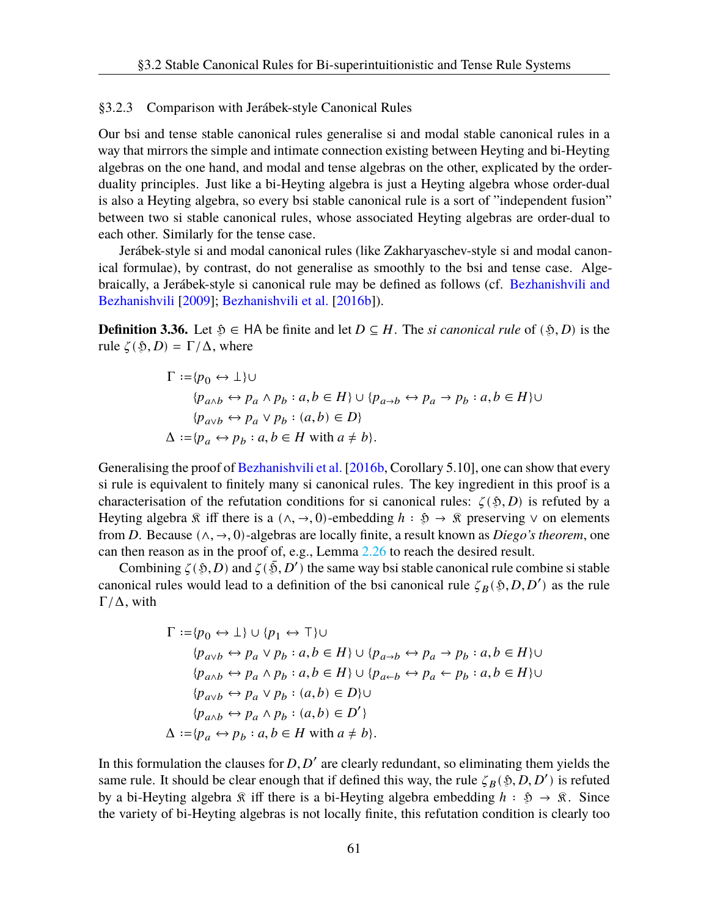### §3.2.3 Comparison with Jerábek-style Canonical Rules

Our bsi and tense stable canonical rules generalise si and modal stable canonical rules in a way that mirrors the simple and intimate connection existing between Heyting and bi-Heyting algebras on the one hand, and modal and tense algebras on the other, explicated by the order-duality principles. Just like a bi-Heyting algebra is just a Heyting algebra whose order-dual is also a Heyting algebra, so every bsi stable canonical rule is a sort of "independent fusion" between two si stable canonical rules, whose associated Heyting algebras are order-dual to each other. Similarly for the tense case.

Jerábek-style si and modal canonical rules (like Zakharyaschev-style si and modal canonical formulae), by contrast, do not generalise as smoothly to the bsi and tense case. Algebraically, a Jerábek-style si canonical rule may be defined as follows (cf. Bezhanishvili and Bezhanishvili [2009]; Bezhanishvili et al. [2016b]).

**Definition 3.36.** Let $\mathfrak{H} \in \mathsf{HA}$ be finite and let $D \subseteq H$. The *si canonical rule* of $(\mathfrak{H}, D)$ is the rule $\zeta(\mathfrak{H}, D) = \Gamma/\Delta$, where

$$
\begin{aligned}
\Gamma := &\{p_0 \leftrightarrow \bot\} \cup \\
&\{p_{a\wedge b} \leftrightarrow p_a \wedge p_b : a, b \in H\} \cup \{p_{a\to b} \leftrightarrow p_a \to p_b : a, b \in H\} \cup \\
&\{p_{a\vee b} \leftrightarrow p_a \vee p_b : (a, b) \in D\} \\
\Delta := &\{p_a \leftrightarrow p_b : a, b \in H \text{ with } a \neq b\}.
\end{aligned}
$$

Generalising the proof of Bezhanishvili et al. [2016b, Corollary 5.10], one can show that every si rule is equivalent to finitely many si canonical rules. The key ingredient in this proof is a characterisation of the refutation conditions for si canonical rules: $\zeta(\mathfrak{H}, D)$ is refuted by a Heyting algebra $\mathfrak{K}$ iff there is a $(\wedge, \to, 0)$-embedding $h : \mathfrak{H} \to \mathfrak{K}$ preserving $\vee$ on elements from $D$. Because $(\wedge, \to, 0)$-algebras are locally finite, a result known as *Diego's theorem*, one can then reason as in the proof of, e.g., Lemma 2.26 to reach the desired result.

Combining $\zeta(\mathfrak{H}, D)$ and $\zeta(\bar{\mathfrak{H}}, D')$ the same way bsi stable canonical rule combine si stable canonical rules would lead to a definition of the bsi canonical rule $\zeta_B(\mathfrak{H}, D, D')$ as the rule $\Gamma/\Delta$, with

$$
\begin{aligned}
\Gamma := &\{p_0 \leftrightarrow \bot\} \cup \{p_1 \leftrightarrow \top\} \cup \\
&\{p_{a\vee b} \leftrightarrow p_a \vee p_b : a, b \in H\} \cup \{p_{a\to b} \leftrightarrow p_a \to p_b : a, b \in H\} \cup \\
&\{p_{a\wedge b} \leftrightarrow p_a \wedge p_b : a, b \in H\} \cup \{p_{a\leftarrow b} \leftrightarrow p_a \leftarrow p_b : a, b \in H\} \cup \\
&\{p_{a\vee b} \leftrightarrow p_a \vee p_b : (a, b) \in D\} \cup \\
&\{p_{a\wedge b} \leftrightarrow p_a \wedge p_b : (a, b) \in D'\} \\
\Delta := &\{p_a \leftrightarrow p_b : a, b \in H \text{ with } a \neq b\}.
\end{aligned}
$$

In this formulation the clauses for $D, D'$ are clearly redundant, so eliminating them yields the same rule. It should be clear enough that if defined this way, the rule $\zeta_B(\mathfrak{H}, D, D')$ is refuted by a bi-Heyting algebra $\mathfrak{K}$ iff there is a bi-Heyting algebra embedding $h : \mathfrak{H} \to \mathfrak{K}$. Since the variety of bi-Heyting algebras is not locally finite, this refutation condition is clearly too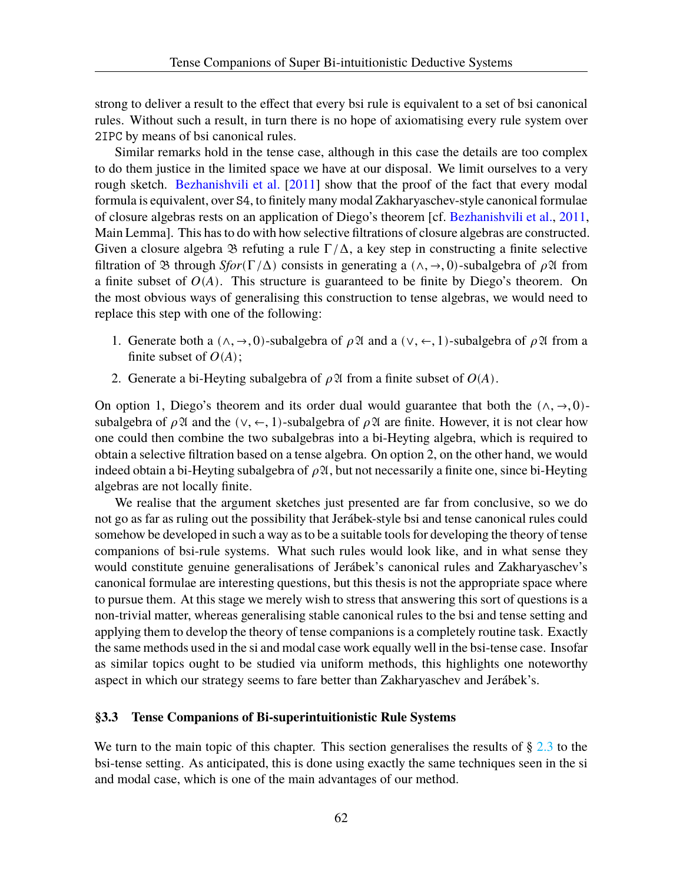strong to deliver a result to the effect that every bsi rule is equivalent to a set of bsi canonical rules. Without such a result, in turn there is no hope of axiomatising every rule system over `2IPC` by means of bsi canonical rules.

Similar remarks hold in the tense case, although in this case the details are too complex to do them justice in the limited space we have at our disposal. We limit ourselves to a very rough sketch. Bezhanishvili et al. [2011] show that the proof of the fact that every modal formula is equivalent, over `S4`, to finitely many modal Zakharyaschev-style canonical formulae of closure algebras rests on an application of Diego's theorem [cf. Bezhanishvili et al., 2011, Main Lemma]. This has to do with how selective filtrations of closure algebras are constructed. Given a closure algebra $\mathfrak{B}$ refuting a rule $\Gamma/\Delta$, a key step in constructing a finite selective filtration of $\mathfrak{B}$ through $Sfor(\Gamma/\Delta)$ consists in generating a $(\wedge, \to, 0)$-subalgebra of $\rho\mathfrak{A}$ from a finite subset of $O(A)$. This structure is guaranteed to be finite by Diego's theorem. On the most obvious ways of generalising this construction to tense algebras, we would need to replace this step with one of the following:

1. Generate both a $(\wedge, \to, 0)$-subalgebra of $\rho\mathfrak{A}$ and a $(\vee, \leftarrow, 1)$-subalgebra of $\rho\mathfrak{A}$ from a finite subset of $O(A)$;
2. Generate a bi-Heyting subalgebra of $\rho\mathfrak{A}$ from a finite subset of $O(A)$.

On option 1, Diego's theorem and its order dual would guarantee that both the $(\wedge, \to, 0)$-subalgebra of $\rho\mathfrak{A}$ and the $(\vee, \leftarrow, 1)$-subalgebra of $\rho\mathfrak{A}$ are finite. However, it is not clear how one could then combine the two subalgebras into a bi-Heyting algebra, which is required to obtain a selective filtration based on a tense algebra. On option 2, on the other hand, we would indeed obtain a bi-Heyting subalgebra of $\rho\mathfrak{A}$, but not necessarily a finite one, since bi-Heyting algebras are not locally finite.

We realise that the argument sketches just presented are far from conclusive, so we do not go as far as ruling out the possibility that Jerábek-style bsi and tense canonical rules could somehow be developed in such a way as to be a suitable tools for developing the theory of tense companions of bsi-rule systems. What such rules would look like, and in what sense they would constitute genuine generalisations of Jerábek's canonical rules and Zakharyaschev's canonical formulae are interesting questions, but this thesis is not the appropriate space where to pursue them. At this stage we merely wish to stress that answering this sort of questions is a non-trivial matter, whereas generalising stable canonical rules to the bsi and tense setting and applying them to develop the theory of tense companions is a completely routine task. Exactly the same methods used in the si and modal case work equally well in the bsi-tense case. Insofar as similar topics ought to be studied via uniform methods, this highlights one noteworthy aspect in which our strategy seems to fare better than Zakharyaschev and Jerábek's.

### §3.3 Tense Companions of Bi-superintuitionistic Rule Systems

We turn to the main topic of this chapter. This section generalises the results of § 2.3 to the bsi-tense setting. As anticipated, this is done using exactly the same techniques seen in the si and modal case, which is one of the main advantages of our method.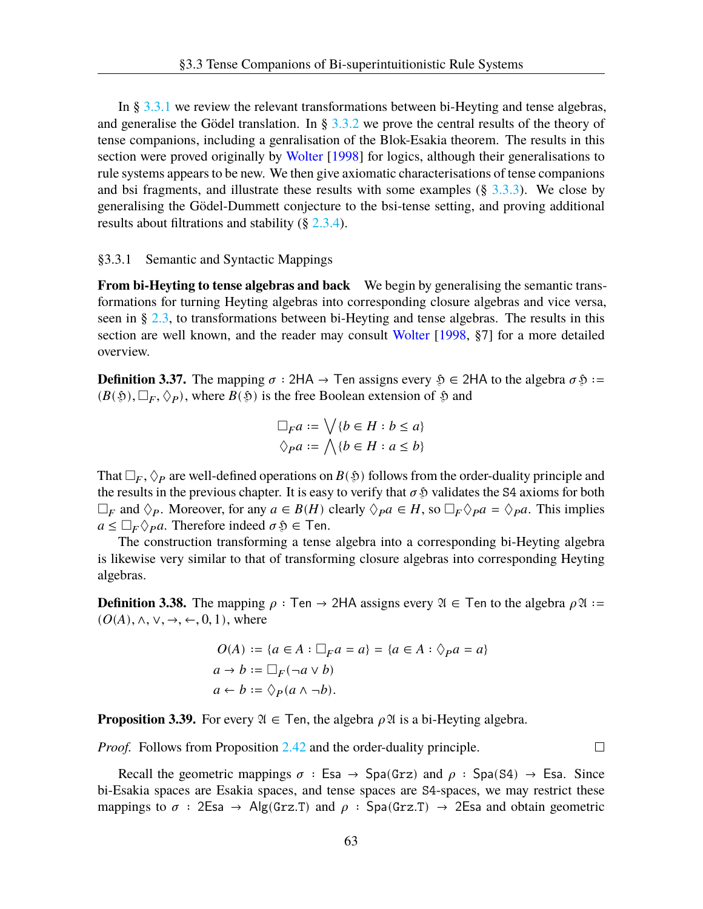In § 3.3.1 we review the relevant transformations between bi-Heyting and tense algebras, and generalise the Gödel translation. In § 3.3.2 we prove the central results of the theory of tense companions, including a genralisation of the Blok-Esakia theorem. The results in this section were proved originally by Wolter [1998] for logics, although their generalisations to rule systems appears to be new. We then give axiomatic characterisations of tense companions and bsi fragments, and illustrate these results with some examples (§ 3.3.3). We close by generalising the Gödel-Dummett conjecture to the bsi-tense setting, and proving additional results about filtrations and stability (§ 2.3.4).

### §3.3.1 Semantic and Syntactic Mappings

**From bi-Heyting to tense algebras and back** We begin by generalising the semantic transformations for turning Heyting algebras into corresponding closure algebras and vice versa, seen in § 2.3, to transformations between bi-Heyting and tense algebras. The results in this section are well known, and the reader may consult Wolter [1998, §7] for a more detailed overview.

**Definition 3.37.** The mapping $\sigma : \mathsf{2HA} \to \mathsf{Ten}$ assigns every $\mathfrak{H} \in \mathsf{2HA}$ to the algebra $\sigma\mathfrak{H} := (B(\mathfrak{H}), \Box_F, \Diamond_P)$, where $B(\mathfrak{H})$ is the free Boolean extension of $\mathfrak{H}$ and

$$\Box_F a := \bigvee\{b \in H : b \leq a\}$$
$$\Diamond_P a := \bigwedge\{b \in H : a \leq b\}$$

That $\Box_F, \Diamond_P$ are well-defined operations on $B(\mathfrak{H})$ follows from the order-duality principle and the results in the previous chapter. It is easy to verify that $\sigma\mathfrak{H}$ validates the $\mathtt{S4}$ axioms for both $\Box_F$ and $\Diamond_P$. Moreover, for any $a \in B(H)$ clearly $\Diamond_P a \in H$, so $\Box_F \Diamond_P a = \Diamond_P a$. This implies $a \leq \Box_F \Diamond_P a$. Therefore indeed $\sigma\mathfrak{H} \in \mathsf{Ten}$.

The construction transforming a tense algebra into a corresponding bi-Heyting algebra is likewise very similar to that of transforming closure algebras into corresponding Heyting algebras.

**Definition 3.38.** The mapping $\rho : \mathsf{Ten} \to \mathsf{2HA}$ assigns every $\mathfrak{A} \in \mathsf{Ten}$ to the algebra $\rho\mathfrak{A} := (O(A), \wedge, \vee, \to, \leftarrow, 0, 1)$, where

$$O(A) := \{a \in A : \Box_F a = a\} = \{a \in A : \Diamond_P a = a\}$$
$$a \to b := \Box_F(\neg a \vee b)$$
$$a \leftarrow b := \Diamond_P(a \wedge \neg b).$$

**Proposition 3.39.** For every $\mathfrak{A} \in \mathsf{Ten}$, the algebra $\rho\mathfrak{A}$ is a bi-Heyting algebra.

*Proof.* Follows from Proposition 2.42 and the order-duality principle. □

Recall the geometric mappings $\sigma : \mathsf{Esa} \to \mathsf{Spa}(\mathtt{Grz})$ and $\rho : \mathsf{Spa}(\mathtt{S4}) \to \mathsf{Esa}$. Since bi-Esakia spaces are Esakia spaces, and tense spaces are $\mathtt{S4}$-spaces, we may restrict these mappings to $\sigma : \mathsf{2Esa} \to \mathsf{Alg}(\mathtt{Grz.T})$ and $\rho : \mathsf{Spa}(\mathtt{Grz.T}) \to \mathsf{2Esa}$ and obtain geometric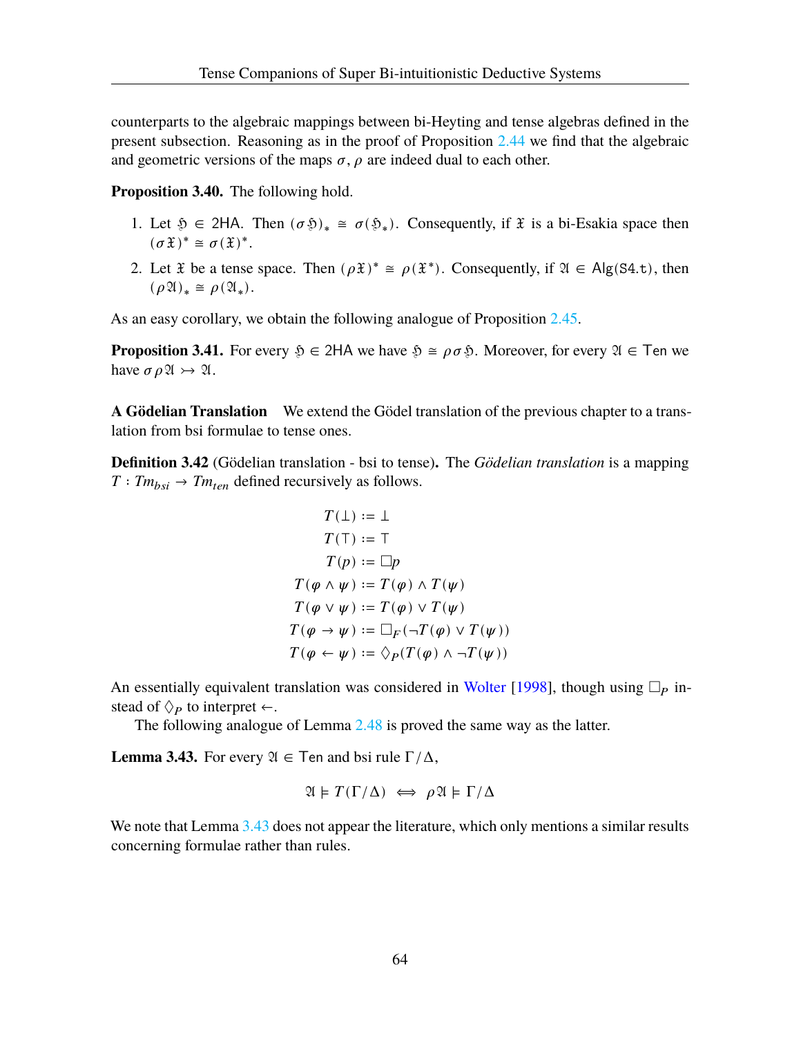counterparts to the algebraic mappings between bi-Heyting and tense algebras defined in the present subsection. Reasoning as in the proof of Proposition 2.44 we find that the algebraic and geometric versions of the maps $\sigma, \rho$ are indeed dual to each other.

**Proposition 3.40.** The following hold.

1. Let $\mathfrak{H} \in \mathsf{2HA}$. Then $(\sigma\mathfrak{H})_* \cong \sigma(\mathfrak{H}_*)$. Consequently, if $\mathfrak{X}$ is a bi-Esakia space then $(\sigma\mathfrak{X})^* \cong \sigma(\mathfrak{X})^*$.
2. Let $\mathfrak{X}$ be a tense space. Then $(\rho\mathfrak{X})^* \cong \rho(\mathfrak{X}^*)$. Consequently, if $\mathfrak{A} \in \mathsf{Alg}(\mathtt{S4.t})$, then $(\rho\mathfrak{A})_* \cong \rho(\mathfrak{A}_*)$.

As an easy corollary, we obtain the following analogue of Proposition 2.45.

**Proposition 3.41.** For every $\mathfrak{H} \in \mathsf{2HA}$ we have $\mathfrak{H} \cong \rho\sigma\mathfrak{H}$. Moreover, for every $\mathfrak{A} \in \mathsf{Ten}$ we have $\sigma\rho\mathfrak{A} \rightarrowtail \mathfrak{A}$.

**A Gödelian Translation** We extend the Gödel translation of the previous chapter to a translation from bsi formulae to tense ones.

**Definition 3.42** (Gödelian translation - bsi to tense)**.** The *Gödelian translation* is a mapping $T : Tm_{bsi} \to Tm_{ten}$ defined recursively as follows.

$$
\begin{aligned}
T(\bot) &:= \bot \\
T(\top) &:= \top \\
T(p) &:= \Box p \\
T(\varphi \wedge \psi) &:= T(\varphi) \wedge T(\psi) \\
T(\varphi \vee \psi) &:= T(\varphi) \vee T(\psi) \\
T(\varphi \to \psi) &:= \Box_F(\neg T(\varphi) \vee T(\psi)) \\
T(\varphi \leftarrow \psi) &:= \Diamond_P(T(\varphi) \wedge \neg T(\psi))
\end{aligned}
$$

An essentially equivalent translation was considered in Wolter [1998], though using $\Box_P$ instead of $\Diamond_P$ to interpret $\leftarrow$.

The following analogue of Lemma 2.48 is proved the same way as the latter.

**Lemma 3.43.** For every $\mathfrak{A} \in \mathsf{Ten}$ and bsi rule $\Gamma/\Delta$,

$$\mathfrak{A} \models T(\Gamma/\Delta) \iff \rho\mathfrak{A} \models \Gamma/\Delta$$

We note that Lemma 3.43 does not appear the literature, which only mentions a similar results concerning formulae rather than rules.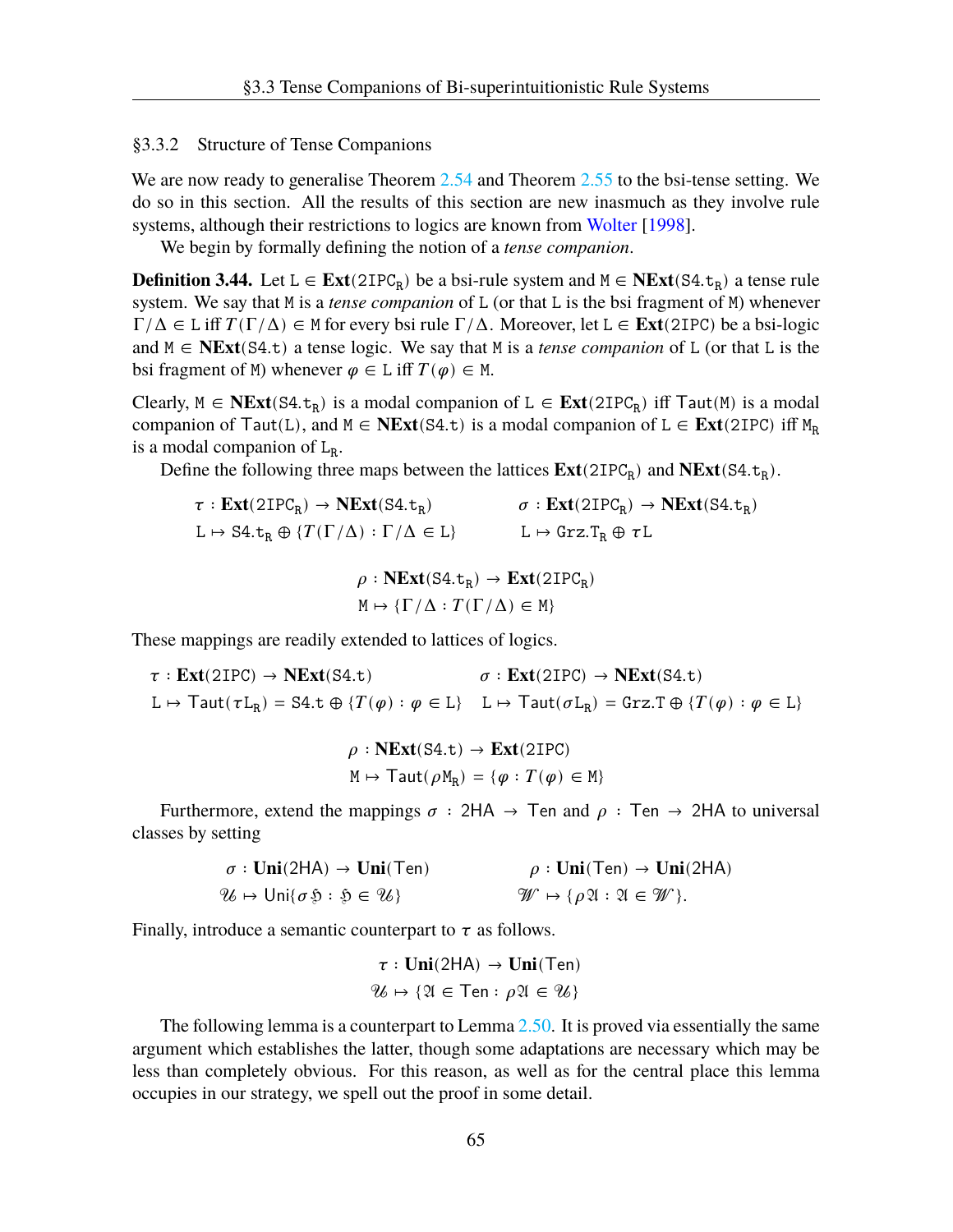### §3.3.2 Structure of Tense Companions

We are now ready to generalise Theorem 2.54 and Theorem 2.55 to the bsi-tense setting. We do so in this section. All the results of this section are new inasmuch as they involve rule systems, although their restrictions to logics are known from Wolter [1998].

We begin by formally defining the notion of a *tense companion*.

**Definition 3.44.** Let $\mathtt{L} \in \mathbf{Ext}(\mathtt{2IPC_R})$ be a bsi-rule system and $\mathtt{M} \in \mathbf{NExt}(\mathtt{S4.t_R})$ a tense rule system. We say that $\mathtt{M}$ is a *tense companion* of $\mathtt{L}$ (or that $\mathtt{L}$ is the bsi fragment of $\mathtt{M}$) whenever $\Gamma/\Delta \in \mathtt{L}$ iff $T(\Gamma/\Delta) \in \mathtt{M}$ for every bsi rule $\Gamma/\Delta$. Moreover, let $\mathtt{L} \in \mathbf{Ext}(\mathtt{2IPC})$ be a bsi-logic and $\mathtt{M} \in \mathbf{NExt}(\mathtt{S4.t})$ a tense logic. We say that $\mathtt{M}$ is a *tense companion* of $\mathtt{L}$ (or that $\mathtt{L}$ is the bsi fragment of $\mathtt{M}$) whenever $\varphi \in \mathtt{L}$ iff $T(\varphi) \in \mathtt{M}$.

Clearly, $\mathtt{M} \in \mathbf{NExt}(\mathtt{S4.t_R})$ is a modal companion of $\mathtt{L} \in \mathbf{Ext}(\mathtt{2IPC_R})$ iff $\mathsf{Taut}(\mathtt{M})$ is a modal companion of $\mathsf{Taut}(\mathtt{L})$, and $\mathtt{M} \in \mathbf{NExt}(\mathtt{S4.t})$ is a modal companion of $\mathtt{L} \in \mathbf{Ext}(\mathtt{2IPC})$ iff $\mathtt{M_R}$ is a modal companion of $\mathtt{L_R}$.

Define the following three maps between the lattices $\mathbf{Ext}(\mathtt{2IPC_R})$ and $\mathbf{NExt}(\mathtt{S4.t_R})$.

$$\begin{aligned} \tau &: \mathbf{Ext}(\mathtt{2IPC_R}) \to \mathbf{NExt}(\mathtt{S4.t_R}) & \sigma &: \mathbf{Ext}(\mathtt{2IPC_R}) \to \mathbf{NExt}(\mathtt{S4.t_R}) \\ \mathtt{L} &\mapsto \mathtt{S4.t_R} \oplus \{T(\Gamma/\Delta) : \Gamma/\Delta \in \mathtt{L}\} & \mathtt{L} &\mapsto \mathtt{Grz.T_R} \oplus \tau\mathtt{L} \end{aligned}$$

$$\begin{aligned} \rho &: \mathbf{NExt}(\mathtt{S4.t_R}) \to \mathbf{Ext}(\mathtt{2IPC_R}) \\ \mathtt{M} &\mapsto \{\Gamma/\Delta : T(\Gamma/\Delta) \in \mathtt{M}\} \end{aligned}$$

These mappings are readily extended to lattices of logics.

$$\begin{aligned} \tau &: \mathbf{Ext}(\mathtt{2IPC}) \to \mathbf{NExt}(\mathtt{S4.t}) & \sigma &: \mathbf{Ext}(\mathtt{2IPC}) \to \mathbf{NExt}(\mathtt{S4.t}) \\ \mathtt{L} &\mapsto \mathsf{Taut}(\tau\mathtt{L_R}) = \mathtt{S4.t} \oplus \{T(\varphi) : \varphi \in \mathtt{L}\} & \mathtt{L} &\mapsto \mathsf{Taut}(\sigma\mathtt{L_R}) = \mathtt{Grz.T} \oplus \{T(\varphi) : \varphi \in \mathtt{L}\} \end{aligned}$$

$$\begin{aligned} \rho &: \mathbf{NExt}(\mathtt{S4.t}) \to \mathbf{Ext}(\mathtt{2IPC}) \\ \mathtt{M} &\mapsto \mathsf{Taut}(\rho\mathtt{M_R}) = \{\varphi : T(\varphi) \in \mathtt{M}\} \end{aligned}$$

Furthermore, extend the mappings $\sigma : \mathsf{2HA} \to \mathsf{Ten}$ and $\rho : \mathsf{Ten} \to \mathsf{2HA}$ to universal classes by setting

$$\begin{aligned} \sigma &: \mathbf{Uni}(\mathsf{2HA}) \to \mathbf{Uni}(\mathsf{Ten}) & \rho &: \mathbf{Uni}(\mathsf{Ten}) \to \mathbf{Uni}(\mathsf{2HA}) \\ \mathcal{U} &\mapsto \mathsf{Uni}\{\sigma\mathfrak{H} : \mathfrak{H} \in \mathcal{U}\} & \mathcal{W} &\mapsto \{\rho\mathfrak{A} : \mathfrak{A} \in \mathcal{W}\}. \end{aligned}$$

Finally, introduce a semantic counterpart to $\tau$ as follows.

$$\begin{aligned} \tau &: \mathbf{Uni}(\mathsf{2HA}) \to \mathbf{Uni}(\mathsf{Ten}) \\ \mathcal{U} &\mapsto \{\mathfrak{A} \in \mathsf{Ten} : \rho\mathfrak{A} \in \mathcal{U}\} \end{aligned}$$

The following lemma is a counterpart to Lemma 2.50. It is proved via essentially the same argument which establishes the latter, though some adaptations are necessary which may be less than completely obvious. For this reason, as well as for the central place this lemma occupies in our strategy, we spell out the proof in some detail.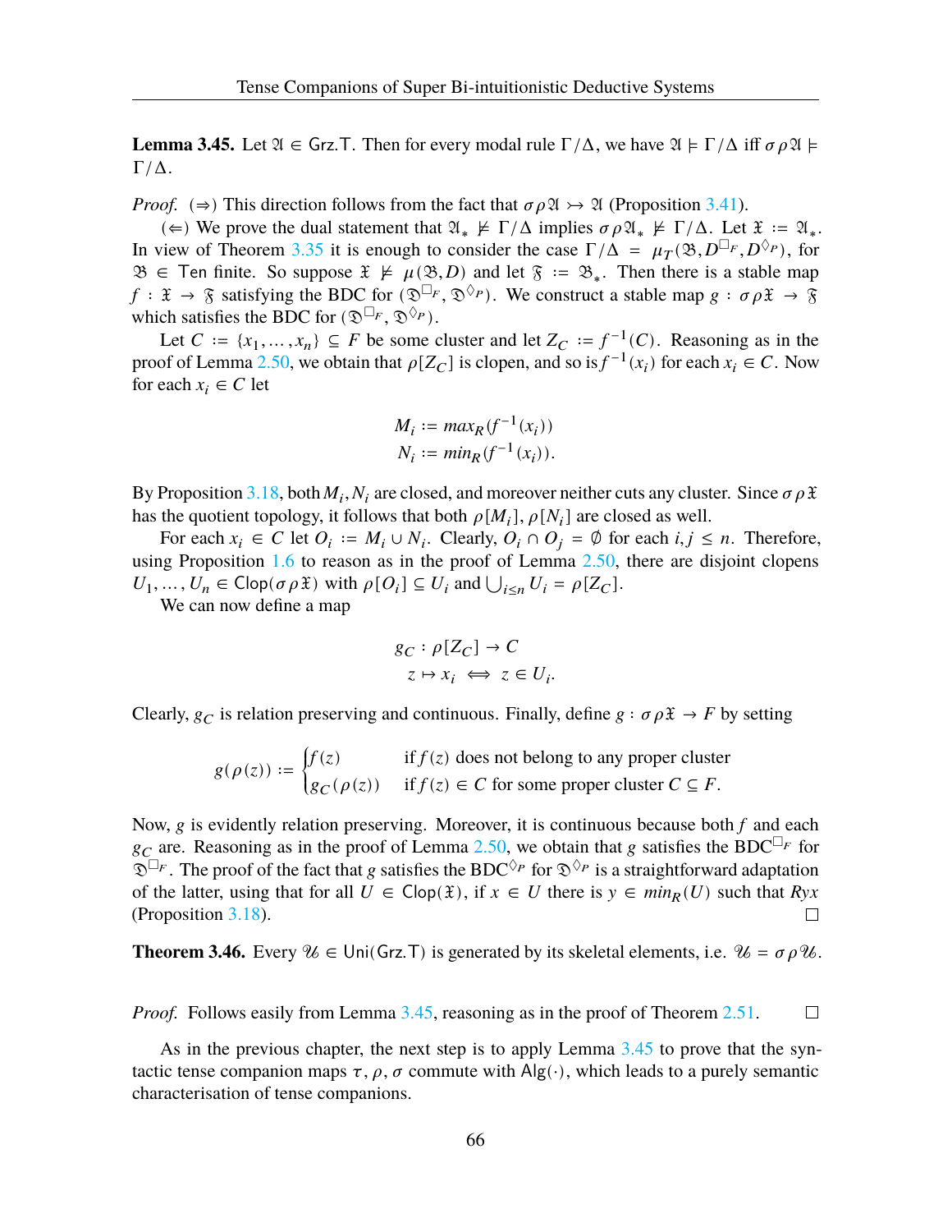**Lemma 3.45.** Let $\mathfrak{A} \in \mathsf{Grz.T}$. Then for every modal rule $\Gamma/\Delta$, we have $\mathfrak{A} \models \Gamma/\Delta$ iff $\sigma\rho\mathfrak{A} \models \Gamma/\Delta$.

*Proof.* ($\Rightarrow$) This direction follows from the fact that $\sigma\rho\mathfrak{A} \rightarrowtail \mathfrak{A}$ (Proposition 3.41).

($\Leftarrow$) We prove the dual statement that $\mathfrak{A}_* \not\models \Gamma/\Delta$ implies $\sigma\rho\mathfrak{A}_* \not\models \Gamma/\Delta$. Let $\mathfrak{X} := \mathfrak{A}_*$. In view of Theorem 3.35 it is enough to consider the case $\Gamma/\Delta = \mu_T(\mathfrak{B}, D^{\Box_F}, D^{\Diamond_P})$, for $\mathfrak{B} \in \mathsf{Ten}$ finite. So suppose $\mathfrak{X} \not\models \mu(\mathfrak{B}, D)$ and let $\mathfrak{F} := \mathfrak{B}_*$. Then there is a stable map $f : \mathfrak{X} \to \mathfrak{F}$ satisfying the BDC for $(\mathfrak{D}^{\Box_F}, \mathfrak{D}^{\Diamond_P})$. We construct a stable map $g : \sigma\rho\mathfrak{X} \to \mathfrak{F}$ which satisfies the BDC for $(\mathfrak{D}^{\Box_F}, \mathfrak{D}^{\Diamond_P})$.

Let $C := \{x_1, \ldots, x_n\} \subseteq F$ be some cluster and let $Z_C := f^{-1}(C)$. Reasoning as in the proof of Lemma 2.50, we obtain that $\rho[Z_C]$ is clopen, and so is $f^{-1}(x_i)$ for each $x_i \in C$. Now for each $x_i \in C$ let

$$M_i := max_R(f^{-1}(x_i))$$
$$N_i := min_R(f^{-1}(x_i)).$$

By Proposition 3.18, both $M_i, N_i$ are closed, and moreover neither cuts any cluster. Since $\sigma\rho\mathfrak{X}$ has the quotient topology, it follows that both $\rho[M_i]$, $\rho[N_i]$ are closed as well.

For each $x_i \in C$ let $O_i := M_i \cup N_i$. Clearly, $O_i \cap O_j = \emptyset$ for each $i, j \leq n$. Therefore, using Proposition 1.6 to reason as in the proof of Lemma 2.50, there are disjoint clopens $U_1, \ldots, U_n \in \mathsf{Clop}(\sigma\rho\mathfrak{X})$ with $\rho[O_i] \subseteq U_i$ and $\bigcup_{i \leq n} U_i = \rho[Z_C]$.

We can now define a map

$$g_C : \rho[Z_C] \to C$$
$$z \mapsto x_i \iff z \in U_i.$$

Clearly, $g_C$ is relation preserving and continuous. Finally, define $g : \sigma\rho\mathfrak{X} \to F$ by setting

$$g(\rho(z)) := \begin{cases} f(z) & \text{if } f(z) \text{ does not belong to any proper cluster} \\ g_C(\rho(z)) & \text{if } f(z) \in C \text{ for some proper cluster } C \subseteq F. \end{cases}$$

Now, $g$ is evidently relation preserving. Moreover, it is continuous because both $f$ and each $g_C$ are. Reasoning as in the proof of Lemma 2.50, we obtain that $g$ satisfies the BDC$^{\Box_F}$ for $\mathfrak{D}^{\Box_F}$. The proof of the fact that $g$ satisfies the BDC$^{\Diamond_P}$ for $\mathfrak{D}^{\Diamond_P}$ is a straightforward adaptation of the latter, using that for all $U \in \mathsf{Clop}(\mathfrak{X})$, if $x \in U$ there is $y \in min_R(U)$ such that $Ryx$ (Proposition 3.18). $\square$

**Theorem 3.46.** Every $\mathcal{U} \in \mathsf{Uni}(\mathsf{Grz.T})$ is generated by its skeletal elements, i.e. $\mathcal{U} = \sigma\rho\mathcal{U}$.

*Proof.* Follows easily from Lemma 3.45, reasoning as in the proof of Theorem 2.51. $\square$

As in the previous chapter, the next step is to apply Lemma 3.45 to prove that the syntactic tense companion maps $\tau, \rho, \sigma$ commute with $\mathsf{Alg}(\cdot)$, which leads to a purely semantic characterisation of tense companions.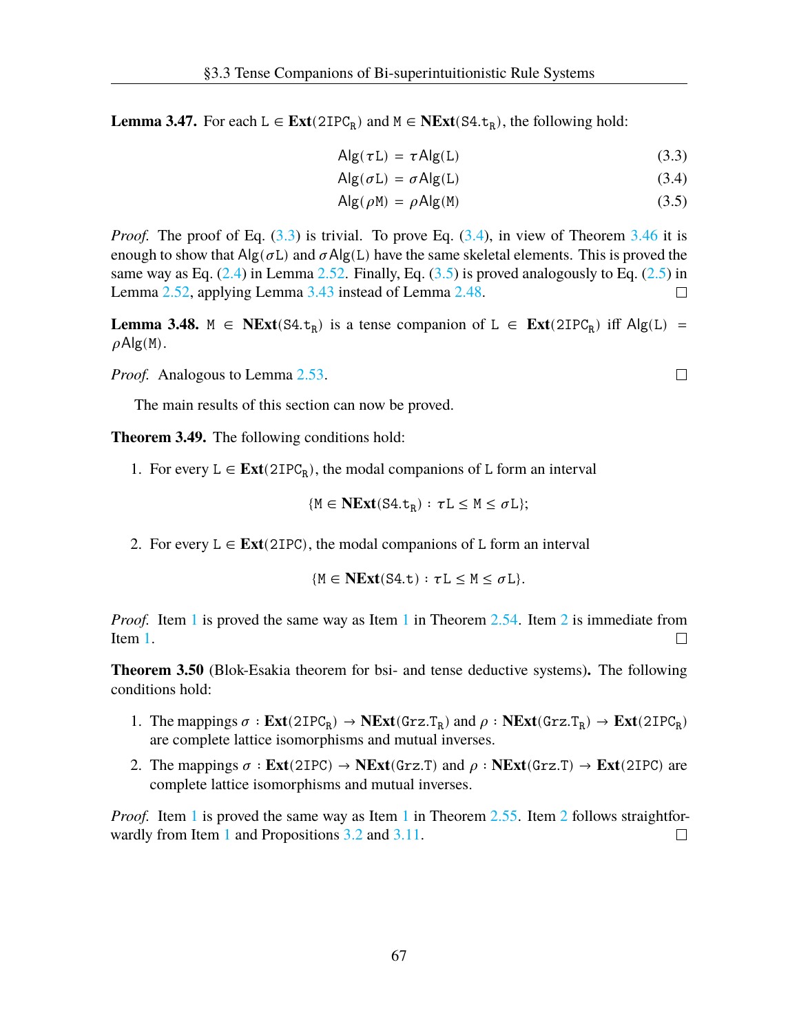**Lemma 3.47.** For each $\mathtt{L} \in \mathbf{Ext}(\mathtt{2IPC_R})$ and $\mathtt{M} \in \mathbf{NExt}(\mathtt{S4.t_R})$, the following hold:

$$\mathsf{Alg}(\tau\mathtt{L}) = \tau\mathsf{Alg}(\mathtt{L}) \tag{3.3}$$

$$\mathsf{Alg}(\sigma\mathtt{L}) = \sigma\mathsf{Alg}(\mathtt{L}) \tag{3.4}$$

$$\mathsf{Alg}(\rho\mathtt{M}) = \rho\mathsf{Alg}(\mathtt{M}) \tag{3.5}$$

*Proof.* The proof of Eq. (3.3) is trivial. To prove Eq. (3.4), in view of Theorem 3.46 it is enough to show that $\mathsf{Alg}(\sigma\mathtt{L})$ and $\sigma\mathsf{Alg}(\mathtt{L})$ have the same skeletal elements. This is proved the same way as Eq. (2.4) in Lemma 2.52. Finally, Eq. (3.5) is proved analogously to Eq. (2.5) in Lemma 2.52, applying Lemma 3.43 instead of Lemma 2.48. □

**Lemma 3.48.** $\mathtt{M} \in \mathbf{NExt}(\mathtt{S4.t_R})$ is a tense companion of $\mathtt{L} \in \mathbf{Ext}(\mathtt{2IPC_R})$ iff $\mathsf{Alg}(\mathtt{L}) = \rho\mathsf{Alg}(\mathtt{M})$.

*Proof.* Analogous to Lemma 2.53. □

The main results of this section can now be proved.

**Theorem 3.49.** The following conditions hold:

1. For every $\mathtt{L} \in \mathbf{Ext}(\mathtt{2IPC_R})$, the modal companions of $\mathtt{L}$ form an interval

$$\{\mathtt{M} \in \mathbf{NExt}(\mathtt{S4.t_R}) : \tau\mathtt{L} \leq \mathtt{M} \leq \sigma\mathtt{L}\};$$

2. For every $\mathtt{L} \in \mathbf{Ext}(\mathtt{2IPC})$, the modal companions of $\mathtt{L}$ form an interval

$$\{\mathtt{M} \in \mathbf{NExt}(\mathtt{S4.t}) : \tau\mathtt{L} \leq \mathtt{M} \leq \sigma\mathtt{L}\}.$$

*Proof.* Item 1 is proved the same way as Item 1 in Theorem 2.54. Item 2 is immediate from Item 1. □

**Theorem 3.50** (Blok-Esakia theorem for bsi- and tense deductive systems)**.** The following conditions hold:

1. The mappings $\sigma : \mathbf{Ext}(\mathtt{2IPC_R}) \to \mathbf{NExt}(\mathtt{Grz.T_R})$ and $\rho : \mathbf{NExt}(\mathtt{Grz.T_R}) \to \mathbf{Ext}(\mathtt{2IPC_R})$ are complete lattice isomorphisms and mutual inverses.
2. The mappings $\sigma : \mathbf{Ext}(\mathtt{2IPC}) \to \mathbf{NExt}(\mathtt{Grz.T})$ and $\rho : \mathbf{NExt}(\mathtt{Grz.T}) \to \mathbf{Ext}(\mathtt{2IPC})$ are complete lattice isomorphisms and mutual inverses.

*Proof.* Item 1 is proved the same way as Item 1 in Theorem 2.55. Item 2 follows straightforwardly from Item 1 and Propositions 3.2 and 3.11. □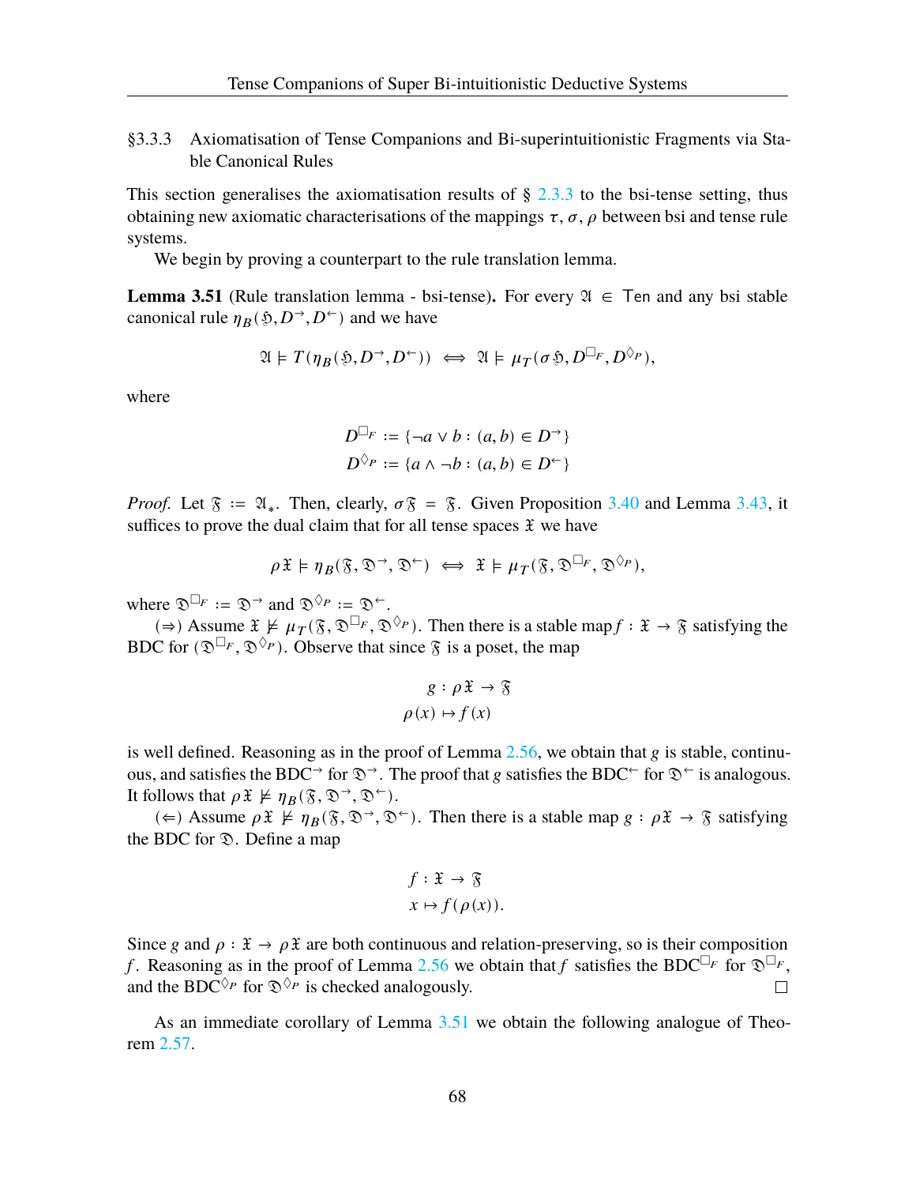### §3.3.3 Axiomatisation of Tense Companions and Bi-superintuitionistic Fragments via Stable Canonical Rules

This section generalises the axiomatisation results of § 2.3.3 to the bsi-tense setting, thus obtaining new axiomatic characterisations of the mappings $\tau, \sigma, \rho$ between bsi and tense rule systems.

We begin by proving a counterpart to the rule translation lemma.

**Lemma 3.51** (Rule translation lemma - bsi-tense)**.** For every $\mathfrak{A} \in \mathsf{Ten}$ and any bsi stable canonical rule $\eta_B(\mathfrak{H}, D^{\to}, D^{\leftarrow})$ and we have

$$\mathfrak{A} \models T(\eta_B(\mathfrak{H}, D^{\to}, D^{\leftarrow})) \iff \mathfrak{A} \models \mu_T(\sigma\mathfrak{H}, D^{\Box_F}, D^{\Diamond_P}),$$

where

$$D^{\Box_F} := \{\neg a \vee b : (a, b) \in D^{\to}\}$$
$$D^{\Diamond_P} := \{a \wedge \neg b : (a, b) \in D^{\leftarrow}\}$$

*Proof.* Let $\mathfrak{F} := \mathfrak{A}_*$. Then, clearly, $\sigma\mathfrak{F} = \mathfrak{F}$. Given Proposition 3.40 and Lemma 3.43, it suffices to prove the dual claim that for all tense spaces $\mathfrak{X}$ we have

$$\rho\mathfrak{X} \models \eta_B(\mathfrak{F}, \mathfrak{D}^{\to}, \mathfrak{D}^{\leftarrow}) \iff \mathfrak{X} \models \mu_T(\mathfrak{F}, \mathfrak{D}^{\Box_F}, \mathfrak{D}^{\Diamond_P}),$$

where $\mathfrak{D}^{\Box_F} := \mathfrak{D}^{\to}$ and $\mathfrak{D}^{\Diamond_P} := \mathfrak{D}^{\leftarrow}$.

($\Rightarrow$) Assume $\mathfrak{X} \not\models \mu_T(\mathfrak{F}, \mathfrak{D}^{\Box_F}, \mathfrak{D}^{\Diamond_P})$. Then there is a stable map $f : \mathfrak{X} \to \mathfrak{F}$ satisfying the BDC for $(\mathfrak{D}^{\Box_F}, \mathfrak{D}^{\Diamond_P})$. Observe that since $\mathfrak{F}$ is a poset, the map

$$g : \rho\mathfrak{X} \to \mathfrak{F}$$
$$\rho(x) \mapsto f(x)$$

is well defined. Reasoning as in the proof of Lemma 2.56, we obtain that $g$ is stable, continuous, and satisfies the BDC$^{\to}$ for $\mathfrak{D}^{\to}$. The proof that $g$ satisfies the BDC$^{\leftarrow}$ for $\mathfrak{D}^{\leftarrow}$ is analogous. It follows that $\rho\mathfrak{X} \not\models \eta_B(\mathfrak{F}, \mathfrak{D}^{\to}, \mathfrak{D}^{\leftarrow})$.

($\Leftarrow$) Assume $\rho\mathfrak{X} \not\models \eta_B(\mathfrak{F}, \mathfrak{D}^{\to}, \mathfrak{D}^{\leftarrow})$. Then there is a stable map $g : \rho\mathfrak{X} \to \mathfrak{F}$ satisfying the BDC for $\mathfrak{D}$. Define a map

$$f : \mathfrak{X} \to \mathfrak{F}$$
$$x \mapsto f(\rho(x)).$$

Since $g$ and $\rho : \mathfrak{X} \to \rho\mathfrak{X}$ are both continuous and relation-preserving, so is their composition $f$. Reasoning as in the proof of Lemma 2.56 we obtain that $f$ satisfies the BDC$^{\Box_F}$ for $\mathfrak{D}^{\Box_F}$, and the BDC$^{\Diamond_P}$ for $\mathfrak{D}^{\Diamond_P}$ is checked analogously. ∎

As an immediate corollary of Lemma 3.51 we obtain the following analogue of Theorem 2.57.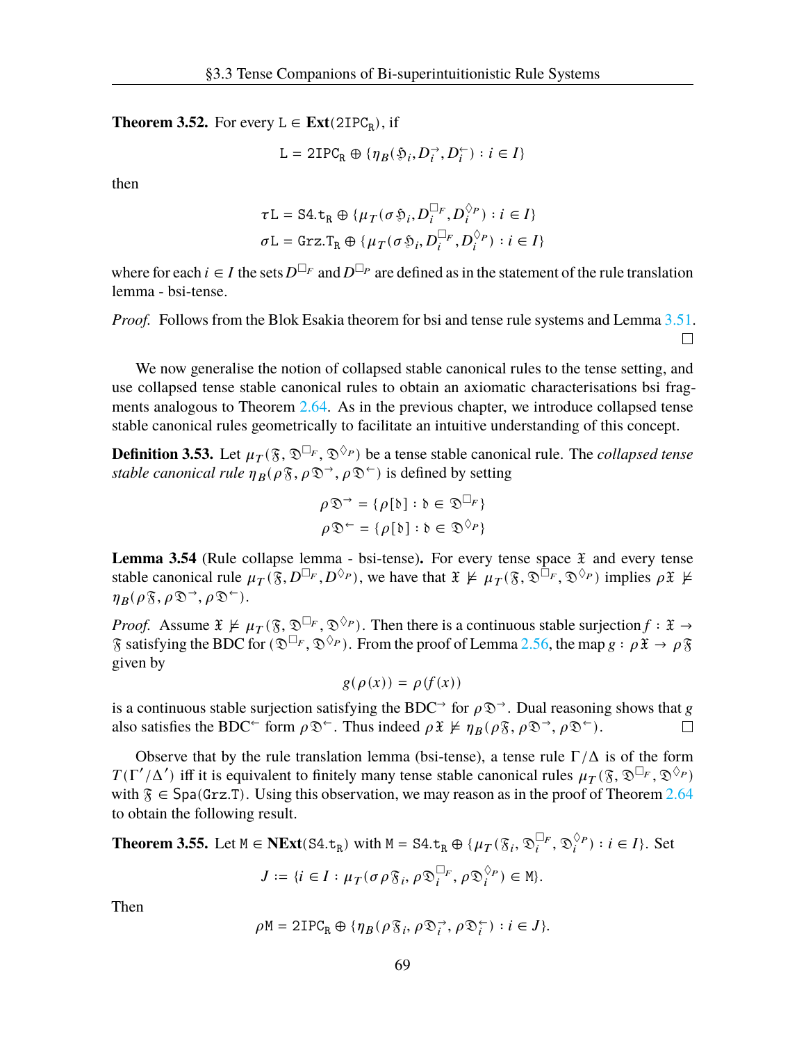**Theorem 3.52.** For every $\mathtt{L} \in \mathbf{Ext}(\mathtt{2IPC_R})$, if

$$\mathtt{L} = \mathtt{2IPC_R} \oplus \{\eta_B(\mathfrak{H}_i, D_i^{\rightarrow}, D_i^{\leftarrow}) : i \in I\}$$

then

$$\tau\mathtt{L} = \mathtt{S4.t_R} \oplus \{\mu_T(\sigma\mathfrak{H}_i, D_i^{\Box_F}, D_i^{\Diamond_P}) : i \in I\}$$
$$\sigma\mathtt{L} = \mathtt{Grz.T_R} \oplus \{\mu_T(\sigma\mathfrak{H}_i, D_i^{\Box_F}, D_i^{\Diamond_P}) : i \in I\}$$

where for each $i \in I$ the sets $D^{\Box_F}$ and $D^{\Box_P}$ are defined as in the statement of the rule translation lemma - bsi-tense.

*Proof.* Follows from the Blok Esakia theorem for bsi and tense rule systems and Lemma 3.51. □

We now generalise the notion of collapsed stable canonical rules to the tense setting, and use collapsed tense stable canonical rules to obtain an axiomatic characterisations bsi fragments analogous to Theorem 2.64. As in the previous chapter, we introduce collapsed tense stable canonical rules geometrically to facilitate an intuitive understanding of this concept.

**Definition 3.53.** Let $\mu_T(\mathfrak{F}, \mathfrak{D}^{\Box_F}, \mathfrak{D}^{\Diamond_P})$ be a tense stable canonical rule. The *collapsed tense stable canonical rule* $\eta_B(\rho\mathfrak{F}, \rho\mathfrak{D}^{\rightarrow}, \rho\mathfrak{D}^{\leftarrow})$ is defined by setting

$$\rho\mathfrak{D}^{\rightarrow} = \{\rho[\mathfrak{d}] : \mathfrak{d} \in \mathfrak{D}^{\Box_F}\}$$
$$\rho\mathfrak{D}^{\leftarrow} = \{\rho[\mathfrak{d}] : \mathfrak{d} \in \mathfrak{D}^{\Diamond_P}\}$$

**Lemma 3.54** (Rule collapse lemma - bsi-tense)**.** For every tense space $\mathfrak{X}$ and every tense stable canonical rule $\mu_T(\mathfrak{F}, D^{\Box_F}, D^{\Diamond_P})$, we have that $\mathfrak{X} \nvDash \mu_T(\mathfrak{F}, \mathfrak{D}^{\Box_F}, \mathfrak{D}^{\Diamond_P})$ implies $\rho\mathfrak{X} \nvDash \eta_B(\rho\mathfrak{F}, \rho\mathfrak{D}^{\rightarrow}, \rho\mathfrak{D}^{\leftarrow})$.

*Proof.* Assume $\mathfrak{X} \nvDash \mu_T(\mathfrak{F}, \mathfrak{D}^{\Box_F}, \mathfrak{D}^{\Diamond_P})$. Then there is a continuous stable surjection $f : \mathfrak{X} \to \mathfrak{F}$ satisfying the BDC for $(\mathfrak{D}^{\Box_F}, \mathfrak{D}^{\Diamond_P})$. From the proof of Lemma 2.56, the map $g : \rho\mathfrak{X} \to \rho\mathfrak{F}$ given by

$$g(\rho(x)) = \rho(f(x))$$

is a continuous stable surjection satisfying the BDC$^{\rightarrow}$ for $\rho\mathfrak{D}^{\rightarrow}$. Dual reasoning shows that $g$ also satisfies the BDC$^{\leftarrow}$ form $\rho\mathfrak{D}^{\leftarrow}$. Thus indeed $\rho\mathfrak{X} \nvDash \eta_B(\rho\mathfrak{F}, \rho\mathfrak{D}^{\rightarrow}, \rho\mathfrak{D}^{\leftarrow})$. □

Observe that by the rule translation lemma (bsi-tense), a tense rule $\Gamma/\Delta$ is of the form $T(\Gamma'/\Delta')$ iff it is equivalent to finitely many tense stable canonical rules $\mu_T(\mathfrak{F}, \mathfrak{D}^{\Box_F}, \mathfrak{D}^{\Diamond_P})$ with $\mathfrak{F} \in \mathsf{Spa}(\mathtt{Grz.T})$. Using this observation, we may reason as in the proof of Theorem 2.64 to obtain the following result.

**Theorem 3.55.** Let $\mathtt{M} \in \mathbf{NExt}(\mathtt{S4.t_R})$ with $\mathtt{M} = \mathtt{S4.t_R} \oplus \{\mu_T(\mathfrak{F}_i, \mathfrak{D}_i^{\Box_F}, \mathfrak{D}_i^{\Diamond_P}) : i \in I\}$. Set

$$J := \{i \in I : \mu_T(\sigma\rho\mathfrak{F}_i, \rho\mathfrak{D}_i^{\Box_F}, \rho\mathfrak{D}_i^{\Diamond_P}) \in \mathtt{M}\}.$$

Then

$$\rho\mathtt{M} = \mathtt{2IPC_R} \oplus \{\eta_B(\rho\mathfrak{F}_i, \rho\mathfrak{D}_i^{\rightarrow}, \rho\mathfrak{D}_i^{\leftarrow}) : i \in J\}.$$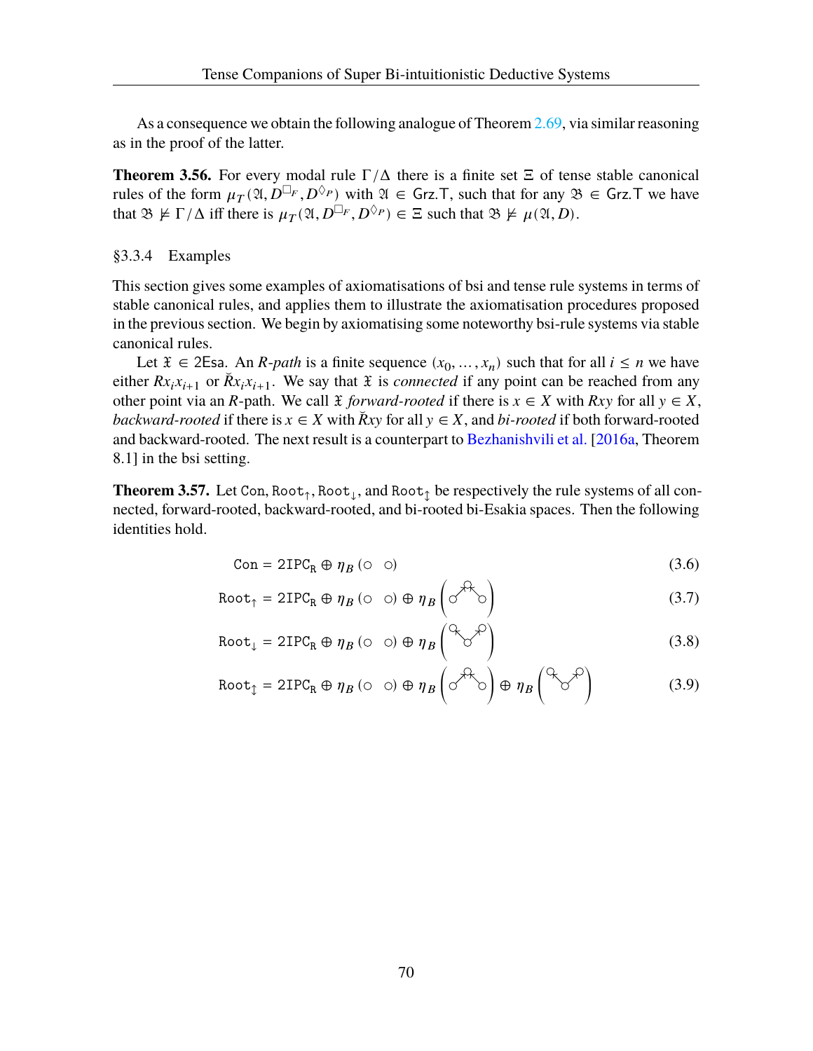As a consequence we obtain the following analogue of Theorem 2.69, via similar reasoning as in the proof of the latter.

**Theorem 3.56.** For every modal rule $\Gamma/\Delta$ there is a finite set $\Xi$ of tense stable canonical rules of the form $\mu_T(\mathfrak{A}, D^{\Box_F}, D^{\Diamond_P})$ with $\mathfrak{A} \in \mathsf{Grz.T}$, such that for any $\mathfrak{B} \in \mathsf{Grz.T}$ we have that $\mathfrak{B} \nvDash \Gamma/\Delta$ iff there is $\mu_T(\mathfrak{A}, D^{\Box_F}, D^{\Diamond_P}) \in \Xi$ such that $\mathfrak{B} \nvDash \mu(\mathfrak{A}, D)$.

### §3.3.4 Examples

This section gives some examples of axiomatisations of bsi and tense rule systems in terms of stable canonical rules, and applies them to illustrate the axiomatisation procedures proposed in the previous section. We begin by axiomatising some noteworthy bsi-rule systems via stable canonical rules.

Let $\mathfrak{X} \in \mathsf{2Esa}$. An *R-path* is a finite sequence $(x_0, \dots, x_n)$ such that for all $i \leq n$ we have either $Rx_ix_{i+1}$ or $\breve{R}x_ix_{i+1}$. We say that $\mathfrak{X}$ is *connected* if any point can be reached from any other point via an $R$-path. We call $\mathfrak{X}$ *forward-rooted* if there is $x \in X$ with $Rxy$ for all $y \in X$, *backward-rooted* if there is $x \in X$ with $\breve{R}xy$ for all $y \in X$, and *bi-rooted* if both forward-rooted and backward-rooted. The next result is a counterpart to Bezhanishvili et al. [2016a, Theorem 8.1] in the bsi setting.

**Theorem 3.57.** Let $\texttt{Con}$, $\texttt{Root}_\uparrow$, $\texttt{Root}_\downarrow$, and $\texttt{Root}_\updownarrow$ be respectively the rule systems of all connected, forward-rooted, backward-rooted, and bi-rooted bi-Esakia spaces. Then the following identities hold.

$$\texttt{Con} = \texttt{2IPC}_\texttt{R} \oplus \eta_B\,(\circ \quad \circ) \tag{3.6}$$

$$\texttt{Root}_\uparrow = \texttt{2IPC}_\texttt{R} \oplus \eta_B\,(\circ \quad \circ) \oplus \eta_B\left(\text{fork: two points below a common top}\right) \tag{3.7}$$

$$\texttt{Root}_\downarrow = \texttt{2IPC}_\texttt{R} \oplus \eta_B\,(\circ \quad \circ) \oplus \eta_B\left(\text{fork: two points above a common bottom}\right) \tag{3.8}$$

$$\texttt{Root}_\updownarrow = \texttt{2IPC}_\texttt{R} \oplus \eta_B\,(\circ \quad \circ) \oplus \eta_B\left(\text{fork: two points below a common top}\right) \oplus \eta_B\left(\text{fork: two points above a common bottom}\right) \tag{3.9}$$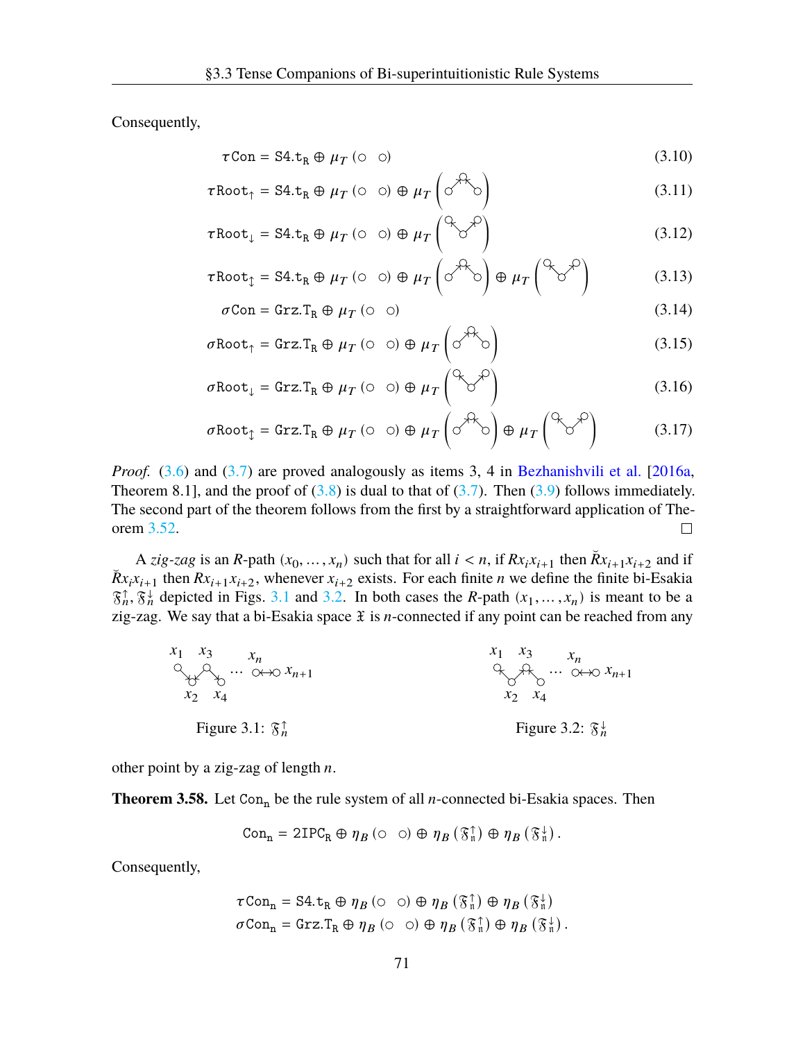Consequently,

$$\tau\mathtt{Con} = \mathtt{S4.t_R} \oplus \mu_T(\circ \quad \circ) \tag{3.10}$$

$$\tau\mathtt{Root}_\uparrow = \mathtt{S4.t_R} \oplus \mu_T(\circ \quad \circ) \oplus \mu_T\left(\cdots\right) \tag{3.11}$$

$$\tau\mathtt{Root}_\downarrow = \mathtt{S4.t_R} \oplus \mu_T(\circ \quad \circ) \oplus \mu_T\left(\cdots\right) \tag{3.12}$$

$$\tau\mathtt{Root}_\updownarrow = \mathtt{S4.t_R} \oplus \mu_T(\circ \quad \circ) \oplus \mu_T\left(\cdots\right) \oplus \mu_T\left(\cdots\right) \tag{3.13}$$

$$\sigma\mathtt{Con} = \mathtt{Grz.T_R} \oplus \mu_T(\circ \quad \circ) \tag{3.14}$$

$$\sigma\mathtt{Root}_\uparrow = \mathtt{Grz.T_R} \oplus \mu_T(\circ \quad \circ) \oplus \mu_T\left(\cdots\right) \tag{3.15}$$

$$\sigma\mathtt{Root}_\downarrow = \mathtt{Grz.T_R} \oplus \mu_T(\circ \quad \circ) \oplus \mu_T\left(\cdots\right) \tag{3.16}$$

$$\sigma\mathtt{Root}_\updownarrow = \mathtt{Grz.T_R} \oplus \mu_T(\circ \quad \circ) \oplus \mu_T\left(\cdots\right) \oplus \mu_T\left(\cdots\right) \tag{3.17}$$

*Proof.* (3.6) and (3.7) are proved analogously as items 3, 4 in Bezhanishvili et al. [2016a, Theorem 8.1], and the proof of (3.8) is dual to that of (3.7). Then (3.9) follows immediately. The second part of the theorem follows from the first by a straightforward application of Theorem 3.52. □

A *zig-zag* is an $R$-path $(x_0, \dots, x_n)$ such that for all $i < n$, if $Rx_ix_{i+1}$ then $\breve{R}x_{i+1}x_{i+2}$ and if $\breve{R}x_ix_{i+1}$ then $Rx_{i+1}x_{i+2}$, whenever $x_{i+2}$ exists. For each finite $n$ we define the finite bi-Esakia $\mathfrak{F}_n^\uparrow, \mathfrak{F}_n^\downarrow$ depicted in Figs. 3.1 and 3.2. In both cases the $R$-path $(x_1, \dots, x_n)$ is meant to be a zig-zag. We say that a bi-Esakia space $\mathfrak{X}$ is $n$-connected if any point can be reached from any other point by a zig-zag of length $n$.

Figure 3.1: $\mathfrak{F}_n^\uparrow$

Figure 3.2: $\mathfrak{F}_n^\downarrow$

**Theorem 3.58.** Let $\mathtt{Con_n}$ be the rule system of all $n$-connected bi-Esakia spaces. Then

$$\mathtt{Con_n} = \mathtt{2IPC_R} \oplus \eta_B(\circ \quad \circ) \oplus \eta_B(\mathfrak{F}_n^\uparrow) \oplus \eta_B(\mathfrak{F}_n^\downarrow).$$

Consequently,

$$\tau\mathtt{Con_n} = \mathtt{S4.t_R} \oplus \eta_B(\circ \quad \circ) \oplus \eta_B(\mathfrak{F}_n^\uparrow) \oplus \eta_B(\mathfrak{F}_n^\downarrow)$$

$$\sigma\mathtt{Con_n} = \mathtt{Grz.T_R} \oplus \eta_B(\circ \quad \circ) \oplus \eta_B(\mathfrak{F}_n^\uparrow) \oplus \eta_B(\mathfrak{F}_n^\downarrow).$$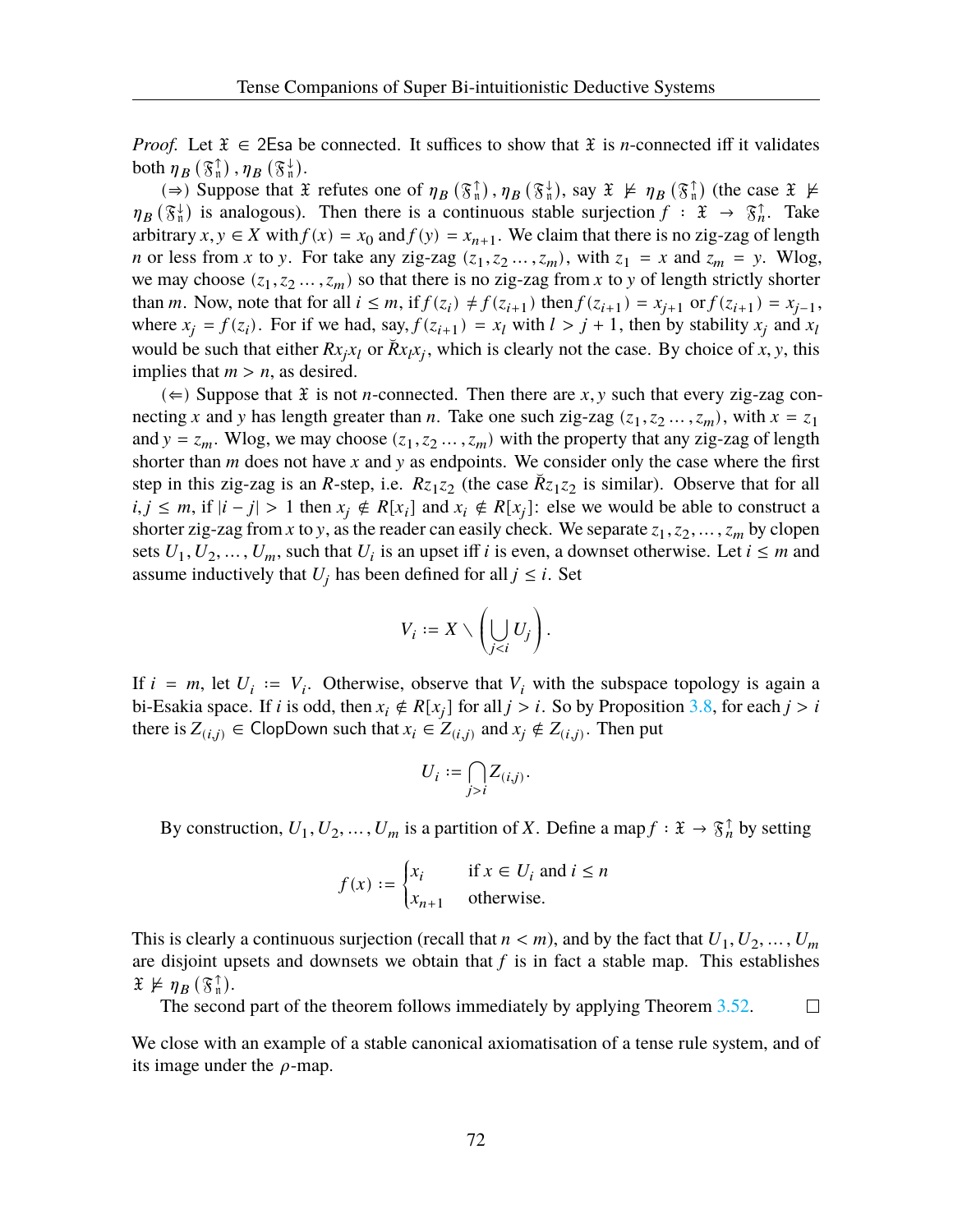*Proof.* Let $\mathfrak{X} \in \mathsf{2Esa}$ be connected. It suffices to show that $\mathfrak{X}$ is $n$-connected iff it validates both $\eta_B(\mathfrak{F}_n^{\uparrow}), \eta_B(\mathfrak{F}_n^{\downarrow})$.

($\Rightarrow$) Suppose that $\mathfrak{X}$ refutes one of $\eta_B(\mathfrak{F}_n^{\uparrow}), \eta_B(\mathfrak{F}_n^{\downarrow})$, say $\mathfrak{X} \nvDash \eta_B(\mathfrak{F}_n^{\uparrow})$ (the case $\mathfrak{X} \nvDash \eta_B(\mathfrak{F}_n^{\downarrow})$ is analogous). Then there is a continuous stable surjection $f : \mathfrak{X} \to \mathfrak{F}_n^{\uparrow}$. Take arbitrary $x, y \in X$ with $f(x) = x_0$ and $f(y) = x_{n+1}$. We claim that there is no zig-zag of length $n$ or less from $x$ to $y$. For take any zig-zag $(z_1, z_2 \ldots, z_m)$, with $z_1 = x$ and $z_m = y$. Wlog, we may choose $(z_1, z_2 \ldots, z_m)$ so that there is no zig-zag from $x$ to $y$ of length strictly shorter than $m$. Now, note that for all $i \leq m$, if $f(z_i) \neq f(z_{i+1})$ then $f(z_{i+1}) = x_{j+1}$ or $f(z_{i+1}) = x_{j-1}$, where $x_j = f(z_i)$. For if we had, say, $f(z_{i+1}) = x_l$ with $l > j+1$, then by stability $x_j$ and $x_l$ would be such that either $Rx_jx_l$ or $\breve{R}x_lx_j$, which is clearly not the case. By choice of $x, y$, this implies that $m > n$, as desired.

($\Leftarrow$) Suppose that $\mathfrak{X}$ is not $n$-connected. Then there are $x, y$ such that every zig-zag connecting $x$ and $y$ has length greater than $n$. Take one such zig-zag $(z_1, z_2 \ldots, z_m)$, with $x = z_1$ and $y = z_m$. Wlog, we may choose $(z_1, z_2 \ldots, z_m)$ with the property that any zig-zag of length shorter than $m$ does not have $x$ and $y$ as endpoints. We consider only the case where the first step in this zig-zag is an $R$-step, i.e. $Rz_1z_2$ (the case $\breve{R}z_1z_2$ is similar). Observe that for all $i, j \leq m$, if $|i - j| > 1$ then $x_j \notin R[x_i]$ and $x_i \notin R[x_j]$: else we would be able to construct a shorter zig-zag from $x$ to $y$, as the reader can easily check. We separate $z_1, z_2, \ldots, z_m$ by clopen sets $U_1, U_2, \ldots, U_m$, such that $U_i$ is an upset iff $i$ is even, a downset otherwise. Let $i \leq m$ and assume inductively that $U_j$ has been defined for all $j \leq i$. Set

$$V_i := X \setminus \left( \bigcup_{j<i} U_j \right).$$

If $i = m$, let $U_i := V_i$. Otherwise, observe that $V_i$ with the subspace topology is again a bi-Esakia space. If $i$ is odd, then $x_i \notin R[x_j]$ for all $j > i$. So by Proposition 3.8, for each $j > i$ there is $Z_{(i,j)} \in \mathsf{ClopDown}$ such that $x_i \in Z_{(i,j)}$ and $x_j \notin Z_{(i,j)}$. Then put

$$U_i := \bigcap_{j>i} Z_{(i,j)}.$$

By construction, $U_1, U_2, \ldots, U_m$ is a partition of $X$. Define a map $f : \mathfrak{X} \to \mathfrak{F}_n^{\uparrow}$ by setting

$$f(x) := \begin{cases} x_i & \text{if } x \in U_i \text{ and } i \leq n \\ x_{n+1} & \text{otherwise.} \end{cases}$$

This is clearly a continuous surjection (recall that $n < m$), and by the fact that $U_1, U_2, \ldots, U_m$ are disjoint upsets and downsets we obtain that $f$ is in fact a stable map. This establishes $\mathfrak{X} \nvDash \eta_B(\mathfrak{F}_n^{\uparrow})$.

The second part of the theorem follows immediately by applying Theorem 3.52. $\square$

We close with an example of a stable canonical axiomatisation of a tense rule system, and of its image under the $\rho$-map.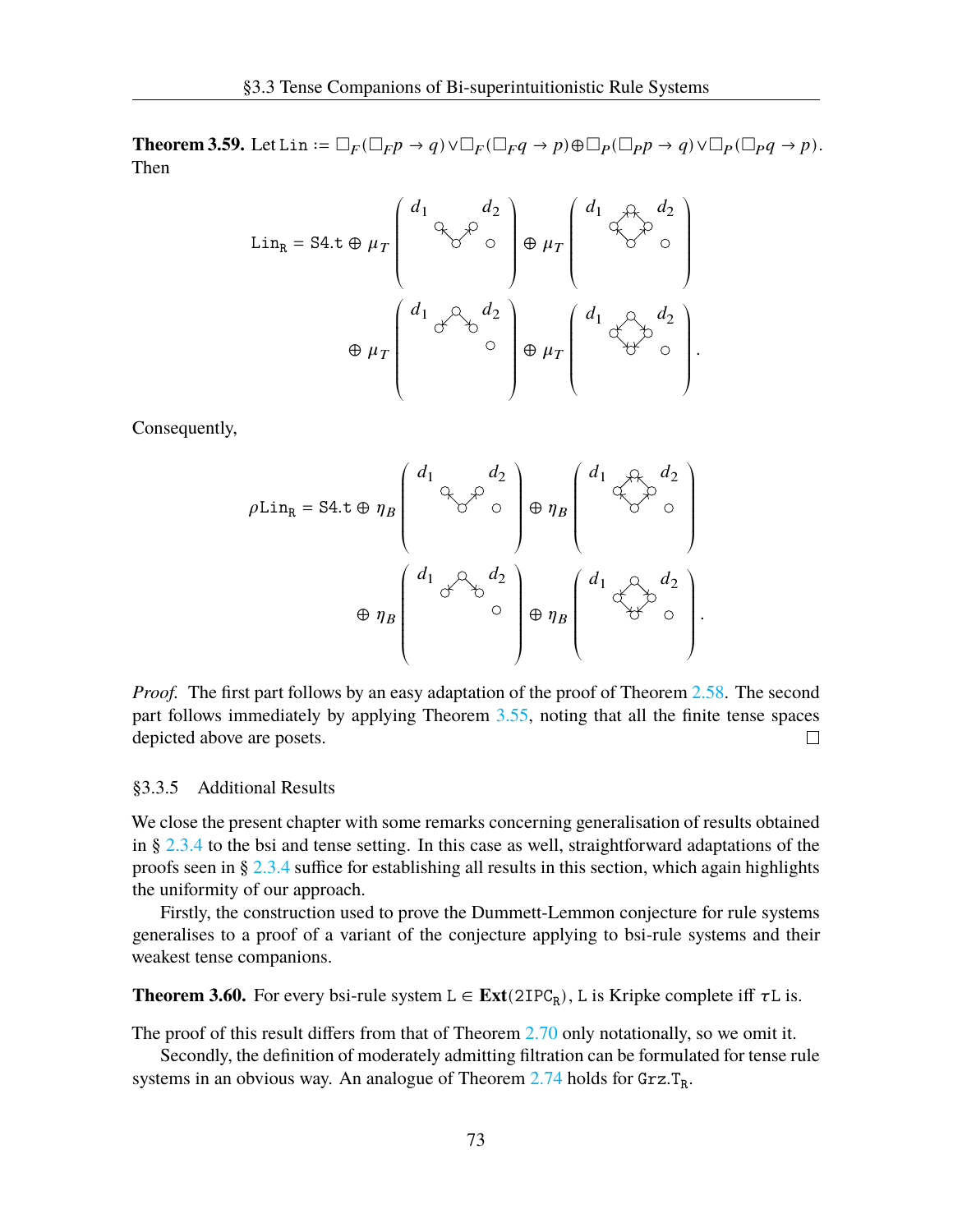**Theorem 3.59.** Let $\mathtt{Lin} := \Box_F(\Box_F p \to q) \vee \Box_F(\Box_F q \to p) \oplus \Box_P(\Box_P p \to q) \vee \Box_P(\Box_P q \to p)$. Then

$$\mathtt{Lin}_\mathtt{R} = \mathtt{S4.t} \oplus \mu_T\left(\; d_1 \quad d_2 \;\right) \oplus \mu_T\left(\; d_1 \quad d_2 \;\right) \oplus \mu_T\left(\; d_1 \quad d_2 \;\right) \oplus \mu_T\left(\; d_1 \quad d_2 \;\right).$$

Consequently,

$$\rho\mathtt{Lin}_\mathtt{R} = \mathtt{S4.t} \oplus \eta_B\left(\; d_1 \quad d_2 \;\right) \oplus \eta_B\left(\; d_1 \quad d_2 \;\right) \oplus \eta_B\left(\; d_1 \quad d_2 \;\right) \oplus \eta_B\left(\; d_1 \quad d_2 \;\right).$$

*Proof.* The first part follows by an easy adaptation of the proof of Theorem 2.58. The second part follows immediately by applying Theorem 3.55, noting that all the finite tense spaces depicted above are posets. □

### §3.3.5 Additional Results

We close the present chapter with some remarks concerning generalisation of results obtained in § 2.3.4 to the bsi and tense setting. In this case as well, straightforward adaptations of the proofs seen in § 2.3.4 suffice for establishing all results in this section, which again highlights the uniformity of our approach.

Firstly, the construction used to prove the Dummett-Lemmon conjecture for rule systems generalises to a proof of a variant of the conjecture applying to bsi-rule systems and their weakest tense companions.

**Theorem 3.60.** For every bsi-rule system $\mathtt{L} \in \mathbf{Ext}(\mathtt{2IPC_R})$, $\mathtt{L}$ is Kripke complete iff $\tau\mathtt{L}$ is.

The proof of this result differs from that of Theorem 2.70 only notationally, so we omit it.

Secondly, the definition of moderately admitting filtration can be formulated for tense rule systems in an obvious way. An analogue of Theorem 2.74 holds for $\mathtt{Grz.T_R}$.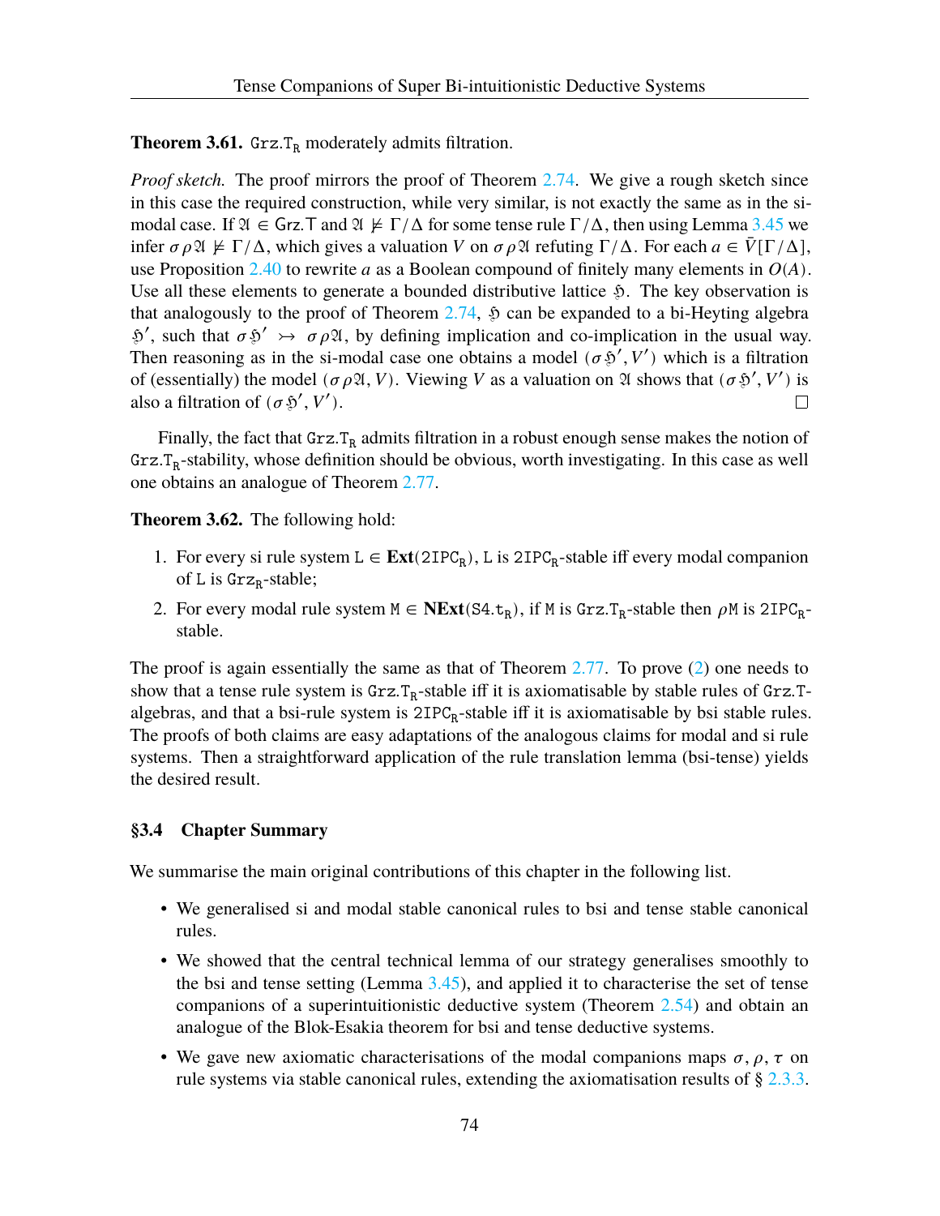**Theorem 3.61.** $\mathtt{Grz.T_R}$ moderately admits filtration.

*Proof sketch.* The proof mirrors the proof of Theorem 2.74. We give a rough sketch since in this case the required construction, while very similar, is not exactly the same as in the si-modal case. If $\mathfrak{A} \in \mathsf{Grz.T}$ and $\mathfrak{A} \not\models \Gamma/\Delta$ for some tense rule $\Gamma/\Delta$, then using Lemma 3.45 we infer $\sigma\rho\mathfrak{A} \not\models \Gamma/\Delta$, which gives a valuation $V$ on $\sigma\rho\mathfrak{A}$ refuting $\Gamma/\Delta$. For each $a \in \bar{V}[\Gamma/\Delta]$, use Proposition 2.40 to rewrite $a$ as a Boolean compound of finitely many elements in $O(A)$. Use all these elements to generate a bounded distributive lattice $\mathfrak{H}$. The key observation is that analogously to the proof of Theorem 2.74, $\mathfrak{H}$ can be expanded to a bi-Heyting algebra $\mathfrak{H}'$, such that $\sigma\mathfrak{H}' \rightarrowtail \sigma\rho\mathfrak{A}$, by defining implication and co-implication in the usual way. Then reasoning as in the si-modal case one obtains a model $(\sigma\mathfrak{H}', V')$ which is a filtration of (essentially) the model $(\sigma\rho\mathfrak{A}, V)$. Viewing $V$ as a valuation on $\mathfrak{A}$ shows that $(\sigma\mathfrak{H}', V')$ is also a filtration of $(\sigma\mathfrak{H}', V')$. □

Finally, the fact that $\mathtt{Grz.T_R}$ admits filtration in a robust enough sense makes the notion of $\mathtt{Grz.T_R}$-stability, whose definition should be obvious, worth investigating. In this case as well one obtains an analogue of Theorem 2.77.

**Theorem 3.62.** The following hold:

1. For every si rule system $\mathtt{L} \in \mathbf{Ext}(\mathtt{2IPC_R})$, $\mathtt{L}$ is $\mathtt{2IPC_R}$-stable iff every modal companion of $\mathtt{L}$ is $\mathtt{Grz_R}$-stable;
2. For every modal rule system $\mathtt{M} \in \mathbf{NExt}(\mathtt{S4.t_R})$, if $\mathtt{M}$ is $\mathtt{Grz.T_R}$-stable then $\rho\mathtt{M}$ is $\mathtt{2IPC_R}$-stable.

The proof is again essentially the same as that of Theorem 2.77. To prove (2) one needs to show that a tense rule system is $\mathtt{Grz.T_R}$-stable iff it is axiomatisable by stable rules of $\mathtt{Grz.T}$-algebras, and that a bsi-rule system is $\mathtt{2IPC_R}$-stable iff it is axiomatisable by bsi stable rules. The proofs of both claims are easy adaptations of the analogous claims for modal and si rule systems. Then a straightforward application of the rule translation lemma (bsi-tense) yields the desired result.

### §3.4 Chapter Summary

We summarise the main original contributions of this chapter in the following list.

- We generalised si and modal stable canonical rules to bsi and tense stable canonical rules.
- We showed that the central technical lemma of our strategy generalises smoothly to the bsi and tense setting (Lemma 3.45), and applied it to characterise the set of tense companions of a superintuitionistic deductive system (Theorem 2.54) and obtain an analogue of the Blok-Esakia theorem for bsi and tense deductive systems.
- We gave new axiomatic characterisations of the modal companions maps $\sigma, \rho, \tau$ on rule systems via stable canonical rules, extending the axiomatisation results of § 2.3.3.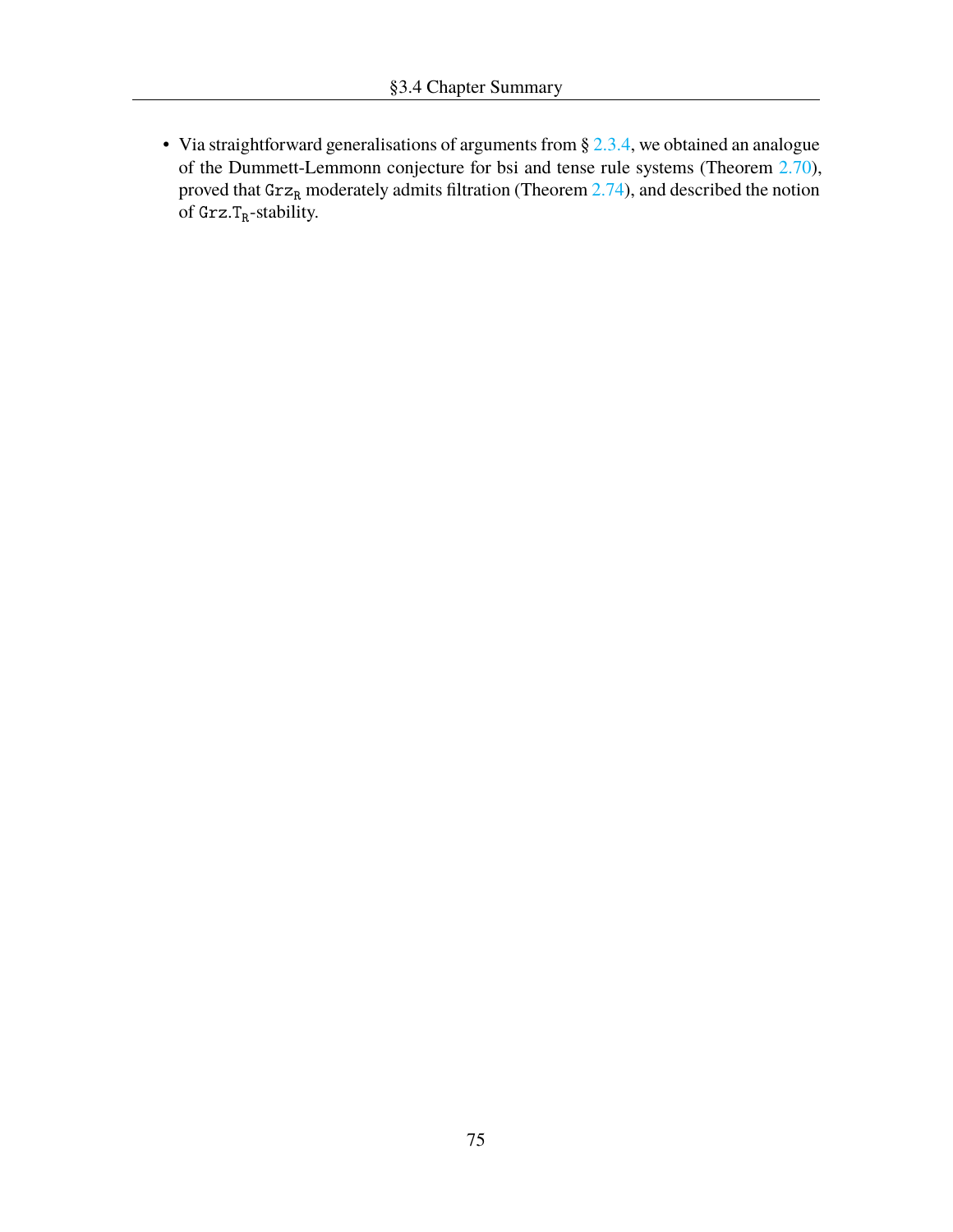- Via straightforward generalisations of arguments from § 2.3.4, we obtained an analogue of the Dummett-Lemmonn conjecture for bsi and tense rule systems (Theorem 2.70), proved that $\mathtt{Grz}_{\mathtt{R}}$ moderately admits filtration (Theorem 2.74), and described the notion of $\mathtt{Grz.T}_{\mathtt{R}}$-stability.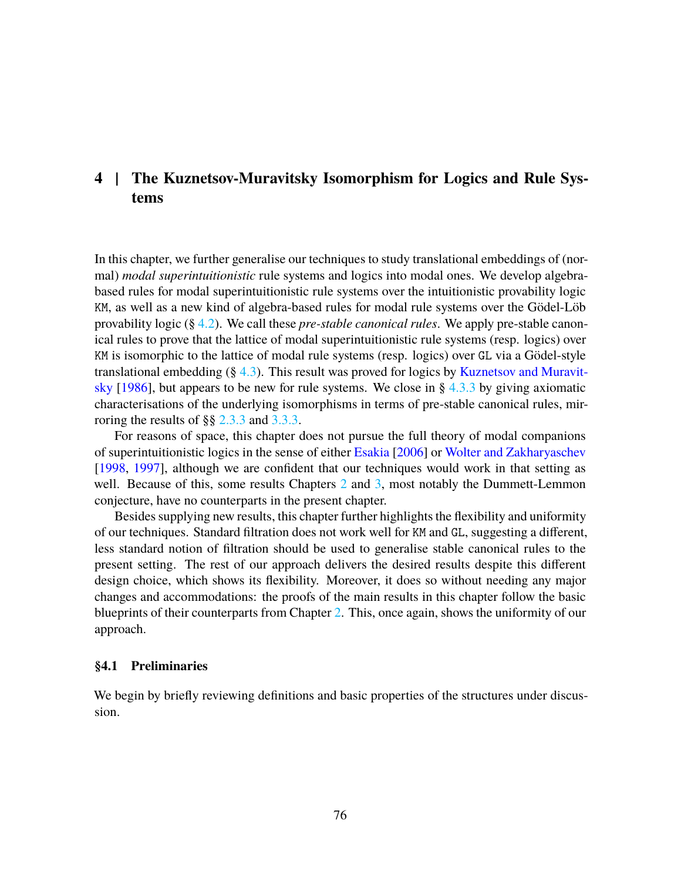# 4 | The Kuznetsov-Muravitsky Isomorphism for Logics and Rule Systems

In this chapter, we further generalise our techniques to study translational embeddings of (normal) *modal superintuitionistic* rule systems and logics into modal ones. We develop algebra-based rules for modal superintuitionistic rule systems over the intuitionistic provability logic `KM`, as well as a new kind of algebra-based rules for modal rule systems over the Gödel-Löb provability logic (§ 4.2). We call these *pre-stable canonical rules*. We apply pre-stable canonical rules to prove that the lattice of modal superintuitionistic rule systems (resp. logics) over `KM` is isomorphic to the lattice of modal rule systems (resp. logics) over `GL` via a Gödel-style translational embedding (§ 4.3). This result was proved for logics by Kuznetsov and Muravitsky [1986], but appears to be new for rule systems. We close in § 4.3.3 by giving axiomatic characterisations of the underlying isomorphisms in terms of pre-stable canonical rules, mirroring the results of §§ 2.3.3 and 3.3.3.

For reasons of space, this chapter does not pursue the full theory of modal companions of superintuitionistic logics in the sense of either Esakia [2006] or Wolter and Zakharyaschev [1998, 1997], although we are confident that our techniques would work in that setting as well. Because of this, some results Chapters 2 and 3, most notably the Dummett-Lemmon conjecture, have no counterparts in the present chapter.

Besides supplying new results, this chapter further highlights the flexibility and uniformity of our techniques. Standard filtration does not work well for `KM` and `GL`, suggesting a different, less standard notion of filtration should be used to generalise stable canonical rules to the present setting. The rest of our approach delivers the desired results despite this different design choice, which shows its flexibility. Moreover, it does so without needing any major changes and accommodations: the proofs of the main results in this chapter follow the basic blueprints of their counterparts from Chapter 2. This, once again, shows the uniformity of our approach.

## §4.1 Preliminaries

We begin by briefly reviewing definitions and basic properties of the structures under discussion.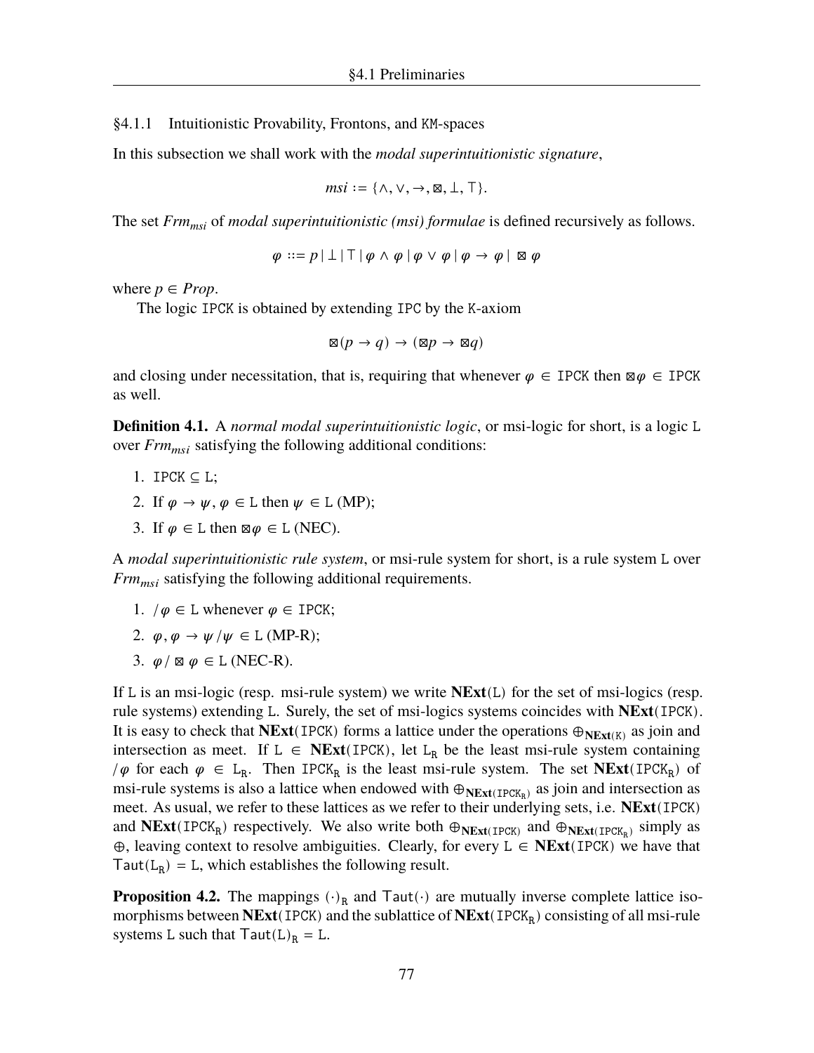### §4.1.1 Intuitionistic Provability, Frontons, and KM-spaces

In this subsection we shall work with the *modal superintuitionistic signature*,

$$msi := \{\wedge, \vee, \to, \boxtimes, \bot, \top\}.$$

The set $Frm_{msi}$ of *modal superintuitionistic (msi) formulae* is defined recursively as follows.

$$\varphi ::= p \mid \bot \mid \top \mid \varphi \wedge \varphi \mid \varphi \vee \varphi \mid \varphi \to \varphi \mid \boxtimes \varphi$$

where $p \in Prop$.

The logic IPCK is obtained by extending IPC by the K-axiom

$$\boxtimes(p \to q) \to (\boxtimes p \to \boxtimes q)$$

and closing under necessitation, that is, requiring that whenever $\varphi \in \mathtt{IPCK}$ then $\boxtimes\varphi \in \mathtt{IPCK}$ as well.

**Definition 4.1.** A *normal modal superintuitionistic logic*, or msi-logic for short, is a logic L over $Frm_{msi}$ satisfying the following additional conditions:

1. $\mathtt{IPCK} \subseteq \mathtt{L}$;
2. If $\varphi \to \psi, \varphi \in \mathtt{L}$ then $\psi \in \mathtt{L}$ (MP);
3. If $\varphi \in \mathtt{L}$ then $\boxtimes\varphi \in \mathtt{L}$ (NEC).

A *modal superintuitionistic rule system*, or msi-rule system for short, is a rule system L over $Frm_{msi}$ satisfying the following additional requirements.

1. $/\varphi \in \mathtt{L}$ whenever $\varphi \in \mathtt{IPCK}$;
2. $\varphi, \varphi \to \psi / \psi \in \mathtt{L}$ (MP-R);
3. $\varphi / \boxtimes \varphi \in \mathtt{L}$ (NEC-R).

If L is an msi-logic (resp. msi-rule system) we write $\mathbf{NExt}(\mathtt{L})$ for the set of msi-logics (resp. rule systems) extending L. Surely, the set of msi-logics systems coincides with $\mathbf{NExt}(\mathtt{IPCK})$. It is easy to check that $\mathbf{NExt}(\mathtt{IPCK})$ forms a lattice under the operations $\oplus_{\mathbf{NExt}(\mathtt{K})}$ as join and intersection as meet. If $\mathtt{L} \in \mathbf{NExt}(\mathtt{IPCK})$, let $\mathtt{L}_\mathtt{R}$ be the least msi-rule system containing $/\varphi$ for each $\varphi \in \mathtt{L}_\mathtt{R}$. Then $\mathtt{IPCK}_\mathtt{R}$ is the least msi-rule system. The set $\mathbf{NExt}(\mathtt{IPCK}_\mathtt{R})$ of msi-rule systems is also a lattice when endowed with $\oplus_{\mathbf{NExt}(\mathtt{IPCK}_\mathtt{R})}$ as join and intersection as meet. As usual, we refer to these lattices as we refer to their underlying sets, i.e. $\mathbf{NExt}(\mathtt{IPCK})$ and $\mathbf{NExt}(\mathtt{IPCK}_\mathtt{R})$ respectively. We also write both $\oplus_{\mathbf{NExt}(\mathtt{IPCK})}$ and $\oplus_{\mathbf{NExt}(\mathtt{IPCK}_\mathtt{R})}$ simply as $\oplus$, leaving context to resolve ambiguities. Clearly, for every $\mathtt{L} \in \mathbf{NExt}(\mathtt{IPCK})$ we have that $\mathsf{Taut}(\mathtt{L}_\mathtt{R}) = \mathtt{L}$, which establishes the following result.

**Proposition 4.2.** The mappings $(\cdot)_\mathtt{R}$ and $\mathsf{Taut}(\cdot)$ are mutually inverse complete lattice isomorphisms between $\mathbf{NExt}(\mathtt{IPCK})$ and the sublattice of $\mathbf{NExt}(\mathtt{IPCK}_\mathtt{R})$ consisting of all msi-rule systems L such that $\mathsf{Taut}(\mathtt{L})_\mathtt{R} = \mathtt{L}$.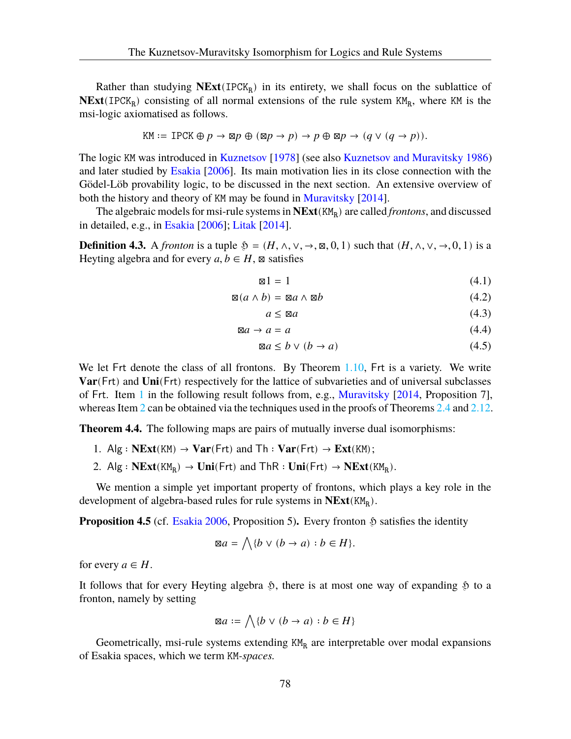Rather than studying **NExt**($\mathtt{IPCK_R}$) in its entirety, we shall focus on the sublattice of **NExt**($\mathtt{IPCK_R}$) consisting of all normal extensions of the rule system $\mathtt{KM_R}$, where $\mathtt{KM}$ is the msi-logic axiomatised as follows.

$$\mathtt{KM} := \mathtt{IPCK} \oplus p \to \boxtimes p \oplus (\boxtimes p \to p) \to p \oplus \boxtimes p \to (q \vee (q \to p)).$$

The logic $\mathtt{KM}$ was introduced in Kuznetsov [1978] (see also Kuznetsov and Muravitsky 1986) and later studied by Esakia [2006]. Its main motivation lies in its close connection with the Gödel-Löb provability logic, to be discussed in the next section. An extensive overview of both the history and theory of $\mathtt{KM}$ may be found in Muravitsky [2014].

The algebraic models for msi-rule systems in **NExt**($\mathtt{KM_R}$) are called *frontons*, and discussed in detailed, e.g., in Esakia [2006]; Litak [2014].

**Definition 4.3.** A *fronton* is a tuple $\mathfrak{H} = (H, \wedge, \vee, \to, \boxtimes, 0, 1)$ such that $(H, \wedge, \vee, \to, 0, 1)$ is a Heyting algebra and for every $a, b \in H$, $\boxtimes$ satisfies

$$\boxtimes 1 = 1 \tag{4.1}$$

$$\boxtimes(a \wedge b) = \boxtimes a \wedge \boxtimes b \tag{4.2}$$

$$a \leq \boxtimes a \tag{4.3}$$

$$\boxtimes a \to a = a \tag{4.4}$$

$$\boxtimes a \leq b \vee (b \to a) \tag{4.5}$$

We let $\mathsf{Frt}$ denote the class of all frontons. By Theorem 1.10, $\mathsf{Frt}$ is a variety. We write **Var**($\mathsf{Frt}$) and **Uni**($\mathsf{Frt}$) respectively for the lattice of subvarieties and of universal subclasses of $\mathsf{Frt}$. Item 1 in the following result follows from, e.g., Muravitsky [2014, Proposition 7], whereas Item 2 can be obtained via the techniques used in the proofs of Theorems 2.4 and 2.12.

**Theorem 4.4.** The following maps are pairs of mutually inverse dual isomorphisms:

1. $\mathsf{Alg} : \mathbf{NExt}(\mathtt{KM}) \to \mathbf{Var}(\mathsf{Frt})$ and $\mathsf{Th} : \mathbf{Var}(\mathsf{Frt}) \to \mathbf{Ext}(\mathtt{KM})$;
2. $\mathsf{Alg} : \mathbf{NExt}(\mathtt{KM_R}) \to \mathbf{Uni}(\mathsf{Frt})$ and $\mathsf{ThR} : \mathbf{Uni}(\mathsf{Frt}) \to \mathbf{NExt}(\mathtt{KM_R})$.

We mention a simple yet important property of frontons, which plays a key role in the development of algebra-based rules for rule systems in **NExt**($\mathtt{KM_R}$).

**Proposition 4.5** (cf. Esakia 2006, Proposition 5)**.** Every fronton $\mathfrak{H}$ satisfies the identity

$$\boxtimes a = \bigwedge \{b \vee (b \to a) : b \in H\}.$$

for every $a \in H$.

It follows that for every Heyting algebra $\mathfrak{H}$, there is at most one way of expanding $\mathfrak{H}$ to a fronton, namely by setting

$$\boxtimes a := \bigwedge \{b \vee (b \to a) : b \in H\}$$

Geometrically, msi-rule systems extending $\mathtt{KM_R}$ are interpretable over modal expansions of Esakia spaces, which we term $\mathtt{KM}$*-spaces*.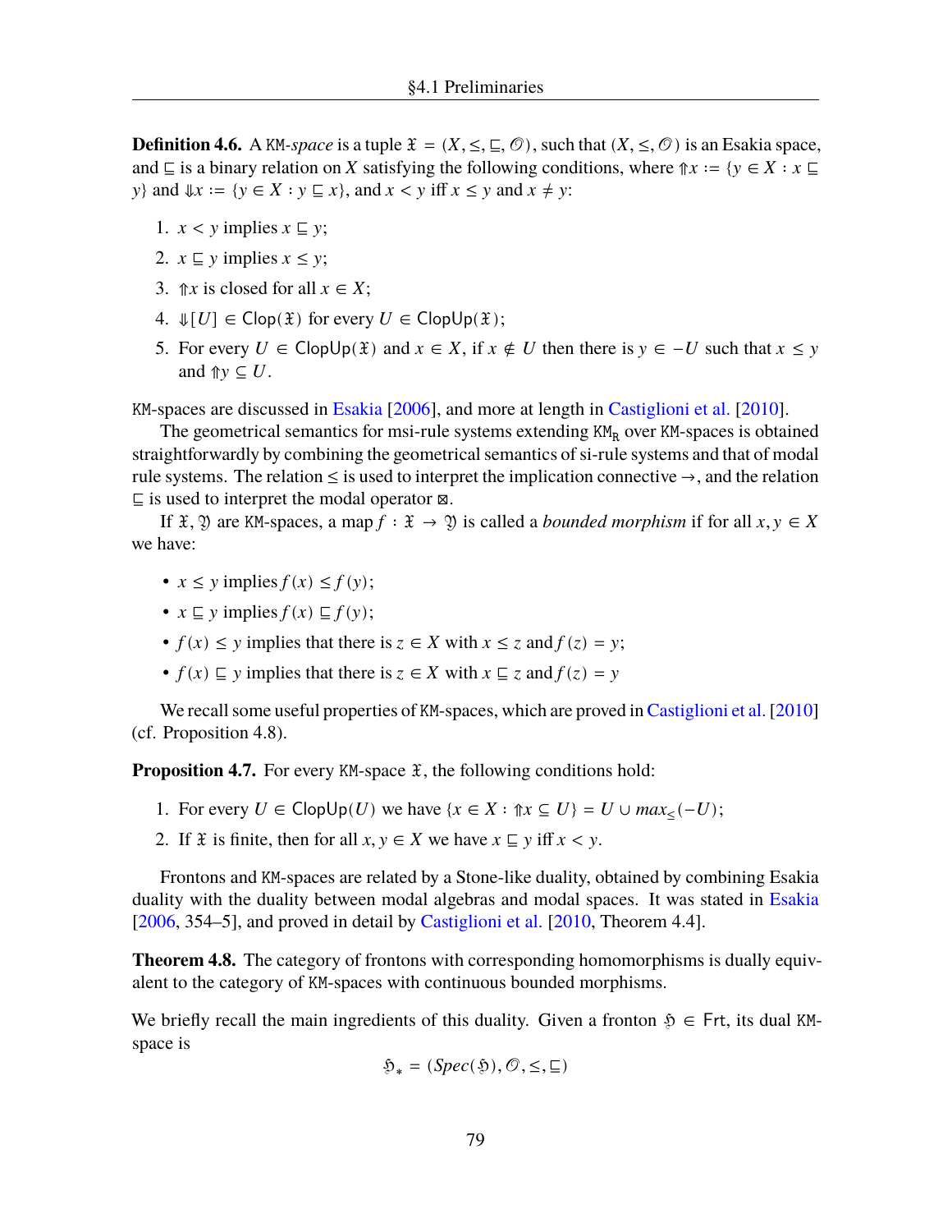**Definition 4.6.** A KM-*space* is a tuple $\mathfrak{X} = (X, \leq, \sqsubseteq, \mathcal{O})$, such that $(X, \leq, \mathcal{O})$ is an Esakia space, and $\sqsubseteq$ is a binary relation on $X$ satisfying the following conditions, where $\Uparrow x := \{y \in X : x \sqsubseteq y\}$ and $\Downarrow x := \{y \in X : y \sqsubseteq x\}$, and $x < y$ iff $x \leq y$ and $x \neq y$:

1. $x < y$ implies $x \sqsubseteq y$;
2. $x \sqsubseteq y$ implies $x \leq y$;
3. $\Uparrow x$ is closed for all $x \in X$;
4. $\Downarrow[U] \in \mathsf{Clop}(\mathfrak{X})$ for every $U \in \mathsf{ClopUp}(\mathfrak{X})$;
5. For every $U \in \mathsf{ClopUp}(\mathfrak{X})$ and $x \in X$, if $x \notin U$ then there is $y \in -U$ such that $x \leq y$ and $\Uparrow y \subseteq U$.

KM-spaces are discussed in Esakia [2006], and more at length in Castiglioni et al. [2010].

The geometrical semantics for msi-rule systems extending $\mathtt{KM}_\mathtt{R}$ over KM-spaces is obtained straightforwardly by combining the geometrical semantics of si-rule systems and that of modal rule systems. The relation $\leq$ is used to interpret the implication connective $\to$, and the relation $\sqsubseteq$ is used to interpret the modal operator $\boxtimes$.

If $\mathfrak{X}, \mathfrak{Y}$ are KM-spaces, a map $f : \mathfrak{X} \to \mathfrak{Y}$ is called a *bounded morphism* if for all $x, y \in X$ we have:

- $x \leq y$ implies $f(x) \leq f(y)$;
- $x \sqsubseteq y$ implies $f(x) \sqsubseteq f(y)$;
- $f(x) \leq y$ implies that there is $z \in X$ with $x \leq z$ and $f(z) = y$;
- $f(x) \sqsubseteq y$ implies that there is $z \in X$ with $x \sqsubseteq z$ and $f(z) = y$

We recall some useful properties of KM-spaces, which are proved in Castiglioni et al. [2010] (cf. Proposition 4.8).

**Proposition 4.7.** For every KM-space $\mathfrak{X}$, the following conditions hold:

1. For every $U \in \mathsf{ClopUp}(U)$ we have $\{x \in X : \Uparrow x \subseteq U\} = U \cup max_{\leq}(-U)$;
2. If $\mathfrak{X}$ is finite, then for all $x, y \in X$ we have $x \sqsubseteq y$ iff $x < y$.

Frontons and KM-spaces are related by a Stone-like duality, obtained by combining Esakia duality with the duality between modal algebras and modal spaces. It was stated in Esakia [2006, 354–5], and proved in detail by Castiglioni et al. [2010, Theorem 4.4].

**Theorem 4.8.** The category of frontons with corresponding homomorphisms is dually equivalent to the category of KM-spaces with continuous bounded morphisms.

We briefly recall the main ingredients of this duality. Given a fronton $\mathfrak{H} \in \mathsf{Frt}$, its dual KM-space is

$$\mathfrak{H}_* = (Spec(\mathfrak{H}), \mathcal{O}, \leq, \sqsubseteq)$$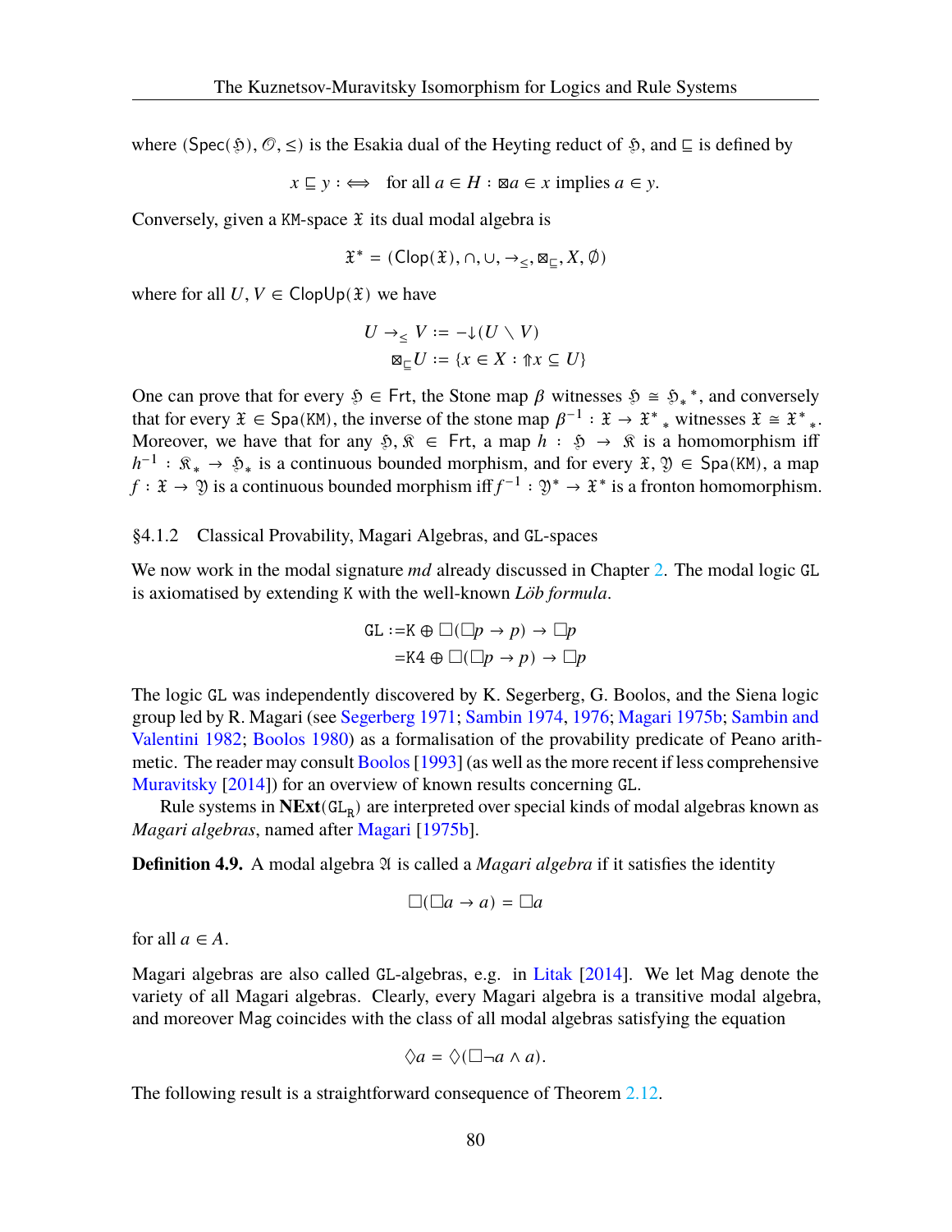where $(\mathsf{Spec}(\mathfrak{H}), \mathcal{O}, \leq)$ is the Esakia dual of the Heyting reduct of $\mathfrak{H}$, and $\sqsubseteq$ is defined by

$$x \sqsubseteq y :\iff \quad \text{for all } a \in H : \boxtimes a \in x \text{ implies } a \in y.$$

Conversely, given a KM-space $\mathfrak{X}$ its dual modal algebra is

$$\mathfrak{X}^* = (\mathsf{Clop}(\mathfrak{X}), \cap, \cup, \to_{\leq}, \boxtimes_{\sqsubseteq}, X, \emptyset)$$

where for all $U, V \in \mathsf{ClopUp}(\mathfrak{X})$ we have

$$\begin{aligned} U \to_{\leq} V &:= -{\downarrow}(U \setminus V) \\ \boxtimes_{\sqsubseteq} U &:= \{x \in X : {\Uparrow} x \subseteq U\} \end{aligned}$$

One can prove that for every $\mathfrak{H} \in \mathsf{Frt}$, the Stone map $\beta$ witnesses $\mathfrak{H} \cong \mathfrak{H}_*{}^*$, and conversely that for every $\mathfrak{X} \in \mathsf{Spa}(\mathtt{KM})$, the inverse of the stone map $\beta^{-1} : \mathfrak{X} \to \mathfrak{X}^*{}_*$ witnesses $\mathfrak{X} \cong \mathfrak{X}^*{}_*$. Moreover, we have that for any $\mathfrak{H}, \mathfrak{K} \in \mathsf{Frt}$, a map $h : \mathfrak{H} \to \mathfrak{K}$ is a homomorphism iff $h^{-1} : \mathfrak{K}_* \to \mathfrak{H}_*$ is a continuous bounded morphism, and for every $\mathfrak{X}, \mathfrak{Y} \in \mathsf{Spa}(\mathtt{KM})$, a map $f : \mathfrak{X} \to \mathfrak{Y}$ is a continuous bounded morphism iff $f^{-1} : \mathfrak{Y}^* \to \mathfrak{X}^*$ is a fronton homomorphism.

### §4.1.2 Classical Provability, Magari Algebras, and GL-spaces

We now work in the modal signature *md* already discussed in Chapter 2. The modal logic GL is axiomatised by extending K with the well-known *Löb formula*.

$$\begin{aligned} \mathtt{GL} :=& \mathtt{K} \oplus \Box(\Box p \to p) \to \Box p \\ =& \mathtt{K4} \oplus \Box(\Box p \to p) \to \Box p \end{aligned}$$

The logic GL was independently discovered by K. Segerberg, G. Boolos, and the Siena logic group led by R. Magari (see Segerberg 1971; Sambin 1974, 1976; Magari 1975b; Sambin and Valentini 1982; Boolos 1980) as a formalisation of the provability predicate of Peano arithmetic. The reader may consult Boolos [1993] (as well as the more recent if less comprehensive Muravitsky [2014]) for an overview of known results concerning GL.

Rule systems in $\mathbf{NExt}(\mathtt{GL_R})$ are interpreted over special kinds of modal algebras known as *Magari algebras*, named after Magari [1975b].

**Definition 4.9.** A modal algebra $\mathfrak{A}$ is called a *Magari algebra* if it satisfies the identity

$$\Box(\Box a \to a) = \Box a$$

for all $a \in A$.

Magari algebras are also called GL-algebras, e.g. in Litak [2014]. We let Mag denote the variety of all Magari algebras. Clearly, every Magari algebra is a transitive modal algebra, and moreover Mag coincides with the class of all modal algebras satisfying the equation

$$\Diamond a = \Diamond(\Box\neg a \wedge a).$$

The following result is a straightforward consequence of Theorem 2.12.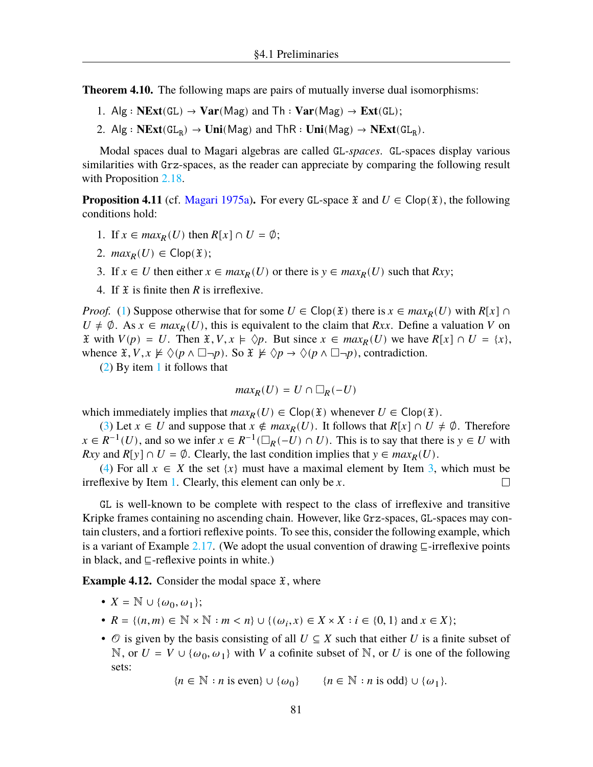**Theorem 4.10.** The following maps are pairs of mutually inverse dual isomorphisms:

1. $\mathsf{Alg} : \mathbf{NExt}(\mathtt{GL}) \to \mathbf{Var}(\mathsf{Mag})$ and $\mathsf{Th} : \mathbf{Var}(\mathsf{Mag}) \to \mathbf{Ext}(\mathtt{GL})$;
2. $\mathsf{Alg} : \mathbf{NExt}(\mathtt{GL_R}) \to \mathbf{Uni}(\mathsf{Mag})$ and $\mathsf{ThR} : \mathbf{Uni}(\mathsf{Mag}) \to \mathbf{NExt}(\mathtt{GL_R})$.

Modal spaces dual to Magari algebras are called GL-*spaces*. GL-spaces display various similarities with Grz-spaces, as the reader can appreciate by comparing the following result with Proposition 2.18.

**Proposition 4.11** (cf. Magari 1975a)**.** For every GL-space $\mathfrak{X}$ and $U \in \mathsf{Clop}(\mathfrak{X})$, the following conditions hold:

1. If $x \in max_R(U)$ then $R[x] \cap U = \emptyset$;
2. $max_R(U) \in \mathsf{Clop}(\mathfrak{X})$;
3. If $x \in U$ then either $x \in max_R(U)$ or there is $y \in max_R(U)$ such that $Rxy$;
4. If $\mathfrak{X}$ is finite then $R$ is irreflexive.

*Proof.* (1) Suppose otherwise that for some $U \in \mathsf{Clop}(\mathfrak{X})$ there is $x \in max_R(U)$ with $R[x] \cap U \neq \emptyset$. As $x \in max_R(U)$, this is equivalent to the claim that $Rxx$. Define a valuation $V$ on $\mathfrak{X}$ with $V(p) = U$. Then $\mathfrak{X}, V, x \models \Diamond p$. But since $x \in max_R(U)$ we have $R[x] \cap U = \{x\}$, whence $\mathfrak{X}, V, x \not\models \Diamond(p \wedge \Box\neg p)$. So $\mathfrak{X} \not\models \Diamond p \to \Diamond(p \wedge \Box\neg p)$, contradiction.

(2) By item 1 it follows that

$$max_R(U) = U \cap \Box_R(-U)$$

which immediately implies that $max_R(U) \in \mathsf{Clop}(\mathfrak{X})$ whenever $U \in \mathsf{Clop}(\mathfrak{X})$.

(3) Let $x \in U$ and suppose that $x \notin max_R(U)$. It follows that $R[x] \cap U \neq \emptyset$. Therefore $x \in R^{-1}(U)$, and so we infer $x \in R^{-1}(\Box_R(-U) \cap U)$. This is to say that there is $y \in U$ with $Rxy$ and $R[y] \cap U = \emptyset$. Clearly, the last condition implies that $y \in max_R(U)$.

(4) For all $x \in X$ the set $\{x\}$ must have a maximal element by Item 3, which must be irreflexive by Item 1. Clearly, this element can only be $x$. □

GL is well-known to be complete with respect to the class of irreflexive and transitive Kripke frames containing no ascending chain. However, like Grz-spaces, GL-spaces may contain clusters, and a fortiori reflexive points. To see this, consider the following example, which is a variant of Example 2.17. (We adopt the usual convention of drawing $\sqsubseteq$-irreflexive points in black, and $\sqsubseteq$-reflexive points in white.)

**Example 4.12.** Consider the modal space $\mathfrak{X}$, where

- $X = \mathbb{N} \cup \{\omega_0, \omega_1\}$;
- $R = \{(n, m) \in \mathbb{N} \times \mathbb{N} : m < n\} \cup \{(\omega_i, x) \in X \times X : i \in \{0, 1\} \text{ and } x \in X\}$;
- $\mathcal{O}$ is given by the basis consisting of all $U \subseteq X$ such that either $U$ is a finite subset of $\mathbb{N}$, or $U = V \cup \{\omega_0, \omega_1\}$ with $V$ a cofinite subset of $\mathbb{N}$, or $U$ is one of the following sets:

$$\{n \in \mathbb{N} : n \text{ is even}\} \cup \{\omega_0\} \qquad \{n \in \mathbb{N} : n \text{ is odd}\} \cup \{\omega_1\}.$$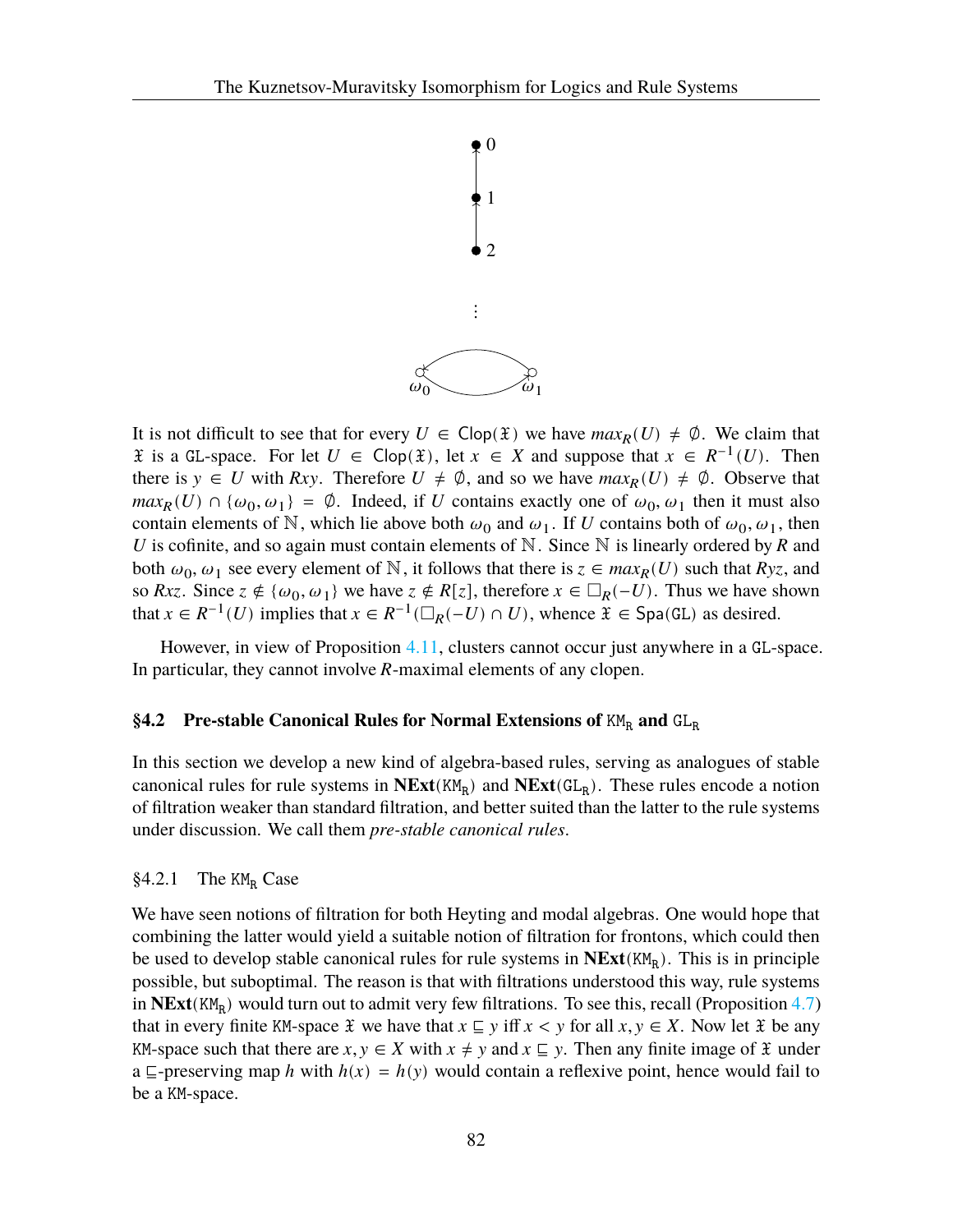It is not difficult to see that for every $U \in \mathsf{Clop}(\mathfrak{X})$ we have $max_R(U) \neq \emptyset$. We claim that $\mathfrak{X}$ is a $\mathtt{GL}$-space. For let $U \in \mathsf{Clop}(\mathfrak{X})$, let $x \in X$ and suppose that $x \in R^{-1}(U)$. Then there is $y \in U$ with $Rxy$. Therefore $U \neq \emptyset$, and so we have $max_R(U) \neq \emptyset$. Observe that $max_R(U) \cap \{\omega_0, \omega_1\} = \emptyset$. Indeed, if $U$ contains exactly one of $\omega_0, \omega_1$ then it must also contain elements of $\mathbb{N}$, which lie above both $\omega_0$ and $\omega_1$. If $U$ contains both of $\omega_0, \omega_1$, then $U$ is cofinite, and so again must contain elements of $\mathbb{N}$. Since $\mathbb{N}$ is linearly ordered by $R$ and both $\omega_0, \omega_1$ see every element of $\mathbb{N}$, it follows that there is $z \in max_R(U)$ such that $Ryz$, and so $Rxz$. Since $z \notin \{\omega_0, \omega_1\}$ we have $z \notin R[z]$, therefore $x \in \Box_R(-U)$. Thus we have shown that $x \in R^{-1}(U)$ implies that $x \in R^{-1}(\Box_R(-U) \cap U)$, whence $\mathfrak{X} \in \mathsf{Spa}(\mathtt{GL})$ as desired.

However, in view of Proposition 4.11, clusters cannot occur just anywhere in a $\mathtt{GL}$-space. In particular, they cannot involve $R$-maximal elements of any clopen.

## §4.2 Pre-stable Canonical Rules for Normal Extensions of $\mathtt{KM_R}$ and $\mathtt{GL_R}$

In this section we develop a new kind of algebra-based rules, serving as analogues of stable canonical rules for rule systems in $\mathbf{NExt}(\mathtt{KM_R})$ and $\mathbf{NExt}(\mathtt{GL_R})$. These rules encode a notion of filtration weaker than standard filtration, and better suited than the latter to the rule systems under discussion. We call them *pre-stable canonical rules*.

### §4.2.1 The $\mathtt{KM_R}$ Case

We have seen notions of filtration for both Heyting and modal algebras. One would hope that combining the latter would yield a suitable notion of filtration for frontons, which could then be used to develop stable canonical rules for rule systems in $\mathbf{NExt}(\mathtt{KM_R})$. This is in principle possible, but suboptimal. The reason is that with filtrations understood this way, rule systems in $\mathbf{NExt}(\mathtt{KM_R})$ would turn out to admit very few filtrations. To see this, recall (Proposition 4.7) that in every finite $\mathtt{KM}$-space $\mathfrak{X}$ we have that $x \sqsubseteq y$ iff $x < y$ for all $x, y \in X$. Now let $\mathfrak{X}$ be any $\mathtt{KM}$-space such that there are $x, y \in X$ with $x \neq y$ and $x \sqsubseteq y$. Then any finite image of $\mathfrak{X}$ under a $\sqsubseteq$-preserving map $h$ with $h(x) = h(y)$ would contain a reflexive point, hence would fail to be a $\mathtt{KM}$-space.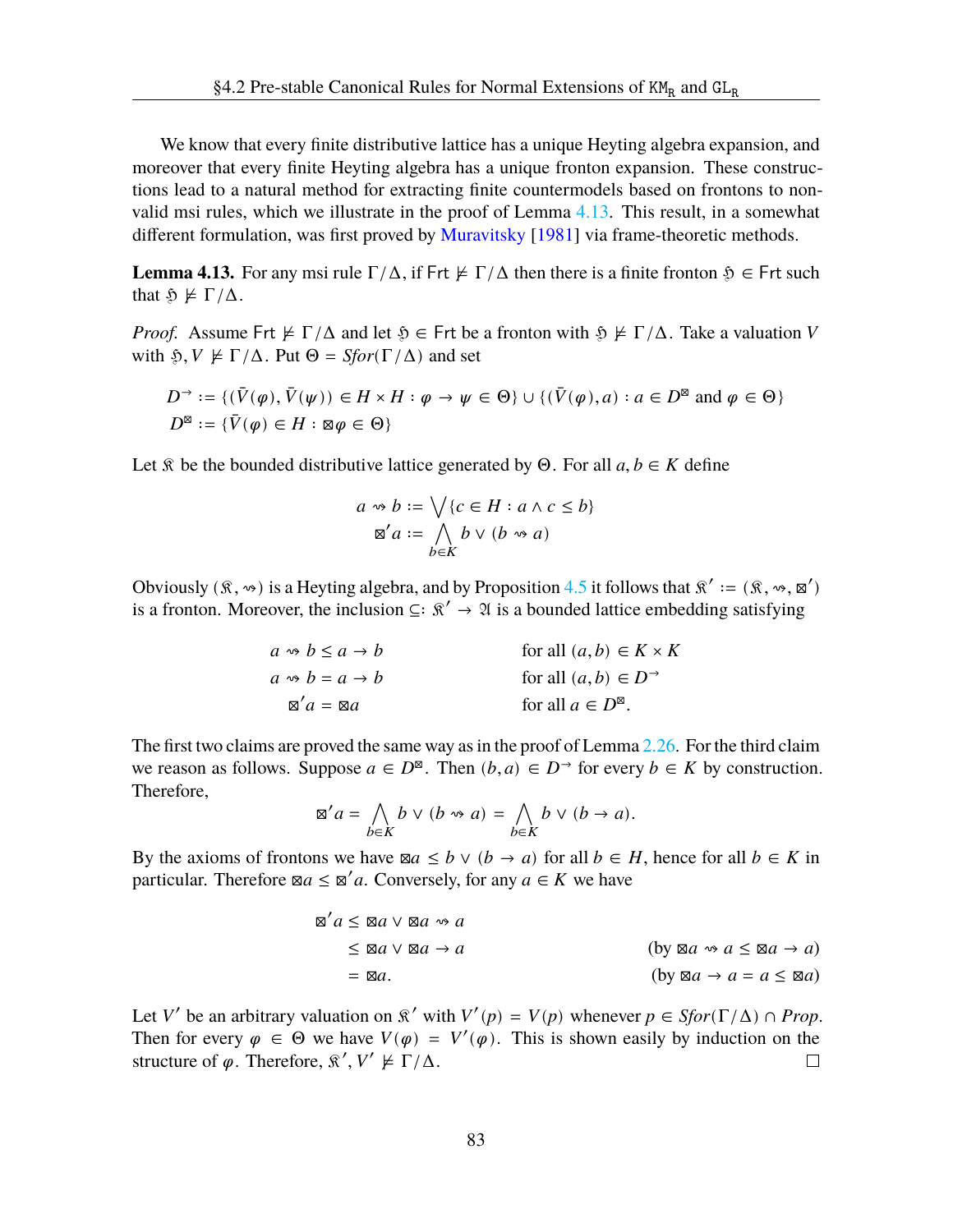We know that every finite distributive lattice has a unique Heyting algebra expansion, and moreover that every finite Heyting algebra has a unique fronton expansion. These constructions lead to a natural method for extracting finite countermodels based on frontons to non-valid msi rules, which we illustrate in the proof of Lemma 4.13. This result, in a somewhat different formulation, was first proved by Muravitsky [1981] via frame-theoretic methods.

**Lemma 4.13.** For any msi rule $\Gamma/\Delta$, if $\mathsf{Frt} \not\models \Gamma/\Delta$ then there is a finite fronton $\mathfrak{H} \in \mathsf{Frt}$ such that $\mathfrak{H} \not\models \Gamma/\Delta$.

*Proof.* Assume $\mathsf{Frt} \not\models \Gamma/\Delta$ and let $\mathfrak{H} \in \mathsf{Frt}$ be a fronton with $\mathfrak{H} \not\models \Gamma/\Delta$. Take a valuation $V$ with $\mathfrak{H}, V \not\models \Gamma/\Delta$. Put $\Theta = \mathit{Sfor}(\Gamma/\Delta)$ and set

$$
\begin{aligned}
D^{\to} &:= \{(\bar{V}(\varphi), \bar{V}(\psi)) \in H \times H : \varphi \to \psi \in \Theta\} \cup \{(\bar{V}(\varphi), a) : a \in D^{\boxtimes} \text{ and } \varphi \in \Theta\} \\
D^{\boxtimes} &:= \{\bar{V}(\varphi) \in H : \boxtimes\varphi \in \Theta\}
\end{aligned}
$$

Let $\mathfrak{K}$ be the bounded distributive lattice generated by $\Theta$. For all $a, b \in K$ define

$$
\begin{aligned}
a \rightsquigarrow b &:= \bigvee\{c \in H : a \wedge c \leq b\} \\
\boxtimes' a &:= \bigwedge_{b \in K} b \vee (b \rightsquigarrow a)
\end{aligned}
$$

Obviously $(\mathfrak{K}, \rightsquigarrow)$ is a Heyting algebra, and by Proposition 4.5 it follows that $\mathfrak{K}' := (\mathfrak{K}, \rightsquigarrow, \boxtimes')$ is a fronton. Moreover, the inclusion $\subseteq : \mathfrak{K}' \to \mathfrak{A}$ is a bounded lattice embedding satisfying

$$
\begin{aligned}
a \rightsquigarrow b &\leq a \to b && \text{for all } (a, b) \in K \times K \\
a \rightsquigarrow b &= a \to b && \text{for all } (a, b) \in D^{\to} \\
\boxtimes' a &= \boxtimes a && \text{for all } a \in D^{\boxtimes}.
\end{aligned}
$$

The first two claims are proved the same way as in the proof of Lemma 2.26. For the third claim we reason as follows. Suppose $a \in D^{\boxtimes}$. Then $(b, a) \in D^{\to}$ for every $b \in K$ by construction. Therefore,

$$
\boxtimes' a = \bigwedge_{b \in K} b \vee (b \rightsquigarrow a) = \bigwedge_{b \in K} b \vee (b \to a).
$$

By the axioms of frontons we have $\boxtimes a \leq b \vee (b \to a)$ for all $b \in H$, hence for all $b \in K$ in particular. Therefore $\boxtimes a \leq \boxtimes' a$. Conversely, for any $a \in K$ we have

$$
\begin{aligned}
\boxtimes' a &\leq \boxtimes a \vee \boxtimes a \rightsquigarrow a \\
&\leq \boxtimes a \vee \boxtimes a \to a && (\text{by } \boxtimes a \rightsquigarrow a \leq \boxtimes a \to a) \\
&= \boxtimes a. && (\text{by } \boxtimes a \to a = a \leq \boxtimes a)
\end{aligned}
$$

Let $V'$ be an arbitrary valuation on $\mathfrak{K}'$ with $V'(p) = V(p)$ whenever $p \in \mathit{Sfor}(\Gamma/\Delta) \cap \mathit{Prop}$. Then for every $\varphi \in \Theta$ we have $V(\varphi) = V'(\varphi)$. This is shown easily by induction on the structure of $\varphi$. Therefore, $\mathfrak{K}', V' \not\models \Gamma/\Delta$. $\square$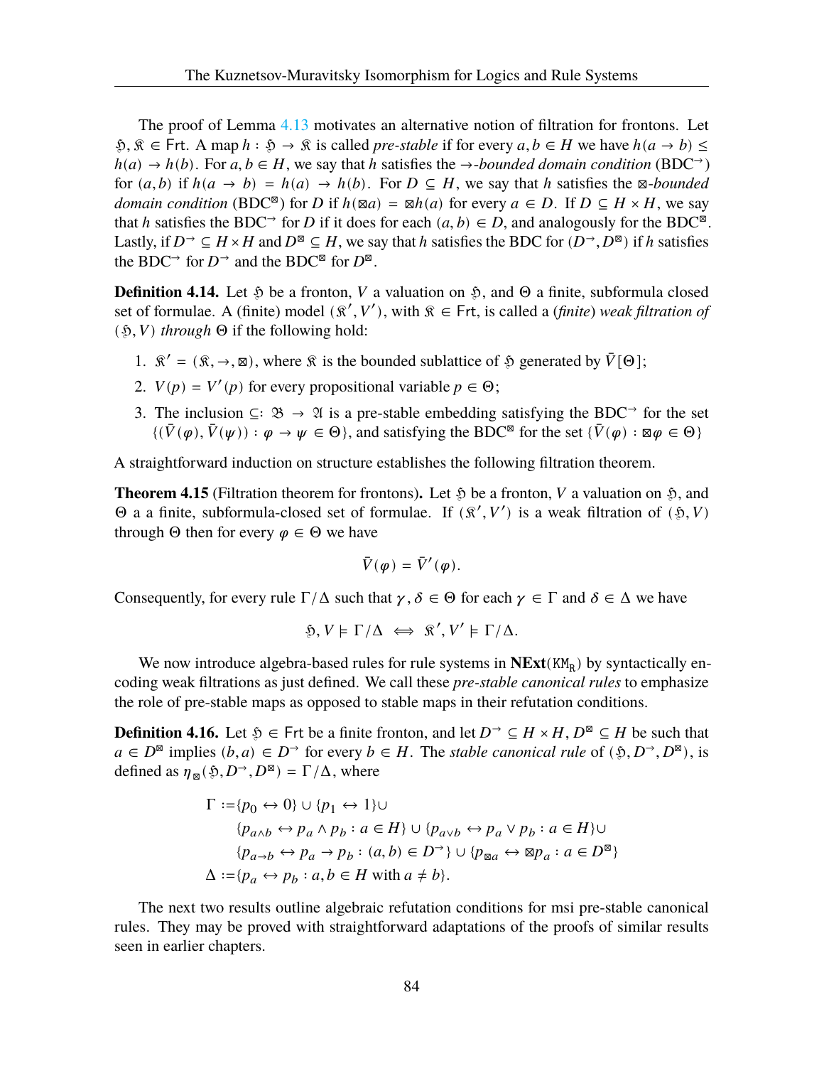The proof of Lemma 4.13 motivates an alternative notion of filtration for frontons. Let $\mathfrak{H}, \mathfrak{K} \in \mathsf{Frt}$. A map $h : \mathfrak{H} \to \mathfrak{K}$ is called *pre-stable* if for every $a, b \in H$ we have $h(a \to b) \leq h(a) \to h(b)$. For $a, b \in H$, we say that $h$ satisfies the $\to$*-bounded domain condition* (BDC$^{\to}$) for $(a, b)$ if $h(a \to b) = h(a) \to h(b)$. For $D \subseteq H$, we say that $h$ satisfies the $\boxtimes$*-bounded domain condition* (BDC$^{\boxtimes}$) for $D$ if $h(\boxtimes a) = \boxtimes h(a)$ for every $a \in D$. If $D \subseteq H \times H$, we say that $h$ satisfies the BDC$^{\to}$ for $D$ if it does for each $(a, b) \in D$, and analogously for the BDC$^{\boxtimes}$. Lastly, if $D^{\to} \subseteq H \times H$ and $D^{\boxtimes} \subseteq H$, we say that $h$ satisfies the BDC for $(D^{\to}, D^{\boxtimes})$ if $h$ satisfies the BDC$^{\to}$ for $D^{\to}$ and the BDC$^{\boxtimes}$ for $D^{\boxtimes}$.

**Definition 4.14.** Let $\mathfrak{H}$ be a fronton, $V$ a valuation on $\mathfrak{H}$, and $\Theta$ a finite, subformula closed set of formulae. A (finite) model $(\mathfrak{K}', V')$, with $\mathfrak{K} \in \mathsf{Frt}$, is called a (*finite*) *weak filtration of* $(\mathfrak{H}, V)$ *through* $\Theta$ if the following hold:

1. $\mathfrak{K}' = (\mathfrak{K}, \to, \boxtimes)$, where $\mathfrak{K}$ is the bounded sublattice of $\mathfrak{H}$ generated by $\bar{V}[\Theta]$;
2. $V(p) = V'(p)$ for every propositional variable $p \in \Theta$;
3. The inclusion $\subseteq : \mathfrak{B} \to \mathfrak{A}$ is a pre-stable embedding satisfying the BDC$^{\to}$ for the set $\{(\bar{V}(\varphi), \bar{V}(\psi)) : \varphi \to \psi \in \Theta\}$, and satisfying the BDC$^{\boxtimes}$ for the set $\{\bar{V}(\varphi) : \boxtimes\varphi \in \Theta\}$

A straightforward induction on structure establishes the following filtration theorem.

**Theorem 4.15** (Filtration theorem for frontons)**.** Let $\mathfrak{H}$ be a fronton, $V$ a valuation on $\mathfrak{H}$, and $\Theta$ a a finite, subformula-closed set of formulae. If $(\mathfrak{K}', V')$ is a weak filtration of $(\mathfrak{H}, V)$ through $\Theta$ then for every $\varphi \in \Theta$ we have

$$\bar{V}(\varphi) = \bar{V}'(\varphi).$$

Consequently, for every rule $\Gamma/\Delta$ such that $\gamma, \delta \in \Theta$ for each $\gamma \in \Gamma$ and $\delta \in \Delta$ we have

$$\mathfrak{H}, V \models \Gamma/\Delta \iff \mathfrak{K}', V' \models \Gamma/\Delta.$$

We now introduce algebra-based rules for rule systems in $\mathbf{NExt}(\mathtt{KM_R})$ by syntactically encoding weak filtrations as just defined. We call these *pre-stable canonical rules* to emphasize the role of pre-stable maps as opposed to stable maps in their refutation conditions.

**Definition 4.16.** Let $\mathfrak{H} \in \mathsf{Frt}$ be a finite fronton, and let $D^{\to} \subseteq H \times H$, $D^{\boxtimes} \subseteq H$ be such that $a \in D^{\boxtimes}$ implies $(b, a) \in D^{\to}$ for every $b \in H$. The *stable canonical rule* of $(\mathfrak{H}, D^{\to}, D^{\boxtimes})$, is defined as $\eta_{\boxtimes}(\mathfrak{H}, D^{\to}, D^{\boxtimes}) = \Gamma/\Delta$, where

$$\begin{aligned}
\Gamma :=& \{p_0 \leftrightarrow 0\} \cup \{p_1 \leftrightarrow 1\} \cup \\
& \{p_{a \wedge b} \leftrightarrow p_a \wedge p_b : a \in H\} \cup \{p_{a \vee b} \leftrightarrow p_a \vee p_b : a \in H\} \cup \\
& \{p_{a \to b} \leftrightarrow p_a \to p_b : (a, b) \in D^{\to}\} \cup \{p_{\boxtimes a} \leftrightarrow \boxtimes p_a : a \in D^{\boxtimes}\} \\
\Delta :=& \{p_a \leftrightarrow p_b : a, b \in H \text{ with } a \neq b\}.
\end{aligned}$$

The next two results outline algebraic refutation conditions for msi pre-stable canonical rules. They may be proved with straightforward adaptations of the proofs of similar results seen in earlier chapters.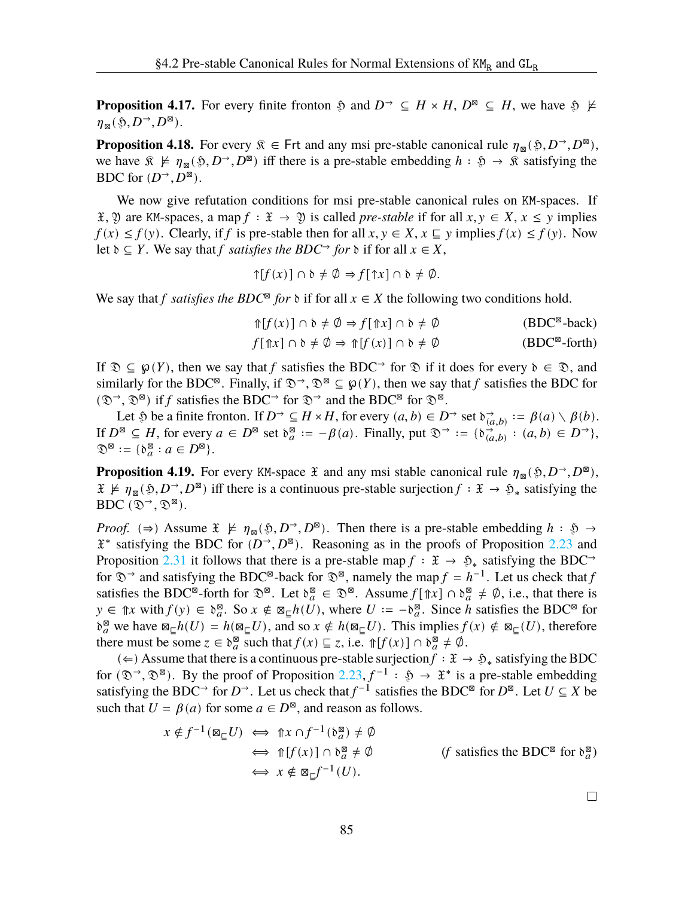**Proposition 4.17.** For every finite fronton $\mathfrak{H}$ and $D^{\rightarrow} \subseteq H \times H$, $D^{\boxtimes} \subseteq H$, we have $\mathfrak{H} \not\models \eta_{\boxtimes}(\mathfrak{H}, D^{\rightarrow}, D^{\boxtimes})$.

**Proposition 4.18.** For every $\mathfrak{K} \in \mathsf{Frt}$ and any msi pre-stable canonical rule $\eta_{\boxtimes}(\mathfrak{H}, D^{\rightarrow}, D^{\boxtimes})$, we have $\mathfrak{K} \not\models \eta_{\boxtimes}(\mathfrak{H}, D^{\rightarrow}, D^{\boxtimes})$ iff there is a pre-stable embedding $h : \mathfrak{H} \to \mathfrak{K}$ satisfying the BDC for $(D^{\rightarrow}, D^{\boxtimes})$.

We now give refutation conditions for msi pre-stable canonical rules on $\mathtt{KM}$-spaces. If $\mathfrak{X}, \mathfrak{Y}$ are $\mathtt{KM}$-spaces, a map $f : \mathfrak{X} \to \mathfrak{Y}$ is called *pre-stable* if for all $x, y \in X$, $x \leq y$ implies $f(x) \leq f(y)$. Clearly, if $f$ is pre-stable then for all $x, y \in X$, $x \sqsubseteq y$ implies $f(x) \leq f(y)$. Now let $\mathfrak{d} \subseteq Y$. We say that $f$ *satisfies the BDC$^{\rightarrow}$ for* $\mathfrak{d}$ if for all $x \in X$,

$$\uparrow[f(x)] \cap \mathfrak{d} \neq \emptyset \Rightarrow f[\uparrow x] \cap \mathfrak{d} \neq \emptyset.$$

We say that $f$ *satisfies the BDC$^{\boxtimes}$ for* $\mathfrak{d}$ if for all $x \in X$ the following two conditions hold.

$$\Uparrow[f(x)] \cap \mathfrak{d} \neq \emptyset \Rightarrow f[\Uparrow x] \cap \mathfrak{d} \neq \emptyset \qquad \text{(BDC}^{\boxtimes}\text{-back)}$$

$$f[\Uparrow x] \cap \mathfrak{d} \neq \emptyset \Rightarrow \Uparrow[f(x)] \cap \mathfrak{d} \neq \emptyset \qquad \text{(BDC}^{\boxtimes}\text{-forth)}$$

If $\mathfrak{D} \subseteq \wp(Y)$, then we say that $f$ satisfies the BDC$^{\rightarrow}$ for $\mathfrak{D}$ if it does for every $\mathfrak{d} \in \mathfrak{D}$, and similarly for the BDC$^{\boxtimes}$. Finally, if $\mathfrak{D}^{\rightarrow}, \mathfrak{D}^{\boxtimes} \subseteq \wp(Y)$, then we say that $f$ satisfies the BDC for $(\mathfrak{D}^{\rightarrow}, \mathfrak{D}^{\boxtimes})$ if $f$ satisfies the BDC$^{\rightarrow}$ for $\mathfrak{D}^{\rightarrow}$ and the BDC$^{\boxtimes}$ for $\mathfrak{D}^{\boxtimes}$.

Let $\mathfrak{H}$ be a finite fronton. If $D^{\rightarrow} \subseteq H \times H$, for every $(a, b) \in D^{\rightarrow}$ set $\mathfrak{d}^{\rightarrow}_{(a,b)} := \beta(a) \setminus \beta(b)$. If $D^{\boxtimes} \subseteq H$, for every $a \in D^{\boxtimes}$ set $\mathfrak{d}^{\boxtimes}_{a} := -\beta(a)$. Finally, put $\mathfrak{D}^{\rightarrow} := \{\mathfrak{d}^{\rightarrow}_{(a,b)} : (a, b) \in D^{\rightarrow}\}$, $\mathfrak{D}^{\boxtimes} := \{\mathfrak{d}^{\boxtimes}_{a} : a \in D^{\boxtimes}\}$.

**Proposition 4.19.** For every $\mathtt{KM}$-space $\mathfrak{X}$ and any msi stable canonical rule $\eta_{\boxtimes}(\mathfrak{H}, D^{\rightarrow}, D^{\boxtimes})$, $\mathfrak{X} \not\models \eta_{\boxtimes}(\mathfrak{H}, D^{\rightarrow}, D^{\boxtimes})$ iff there is a continuous pre-stable surjection $f : \mathfrak{X} \to \mathfrak{H}_*$ satisfying the BDC $(\mathfrak{D}^{\rightarrow}, \mathfrak{D}^{\boxtimes})$.

*Proof.* ($\Rightarrow$) Assume $\mathfrak{X} \not\models \eta_{\boxtimes}(\mathfrak{H}, D^{\rightarrow}, D^{\boxtimes})$. Then there is a pre-stable embedding $h : \mathfrak{H} \to \mathfrak{X}^*$ satisfying the BDC for $(D^{\rightarrow}, D^{\boxtimes})$. Reasoning as in the proofs of Proposition 2.23 and Proposition 2.31 it follows that there is a pre-stable map $f : \mathfrak{X} \to \mathfrak{H}_*$ satisfying the BDC$^{\rightarrow}$ for $\mathfrak{D}^{\rightarrow}$ and satisfying the BDC$^{\boxtimes}$-back for $\mathfrak{D}^{\boxtimes}$, namely the map $f = h^{-1}$. Let us check that $f$ satisfies the BDC$^{\boxtimes}$-forth for $\mathfrak{D}^{\boxtimes}$. Let $\mathfrak{d}^{\boxtimes}_{a} \in \mathfrak{D}^{\boxtimes}$. Assume $f[\Uparrow x] \cap \mathfrak{d}^{\boxtimes}_{a} \neq \emptyset$, i.e., that there is $y \in \Uparrow x$ with $f(y) \in \mathfrak{d}^{\boxtimes}_{a}$. So $x \notin \boxtimes_{\sqsubseteq} h(U)$, where $U := -\mathfrak{d}^{\boxtimes}_{a}$. Since $h$ satisfies the BDC$^{\boxtimes}$ for $\mathfrak{d}^{\boxtimes}_{a}$ we have $\boxtimes_{\sqsubseteq} h(U) = h(\boxtimes_{\sqsubseteq} U)$, and so $x \notin h(\boxtimes_{\sqsubseteq} U)$. This implies $f(x) \notin \boxtimes_{\sqsubseteq}(U)$, therefore there must be some $z \in \mathfrak{d}^{\boxtimes}_{a}$ such that $f(x) \sqsubseteq z$, i.e. $\Uparrow[f(x)] \cap \mathfrak{d}^{\boxtimes}_{a} \neq \emptyset$.

($\Leftarrow$) Assume that there is a continuous pre-stable surjection $f : \mathfrak{X} \to \mathfrak{H}_*$ satisfying the BDC for $(\mathfrak{D}^{\rightarrow}, \mathfrak{D}^{\boxtimes})$. By the proof of Proposition 2.23, $f^{-1} : \mathfrak{H} \to \mathfrak{X}^*$ is a pre-stable embedding satisfying the BDC$^{\rightarrow}$ for $D^{\rightarrow}$. Let us check that $f^{-1}$ satisfies the BDC$^{\boxtimes}$ for $D^{\boxtimes}$. Let $U \subseteq X$ be such that $U = \beta(a)$ for some $a \in D^{\boxtimes}$, and reason as follows.

$$\begin{aligned}
x \notin f^{-1}(\boxtimes_{\sqsubseteq} U) &\iff \Uparrow x \cap f^{-1}(\mathfrak{d}^{\boxtimes}_{a}) \neq \emptyset \\
&\iff \Uparrow[f(x)] \cap \mathfrak{d}^{\boxtimes}_{a} \neq \emptyset && (f \text{ satisfies the BDC}^{\boxtimes} \text{ for } \mathfrak{d}^{\boxtimes}_{a}) \\
&\iff x \notin \boxtimes_{\sqsubseteq} f^{-1}(U).
\end{aligned}$$

$\square$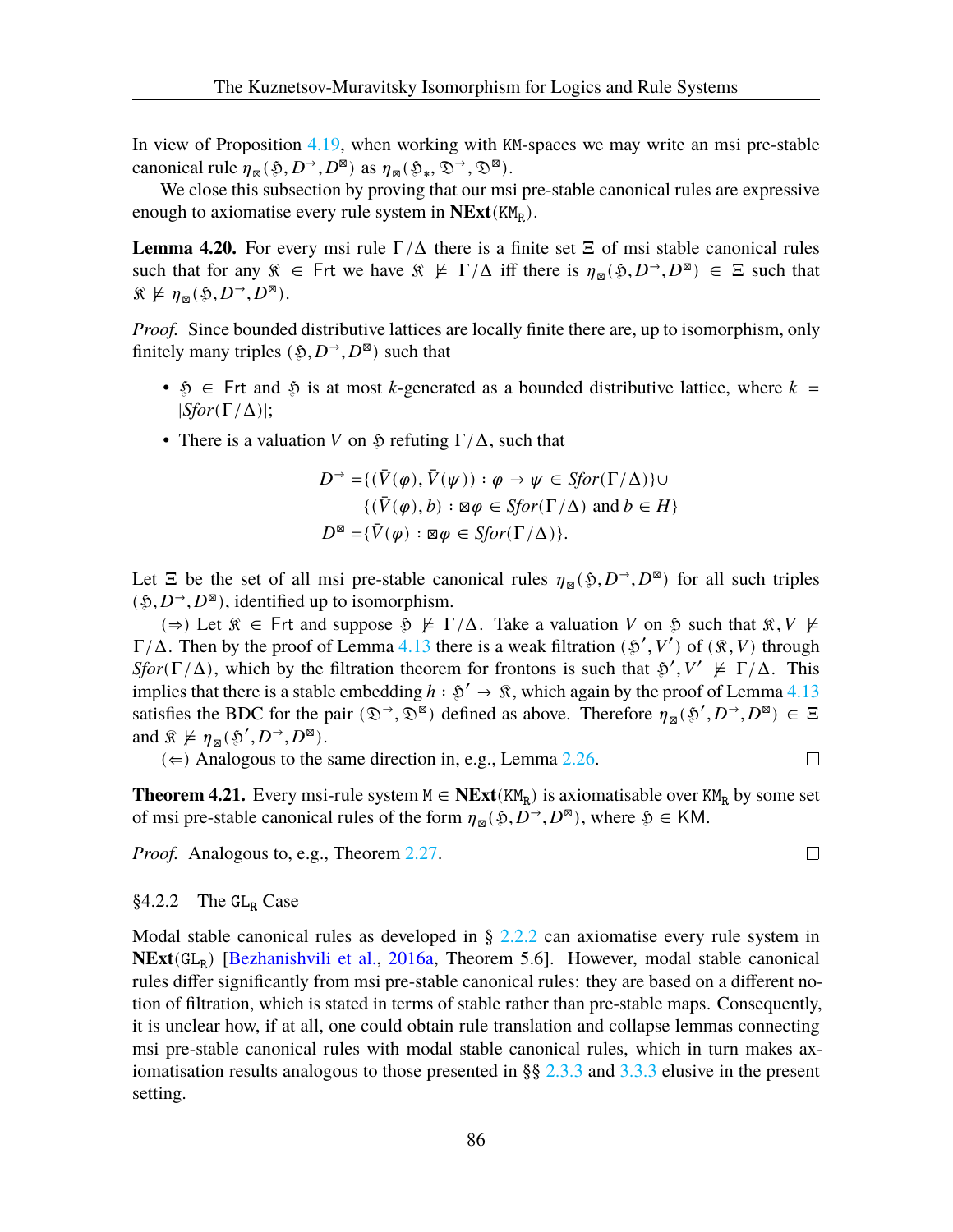In view of Proposition 4.19, when working with KM-spaces we may write an msi pre-stable canonical rule $\eta_\boxtimes(\mathfrak{H}, D^{\rightarrow}, D^{\boxtimes})$ as $\eta_\boxtimes(\mathfrak{H}_*, \mathfrak{D}^{\rightarrow}, \mathfrak{D}^{\boxtimes})$.

We close this subsection by proving that our msi pre-stable canonical rules are expressive enough to axiomatise every rule system in $\mathbf{NExt}(\mathtt{KM_R})$.

**Lemma 4.20.** For every msi rule $\Gamma/\Delta$ there is a finite set $\Xi$ of msi stable canonical rules such that for any $\mathfrak{K} \in \mathsf{Frt}$ we have $\mathfrak{K} \not\models \Gamma/\Delta$ iff there is $\eta_\boxtimes(\mathfrak{H}, D^{\rightarrow}, D^{\boxtimes}) \in \Xi$ such that $\mathfrak{K} \not\models \eta_\boxtimes(\mathfrak{H}, D^{\rightarrow}, D^{\boxtimes})$.

*Proof.* Since bounded distributive lattices are locally finite there are, up to isomorphism, only finitely many triples $(\mathfrak{H}, D^{\rightarrow}, D^{\boxtimes})$ such that

- $\mathfrak{H} \in \mathsf{Frt}$ and $\mathfrak{H}$ is at most $k$-generated as a bounded distributive lattice, where $k = |Sfor(\Gamma/\Delta)|$;
- There is a valuation $V$ on $\mathfrak{H}$ refuting $\Gamma/\Delta$, such that

$$
\begin{aligned}
D^{\rightarrow} =& \{(\bar{V}(\varphi), \bar{V}(\psi)) : \varphi \rightarrow \psi \in Sfor(\Gamma/\Delta)\} \cup \\
& \{(\bar{V}(\varphi), b) : \boxtimes\varphi \in Sfor(\Gamma/\Delta) \text{ and } b \in H\} \\
D^{\boxtimes} =& \{\bar{V}(\varphi) : \boxtimes\varphi \in Sfor(\Gamma/\Delta)\}.
\end{aligned}
$$

Let $\Xi$ be the set of all msi pre-stable canonical rules $\eta_\boxtimes(\mathfrak{H}, D^{\rightarrow}, D^{\boxtimes})$ for all such triples $(\mathfrak{H}, D^{\rightarrow}, D^{\boxtimes})$, identified up to isomorphism.

($\Rightarrow$) Let $\mathfrak{K} \in \mathsf{Frt}$ and suppose $\mathfrak{H} \not\models \Gamma/\Delta$. Take a valuation $V$ on $\mathfrak{H}$ such that $\mathfrak{K}, V \not\models \Gamma/\Delta$. Then by the proof of Lemma 4.13 there is a weak filtration $(\mathfrak{H}', V')$ of $(\mathfrak{K}, V)$ through $Sfor(\Gamma/\Delta)$, which by the filtration theorem for frontons is such that $\mathfrak{H}', V' \not\models \Gamma/\Delta$. This implies that there is a stable embedding $h : \mathfrak{H}' \rightarrow \mathfrak{K}$, which again by the proof of Lemma 4.13 satisfies the BDC for the pair $(\mathfrak{D}^{\rightarrow}, \mathfrak{D}^{\boxtimes})$ defined as above. Therefore $\eta_\boxtimes(\mathfrak{H}', D^{\rightarrow}, D^{\boxtimes}) \in \Xi$ and $\mathfrak{K} \not\models \eta_\boxtimes(\mathfrak{H}', D^{\rightarrow}, D^{\boxtimes})$.

($\Leftarrow$) Analogous to the same direction in, e.g., Lemma 2.26. ☐

**Theorem 4.21.** Every msi-rule system $\mathtt{M} \in \mathbf{NExt}(\mathtt{KM_R})$ is axiomatisable over $\mathtt{KM_R}$ by some set of msi pre-stable canonical rules of the form $\eta_\boxtimes(\mathfrak{H}, D^{\rightarrow}, D^{\boxtimes})$, where $\mathfrak{H} \in \mathsf{KM}$.

*Proof.* Analogous to, e.g., Theorem 2.27. ☐

### §4.2.2 The $\mathtt{GL_R}$ Case

Modal stable canonical rules as developed in § 2.2.2 can axiomatise every rule system in $\mathbf{NExt}(\mathtt{GL_R})$ [Bezhanishvili et al., 2016a, Theorem 5.6]. However, modal stable canonical rules differ significantly from msi pre-stable canonical rules: they are based on a different notion of filtration, which is stated in terms of stable rather than pre-stable maps. Consequently, it is unclear how, if at all, one could obtain rule translation and collapse lemmas connecting msi pre-stable canonical rules with modal stable canonical rules, which in turn makes axiomatisation results analogous to those presented in §§ 2.3.3 and 3.3.3 elusive in the present setting.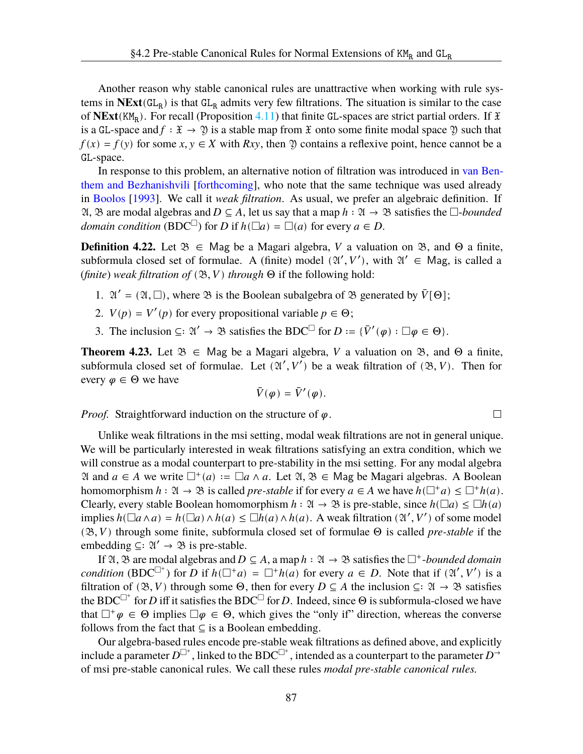Another reason why stable canonical rules are unattractive when working with rule systems in $\mathbf{NExt}(\mathtt{GL_R})$ is that $\mathtt{GL_R}$ admits very few filtrations. The situation is similar to the case of $\mathbf{NExt}(\mathtt{KM_R})$. For recall (Proposition 4.11) that finite GL-spaces are strict partial orders. If $\mathfrak{X}$ is a GL-space and $f : \mathfrak{X} \to \mathfrak{Y}$ is a stable map from $\mathfrak{X}$ onto some finite modal space $\mathfrak{Y}$ such that $f(x) = f(y)$ for some $x, y \in X$ with $Rxy$, then $\mathfrak{Y}$ contains a reflexive point, hence cannot be a GL-space.

In response to this problem, an alternative notion of filtration was introduced in van Benthem and Bezhanishvili [forthcoming], who note that the same technique was used already in Boolos [1993]. We call it *weak filtration*. As usual, we prefer an algebraic definition. If $\mathfrak{A}, \mathfrak{B}$ are modal algebras and $D \subseteq A$, let us say that a map $h : \mathfrak{A} \to \mathfrak{B}$ satisfies the $\Box$-*bounded domain condition* (BDC$^\Box$) for $D$ if $h(\Box a) = \Box(a)$ for every $a \in D$.

**Definition 4.22.** Let $\mathfrak{B} \in \mathsf{Mag}$ be a Magari algebra, $V$ a valuation on $\mathfrak{B}$, and $\Theta$ a finite, subformula closed set of formulae. A (finite) model $(\mathfrak{A}', V')$, with $\mathfrak{A}' \in \mathsf{Mag}$, is called a (*finite*) *weak filtration of* $(\mathfrak{B}, V)$ *through* $\Theta$ if the following hold:

1. $\mathfrak{A}' = (\mathfrak{A}, \Box)$, where $\mathfrak{B}$ is the Boolean subalgebra of $\mathfrak{B}$ generated by $\bar{V}[\Theta]$;
2. $V(p) = V'(p)$ for every propositional variable $p \in \Theta$;
3. The inclusion $\subseteq : \mathfrak{A}' \to \mathfrak{B}$ satisfies the BDC$^\Box$ for $D := \{\bar{V}'(\varphi) : \Box\varphi \in \Theta\}$.

**Theorem 4.23.** Let $\mathfrak{B} \in \mathsf{Mag}$ be a Magari algebra, $V$ a valuation on $\mathfrak{B}$, and $\Theta$ a finite, subformula closed set of formulae. Let $(\mathfrak{A}', V')$ be a weak filtration of $(\mathfrak{B}, V)$. Then for every $\varphi \in \Theta$ we have

$$\bar{V}(\varphi) = \bar{V}'(\varphi).$$

*Proof.* Straightforward induction on the structure of $\varphi$. □

Unlike weak filtrations in the msi setting, modal weak filtrations are not in general unique. We will be particularly interested in weak filtrations satisfying an extra condition, which we will construe as a modal counterpart to pre-stability in the msi setting. For any modal algebra $\mathfrak{A}$ and $a \in A$ we write $\Box^+(a) := \Box a \wedge a$. Let $\mathfrak{A}, \mathfrak{B} \in \mathsf{Mag}$ be Magari algebras. A Boolean homomorphism $h : \mathfrak{A} \to \mathfrak{B}$ is called *pre-stable* if for every $a \in A$ we have $h(\Box^+ a) \leq \Box^+ h(a)$. Clearly, every stable Boolean homomorphism $h : \mathfrak{A} \to \mathfrak{B}$ is pre-stable, since $h(\Box a) \leq \Box h(a)$ implies $h(\Box a \wedge a) = h(\Box a) \wedge h(a) \leq \Box h(a) \wedge h(a)$. A weak filtration $(\mathfrak{A}', V')$ of some model $(\mathfrak{B}, V)$ through some finite, subformula closed set of formulae $\Theta$ is called *pre-stable* if the embedding $\subseteq : \mathfrak{A}' \to \mathfrak{B}$ is pre-stable.

If $\mathfrak{A}, \mathfrak{B}$ are modal algebras and $D \subseteq A$, a map $h : \mathfrak{A} \to \mathfrak{B}$ satisfies the $\Box^+$-*bounded domain condition* (BDC$^{\Box^+}$) for $D$ if $h(\Box^+ a) = \Box^+ h(a)$ for every $a \in D$. Note that if $(\mathfrak{A}', V')$ is a filtration of $(\mathfrak{B}, V)$ through some $\Theta$, then for every $D \subseteq A$ the inclusion $\subseteq : \mathfrak{A} \to \mathfrak{B}$ satisfies the BDC$^{\Box^+}$ for $D$ iff it satisfies the BDC$^\Box$ for $D$. Indeed, since $\Theta$ is subformula-closed we have that $\Box^+\varphi \in \Theta$ implies $\Box\varphi \in \Theta$, which gives the "only if" direction, whereas the converse follows from the fact that $\subseteq$ is a Boolean embedding.

Our algebra-based rules encode pre-stable weak filtrations as defined above, and explicitly include a parameter $D^{\Box^+}$, linked to the BDC$^{\Box^+}$, intended as a counterpart to the parameter $D^\to$ of msi pre-stable canonical rules. We call these rules *modal pre-stable canonical rules.*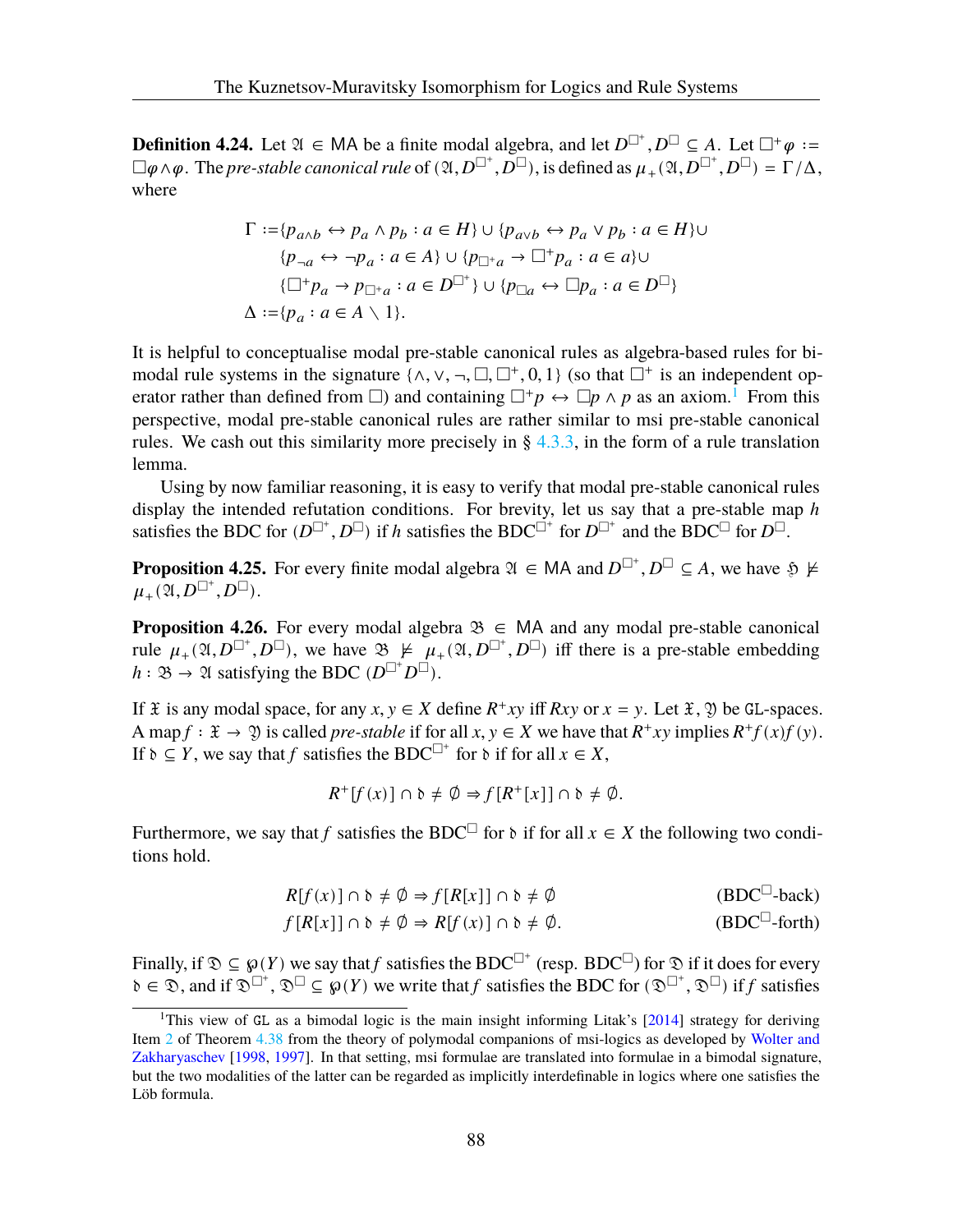**Definition 4.24.** Let $\mathfrak{A} \in \mathsf{MA}$ be a finite modal algebra, and let $D^{\Box^+}, D^{\Box} \subseteq A$. Let $\Box^+\varphi := \Box\varphi \wedge \varphi$. The *pre-stable canonical rule* of $(\mathfrak{A}, D^{\Box^+}, D^{\Box})$, is defined as $\mu_+(\mathfrak{A}, D^{\Box^+}, D^{\Box}) = \Gamma/\Delta$, where

$$
\begin{aligned}
\Gamma :=& \{p_{a\wedge b} \leftrightarrow p_a \wedge p_b : a \in H\} \cup \{p_{a\vee b} \leftrightarrow p_a \vee p_b : a \in H\} \cup \\
& \{p_{\neg a} \leftrightarrow \neg p_a : a \in A\} \cup \{p_{\Box^+ a} \to \Box^+ p_a : a \in a\} \cup \\
& \{\Box^+ p_a \to p_{\Box^+ a} : a \in D^{\Box^+}\} \cup \{p_{\Box a} \leftrightarrow \Box p_a : a \in D^{\Box}\} \\
\Delta :=& \{p_a : a \in A \setminus 1\}.
\end{aligned}
$$

It is helpful to conceptualise modal pre-stable canonical rules as algebra-based rules for bimodal rule systems in the signature $\{\wedge, \vee, \neg, \Box, \Box^+, 0, 1\}$ (so that $\Box^+$ is an independent operator rather than defined from $\Box$) and containing $\Box^+ p \leftrightarrow \Box p \wedge p$ as an axiom.[1] From this perspective, modal pre-stable canonical rules are rather similar to msi pre-stable canonical rules. We cash out this similarity more precisely in § 4.3.3, in the form of a rule translation lemma.

Using by now familiar reasoning, it is easy to verify that modal pre-stable canonical rules display the intended refutation conditions. For brevity, let us say that a pre-stable map $h$ satisfies the BDC for $(D^{\Box^+}, D^{\Box})$ if $h$ satisfies the BDC$^{\Box^+}$ for $D^{\Box^+}$ and the BDC$^{\Box}$ for $D^{\Box}$.

**Proposition 4.25.** For every finite modal algebra $\mathfrak{A} \in \mathsf{MA}$ and $D^{\Box^+}, D^{\Box} \subseteq A$, we have $\mathfrak{H} \nvDash \mu_+(\mathfrak{A}, D^{\Box^+}, D^{\Box})$.

**Proposition 4.26.** For every modal algebra $\mathfrak{B} \in \mathsf{MA}$ and any modal pre-stable canonical rule $\mu_+(\mathfrak{A}, D^{\Box^+}, D^{\Box})$, we have $\mathfrak{B} \nvDash \mu_+(\mathfrak{A}, D^{\Box^+}, D^{\Box})$ iff there is a pre-stable embedding $h : \mathfrak{B} \to \mathfrak{A}$ satisfying the BDC $(D^{\Box^+} D^{\Box})$.

If $\mathfrak{X}$ is any modal space, for any $x, y \in X$ define $R^+xy$ iff $Rxy$ or $x = y$. Let $\mathfrak{X}, \mathfrak{Y}$ be $\mathtt{GL}$-spaces. A map $f : \mathfrak{X} \to \mathfrak{Y}$ is called *pre-stable* if for all $x, y \in X$ we have that $R^+xy$ implies $R^+f(x)f(y)$. If $\mathfrak{d} \subseteq Y$, we say that $f$ satisfies the BDC$^{\Box^+}$ for $\mathfrak{d}$ if for all $x \in X$,

$$R^+[f(x)] \cap \mathfrak{d} \neq \emptyset \Rightarrow f[R^+[x]] \cap \mathfrak{d} \neq \emptyset.$$

Furthermore, we say that $f$ satisfies the BDC$^{\Box}$ for $\mathfrak{d}$ if for all $x \in X$ the following two conditions hold.

$$R[f(x)] \cap \mathfrak{d} \neq \emptyset \Rightarrow f[R[x]] \cap \mathfrak{d} \neq \emptyset \qquad \text{(BDC}^{\Box}\text{-back)}$$

$$f[R[x]] \cap \mathfrak{d} \neq \emptyset \Rightarrow R[f(x)] \cap \mathfrak{d} \neq \emptyset. \qquad \text{(BDC}^{\Box}\text{-forth)}$$

Finally, if $\mathfrak{D} \subseteq \wp(Y)$ we say that $f$ satisfies the BDC$^{\Box^+}$ (resp. BDC$^{\Box}$) for $\mathfrak{D}$ if it does for every $\mathfrak{d} \in \mathfrak{D}$, and if $\mathfrak{D}^{\Box^+}, \mathfrak{D}^{\Box} \subseteq \wp(Y)$ we write that $f$ satisfies the BDC for $(\mathfrak{D}^{\Box^+}, \mathfrak{D}^{\Box})$ if $f$ satisfies

---

[1] This view of $\mathtt{GL}$ as a bimodal logic is the main insight informing Litak's [2014] strategy for deriving Item 2 of Theorem 4.38 from the theory of polymodal companions of msi-logics as developed by Wolter and Zakharyaschev [1998, 1997]. In that setting, msi formulae are translated into formulae in a bimodal signature, but the two modalities of the latter can be regarded as implicitly interdefinable in logics where one satisfies the Löb formula.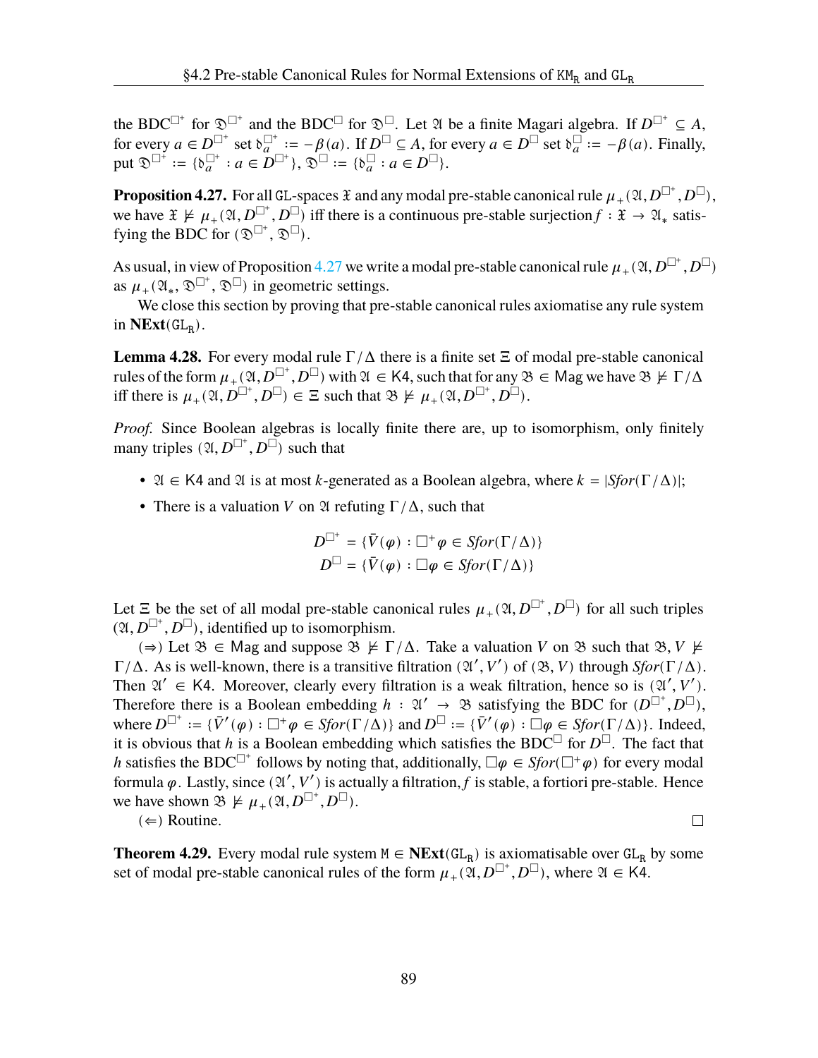the BDC$^{\Box^+}$ for $\mathfrak{D}^{\Box^+}$ and the BDC$^{\Box}$ for $\mathfrak{D}^{\Box}$. Let $\mathfrak{A}$ be a finite Magari algebra. If $D^{\Box^+} \subseteq A$, for every $a \in D^{\Box^+}$ set $\mathfrak{d}_a^{\Box^+} := -\beta(a)$. If $D^{\Box} \subseteq A$, for every $a \in D^{\Box}$ set $\mathfrak{d}_a^{\Box} := -\beta(a)$. Finally, put $\mathfrak{D}^{\Box^+} := \{\mathfrak{d}_a^{\Box^+} : a \in D^{\Box^+}\}$, $\mathfrak{D}^{\Box} := \{\mathfrak{d}_a^{\Box} : a \in D^{\Box}\}$.

**Proposition 4.27.** For all GL-spaces $\mathfrak{X}$ and any modal pre-stable canonical rule $\mu_+(\mathfrak{A}, D^{\Box^+}, D^{\Box})$, we have $\mathfrak{X} \not\models \mu_+(\mathfrak{A}, D^{\Box^+}, D^{\Box})$ iff there is a continuous pre-stable surjection $f : \mathfrak{X} \to \mathfrak{A}_*$ satisfying the BDC for $(\mathfrak{D}^{\Box^+}, \mathfrak{D}^{\Box})$.

As usual, in view of Proposition 4.27 we write a modal pre-stable canonical rule $\mu_+(\mathfrak{A}, D^{\Box^+}, D^{\Box})$ as $\mu_+(\mathfrak{A}_*, \mathfrak{D}^{\Box^+}, \mathfrak{D}^{\Box})$ in geometric settings.

We close this section by proving that pre-stable canonical rules axiomatise any rule system in $\mathbf{NExt}(\mathtt{GL_R})$.

**Lemma 4.28.** For every modal rule $\Gamma/\Delta$ there is a finite set $\Xi$ of modal pre-stable canonical rules of the form $\mu_+(\mathfrak{A}, D^{\Box^+}, D^{\Box})$ with $\mathfrak{A} \in \mathsf{K4}$, such that for any $\mathfrak{B} \in \mathsf{Mag}$ we have $\mathfrak{B} \not\models \Gamma/\Delta$ iff there is $\mu_+(\mathfrak{A}, D^{\Box^+}, D^{\Box}) \in \Xi$ such that $\mathfrak{B} \not\models \mu_+(\mathfrak{A}, D^{\Box^+}, D^{\Box})$.

*Proof.* Since Boolean algebras is locally finite there are, up to isomorphism, only finitely many triples $(\mathfrak{A}, D^{\Box^+}, D^{\Box})$ such that

- $\mathfrak{A} \in \mathsf{K4}$ and $\mathfrak{A}$ is at most $k$-generated as a Boolean algebra, where $k = |Sfor(\Gamma/\Delta)|$;
- There is a valuation $V$ on $\mathfrak{A}$ refuting $\Gamma/\Delta$, such that

$$D^{\Box^+} = \{\bar{V}(\varphi) : \Box^+\varphi \in Sfor(\Gamma/\Delta)\}$$
$$D^{\Box} = \{\bar{V}(\varphi) : \Box\varphi \in Sfor(\Gamma/\Delta)\}$$

Let $\Xi$ be the set of all modal pre-stable canonical rules $\mu_+(\mathfrak{A}, D^{\Box^+}, D^{\Box})$ for all such triples $(\mathfrak{A}, D^{\Box^+}, D^{\Box})$, identified up to isomorphism.

($\Rightarrow$) Let $\mathfrak{B} \in \mathsf{Mag}$ and suppose $\mathfrak{B} \not\models \Gamma/\Delta$. Take a valuation $V$ on $\mathfrak{B}$ such that $\mathfrak{B}, V \not\models \Gamma/\Delta$. As is well-known, there is a transitive filtration $(\mathfrak{A}', V')$ of $(\mathfrak{B}, V)$ through $Sfor(\Gamma/\Delta)$. Then $\mathfrak{A}' \in \mathsf{K4}$. Moreover, clearly every filtration is a weak filtration, hence so is $(\mathfrak{A}', V')$. Therefore there is a Boolean embedding $h : \mathfrak{A}' \to \mathfrak{B}$ satisfying the BDC for $(D^{\Box^+}, D^{\Box})$, where $D^{\Box^+} := \{\bar{V}'(\varphi) : \Box^+\varphi \in Sfor(\Gamma/\Delta)\}$ and $D^{\Box} := \{\bar{V}'(\varphi) : \Box\varphi \in Sfor(\Gamma/\Delta)\}$. Indeed, it is obvious that $h$ is a Boolean embedding which satisfies the BDC$^{\Box}$ for $D^{\Box}$. The fact that $h$ satisfies the BDC$^{\Box^+}$ follows by noting that, additionally, $\Box\varphi \in Sfor(\Box^+\varphi)$ for every modal formula $\varphi$. Lastly, since $(\mathfrak{A}', V')$ is actually a filtration, $f$ is stable, a fortiori pre-stable. Hence we have shown $\mathfrak{B} \not\models \mu_+(\mathfrak{A}, D^{\Box^+}, D^{\Box})$.

($\Leftarrow$) Routine. ∎

**Theorem 4.29.** Every modal rule system $\mathtt{M} \in \mathbf{NExt}(\mathtt{GL_R})$ is axiomatisable over $\mathtt{GL_R}$ by some set of modal pre-stable canonical rules of the form $\mu_+(\mathfrak{A}, D^{\Box^+}, D^{\Box})$, where $\mathfrak{A} \in \mathsf{K4}$.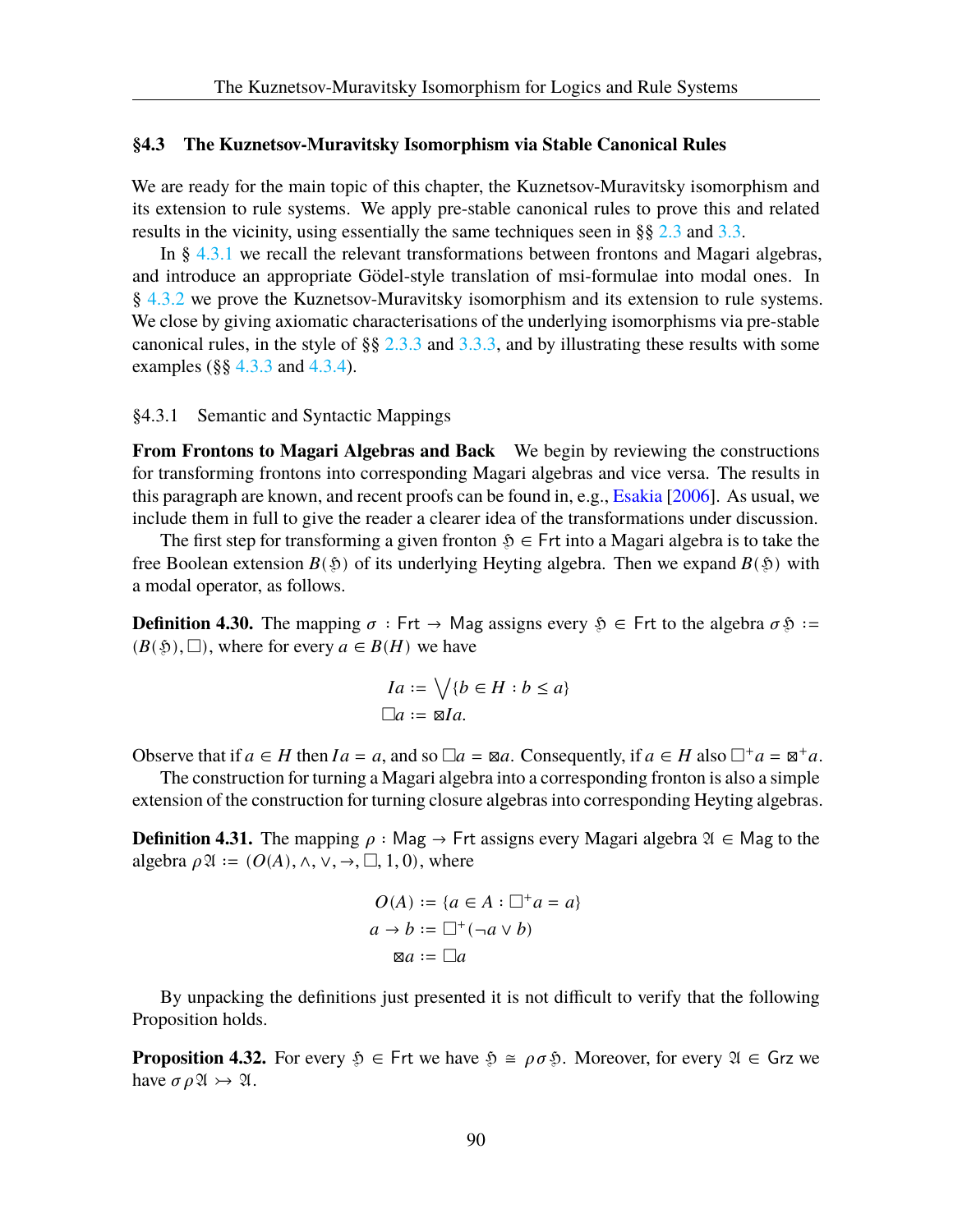## §4.3 The Kuznetsov-Muravitsky Isomorphism via Stable Canonical Rules

We are ready for the main topic of this chapter, the Kuznetsov-Muravitsky isomorphism and its extension to rule systems. We apply pre-stable canonical rules to prove this and related results in the vicinity, using essentially the same techniques seen in §§ 2.3 and 3.3.

In § 4.3.1 we recall the relevant transformations between frontons and Magari algebras, and introduce an appropriate Gödel-style translation of msi-formulae into modal ones. In § 4.3.2 we prove the Kuznetsov-Muravitsky isomorphism and its extension to rule systems. We close by giving axiomatic characterisations of the underlying isomorphisms via pre-stable canonical rules, in the style of §§ 2.3.3 and 3.3.3, and by illustrating these results with some examples (§§ 4.3.3 and 4.3.4).

### §4.3.1 Semantic and Syntactic Mappings

**From Frontons to Magari Algebras and Back** We begin by reviewing the constructions for transforming frontons into corresponding Magari algebras and vice versa. The results in this paragraph are known, and recent proofs can be found in, e.g., Esakia [2006]. As usual, we include them in full to give the reader a clearer idea of the transformations under discussion.

The first step for transforming a given fronton $\mathfrak{H} \in \mathsf{Frt}$ into a Magari algebra is to take the free Boolean extension $B(\mathfrak{H})$ of its underlying Heyting algebra. Then we expand $B(\mathfrak{H})$ with a modal operator, as follows.

**Definition 4.30.** The mapping $\sigma : \mathsf{Frt} \to \mathsf{Mag}$ assigns every $\mathfrak{H} \in \mathsf{Frt}$ to the algebra $\sigma\mathfrak{H} := (B(\mathfrak{H}), \Box)$, where for every $a \in B(H)$ we have

$$
\begin{aligned}
Ia &:= \bigvee\{b \in H : b \leq a\}\\
\Box a &:= \boxtimes Ia.
\end{aligned}
$$

Observe that if $a \in H$ then $Ia = a$, and so $\Box a = \boxtimes a$. Consequently, if $a \in H$ also $\Box^+ a = \boxtimes^+ a$.

The construction for turning a Magari algebra into a corresponding fronton is also a simple extension of the construction for turning closure algebras into corresponding Heyting algebras.

**Definition 4.31.** The mapping $\rho : \mathsf{Mag} \to \mathsf{Frt}$ assigns every Magari algebra $\mathfrak{A} \in \mathsf{Mag}$ to the algebra $\rho\mathfrak{A} := (O(A), \wedge, \vee, \to, \Box, 1, 0)$, where

$$
\begin{aligned}
O(A) &:= \{a \in A : \Box^+ a = a\}\\
a \to b &:= \Box^+(\neg a \vee b)\\
\boxtimes a &:= \Box a
\end{aligned}
$$

By unpacking the definitions just presented it is not difficult to verify that the following Proposition holds.

**Proposition 4.32.** For every $\mathfrak{H} \in \mathsf{Frt}$ we have $\mathfrak{H} \cong \rho\sigma\mathfrak{H}$. Moreover, for every $\mathfrak{A} \in \mathsf{Grz}$ we have $\sigma\rho\mathfrak{A} \rightarrowtail \mathfrak{A}$.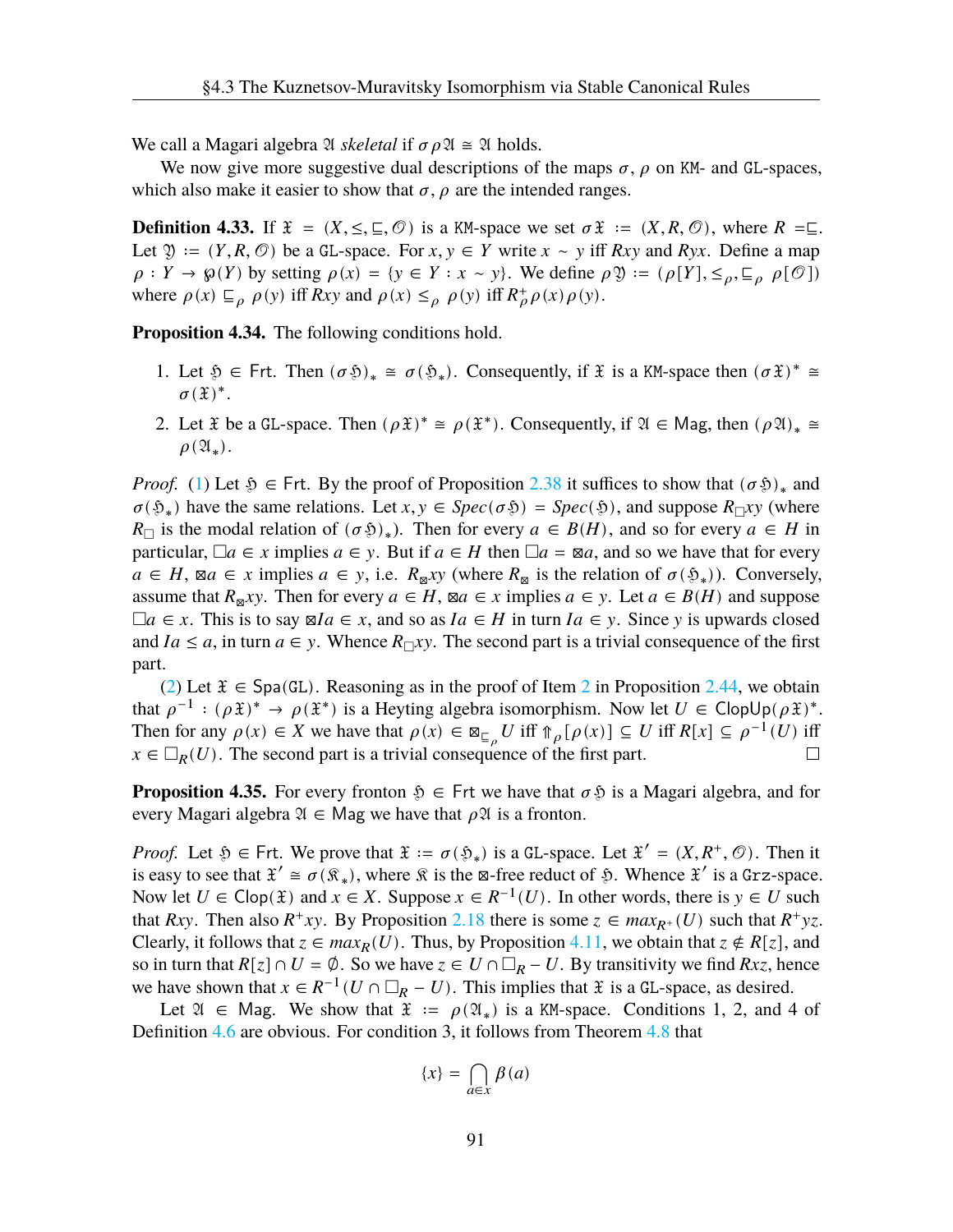We call a Magari algebra $\mathfrak{A}$ *skeletal* if $\sigma\rho\mathfrak{A} \cong \mathfrak{A}$ holds.

We now give more suggestive dual descriptions of the maps $\sigma, \rho$ on KM- and GL-spaces, which also make it easier to show that $\sigma, \rho$ are the intended ranges.

**Definition 4.33.** If $\mathfrak{X} = (X, \leq, \sqsubseteq, \mathcal{O})$ is a KM-space we set $\sigma\mathfrak{X} := (X, R, \mathcal{O})$, where $R = \sqsubseteq$. Let $\mathfrak{Y} := (Y, R, \mathcal{O})$ be a GL-space. For $x, y \in Y$ write $x \sim y$ iff $Rxy$ and $Ryx$. Define a map $\rho : Y \to \wp(Y)$ by setting $\rho(x) = \{y \in Y : x \sim y\}$. We define $\rho\mathfrak{Y} := (\rho[Y], \leq_\rho, \sqsubseteq_\rho \rho[\mathcal{O}])$ where $\rho(x) \sqsubseteq_\rho \rho(y)$ iff $Rxy$ and $\rho(x) \leq_\rho \rho(y)$ iff $R^+_\rho \rho(x)\rho(y)$.

**Proposition 4.34.** The following conditions hold.

1. Let $\mathfrak{H} \in \mathsf{Frt}$. Then $(\sigma\mathfrak{H})_* \cong \sigma(\mathfrak{H}_*)$. Consequently, if $\mathfrak{X}$ is a KM-space then $(\sigma\mathfrak{X})^* \cong \sigma(\mathfrak{X})^*$.
2. Let $\mathfrak{X}$ be a GL-space. Then $(\rho\mathfrak{X})^* \cong \rho(\mathfrak{X}^*)$. Consequently, if $\mathfrak{A} \in \mathsf{Mag}$, then $(\rho\mathfrak{A})_* \cong \rho(\mathfrak{A}_*)$.

*Proof.* (1) Let $\mathfrak{H} \in \mathsf{Frt}$. By the proof of Proposition 2.38 it suffices to show that $(\sigma\mathfrak{H})_*$ and $\sigma(\mathfrak{H}_*)$ have the same relations. Let $x, y \in Spec(\sigma\mathfrak{H}) = Spec(\mathfrak{H})$, and suppose $R_\Box xy$ (where $R_\Box$ is the modal relation of $(\sigma\mathfrak{H})_*$). Then for every $a \in B(H)$, and so for every $a \in H$ in particular, $\Box a \in x$ implies $a \in y$. But if $a \in H$ then $\Box a = \boxtimes a$, and so we have that for every $a \in H$, $\boxtimes a \in x$ implies $a \in y$, i.e. $R_\boxtimes xy$ (where $R_\boxtimes$ is the relation of $\sigma(\mathfrak{H}_*)$). Conversely, assume that $R_\boxtimes xy$. Then for every $a \in H$, $\boxtimes a \in x$ implies $a \in y$. Let $a \in B(H)$ and suppose $\Box a \in x$. This is to say $\boxtimes Ia \in x$, and so as $Ia \in H$ in turn $Ia \in y$. Since $y$ is upwards closed and $Ia \leq a$, in turn $a \in y$. Whence $R_\Box xy$. The second part is a trivial consequence of the first part.

(2) Let $\mathfrak{X} \in \mathsf{Spa}(\mathtt{GL})$. Reasoning as in the proof of Item 2 in Proposition 2.44, we obtain that $\rho^{-1} : (\rho\mathfrak{X})^* \to \rho(\mathfrak{X}^*)$ is a Heyting algebra isomorphism. Now let $U \in \mathsf{ClopUp}(\rho\mathfrak{X})^*$. Then for any $\rho(x) \in X$ we have that $\rho(x) \in \boxtimes_{\sqsubseteq_\rho} U$ iff $\Uparrow_\rho[\rho(x)] \subseteq U$ iff $R[x] \subseteq \rho^{-1}(U)$ iff $x \in \Box_R(U)$. The second part is a trivial consequence of the first part. $\square$

**Proposition 4.35.** For every fronton $\mathfrak{H} \in \mathsf{Frt}$ we have that $\sigma\mathfrak{H}$ is a Magari algebra, and for every Magari algebra $\mathfrak{A} \in \mathsf{Mag}$ we have that $\rho\mathfrak{A}$ is a fronton.

*Proof.* Let $\mathfrak{H} \in \mathsf{Frt}$. We prove that $\mathfrak{X} := \sigma(\mathfrak{H}_*)$ is a GL-space. Let $\mathfrak{X}' = (X, R^+, \mathcal{O})$. Then it is easy to see that $\mathfrak{X}' \cong \sigma(\mathfrak{K}_*)$, where $\mathfrak{K}$ is the $\boxtimes$-free reduct of $\mathfrak{H}$. Whence $\mathfrak{X}'$ is a Grz-space. Now let $U \in \mathsf{Clop}(\mathfrak{X})$ and $x \in X$. Suppose $x \in R^{-1}(U)$. In other words, there is $y \in U$ such that $Rxy$. Then also $R^+xy$. By Proposition 2.18 there is some $z \in max_{R^+}(U)$ such that $R^+yz$. Clearly, it follows that $z \in max_R(U)$. Thus, by Proposition 4.11, we obtain that $z \notin R[z]$, and so in turn that $R[z] \cap U = \emptyset$. So we have $z \in U \cap \Box_R - U$. By transitivity we find $Rxz$, hence we have shown that $x \in R^{-1}(U \cap \Box_R - U)$. This implies that $\mathfrak{X}$ is a GL-space, as desired.

Let $\mathfrak{A} \in \mathsf{Mag}$. We show that $\mathfrak{X} := \rho(\mathfrak{A}_*)$ is a KM-space. Conditions 1, 2, and 4 of Definition 4.6 are obvious. For condition 3, it follows from Theorem 4.8 that

$$\{x\} = \bigcap_{a \in x} \beta(a)$$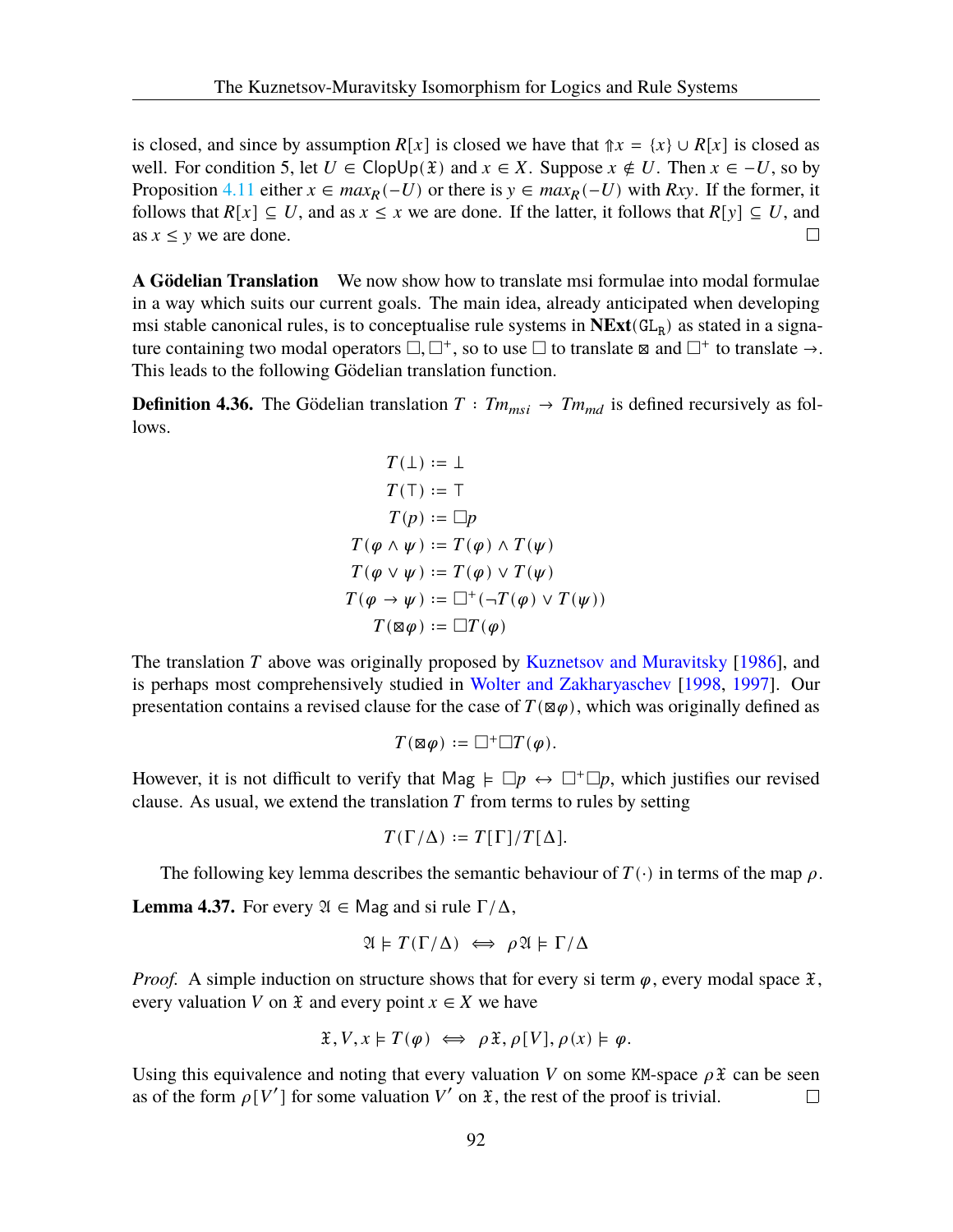is closed, and since by assumption $R[x]$ is closed we have that ${\Uparrow}x = \{x\} \cup R[x]$ is closed as well. For condition 5, let $U \in \mathsf{ClopUp}(\mathfrak{X})$ and $x \in X$. Suppose $x \notin U$. Then $x \in -U$, so by Proposition 4.11 either $x \in max_R(-U)$ or there is $y \in max_R(-U)$ with $Rxy$. If the former, it follows that $R[x] \subseteq U$, and as $x \leq x$ we are done. If the latter, it follows that $R[y] \subseteq U$, and as $x \leq y$ we are done. $\square$

**A Gödelian Translation** We now show how to translate msi formulae into modal formulae in a way which suits our current goals. The main idea, already anticipated when developing msi stable canonical rules, is to conceptualise rule systems in $\mathbf{NExt}(\mathtt{GL_R})$ as stated in a signature containing two modal operators $\Box, \Box^+$, so to use $\Box$ to translate $\boxtimes$ and $\Box^+$ to translate $\to$. This leads to the following Gödelian translation function.

**Definition 4.36.** The Gödelian translation $T : Tm_{msi} \to Tm_{md}$ is defined recursively as follows.

$$
\begin{aligned}
T(\bot) &:= \bot \\
T(\top) &:= \top \\
T(p) &:= \Box p \\
T(\varphi \land \psi) &:= T(\varphi) \land T(\psi) \\
T(\varphi \lor \psi) &:= T(\varphi) \lor T(\psi) \\
T(\varphi \to \psi) &:= \Box^+(\neg T(\varphi) \lor T(\psi)) \\
T(\boxtimes \varphi) &:= \Box T(\varphi)
\end{aligned}
$$

The translation $T$ above was originally proposed by Kuznetsov and Muravitsky [1986], and is perhaps most comprehensively studied in Wolter and Zakharyaschev [1998, 1997]. Our presentation contains a revised clause for the case of $T(\boxtimes\varphi)$, which was originally defined as

$$
T(\boxtimes\varphi) := \Box^+\Box T(\varphi).
$$

However, it is not difficult to verify that $\mathsf{Mag} \models \Box p \leftrightarrow \Box^+\Box p$, which justifies our revised clause. As usual, we extend the translation $T$ from terms to rules by setting

$$
T(\Gamma/\Delta) := T[\Gamma]/T[\Delta].
$$

The following key lemma describes the semantic behaviour of $T(\cdot)$ in terms of the map $\rho$.

**Lemma 4.37.** For every $\mathfrak{A} \in \mathsf{Mag}$ and si rule $\Gamma/\Delta$,

$$
\mathfrak{A} \models T(\Gamma/\Delta) \iff \rho\mathfrak{A} \models \Gamma/\Delta
$$

*Proof.* A simple induction on structure shows that for every si term $\varphi$, every modal space $\mathfrak{X}$, every valuation $V$ on $\mathfrak{X}$ and every point $x \in X$ we have

$$
\mathfrak{X}, V, x \models T(\varphi) \iff \rho\mathfrak{X}, \rho[V], \rho(x) \models \varphi.
$$

Using this equivalence and noting that every valuation $V$ on some $\mathtt{KM}$-space $\rho\mathfrak{X}$ can be seen as of the form $\rho[V']$ for some valuation $V'$ on $\mathfrak{X}$, the rest of the proof is trivial. $\square$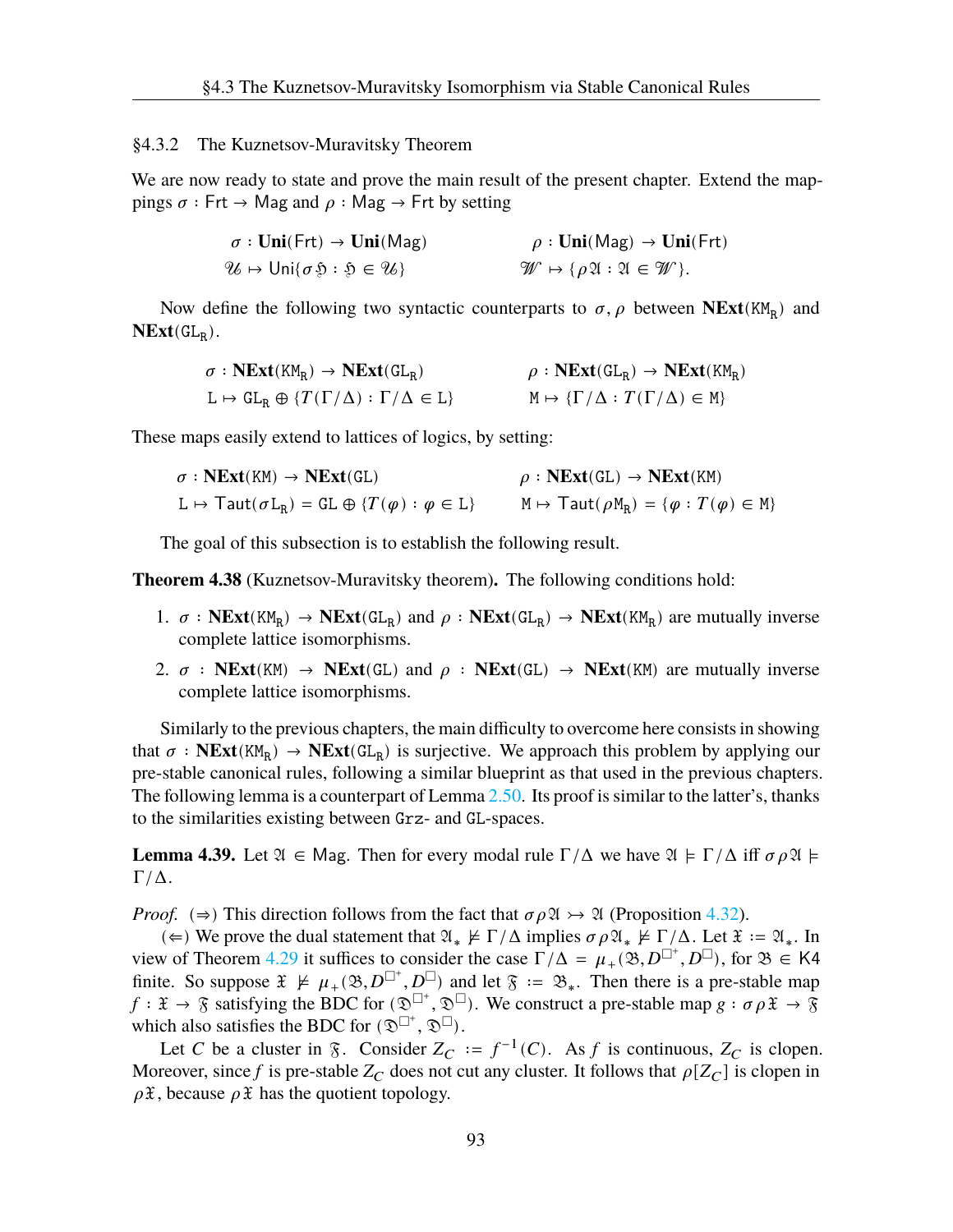### §4.3.2 The Kuznetsov-Muravitsky Theorem

We are now ready to state and prove the main result of the present chapter. Extend the mappings $\sigma : \mathsf{Frt} \to \mathsf{Mag}$ and $\rho : \mathsf{Mag} \to \mathsf{Frt}$ by setting

$$\begin{aligned} \sigma : \mathbf{Uni}(\mathsf{Frt}) &\to \mathbf{Uni}(\mathsf{Mag}) & \rho : \mathbf{Uni}(\mathsf{Mag}) &\to \mathbf{Uni}(\mathsf{Frt}) \\ \mathscr{U} &\mapsto \mathsf{Uni}\{\sigma\mathfrak{H} : \mathfrak{H} \in \mathscr{U}\} & \mathscr{W} &\mapsto \{\rho\mathfrak{A} : \mathfrak{A} \in \mathscr{W}\}. \end{aligned}$$

Now define the following two syntactic counterparts to $\sigma, \rho$ between $\mathbf{NExt}(\mathtt{KM_R})$ and $\mathbf{NExt}(\mathtt{GL_R})$.

$$\begin{aligned} \sigma : \mathbf{NExt}(\mathtt{KM_R}) &\to \mathbf{NExt}(\mathtt{GL_R}) & \rho : \mathbf{NExt}(\mathtt{GL_R}) &\to \mathbf{NExt}(\mathtt{KM_R}) \\ \mathtt{L} &\mapsto \mathtt{GL_R} \oplus \{T(\Gamma/\Delta) : \Gamma/\Delta \in \mathtt{L}\} & \mathtt{M} &\mapsto \{\Gamma/\Delta : T(\Gamma/\Delta) \in \mathtt{M}\} \end{aligned}$$

These maps easily extend to lattices of logics, by setting:

$$\begin{aligned} \sigma : \mathbf{NExt}(\mathtt{KM}) &\to \mathbf{NExt}(\mathtt{GL}) & \rho : \mathbf{NExt}(\mathtt{GL}) &\to \mathbf{NExt}(\mathtt{KM}) \\ \mathtt{L} &\mapsto \mathsf{Taut}(\sigma\mathtt{L_R}) = \mathtt{GL} \oplus \{T(\varphi) : \varphi \in \mathtt{L}\} & \mathtt{M} &\mapsto \mathsf{Taut}(\rho\mathtt{M_R}) = \{\varphi : T(\varphi) \in \mathtt{M}\} \end{aligned}$$

The goal of this subsection is to establish the following result.

**Theorem 4.38** (Kuznetsov-Muravitsky theorem)**.** The following conditions hold:

1. $\sigma : \mathbf{NExt}(\mathtt{KM_R}) \to \mathbf{NExt}(\mathtt{GL_R})$ and $\rho : \mathbf{NExt}(\mathtt{GL_R}) \to \mathbf{NExt}(\mathtt{KM_R})$ are mutually inverse complete lattice isomorphisms.
2. $\sigma : \mathbf{NExt}(\mathtt{KM}) \to \mathbf{NExt}(\mathtt{GL})$ and $\rho : \mathbf{NExt}(\mathtt{GL}) \to \mathbf{NExt}(\mathtt{KM})$ are mutually inverse complete lattice isomorphisms.

Similarly to the previous chapters, the main difficulty to overcome here consists in showing that $\sigma : \mathbf{NExt}(\mathtt{KM_R}) \to \mathbf{NExt}(\mathtt{GL_R})$ is surjective. We approach this problem by applying our pre-stable canonical rules, following a similar blueprint as that used in the previous chapters. The following lemma is a counterpart of Lemma 2.50. Its proof is similar to the latter's, thanks to the similarities existing between $\mathtt{Grz}$- and $\mathtt{GL}$-spaces.

**Lemma 4.39.** Let $\mathfrak{A} \in \mathsf{Mag}$. Then for every modal rule $\Gamma/\Delta$ we have $\mathfrak{A} \models \Gamma/\Delta$ iff $\sigma\rho\mathfrak{A} \models \Gamma/\Delta$.

*Proof.* ($\Rightarrow$) This direction follows from the fact that $\sigma\rho\mathfrak{A} \rightarrowtail \mathfrak{A}$ (Proposition 4.32).

($\Leftarrow$) We prove the dual statement that $\mathfrak{A}_* \not\models \Gamma/\Delta$ implies $\sigma\rho\mathfrak{A}_* \not\models \Gamma/\Delta$. Let $\mathfrak{X} := \mathfrak{A}_*$. In view of Theorem 4.29 it suffices to consider the case $\Gamma/\Delta = \mu_+(\mathfrak{B}, D^{\square^+}, D^{\square})$, for $\mathfrak{B} \in \mathsf{K4}$ finite. So suppose $\mathfrak{X} \not\models \mu_+(\mathfrak{B}, D^{\square^+}, D^{\square})$ and let $\mathfrak{F} := \mathfrak{B}_*$. Then there is a pre-stable map $f : \mathfrak{X} \to \mathfrak{F}$ satisfying the BDC for $(\mathfrak{D}^{\square^+}, \mathfrak{D}^{\square})$. We construct a pre-stable map $g : \sigma\rho\mathfrak{X} \to \mathfrak{F}$ which also satisfies the BDC for $(\mathfrak{D}^{\square^+}, \mathfrak{D}^{\square})$.

Let $C$ be a cluster in $\mathfrak{F}$. Consider $Z_C := f^{-1}(C)$. As $f$ is continuous, $Z_C$ is clopen. Moreover, since $f$ is pre-stable $Z_C$ does not cut any cluster. It follows that $\rho[Z_C]$ is clopen in $\rho\mathfrak{X}$, because $\rho\mathfrak{X}$ has the quotient topology.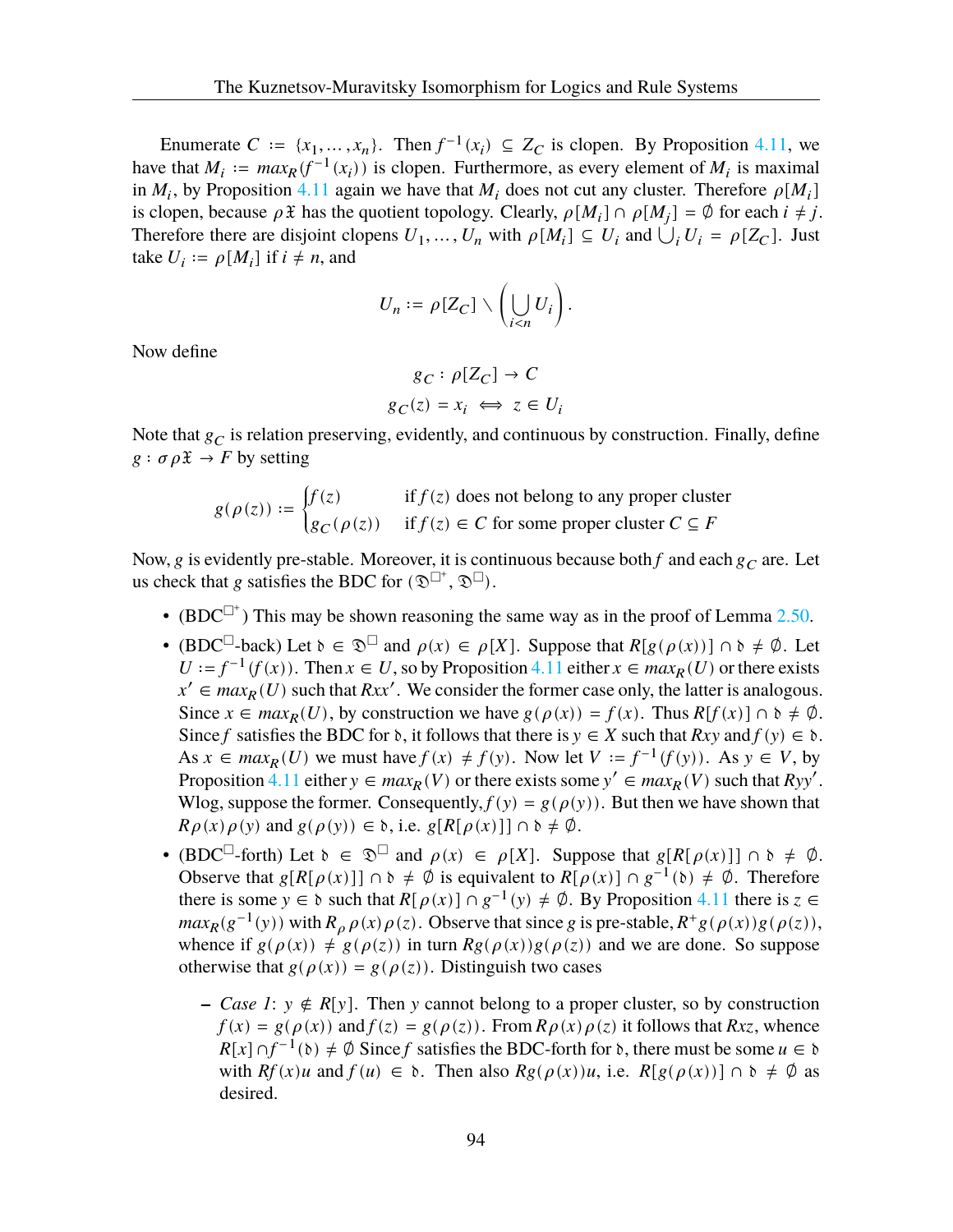Enumerate $C := \{x_1, \dots, x_n\}$. Then $f^{-1}(x_i) \subseteq Z_C$ is clopen. By Proposition 4.11, we have that $M_i := max_R(f^{-1}(x_i))$ is clopen. Furthermore, as every element of $M_i$ is maximal in $M_i$, by Proposition 4.11 again we have that $M_i$ does not cut any cluster. Therefore $\rho[M_i]$ is clopen, because $\rho\mathfrak{X}$ has the quotient topology. Clearly, $\rho[M_i] \cap \rho[M_j] = \emptyset$ for each $i \neq j$. Therefore there are disjoint clopens $U_1, \dots, U_n$ with $\rho[M_i] \subseteq U_i$ and $\bigcup_i U_i = \rho[Z_C]$. Just take $U_i := \rho[M_i]$ if $i \neq n$, and

$$U_n := \rho[Z_C] \setminus \left(\bigcup_{i<n} U_i\right).$$

Now define

$$g_C : \rho[Z_C] \to C$$
$$g_C(z) = x_i \iff z \in U_i$$

Note that $g_C$ is relation preserving, evidently, and continuous by construction. Finally, define $g : \sigma\rho\mathfrak{X} \to F$ by setting

$$g(\rho(z)) := \begin{cases} f(z) & \text{if } f(z) \text{ does not belong to any proper cluster} \\ g_C(\rho(z)) & \text{if } f(z) \in C \text{ for some proper cluster } C \subseteq F \end{cases}$$

Now, $g$ is evidently pre-stable. Moreover, it is continuous because both $f$ and each $g_C$ are. Let us check that $g$ satisfies the BDC for $(\mathfrak{D}^{\Box^+}, \mathfrak{D}^{\Box})$.

- (BDC$^{\Box^+}$) This may be shown reasoning the same way as in the proof of Lemma 2.50.
- (BDC$^{\Box}$-back) Let $\mathfrak{d} \in \mathfrak{D}^{\Box}$ and $\rho(x) \in \rho[X]$. Suppose that $R[g(\rho(x))] \cap \mathfrak{d} \neq \emptyset$. Let $U := f^{-1}(f(x))$. Then $x \in U$, so by Proposition 4.11 either $x \in max_R(U)$ or there exists $x' \in max_R(U)$ such that $Rxx'$. We consider the former case only, the latter is analogous. Since $x \in max_R(U)$, by construction we have $g(\rho(x)) = f(x)$. Thus $R[f(x)] \cap \mathfrak{d} \neq \emptyset$. Since $f$ satisfies the BDC for $\mathfrak{d}$, it follows that there is $y \in X$ such that $Rxy$ and $f(y) \in \mathfrak{d}$. As $x \in max_R(U)$ we must have $f(x) \neq f(y)$. Now let $V := f^{-1}(f(y))$. As $y \in V$, by Proposition 4.11 either $y \in max_R(V)$ or there exists some $y' \in max_R(V)$ such that $Ryy'$. Wlog, suppose the former. Consequently, $f(y) = g(\rho(y))$. But then we have shown that $R\rho(x)\rho(y)$ and $g(\rho(y)) \in \mathfrak{d}$, i.e. $g[R[\rho(x)]] \cap \mathfrak{d} \neq \emptyset$.
- (BDC$^{\Box}$-forth) Let $\mathfrak{d} \in \mathfrak{D}^{\Box}$ and $\rho(x) \in \rho[X]$. Suppose that $g[R[\rho(x)]] \cap \mathfrak{d} \neq \emptyset$. Observe that $g[R[\rho(x)]] \cap \mathfrak{d} \neq \emptyset$ is equivalent to $R[\rho(x)] \cap g^{-1}(\mathfrak{d}) \neq \emptyset$. Therefore there is some $y \in \mathfrak{d}$ such that $R[\rho(x)] \cap g^{-1}(y) \neq \emptyset$. By Proposition 4.11 there is $z \in max_R(g^{-1}(y))$ with $R_\rho\rho(x)\rho(z)$. Observe that since $g$ is pre-stable, $R^+g(\rho(x))g(\rho(z))$, whence if $g(\rho(x)) \neq g(\rho(z))$ in turn $Rg(\rho(x))g(\rho(z))$ and we are done. So suppose otherwise that $g(\rho(x)) = g(\rho(z))$. Distinguish two cases
  - *Case 1*: $y \notin R[y]$. Then $y$ cannot belong to a proper cluster, so by construction $f(x) = g(\rho(x))$ and $f(z) = g(\rho(z))$. From $R\rho(x)\rho(z)$ it follows that $Rxz$, whence $R[x] \cap f^{-1}(\mathfrak{d}) \neq \emptyset$ Since $f$ satisfies the BDC-forth for $\mathfrak{d}$, there must be some $u \in \mathfrak{d}$ with $Rf(x)u$ and $f(u) \in \mathfrak{d}$. Then also $Rg(\rho(x))u$, i.e. $R[g(\rho(x))] \cap \mathfrak{d} \neq \emptyset$ as desired.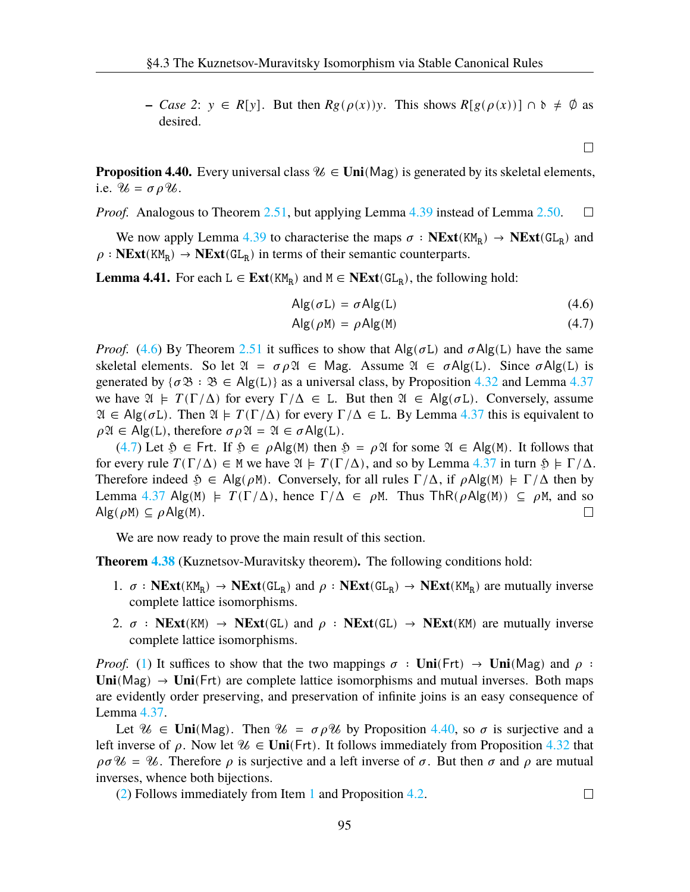- *Case 2*: $y \in R[y]$. But then $Rg(\rho(x))y$. This shows $R[g(\rho(x))] \cap \mathfrak{d} \neq \emptyset$ as desired.

∎

**Proposition 4.40.** Every universal class $\mathcal{U} \in \mathbf{Uni}(\mathsf{Mag})$ is generated by its skeletal elements, i.e. $\mathcal{U} = \sigma\rho\mathcal{U}$.

*Proof.* Analogous to Theorem 2.51, but applying Lemma 4.39 instead of Lemma 2.50. ∎

We now apply Lemma 4.39 to characterise the maps $\sigma : \mathbf{NExt}(\mathtt{KM_R}) \to \mathbf{NExt}(\mathtt{GL_R})$ and $\rho : \mathbf{NExt}(\mathtt{KM_R}) \to \mathbf{NExt}(\mathtt{GL_R})$ in terms of their semantic counterparts.

**Lemma 4.41.** For each $\mathtt{L} \in \mathbf{Ext}(\mathtt{KM_R})$ and $\mathtt{M} \in \mathbf{NExt}(\mathtt{GL_R})$, the following hold:

$$\mathsf{Alg}(\sigma\mathtt{L}) = \sigma\mathsf{Alg}(\mathtt{L}) \tag{4.6}$$

$$\mathsf{Alg}(\rho\mathtt{M}) = \rho\mathsf{Alg}(\mathtt{M}) \tag{4.7}$$

*Proof.* (4.6) By Theorem 2.51 it suffices to show that $\mathsf{Alg}(\sigma\mathtt{L})$ and $\sigma\mathsf{Alg}(\mathtt{L})$ have the same skeletal elements. So let $\mathfrak{A} = \sigma\rho\mathfrak{A} \in \mathsf{Mag}$. Assume $\mathfrak{A} \in \sigma\mathsf{Alg}(\mathtt{L})$. Since $\sigma\mathsf{Alg}(\mathtt{L})$ is generated by $\{\sigma\mathfrak{B} : \mathfrak{B} \in \mathsf{Alg}(\mathtt{L})\}$ as a universal class, by Proposition 4.32 and Lemma 4.37 we have $\mathfrak{A} \models T(\Gamma/\Delta)$ for every $\Gamma/\Delta \in \mathtt{L}$. But then $\mathfrak{A} \in \mathsf{Alg}(\sigma\mathtt{L})$. Conversely, assume $\mathfrak{A} \in \mathsf{Alg}(\sigma\mathtt{L})$. Then $\mathfrak{A} \models T(\Gamma/\Delta)$ for every $\Gamma/\Delta \in \mathtt{L}$. By Lemma 4.37 this is equivalent to $\rho\mathfrak{A} \in \mathsf{Alg}(\mathtt{L})$, therefore $\sigma\rho\mathfrak{A} = \mathfrak{A} \in \sigma\mathsf{Alg}(\mathtt{L})$.

(4.7) Let $\mathfrak{H} \in \mathsf{Frt}$. If $\mathfrak{H} \in \rho\mathsf{Alg}(\mathtt{M})$ then $\mathfrak{H} = \rho\mathfrak{A}$ for some $\mathfrak{A} \in \mathsf{Alg}(\mathtt{M})$. It follows that for every rule $T(\Gamma/\Delta) \in \mathtt{M}$ we have $\mathfrak{A} \models T(\Gamma/\Delta)$, and so by Lemma 4.37 in turn $\mathfrak{H} \models \Gamma/\Delta$. Therefore indeed $\mathfrak{H} \in \mathsf{Alg}(\rho\mathtt{M})$. Conversely, for all rules $\Gamma/\Delta$, if $\rho\mathsf{Alg}(\mathtt{M}) \models \Gamma/\Delta$ then by Lemma 4.37 $\mathsf{Alg}(\mathtt{M}) \models T(\Gamma/\Delta)$, hence $\Gamma/\Delta \in \rho\mathtt{M}$. Thus $\mathsf{ThR}(\rho\mathsf{Alg}(\mathtt{M})) \subseteq \rho\mathtt{M}$, and so $\mathsf{Alg}(\rho\mathtt{M}) \subseteq \rho\mathsf{Alg}(\mathtt{M})$. ∎

We are now ready to prove the main result of this section.

**Theorem 4.38** (Kuznetsov-Muravitsky theorem)**.** The following conditions hold:

1. $\sigma : \mathbf{NExt}(\mathtt{KM_R}) \to \mathbf{NExt}(\mathtt{GL_R})$ and $\rho : \mathbf{NExt}(\mathtt{GL_R}) \to \mathbf{NExt}(\mathtt{KM_R})$ are mutually inverse complete lattice isomorphisms.
2. $\sigma : \mathbf{NExt}(\mathtt{KM}) \to \mathbf{NExt}(\mathtt{GL})$ and $\rho : \mathbf{NExt}(\mathtt{GL}) \to \mathbf{NExt}(\mathtt{KM})$ are mutually inverse complete lattice isomorphisms.

*Proof.* (1) It suffices to show that the two mappings $\sigma : \mathbf{Uni}(\mathsf{Frt}) \to \mathbf{Uni}(\mathsf{Mag})$ and $\rho : \mathbf{Uni}(\mathsf{Mag}) \to \mathbf{Uni}(\mathsf{Frt})$ are complete lattice isomorphisms and mutual inverses. Both maps are evidently order preserving, and preservation of infinite joins is an easy consequence of Lemma 4.37.

Let $\mathcal{U} \in \mathbf{Uni}(\mathsf{Mag})$. Then $\mathcal{U} = \sigma\rho\mathcal{U}$ by Proposition 4.40, so $\sigma$ is surjective and a left inverse of $\rho$. Now let $\mathcal{U} \in \mathbf{Uni}(\mathsf{Frt})$. It follows immediately from Proposition 4.32 that $\rho\sigma\mathcal{U} = \mathcal{U}$. Therefore $\rho$ is surjective and a left inverse of $\sigma$. But then $\sigma$ and $\rho$ are mutual inverses, whence both bijections.

(2) Follows immediately from Item 1 and Proposition 4.2. ∎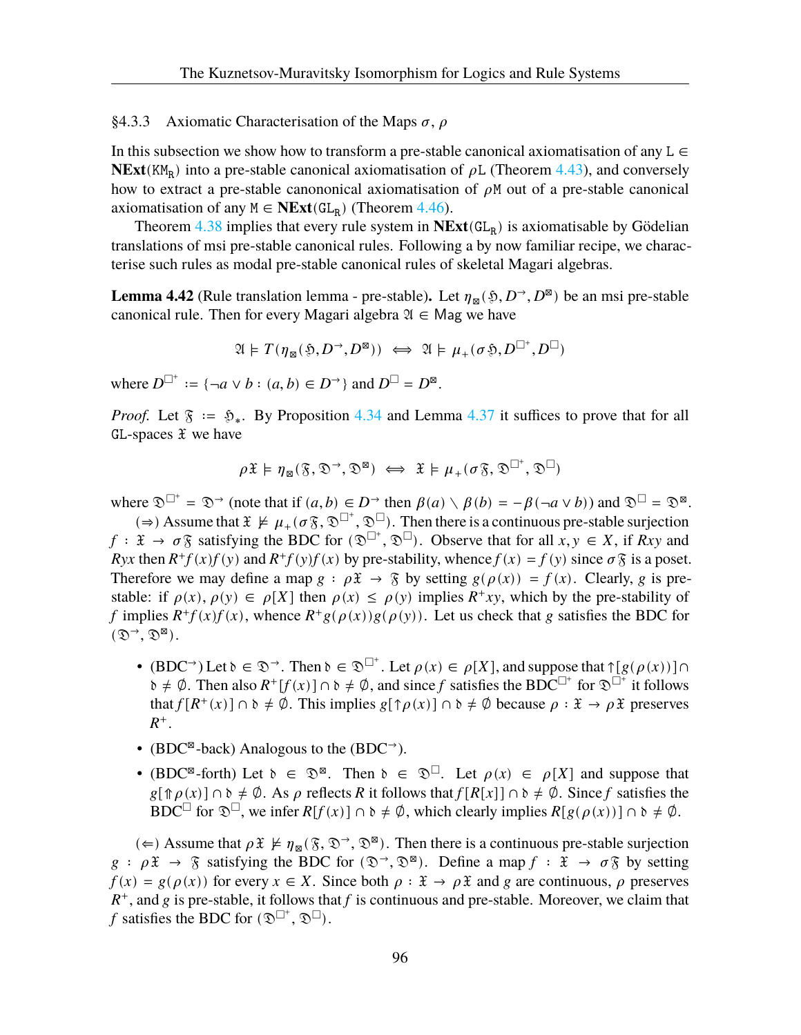§4.3.3 Axiomatic Characterisation of the Maps $\sigma$, $\rho$

In this subsection we show how to transform a pre-stable canonical axiomatisation of any $\mathtt{L} \in \mathbf{NExt}(\mathtt{KM_R})$ into a pre-stable canonical axiomatisation of $\rho\mathtt{L}$ (Theorem 4.43), and conversely how to extract a pre-stable canononical axiomatisation of $\rho\mathtt{M}$ out of a pre-stable canonical axiomatisation of any $\mathtt{M} \in \mathbf{NExt}(\mathtt{GL_R})$ (Theorem 4.46).

Theorem 4.38 implies that every rule system in $\mathbf{NExt}(\mathtt{GL_R})$ is axiomatisable by Gödelian translations of msi pre-stable canonical rules. Following a by now familiar recipe, we characterise such rules as modal pre-stable canonical rules of skeletal Magari algebras.

**Lemma 4.42** (Rule translation lemma - pre-stable)**.** Let $\eta_{\boxtimes}(\mathfrak{H}, D^{\to}, D^{\boxtimes})$ be an msi pre-stable canonical rule. Then for every Magari algebra $\mathfrak{A} \in \mathsf{Mag}$ we have

$$\mathfrak{A} \models T(\eta_{\boxtimes}(\mathfrak{H}, D^{\to}, D^{\boxtimes})) \iff \mathfrak{A} \models \mu_{+}(\sigma\mathfrak{H}, D^{\Box^{+}}, D^{\Box})$$

where $D^{\Box^{+}} := \{\neg a \vee b : (a, b) \in D^{\to}\}$ and $D^{\Box} = D^{\boxtimes}$.

*Proof.* Let $\mathfrak{F} := \mathfrak{H}_{*}$. By Proposition 4.34 and Lemma 4.37 it suffices to prove that for all $\mathtt{GL}$-spaces $\mathfrak{X}$ we have

$$\rho\mathfrak{X} \models \eta_{\boxtimes}(\mathfrak{F}, \mathfrak{D}^{\to}, \mathfrak{D}^{\boxtimes}) \iff \mathfrak{X} \models \mu_{+}(\sigma\mathfrak{F}, \mathfrak{D}^{\Box^{+}}, \mathfrak{D}^{\Box})$$

where $\mathfrak{D}^{\Box^{+}} = \mathfrak{D}^{\to}$ (note that if $(a, b) \in D^{\to}$ then $\beta(a) \setminus \beta(b) = -\beta(\neg a \vee b)$) and $\mathfrak{D}^{\Box} = \mathfrak{D}^{\boxtimes}$.

($\Rightarrow$) Assume that $\mathfrak{X} \not\models \mu_{+}(\sigma\mathfrak{F}, \mathfrak{D}^{\Box^{+}}, \mathfrak{D}^{\Box})$. Then there is a continuous pre-stable surjection $f : \mathfrak{X} \to \sigma\mathfrak{F}$ satisfying the BDC for $(\mathfrak{D}^{\Box^{+}}, \mathfrak{D}^{\Box})$. Observe that for all $x, y \in X$, if $Rxy$ and $Ryx$ then $R^{+}f(x)f(y)$ and $R^{+}f(y)f(x)$ by pre-stability, whence $f(x) = f(y)$ since $\sigma\mathfrak{F}$ is a poset. Therefore we may define a map $g : \rho\mathfrak{X} \to \mathfrak{F}$ by setting $g(\rho(x)) = f(x)$. Clearly, $g$ is pre-stable: if $\rho(x), \rho(y) \in \rho[X]$ then $\rho(x) \leq \rho(y)$ implies $R^{+}xy$, which by the pre-stability of $f$ implies $R^{+}f(x)f(x)$, whence $R^{+}g(\rho(x))g(\rho(y))$. Let us check that $g$ satisfies the BDC for $(\mathfrak{D}^{\to}, \mathfrak{D}^{\boxtimes})$.

- (BDC$^{\to}$) Let $\mathfrak{d} \in \mathfrak{D}^{\to}$. Then $\mathfrak{d} \in \mathfrak{D}^{\Box^{+}}$. Let $\rho(x) \in \rho[X]$, and suppose that $\uparrow[g(\rho(x))] \cap \mathfrak{d} \neq \emptyset$. Then also $R^{+}[f(x)] \cap \mathfrak{d} \neq \emptyset$, and since $f$ satisfies the BDC$^{\Box^{+}}$ for $\mathfrak{D}^{\Box^{+}}$ it follows that $f[R^{+}(x)] \cap \mathfrak{d} \neq \emptyset$. This implies $g[\uparrow\rho(x)] \cap \mathfrak{d} \neq \emptyset$ because $\rho : \mathfrak{X} \to \rho\mathfrak{X}$ preserves $R^{+}$.
- (BDC$^{\boxtimes}$-back) Analogous to the (BDC$^{\to}$).
- (BDC$^{\boxtimes}$-forth) Let $\mathfrak{d} \in \mathfrak{D}^{\boxtimes}$. Then $\mathfrak{d} \in \mathfrak{D}^{\Box}$. Let $\rho(x) \in \rho[X]$ and suppose that $g[\Uparrow\rho(x)] \cap \mathfrak{d} \neq \emptyset$. As $\rho$ reflects $R$ it follows that $f[R[x]] \cap \mathfrak{d} \neq \emptyset$. Since $f$ satisfies the BDC$^{\Box}$ for $\mathfrak{D}^{\Box}$, we infer $R[f(x)] \cap \mathfrak{d} \neq \emptyset$, which clearly implies $R[g(\rho(x))] \cap \mathfrak{d} \neq \emptyset$.

($\Leftarrow$) Assume that $\rho\mathfrak{X} \not\models \eta_{\boxtimes}(\mathfrak{F}, \mathfrak{D}^{\to}, \mathfrak{D}^{\boxtimes})$. Then there is a continuous pre-stable surjection $g : \rho\mathfrak{X} \to \mathfrak{F}$ satisfying the BDC for $(\mathfrak{D}^{\to}, \mathfrak{D}^{\boxtimes})$. Define a map $f : \mathfrak{X} \to \sigma\mathfrak{F}$ by setting $f(x) = g(\rho(x))$ for every $x \in X$. Since both $\rho : \mathfrak{X} \to \rho\mathfrak{X}$ and $g$ are continuous, $\rho$ preserves $R^{+}$, and $g$ is pre-stable, it follows that $f$ is continuous and pre-stable. Moreover, we claim that $f$ satisfies the BDC for $(\mathfrak{D}^{\Box^{+}}, \mathfrak{D}^{\Box})$.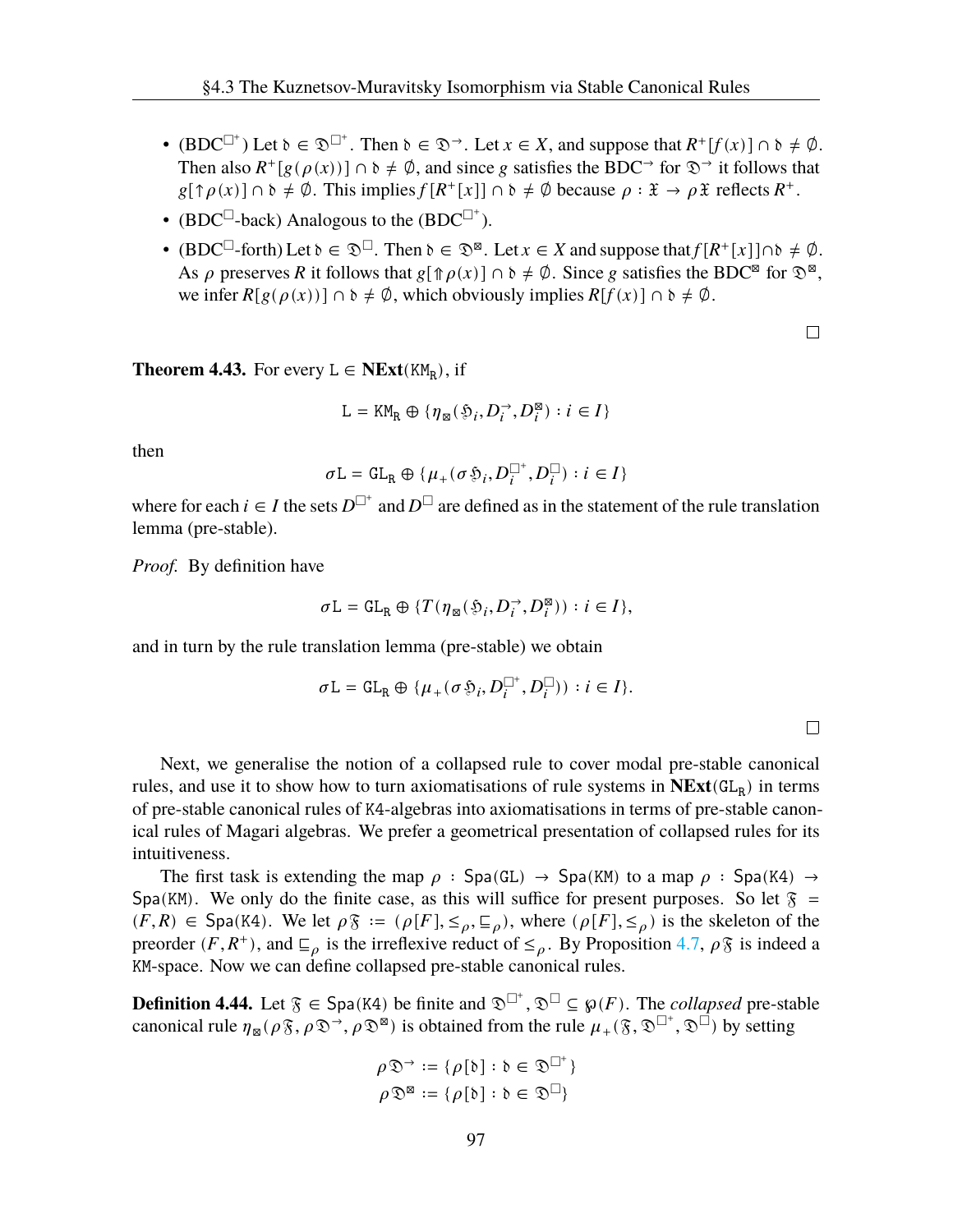- (BDC$^{\Box^+}$) Let $\mathfrak{d} \in \mathfrak{D}^{\Box^+}$. Then $\mathfrak{d} \in \mathfrak{D}^{\rightarrow}$. Let $x \in X$, and suppose that $R^+[f(x)] \cap \mathfrak{d} \neq \emptyset$. Then also $R^+[g(\rho(x))] \cap \mathfrak{d} \neq \emptyset$, and since $g$ satisfies the BDC$^{\rightarrow}$ for $\mathfrak{D}^{\rightarrow}$ it follows that $g[\uparrow\rho(x)] \cap \mathfrak{d} \neq \emptyset$. This implies $f[R^+[x]] \cap \mathfrak{d} \neq \emptyset$ because $\rho : \mathfrak{X} \to \rho\mathfrak{X}$ reflects $R^+$.
- (BDC$^{\Box}$-back) Analogous to the (BDC$^{\Box^+}$).
- (BDC$^{\Box}$-forth) Let $\mathfrak{d} \in \mathfrak{D}^{\Box}$. Then $\mathfrak{d} \in \mathfrak{D}^{\boxtimes}$. Let $x \in X$ and suppose that $f[R^+[x]] \cap \mathfrak{d} \neq \emptyset$. As $\rho$ preserves $R$ it follows that $g[\Uparrow\rho(x)] \cap \mathfrak{d} \neq \emptyset$. Since $g$ satisfies the BDC$^{\boxtimes}$ for $\mathfrak{D}^{\boxtimes}$, we infer $R[g(\rho(x))] \cap \mathfrak{d} \neq \emptyset$, which obviously implies $R[f(x)] \cap \mathfrak{d} \neq \emptyset$.

□

**Theorem 4.43.** For every $\mathtt{L} \in \mathbf{NExt}(\mathtt{KM_R})$, if

$$\mathtt{L} = \mathtt{KM_R} \oplus \{\eta_{\boxtimes}(\mathfrak{H}_i, D_i^{\rightarrow}, D_i^{\boxtimes}) : i \in I\}$$

then

$$\sigma\mathtt{L} = \mathtt{GL_R} \oplus \{\mu_+(\sigma\mathfrak{H}_i, D_i^{\Box^+}, D_i^{\Box}) : i \in I\}$$

where for each $i \in I$ the sets $D^{\Box^+}$ and $D^{\Box}$ are defined as in the statement of the rule translation lemma (pre-stable).

*Proof.* By definition have

$$\sigma\mathtt{L} = \mathtt{GL_R} \oplus \{T(\eta_{\boxtimes}(\mathfrak{H}_i, D_i^{\rightarrow}, D_i^{\boxtimes})) : i \in I\},$$

and in turn by the rule translation lemma (pre-stable) we obtain

$$\sigma\mathtt{L} = \mathtt{GL_R} \oplus \{\mu_+(\sigma\mathfrak{H}_i, D_i^{\Box^+}, D_i^{\Box})) : i \in I\}.$$

□

Next, we generalise the notion of a collapsed rule to cover modal pre-stable canonical rules, and use it to show how to turn axiomatisations of rule systems in $\mathbf{NExt}(\mathtt{GL_R})$ in terms of pre-stable canonical rules of K4-algebras into axiomatisations in terms of pre-stable canonical rules of Magari algebras. We prefer a geometrical presentation of collapsed rules for its intuitiveness.

The first task is extending the map $\rho : \mathsf{Spa}(\mathtt{GL}) \to \mathsf{Spa}(\mathtt{KM})$ to a map $\rho : \mathsf{Spa}(\mathtt{K4}) \to \mathsf{Spa}(\mathtt{KM})$. We only do the finite case, as this will suffice for present purposes. So let $\mathfrak{F} = (F, R) \in \mathsf{Spa}(\mathtt{K4})$. We let $\rho\mathfrak{F} := (\rho[F], \leq_\rho, \sqsubseteq_\rho)$, where $(\rho[F], \leq_\rho)$ is the skeleton of the preorder $(F, R^+)$, and $\sqsubseteq_\rho$ is the irreflexive reduct of $\leq_\rho$. By Proposition 4.7, $\rho\mathfrak{F}$ is indeed a KM-space. Now we can define collapsed pre-stable canonical rules.

**Definition 4.44.** Let $\mathfrak{F} \in \mathsf{Spa}(\mathtt{K4})$ be finite and $\mathfrak{D}^{\Box^+}, \mathfrak{D}^{\Box} \subseteq \wp(F)$. The *collapsed* pre-stable canonical rule $\eta_{\boxtimes}(\rho\mathfrak{F}, \rho\mathfrak{D}^{\rightarrow}, \rho\mathfrak{D}^{\boxtimes})$ is obtained from the rule $\mu_+(\mathfrak{F}, \mathfrak{D}^{\Box^+}, \mathfrak{D}^{\Box})$ by setting

$$\rho\mathfrak{D}^{\rightarrow} := \{\rho[\mathfrak{d}] : \mathfrak{d} \in \mathfrak{D}^{\Box^+}\}$$
$$\rho\mathfrak{D}^{\boxtimes} := \{\rho[\mathfrak{d}] : \mathfrak{d} \in \mathfrak{D}^{\Box}\}$$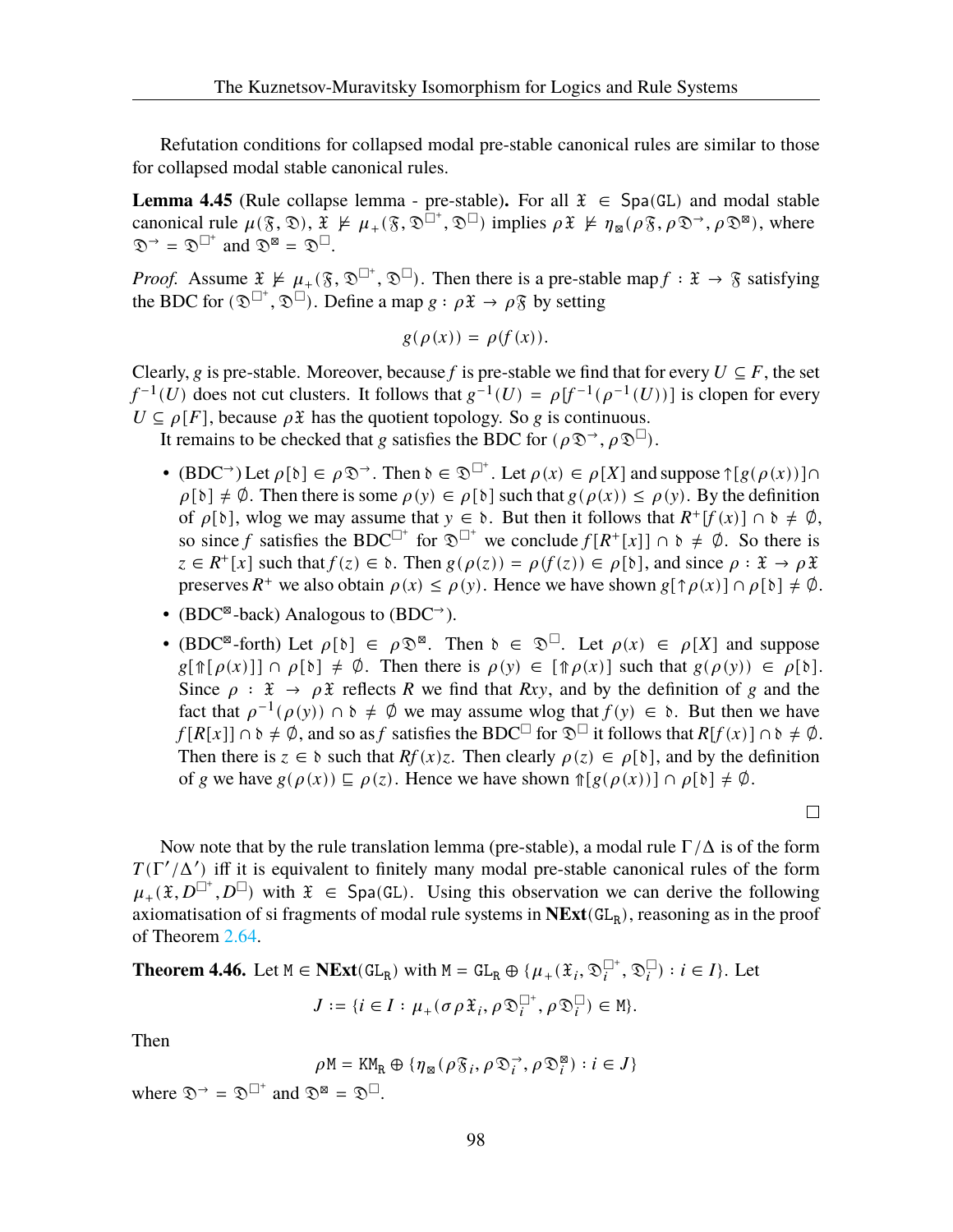Refutation conditions for collapsed modal pre-stable canonical rules are similar to those for collapsed modal stable canonical rules.

**Lemma 4.45** (Rule collapse lemma - pre-stable)**.** For all $\mathfrak{X} \in \mathsf{Spa}(\mathtt{GL})$ and modal stable canonical rule $\mu(\mathfrak{F}, \mathfrak{D})$, $\mathfrak{X} \nvDash \mu_+(\mathfrak{F}, \mathfrak{D}^{\Box^+}, \mathfrak{D}^{\Box})$ implies $\rho\mathfrak{X} \nvDash \eta_{\boxtimes}(\rho\mathfrak{F}, \rho\mathfrak{D}^{\rightarrow}, \rho\mathfrak{D}^{\boxtimes})$, where $\mathfrak{D}^{\rightarrow} = \mathfrak{D}^{\Box^+}$ and $\mathfrak{D}^{\boxtimes} = \mathfrak{D}^{\Box}$.

*Proof.* Assume $\mathfrak{X} \nvDash \mu_+(\mathfrak{F}, \mathfrak{D}^{\Box^+}, \mathfrak{D}^{\Box})$. Then there is a pre-stable map $f : \mathfrak{X} \to \mathfrak{F}$ satisfying the BDC for $(\mathfrak{D}^{\Box^+}, \mathfrak{D}^{\Box})$. Define a map $g : \rho\mathfrak{X} \to \rho\mathfrak{F}$ by setting

$$g(\rho(x)) = \rho(f(x)).$$

Clearly, $g$ is pre-stable. Moreover, because $f$ is pre-stable we find that for every $U \subseteq F$, the set $f^{-1}(U)$ does not cut clusters. It follows that $g^{-1}(U) = \rho[f^{-1}(\rho^{-1}(U))]$ is clopen for every $U \subseteq \rho[F]$, because $\rho\mathfrak{X}$ has the quotient topology. So $g$ is continuous.

It remains to be checked that $g$ satisfies the BDC for $(\rho\mathfrak{D}^{\rightarrow}, \rho\mathfrak{D}^{\Box})$.

- (BDC$^{\rightarrow}$) Let $\rho[\mathfrak{d}] \in \rho\mathfrak{D}^{\rightarrow}$. Then $\mathfrak{d} \in \mathfrak{D}^{\Box^+}$. Let $\rho(x) \in \rho[X]$ and suppose ${\uparrow}[g(\rho(x))] \cap \rho[\mathfrak{d}] \neq \emptyset$. Then there is some $\rho(y) \in \rho[\mathfrak{d}]$ such that $g(\rho(x)) \leq \rho(y)$. By the definition of $\rho[\mathfrak{d}]$, wlog we may assume that $y \in \mathfrak{d}$. But then it follows that $R^+[f(x)] \cap \mathfrak{d} \neq \emptyset$, so since $f$ satisfies the BDC$^{\Box^+}$ for $\mathfrak{D}^{\Box^+}$ we conclude $f[R^+[x]] \cap \mathfrak{d} \neq \emptyset$. So there is $z \in R^+[x]$ such that $f(z) \in \mathfrak{d}$. Then $g(\rho(z)) = \rho(f(z)) \in \rho[\mathfrak{d}]$, and since $\rho : \mathfrak{X} \to \rho\mathfrak{X}$ preserves $R^+$ we also obtain $\rho(x) \leq \rho(y)$. Hence we have shown $g[{\uparrow}\rho(x)] \cap \rho[\mathfrak{d}] \neq \emptyset$.
- (BDC$^{\boxtimes}$-back) Analogous to (BDC$^{\rightarrow}$).
- (BDC$^{\boxtimes}$-forth) Let $\rho[\mathfrak{d}] \in \rho\mathfrak{D}^{\boxtimes}$. Then $\mathfrak{d} \in \mathfrak{D}^{\Box}$. Let $\rho(x) \in \rho[X]$ and suppose $g[{\Uparrow}[\rho(x)]] \cap \rho[\mathfrak{d}] \neq \emptyset$. Then there is $\rho(y) \in [{\Uparrow}\rho(x)]$ such that $g(\rho(y)) \in \rho[\mathfrak{d}]$. Since $\rho : \mathfrak{X} \to \rho\mathfrak{X}$ reflects $R$ we find that $Rxy$, and by the definition of $g$ and the fact that $\rho^{-1}(\rho(y)) \cap \mathfrak{d} \neq \emptyset$ we may assume wlog that $f(y) \in \mathfrak{d}$. But then we have $f[R[x]] \cap \mathfrak{d} \neq \emptyset$, and so as $f$ satisfies the BDC$^{\Box}$ for $\mathfrak{D}^{\Box}$ it follows that $R[f(x)] \cap \mathfrak{d} \neq \emptyset$. Then there is $z \in \mathfrak{d}$ such that $Rf(x)z$. Then clearly $\rho(z) \in \rho[\mathfrak{d}]$, and by the definition of $g$ we have $g(\rho(x)) \sqsubseteq \rho(z)$. Hence we have shown ${\Uparrow}[g(\rho(x))] \cap \rho[\mathfrak{d}] \neq \emptyset$.

$\square$

Now note that by the rule translation lemma (pre-stable), a modal rule $\Gamma/\Delta$ is of the form $T(\Gamma'/\Delta')$ iff it is equivalent to finitely many modal pre-stable canonical rules of the form $\mu_+(\mathfrak{X}, D^{\Box^+}, D^{\Box})$ with $\mathfrak{X} \in \mathsf{Spa}(\mathtt{GL})$. Using this observation we can derive the following axiomatisation of si fragments of modal rule systems in $\mathbf{NExt}(\mathtt{GL_R})$, reasoning as in the proof of Theorem 2.64.

**Theorem 4.46.** Let $\mathtt{M} \in \mathbf{NExt}(\mathtt{GL_R})$ with $\mathtt{M} = \mathtt{GL_R} \oplus \{\mu_+(\mathfrak{X}_i, \mathfrak{D}_i^{\Box^+}, \mathfrak{D}_i^{\Box}) : i \in I\}$. Let

$$J := \{i \in I : \mu_+(\sigma\rho\mathfrak{X}_i, \rho\mathfrak{D}_i^{\Box^+}, \rho\mathfrak{D}_i^{\Box}) \in \mathtt{M}\}.$$

Then

$$\rho\mathtt{M} = \mathtt{KM_R} \oplus \{\eta_{\boxtimes}(\rho\mathfrak{F}_i, \rho\mathfrak{D}_i^{\rightarrow}, \rho\mathfrak{D}_i^{\boxtimes}) : i \in J\}$$

where $\mathfrak{D}^{\rightarrow} = \mathfrak{D}^{\Box^+}$ and $\mathfrak{D}^{\boxtimes} = \mathfrak{D}^{\Box}$.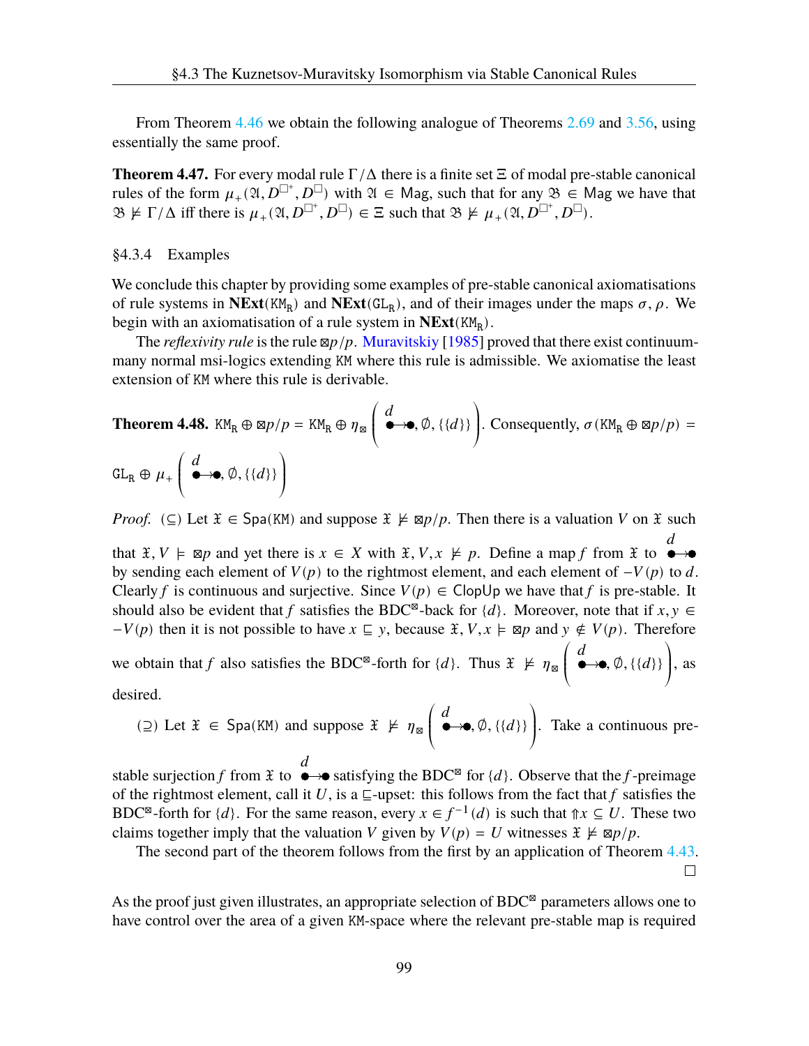From Theorem 4.46 we obtain the following analogue of Theorems 2.69 and 3.56, using essentially the same proof.

**Theorem 4.47.** For every modal rule $\Gamma/\Delta$ there is a finite set $\Xi$ of modal pre-stable canonical rules of the form $\mu_+(\mathfrak{A}, D^{\square^+}, D^{\square})$ with $\mathfrak{A} \in \mathsf{Mag}$, such that for any $\mathfrak{B} \in \mathsf{Mag}$ we have that $\mathfrak{B} \not\models \Gamma/\Delta$ iff there is $\mu_+(\mathfrak{A}, D^{\square^+}, D^{\square}) \in \Xi$ such that $\mathfrak{B} \not\models \mu_+(\mathfrak{A}, D^{\square^+}, D^{\square})$.

### §4.3.4 Examples

We conclude this chapter by providing some examples of pre-stable canonical axiomatisations of rule systems in $\mathbf{NExt}(\mathtt{KM_R})$ and $\mathbf{NExt}(\mathtt{GL_R})$, and of their images under the maps $\sigma, \rho$. We begin with an axiomatisation of a rule system in $\mathbf{NExt}(\mathtt{KM_R})$.

The *reflexivity rule* is the rule $\boxtimes p/p$. Muravitskiy [1985] proved that there exist continuum-many normal msi-logics extending $\mathtt{KM}$ where this rule is admissible. We axiomatise the least extension of $\mathtt{KM}$ where this rule is derivable.

**Theorem 4.48.** $\mathtt{KM_R} \oplus \boxtimes p/p = \mathtt{KM_R} \oplus \eta_{\boxtimes}\left(\overset{d}{\bullet}\!\!\rightarrow\!\!\bullet, \emptyset, \{\{d\}\}\right)$. Consequently, $\sigma(\mathtt{KM_R} \oplus \boxtimes p/p) = \mathtt{GL_R} \oplus \mu_+\left(\overset{d}{\bullet}\!\!\rightarrow\!\!\bullet, \emptyset, \{\{d\}\}\right)$

*Proof.* ($\subseteq$) Let $\mathfrak{X} \in \mathsf{Spa}(\mathtt{KM})$ and suppose $\mathfrak{X} \not\models \boxtimes p/p$. Then there is a valuation $V$ on $\mathfrak{X}$ such that $\mathfrak{X}, V \models \boxtimes p$ and yet there is $x \in X$ with $\mathfrak{X}, V, x \not\models p$. Define a map $f$ from $\mathfrak{X}$ to $\overset{d}{\bullet}\!\!\rightarrow\!\!\bullet$ by sending each element of $V(p)$ to the rightmost element, and each element of $-V(p)$ to $d$. Clearly $f$ is continuous and surjective. Since $V(p) \in \mathsf{ClopUp}$ we have that $f$ is pre-stable. It should also be evident that $f$ satisfies the BDC$^{\boxtimes}$-back for $\{d\}$. Moreover, note that if $x, y \in -V(p)$ then it is not possible to have $x \sqsubseteq y$, because $\mathfrak{X}, V, x \models \boxtimes p$ and $y \notin V(p)$. Therefore we obtain that $f$ also satisfies the BDC$^{\boxtimes}$-forth for $\{d\}$. Thus $\mathfrak{X} \not\models \eta_{\boxtimes}\left(\overset{d}{\bullet}\!\!\rightarrow\!\!\bullet, \emptyset, \{\{d\}\}\right)$, as desired.

($\supseteq$) Let $\mathfrak{X} \in \mathsf{Spa}(\mathtt{KM})$ and suppose $\mathfrak{X} \not\models \eta_{\boxtimes}\left(\overset{d}{\bullet}\!\!\rightarrow\!\!\bullet, \emptyset, \{\{d\}\}\right)$. Take a continuous pre-stable surjection $f$ from $\mathfrak{X}$ to $\overset{d}{\bullet}\!\!\rightarrow\!\!\bullet$ satisfying the BDC$^{\boxtimes}$ for $\{d\}$. Observe that the $f$-preimage of the rightmost element, call it $U$, is a $\sqsubseteq$-upset: this follows from the fact that $f$ satisfies the BDC$^{\boxtimes}$-forth for $\{d\}$. For the same reason, every $x \in f^{-1}(d)$ is such that $\Uparrow x \subseteq U$. These two claims together imply that the valuation $V$ given by $V(p) = U$ witnesses $\mathfrak{X} \not\models \boxtimes p/p$.

The second part of the theorem follows from the first by an application of Theorem 4.43. $\square$

As the proof just given illustrates, an appropriate selection of BDC$^{\boxtimes}$ parameters allows one to have control over the area of a given $\mathtt{KM}$-space where the relevant pre-stable map is required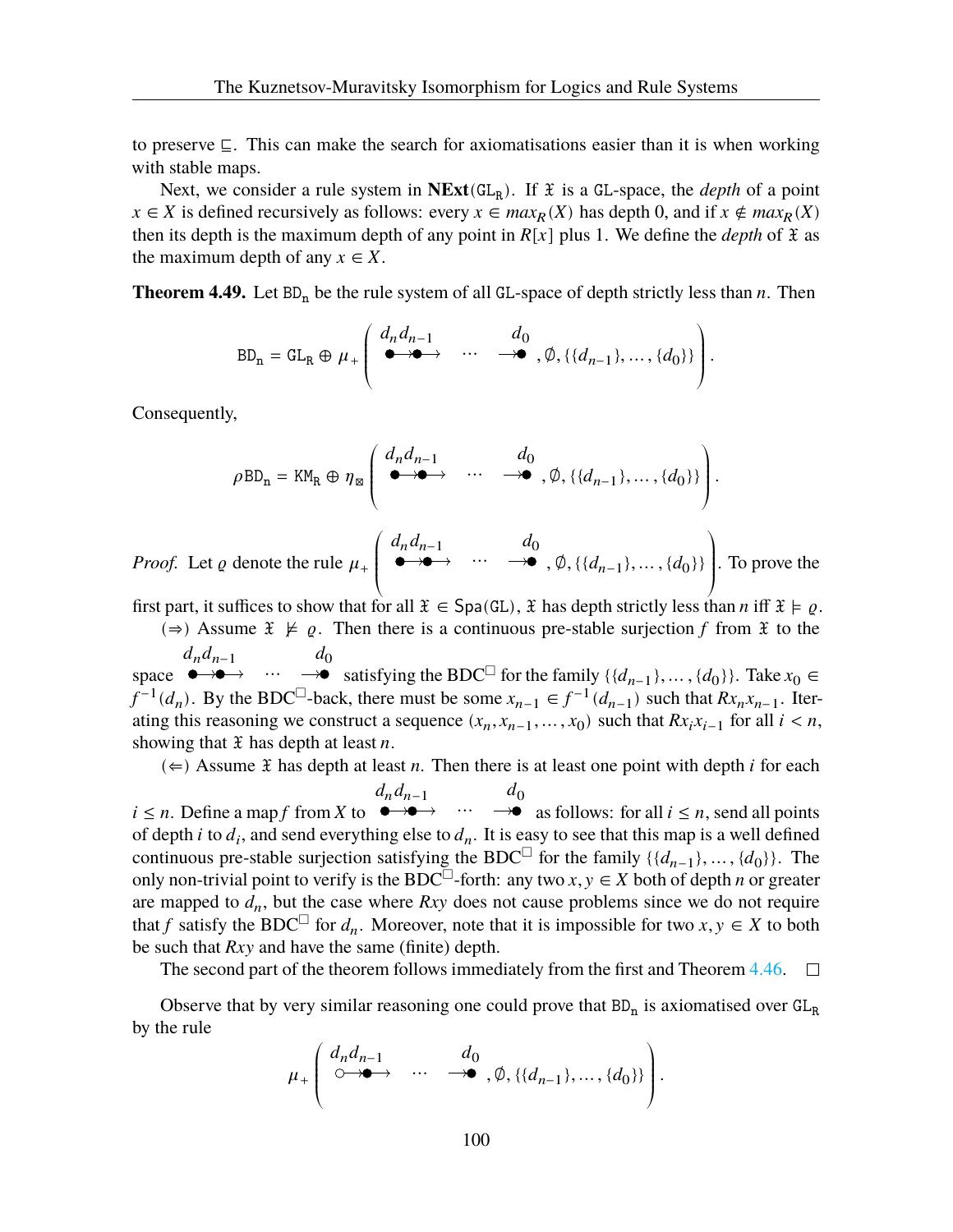to preserve $\sqsubseteq$. This can make the search for axiomatisations easier than it is when working with stable maps.

Next, we consider a rule system in $\mathbf{NExt}(\mathtt{GL_R})$. If $\mathfrak{X}$ is a $\mathtt{GL}$-space, the *depth* of a point $x \in X$ is defined recursively as follows: every $x \in max_R(X)$ has depth 0, and if $x \notin max_R(X)$ then its depth is the maximum depth of any point in $R[x]$ plus 1. We define the *depth* of $\mathfrak{X}$ as the maximum depth of any $x \in X$.

**Theorem 4.49.** Let $\mathtt{BD_n}$ be the rule system of all $\mathtt{GL}$-space of depth strictly less than $n$. Then

$$\mathtt{BD_n} = \mathtt{GL_R} \oplus \mu_+ \left( \overset{d_n d_{n-1}}{\bullet\!\!\to\!\!\bullet\!\!\to} \quad \cdots \quad \overset{d_0}{\to\!\!\bullet}, \emptyset, \{\{d_{n-1}\}, \dots, \{d_0\}\} \right).$$

Consequently,

$$\rho\mathtt{BD_n} = \mathtt{KM_R} \oplus \eta_{\boxtimes} \left( \overset{d_n d_{n-1}}{\bullet\!\!\to\!\!\bullet\!\!\to} \quad \cdots \quad \overset{d_0}{\to\!\!\bullet}, \emptyset, \{\{d_{n-1}\}, \dots, \{d_0\}\} \right).$$

*Proof.* Let $\varrho$ denote the rule $\mu_+ \left( \overset{d_n d_{n-1}}{\bullet\!\!\to\!\!\bullet\!\!\to} \quad \cdots \quad \overset{d_0}{\to\!\!\bullet}, \emptyset, \{\{d_{n-1}\}, \dots, \{d_0\}\} \right)$. To prove the first part, it suffices to show that for all $\mathfrak{X} \in \mathsf{Spa}(\mathtt{GL})$, $\mathfrak{X}$ has depth strictly less than $n$ iff $\mathfrak{X} \models \varrho$.

($\Rightarrow$) Assume $\mathfrak{X} \not\models \varrho$. Then there is a continuous pre-stable surjection $f$ from $\mathfrak{X}$ to the space $\overset{d_n d_{n-1}}{\bullet\!\!\to\!\!\bullet\!\!\to} \quad \cdots \quad \overset{d_0}{\to\!\!\bullet}$ satisfying the BDC$^{\square}$ for the family $\{\{d_{n-1}\}, \dots, \{d_0\}\}$. Take $x_0 \in f^{-1}(d_n)$. By the BDC$^{\square}$-back, there must be some $x_{n-1} \in f^{-1}(d_{n-1})$ such that $Rx_n x_{n-1}$. Iterating this reasoning we construct a sequence $(x_n, x_{n-1}, \dots, x_0)$ such that $Rx_i x_{i-1}$ for all $i < n$, showing that $\mathfrak{X}$ has depth at least $n$.

($\Leftarrow$) Assume $\mathfrak{X}$ has depth at least $n$. Then there is at least one point with depth $i$ for each $i \leq n$. Define a map $f$ from $X$ to $\overset{d_n d_{n-1}}{\bullet\!\!\to\!\!\bullet\!\!\to} \quad \cdots \quad \overset{d_0}{\to\!\!\bullet}$ as follows: for all $i \leq n$, send all points of depth $i$ to $d_i$, and send everything else to $d_n$. It is easy to see that this map is a well defined continuous pre-stable surjection satisfying the BDC$^{\square}$ for the family $\{\{d_{n-1}\}, \dots, \{d_0\}\}$. The only non-trivial point to verify is the BDC$^{\square}$-forth: any two $x, y \in X$ both of depth $n$ or greater are mapped to $d_n$, but the case where $Rxy$ does not cause problems since we do not require that $f$ satisfy the BDC$^{\square}$ for $d_n$. Moreover, note that it is impossible for two $x, y \in X$ to both be such that $Rxy$ and have the same (finite) depth.

The second part of the theorem follows immediately from the first and Theorem 4.46. $\square$

Observe that by very similar reasoning one could prove that $\mathtt{BD_n}$ is axiomatised over $\mathtt{GL_R}$ by the rule

$$\mu_+ \left( \overset{d_n d_{n-1}}{\circ\!\!\to\!\!\bullet\!\!\to} \quad \cdots \quad \overset{d_0}{\to\!\!\bullet}, \emptyset, \{\{d_{n-1}\}, \dots, \{d_0\}\} \right).$$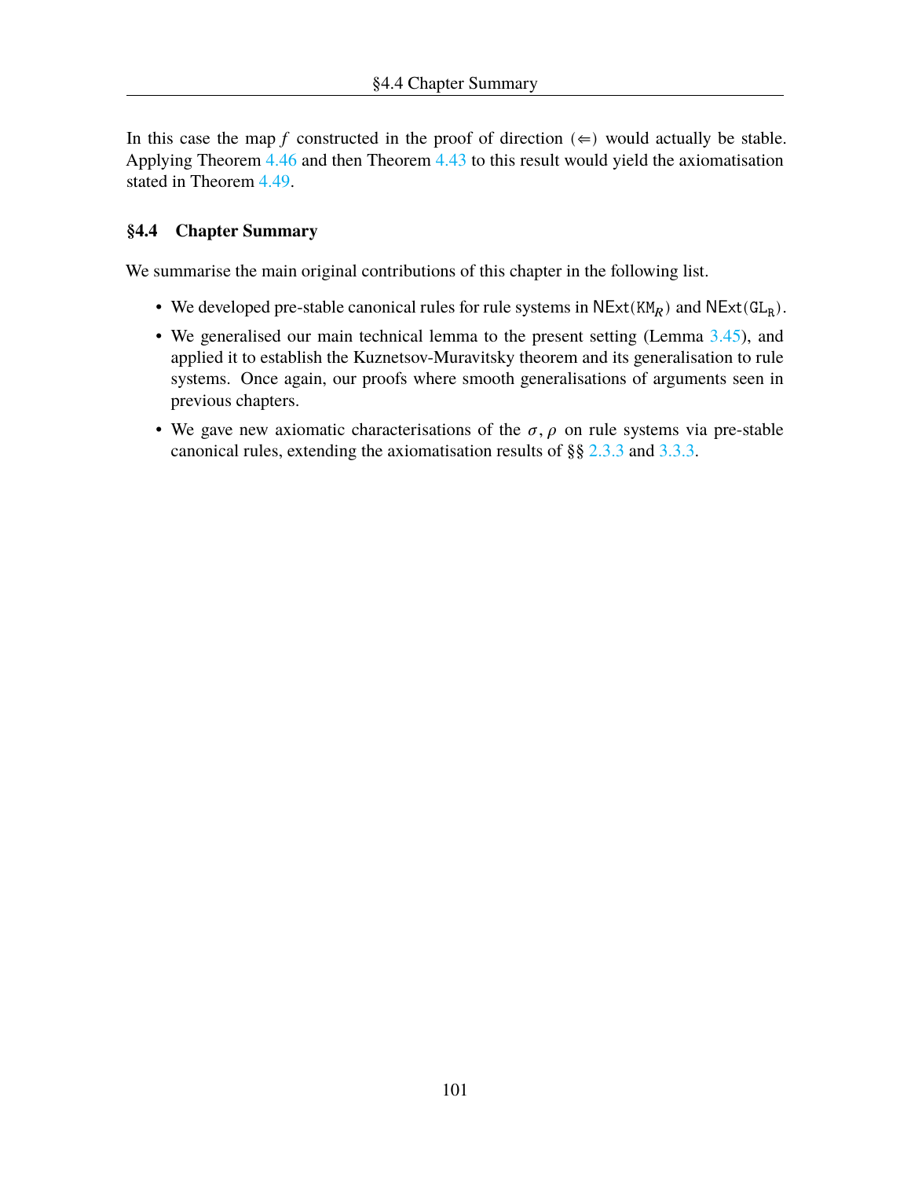In this case the map $f$ constructed in the proof of direction $(\Leftarrow)$ would actually be stable. Applying Theorem 4.46 and then Theorem 4.43 to this result would yield the axiomatisation stated in Theorem 4.49.

## §4.4 Chapter Summary

We summarise the main original contributions of this chapter in the following list.

- We developed pre-stable canonical rules for rule systems in $\mathsf{NExt}(\mathtt{KM}_R)$ and $\mathsf{NExt}(\mathtt{GL}_\mathtt{R})$.
- We generalised our main technical lemma to the present setting (Lemma 3.45), and applied it to establish the Kuznetsov-Muravitsky theorem and its generalisation to rule systems. Once again, our proofs where smooth generalisations of arguments seen in previous chapters.
- We gave new axiomatic characterisations of the $\sigma, \rho$ on rule systems via pre-stable canonical rules, extending the axiomatisation results of §§ 2.3.3 and 3.3.3.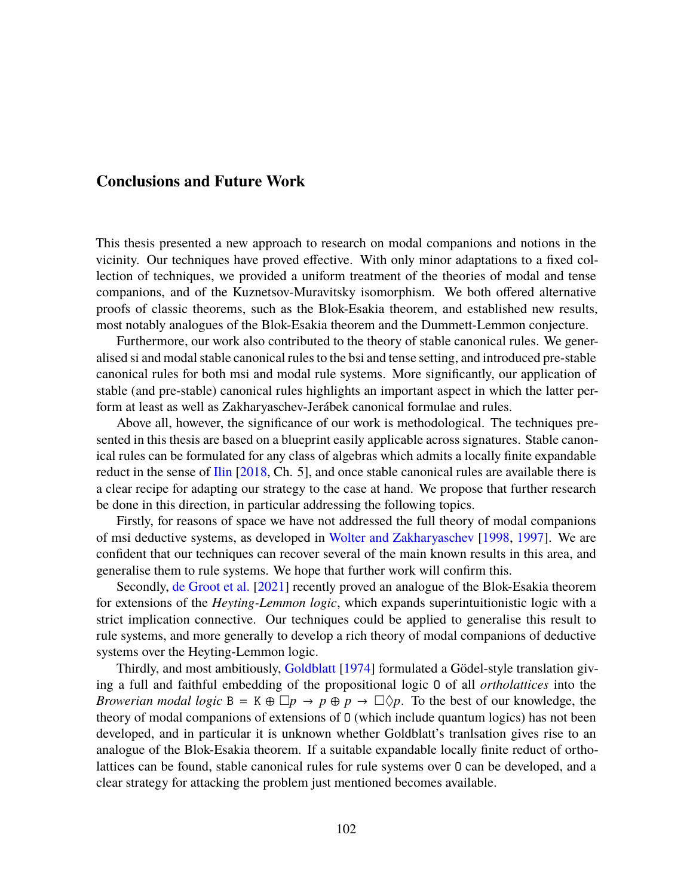# Conclusions and Future Work

This thesis presented a new approach to research on modal companions and notions in the vicinity. Our techniques have proved effective. With only minor adaptations to a fixed collection of techniques, we provided a uniform treatment of the theories of modal and tense companions, and of the Kuznetsov-Muravitsky isomorphism. We both offered alternative proofs of classic theorems, such as the Blok-Esakia theorem, and established new results, most notably analogues of the Blok-Esakia theorem and the Dummett-Lemmon conjecture.

Furthermore, our work also contributed to the theory of stable canonical rules. We generalised si and modal stable canonical rules to the bsi and tense setting, and introduced pre-stable canonical rules for both msi and modal rule systems. More significantly, our application of stable (and pre-stable) canonical rules highlights an important aspect in which the latter perform at least as well as Zakharyaschev-Jerábek canonical formulae and rules.

Above all, however, the significance of our work is methodological. The techniques presented in this thesis are based on a blueprint easily applicable across signatures. Stable canonical rules can be formulated for any class of algebras which admits a locally finite expandable reduct in the sense of Ilin [2018, Ch. 5], and once stable canonical rules are available there is a clear recipe for adapting our strategy to the case at hand. We propose that further research be done in this direction, in particular addressing the following topics.

Firstly, for reasons of space we have not addressed the full theory of modal companions of msi deductive systems, as developed in Wolter and Zakharyaschev [1998, 1997]. We are confident that our techniques can recover several of the main known results in this area, and generalise them to rule systems. We hope that further work will confirm this.

Secondly, de Groot et al. [2021] recently proved an analogue of the Blok-Esakia theorem for extensions of the *Heyting-Lemmon logic*, which expands superintuitionistic logic with a strict implication connective. Our techniques could be applied to generalise this result to rule systems, and more generally to develop a rich theory of modal companions of deductive systems over the Heyting-Lemmon logic.

Thirdly, and most ambitiously, Goldblatt [1974] formulated a Gödel-style translation giving a full and faithful embedding of the propositional logic $\mathtt{O}$ of all *ortholattices* into the *Browerian modal logic* $\mathtt{B} = \mathtt{K} \oplus \Box p \to p \oplus p \to \Box\Diamond p$. To the best of our knowledge, the theory of modal companions of extensions of $\mathtt{O}$ (which include quantum logics) has not been developed, and in particular it is unknown whether Goldblatt's tranlsation gives rise to an analogue of the Blok-Esakia theorem. If a suitable expandable locally finite reduct of ortholattices can be found, stable canonical rules for rule systems over $\mathtt{O}$ can be developed, and a clear strategy for attacking the problem just mentioned becomes available.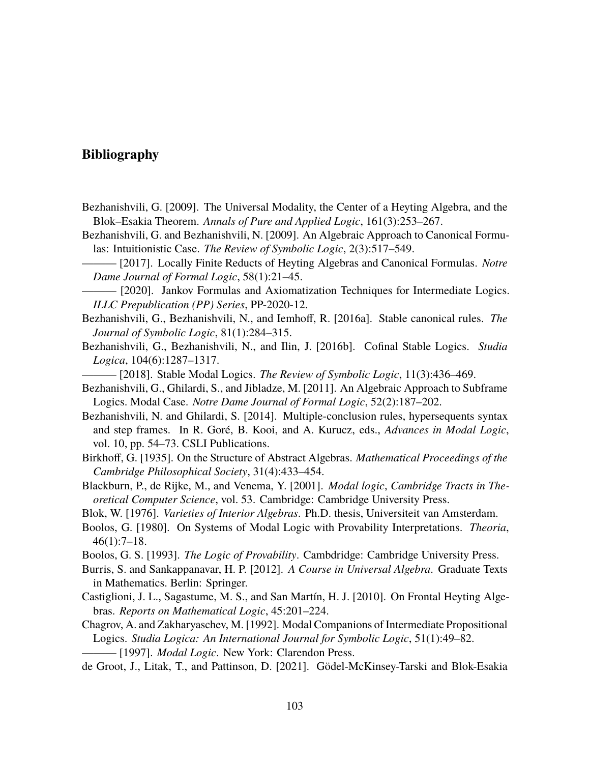## Bibliography

Bezhanishvili, G. [2009]. The Universal Modality, the Center of a Heyting Algebra, and the Blok–Esakia Theorem. *Annals of Pure and Applied Logic*, 161(3):253–267.

Bezhanishvili, G. and Bezhanishvili, N. [2009]. An Algebraic Approach to Canonical Formulas: Intuitionistic Case. *The Review of Symbolic Logic*, 2(3):517–549.

——— [2017]. Locally Finite Reducts of Heyting Algebras and Canonical Formulas. *Notre Dame Journal of Formal Logic*, 58(1):21–45.

——— [2020]. Jankov Formulas and Axiomatization Techniques for Intermediate Logics. *ILLC Prepublication (PP) Series*, PP-2020-12.

Bezhanishvili, G., Bezhanishvili, N., and Iemhoff, R. [2016a]. Stable canonical rules. *The Journal of Symbolic Logic*, 81(1):284–315.

Bezhanishvili, G., Bezhanishvili, N., and Ilin, J. [2016b]. Cofinal Stable Logics. *Studia Logica*, 104(6):1287–1317.

——— [2018]. Stable Modal Logics. *The Review of Symbolic Logic*, 11(3):436–469.

Bezhanishvili, G., Ghilardi, S., and Jibladze, M. [2011]. An Algebraic Approach to Subframe Logics. Modal Case. *Notre Dame Journal of Formal Logic*, 52(2):187–202.

Bezhanishvili, N. and Ghilardi, S. [2014]. Multiple-conclusion rules, hypersequents syntax and step frames. In R. Goré, B. Kooi, and A. Kurucz, eds., *Advances in Modal Logic*, vol. 10, pp. 54–73. CSLI Publications.

Birkhoff, G. [1935]. On the Structure of Abstract Algebras. *Mathematical Proceedings of the Cambridge Philosophical Society*, 31(4):433–454.

Blackburn, P., de Rijke, M., and Venema, Y. [2001]. *Modal logic*, *Cambridge Tracts in Theoretical Computer Science*, vol. 53. Cambridge: Cambridge University Press.

Blok, W. [1976]. *Varieties of Interior Algebras*. Ph.D. thesis, Universiteit van Amsterdam.

Boolos, G. [1980]. On Systems of Modal Logic with Provability Interpretations. *Theoria*, 46(1):7–18.

Boolos, G. S. [1993]. *The Logic of Provability*. Cambdridge: Cambridge University Press.

Burris, S. and Sankappanavar, H. P. [2012]. *A Course in Universal Algebra*. Graduate Texts in Mathematics. Berlin: Springer.

Castiglioni, J. L., Sagastume, M. S., and San Martín, H. J. [2010]. On Frontal Heyting Algebras. *Reports on Mathematical Logic*, 45:201–224.

Chagrov, A. and Zakharyaschev, M. [1992]. Modal Companions of Intermediate Propositional Logics. *Studia Logica: An International Journal for Symbolic Logic*, 51(1):49–82.

——— [1997]. *Modal Logic*. New York: Clarendon Press.

de Groot, J., Litak, T., and Pattinson, D. [2021]. Gödel-McKinsey-Tarski and Blok-Esakia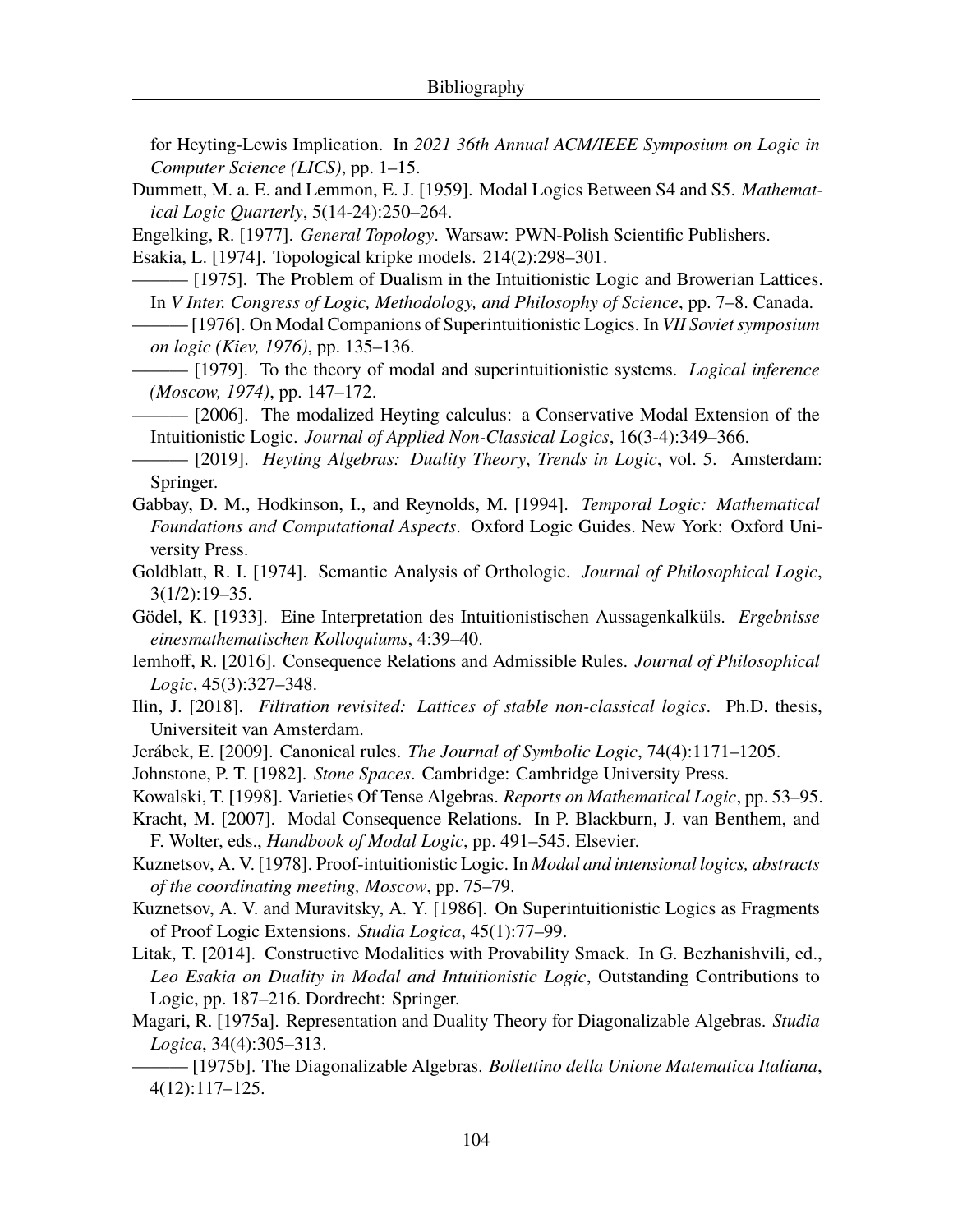for Heyting-Lewis Implication. In *2021 36th Annual ACM/IEEE Symposium on Logic in Computer Science (LICS)*, pp. 1–15.

Dummett, M. a. E. and Lemmon, E. J. [1959]. Modal Logics Between S4 and S5. *Mathematical Logic Quarterly*, 5(14-24):250–264.

Engelking, R. [1977]. *General Topology*. Warsaw: PWN-Polish Scientific Publishers.

Esakia, L. [1974]. Topological kripke models. 214(2):298–301.

——— [1975]. The Problem of Dualism in the Intuitionistic Logic and Browerian Lattices. In *V Inter. Congress of Logic, Methodology, and Philosophy of Science*, pp. 7–8. Canada.

——— [1976]. On Modal Companions of Superintuitionistic Logics. In *VII Soviet symposium on logic (Kiev, 1976)*, pp. 135–136.

——— [1979]. To the theory of modal and superintuitionistic systems. *Logical inference (Moscow, 1974)*, pp. 147–172.

——— [2006]. The modalized Heyting calculus: a Conservative Modal Extension of the Intuitionistic Logic. *Journal of Applied Non-Classical Logics*, 16(3-4):349–366.

——— [2019]. *Heyting Algebras: Duality Theory*, *Trends in Logic*, vol. 5. Amsterdam: Springer.

Gabbay, D. M., Hodkinson, I., and Reynolds, M. [1994]. *Temporal Logic: Mathematical Foundations and Computational Aspects*. Oxford Logic Guides. New York: Oxford University Press.

Goldblatt, R. I. [1974]. Semantic Analysis of Orthologic. *Journal of Philosophical Logic*, 3(1/2):19–35.

Gödel, K. [1933]. Eine Interpretation des Intuitionistischen Aussagenkalküls. *Ergebnisse einesmathematischen Kolloquiums*, 4:39–40.

Iemhoff, R. [2016]. Consequence Relations and Admissible Rules. *Journal of Philosophical Logic*, 45(3):327–348.

Ilin, J. [2018]. *Filtration revisited: Lattices of stable non-classical logics*. Ph.D. thesis, Universiteit van Amsterdam.

Jerábek, E. [2009]. Canonical rules. *The Journal of Symbolic Logic*, 74(4):1171–1205.

Johnstone, P. T. [1982]. *Stone Spaces*. Cambridge: Cambridge University Press.

Kowalski, T. [1998]. Varieties Of Tense Algebras. *Reports on Mathematical Logic*, pp. 53–95.

Kracht, M. [2007]. Modal Consequence Relations. In P. Blackburn, J. van Benthem, and F. Wolter, eds., *Handbook of Modal Logic*, pp. 491–545. Elsevier.

Kuznetsov, A. V. [1978]. Proof-intuitionistic Logic. In *Modal and intensional logics, abstracts of the coordinating meeting, Moscow*, pp. 75–79.

Kuznetsov, A. V. and Muravitsky, A. Y. [1986]. On Superintuitionistic Logics as Fragments of Proof Logic Extensions. *Studia Logica*, 45(1):77–99.

Litak, T. [2014]. Constructive Modalities with Provability Smack. In G. Bezhanishvili, ed., *Leo Esakia on Duality in Modal and Intuitionistic Logic*, Outstanding Contributions to Logic, pp. 187–216. Dordrecht: Springer.

Magari, R. [1975a]. Representation and Duality Theory for Diagonalizable Algebras. *Studia Logica*, 34(4):305–313.

——— [1975b]. The Diagonalizable Algebras. *Bollettino della Unione Matematica Italiana*, 4(12):117–125.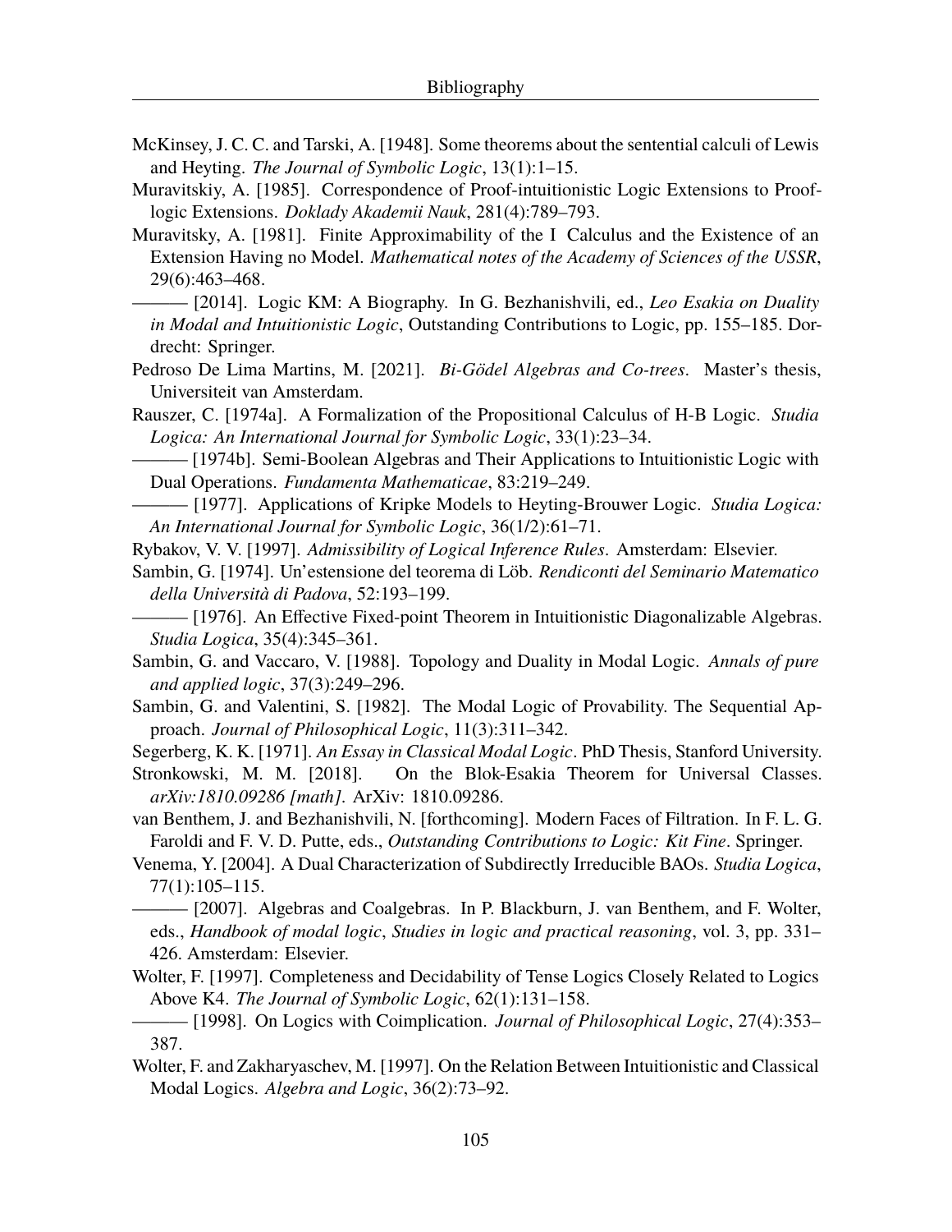McKinsey, J. C. C. and Tarski, A. [1948]. Some theorems about the sentential calculi of Lewis and Heyting. *The Journal of Symbolic Logic*, 13(1):1–15.

Muravitskiy, A. [1985]. Correspondence of Proof-intuitionistic Logic Extensions to Proof-logic Extensions. *Doklady Akademii Nauk*, 281(4):789–793.

Muravitsky, A. [1981]. Finite Approximability of the I Calculus and the Existence of an Extension Having no Model. *Mathematical notes of the Academy of Sciences of the USSR*, 29(6):463–468.

——— [2014]. Logic KM: A Biography. In G. Bezhanishvili, ed., *Leo Esakia on Duality in Modal and Intuitionistic Logic*, Outstanding Contributions to Logic, pp. 155–185. Dordrecht: Springer.

Pedroso De Lima Martins, M. [2021]. *Bi-Gödel Algebras and Co-trees*. Master's thesis, Universiteit van Amsterdam.

Rauszer, C. [1974a]. A Formalization of the Propositional Calculus of H-B Logic. *Studia Logica: An International Journal for Symbolic Logic*, 33(1):23–34.

——— [1974b]. Semi-Boolean Algebras and Their Applications to Intuitionistic Logic with Dual Operations. *Fundamenta Mathematicae*, 83:219–249.

——— [1977]. Applications of Kripke Models to Heyting-Brouwer Logic. *Studia Logica: An International Journal for Symbolic Logic*, 36(1/2):61–71.

Rybakov, V. V. [1997]. *Admissibility of Logical Inference Rules*. Amsterdam: Elsevier.

Sambin, G. [1974]. Un'estensione del teorema di Löb. *Rendiconti del Seminario Matematico della Università di Padova*, 52:193–199.

——— [1976]. An Effective Fixed-point Theorem in Intuitionistic Diagonalizable Algebras. *Studia Logica*, 35(4):345–361.

Sambin, G. and Vaccaro, V. [1988]. Topology and Duality in Modal Logic. *Annals of pure and applied logic*, 37(3):249–296.

Sambin, G. and Valentini, S. [1982]. The Modal Logic of Provability. The Sequential Approach. *Journal of Philosophical Logic*, 11(3):311–342.

Segerberg, K. K. [1971]. *An Essay in Classical Modal Logic*. PhD Thesis, Stanford University.

Stronkowski, M. M. [2018]. On the Blok-Esakia Theorem for Universal Classes. *arXiv:1810.09286 [math]*. ArXiv: 1810.09286.

van Benthem, J. and Bezhanishvili, N. [forthcoming]. Modern Faces of Filtration. In F. L. G. Faroldi and F. V. D. Putte, eds., *Outstanding Contributions to Logic: Kit Fine*. Springer.

Venema, Y. [2004]. A Dual Characterization of Subdirectly Irreducible BAOs. *Studia Logica*, 77(1):105–115.

——— [2007]. Algebras and Coalgebras. In P. Blackburn, J. van Benthem, and F. Wolter, eds., *Handbook of modal logic*, *Studies in logic and practical reasoning*, vol. 3, pp. 331–426. Amsterdam: Elsevier.

Wolter, F. [1997]. Completeness and Decidability of Tense Logics Closely Related to Logics Above K4. *The Journal of Symbolic Logic*, 62(1):131–158.

——— [1998]. On Logics with Coimplication. *Journal of Philosophical Logic*, 27(4):353–387.

Wolter, F. and Zakharyaschev, M. [1997]. On the Relation Between Intuitionistic and Classical Modal Logics. *Algebra and Logic*, 36(2):73–92.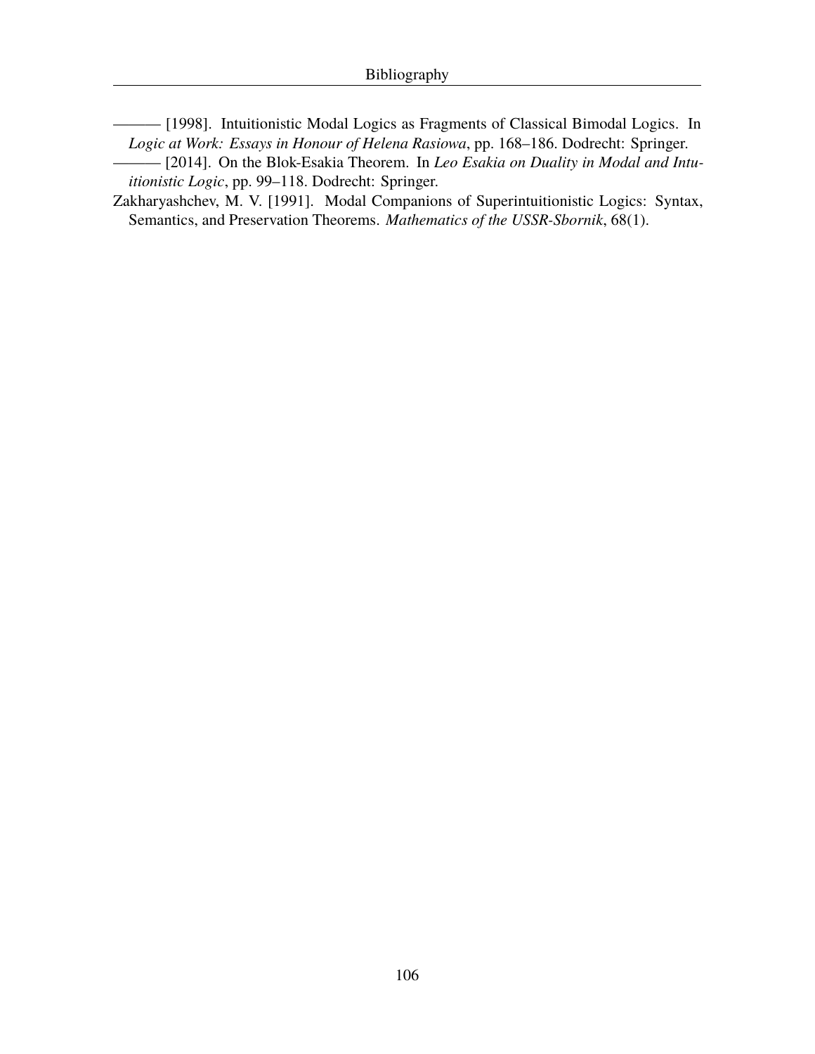——— [1998]. Intuitionistic Modal Logics as Fragments of Classical Bimodal Logics. In *Logic at Work: Essays in Honour of Helena Rasiowa*, pp. 168–186. Dodrecht: Springer.

——— [2014]. On the Blok-Esakia Theorem. In *Leo Esakia on Duality in Modal and Intuitionistic Logic*, pp. 99–118. Dodrecht: Springer.

Zakharyashchev, M. V. [1991]. Modal Companions of Superintuitionistic Logics: Syntax, Semantics, and Preservation Theorems. *Mathematics of the USSR-Sbornik*, 68(1).